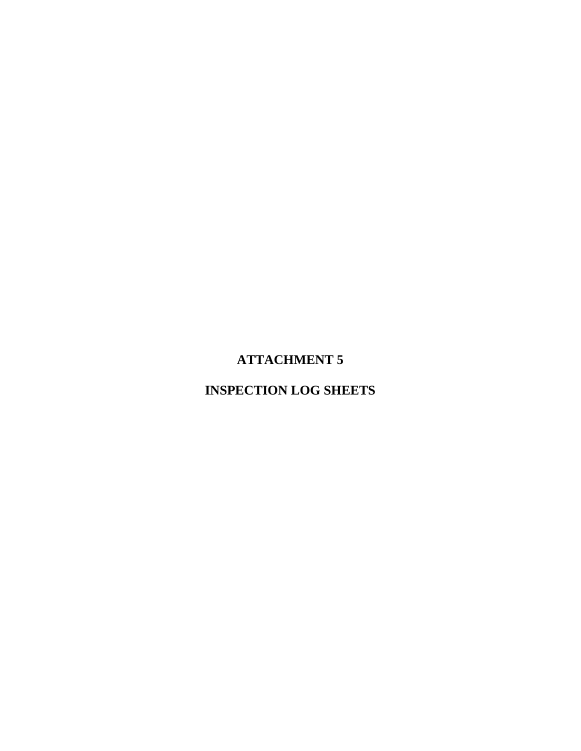# ATTACHMENT 5

# INSPECTION LOG SHEETS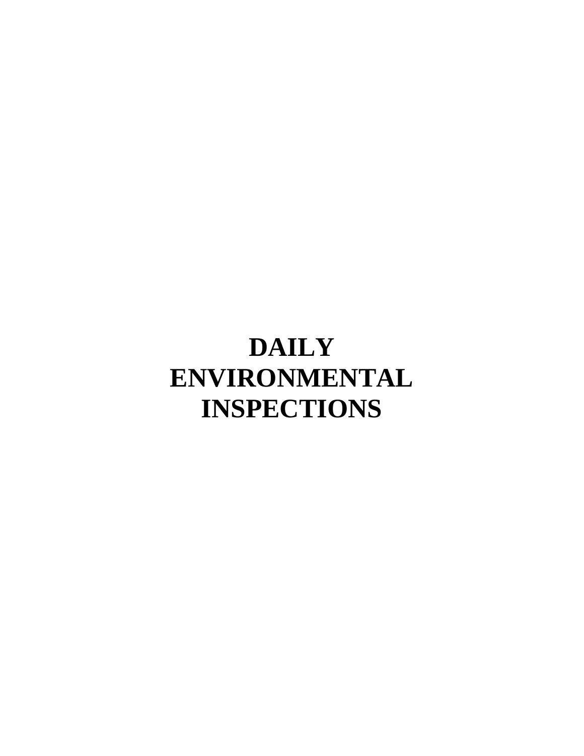# DAILY ENVIRONMENTAL INSPECTIONS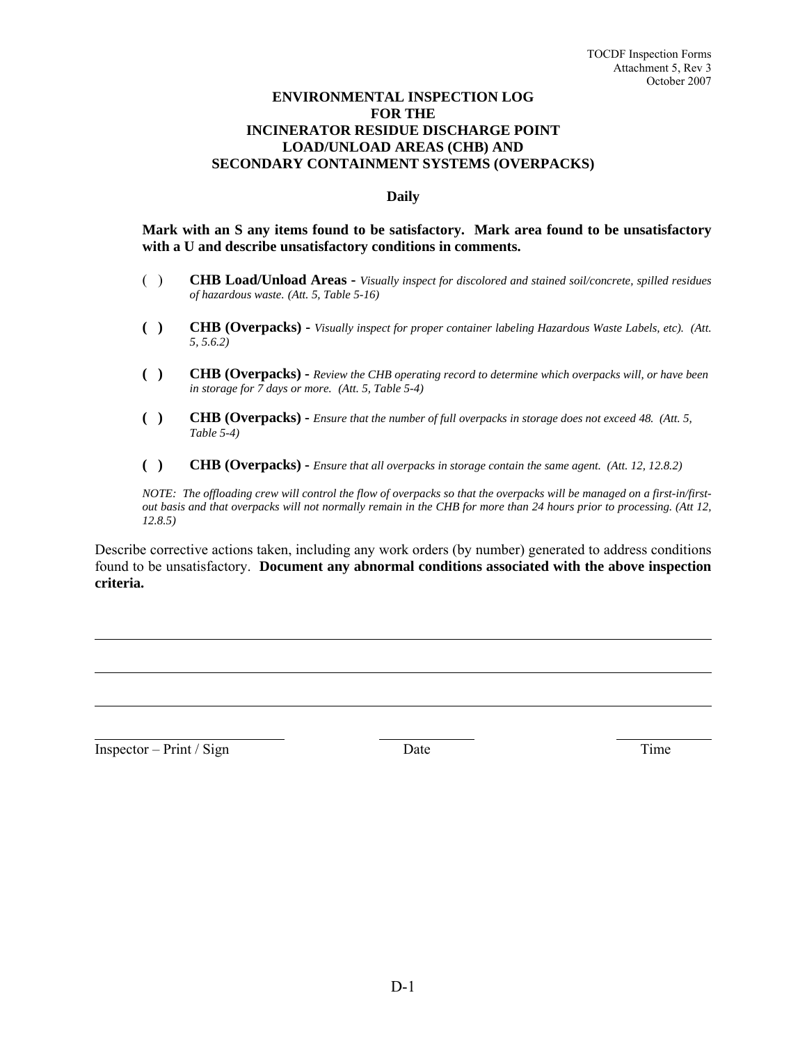# ENVIRONMENTAL INSPECTION LOG FOR THE INCINERATOR RESIDUE DISCHARGE POINT LOAD/UNLOAD AREAS (CHB) AND SECONDARY CONTAINMENT SYSTEMS (OVERPACKS)

**Daily**

**Mark with an S any items found to be satisfactory. Mark area found to be unsatisfactory with a U and describe unsatisfactory conditions in comments.**

( ) **CHB Load/Unload Areas -** *Visually inspect for discolored and stained soil/concrete, spilled residues of hazardous waste. (Att. 5, Table 5-16)*

**( )** **CHB (Overpacks) -** *Visually inspect for proper container labeling Hazardous Waste Labels, etc). (Att. 5, 5.6.2)*

**( )** **CHB (Overpacks) -** *Review the CHB operating record to determine which overpacks will, or have been in storage for 7 days or more. (Att. 5, Table 5-4)*

**( )** **CHB (Overpacks) -** *Ensure that the number of full overpacks in storage does not exceed 48. (Att. 5, Table 5-4)*

**( )** **CHB (Overpacks) -** *Ensure that all overpacks in storage contain the same agent. (Att. 12, 12.8.2)*

*NOTE: The offloading crew will control the flow of overpacks so that the overpacks will be managed on a first-in/first-out basis and that overpacks will not normally remain in the CHB for more than 24 hours prior to processing. (Att 12, 12.8.5)*

Describe corrective actions taken, including any work orders (by number) generated to address conditions found to be unsatisfactory. **Document any abnormal conditions associated with the above inspection criteria.**

_______________________________________________________________________________

_______________________________________________________________________________

_______________________________________________________________________________

Inspector – Print / Sign ____________________   Date ____________   Time ____________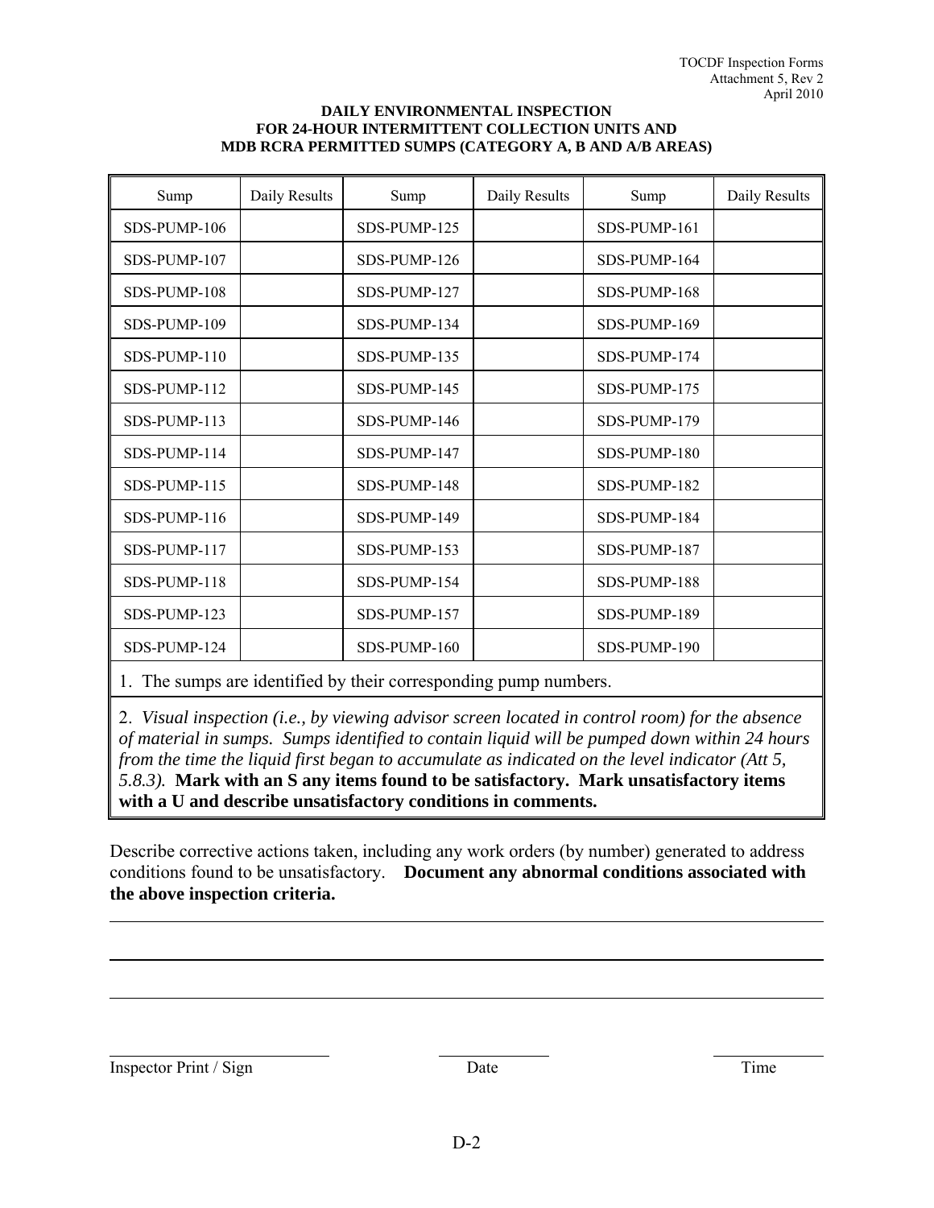**DAILY ENVIRONMENTAL INSPECTION**
**FOR 24-HOUR INTERMITTENT COLLECTION UNITS AND**
**MDB RCRA PERMITTED SUMPS (CATEGORY A, B AND A/B AREAS)**

| Sump | Daily Results | Sump | Daily Results | Sump | Daily Results |
|---|---|---|---|---|---|
| SDS-PUMP-106 | | SDS-PUMP-125 | | SDS-PUMP-161 | |
| SDS-PUMP-107 | | SDS-PUMP-126 | | SDS-PUMP-164 | |
| SDS-PUMP-108 | | SDS-PUMP-127 | | SDS-PUMP-168 | |
| SDS-PUMP-109 | | SDS-PUMP-134 | | SDS-PUMP-169 | |
| SDS-PUMP-110 | | SDS-PUMP-135 | | SDS-PUMP-174 | |
| SDS-PUMP-112 | | SDS-PUMP-145 | | SDS-PUMP-175 | |
| SDS-PUMP-113 | | SDS-PUMP-146 | | SDS-PUMP-179 | |
| SDS-PUMP-114 | | SDS-PUMP-147 | | SDS-PUMP-180 | |
| SDS-PUMP-115 | | SDS-PUMP-148 | | SDS-PUMP-182 | |
| SDS-PUMP-116 | | SDS-PUMP-149 | | SDS-PUMP-184 | |
| SDS-PUMP-117 | | SDS-PUMP-153 | | SDS-PUMP-187 | |
| SDS-PUMP-118 | | SDS-PUMP-154 | | SDS-PUMP-188 | |
| SDS-PUMP-123 | | SDS-PUMP-157 | | SDS-PUMP-189 | |
| SDS-PUMP-124 | | SDS-PUMP-160 | | SDS-PUMP-190 | |

1. The sumps are identified by their corresponding pump numbers.

2. *Visual inspection (i.e., by viewing advisor screen located in control room) for the absence of material in sumps. Sumps identified to contain liquid will be pumped down within 24 hours from the time the liquid first began to accumulate as indicated on the level indicator (Att 5, 5.8.3).* **Mark with an S any items found to be satisfactory. Mark unsatisfactory items with a U and describe unsatisfactory conditions in comments.**

Describe corrective actions taken, including any work orders (by number) generated to address conditions found to be unsatisfactory. **Document any abnormal conditions associated with the above inspection criteria.**

\_\_\_\_\_\_\_\_\_\_\_\_\_\_\_\_\_\_\_\_\_\_\_\_\_\_\_\_\_\_\_\_\_\_\_\_\_\_\_\_\_\_\_\_\_\_\_\_\_\_\_\_\_\_\_\_\_\_\_\_\_\_\_\_\_\_\_\_\_\_

\_\_\_\_\_\_\_\_\_\_\_\_\_\_\_\_\_\_\_\_\_\_\_\_\_\_\_\_\_\_\_\_\_\_\_\_\_\_\_\_\_\_\_\_\_\_\_\_\_\_\_\_\_\_\_\_\_\_\_\_\_\_\_\_\_\_\_\_\_\_

\_\_\_\_\_\_\_\_\_\_\_\_\_\_\_\_\_\_\_\_\_\_\_\_\_\_\_\_\_\_\_\_\_\_\_\_\_\_\_\_\_\_\_\_\_\_\_\_\_\_\_\_\_\_\_\_\_\_\_\_\_\_\_\_\_\_\_\_\_\_

Inspector Print / Sign \_\_\_\_\_\_\_\_\_\_\_\_\_\_\_\_\_\_\_\_ Date \_\_\_\_\_\_\_\_\_\_ Time \_\_\_\_\_\_\_\_\_\_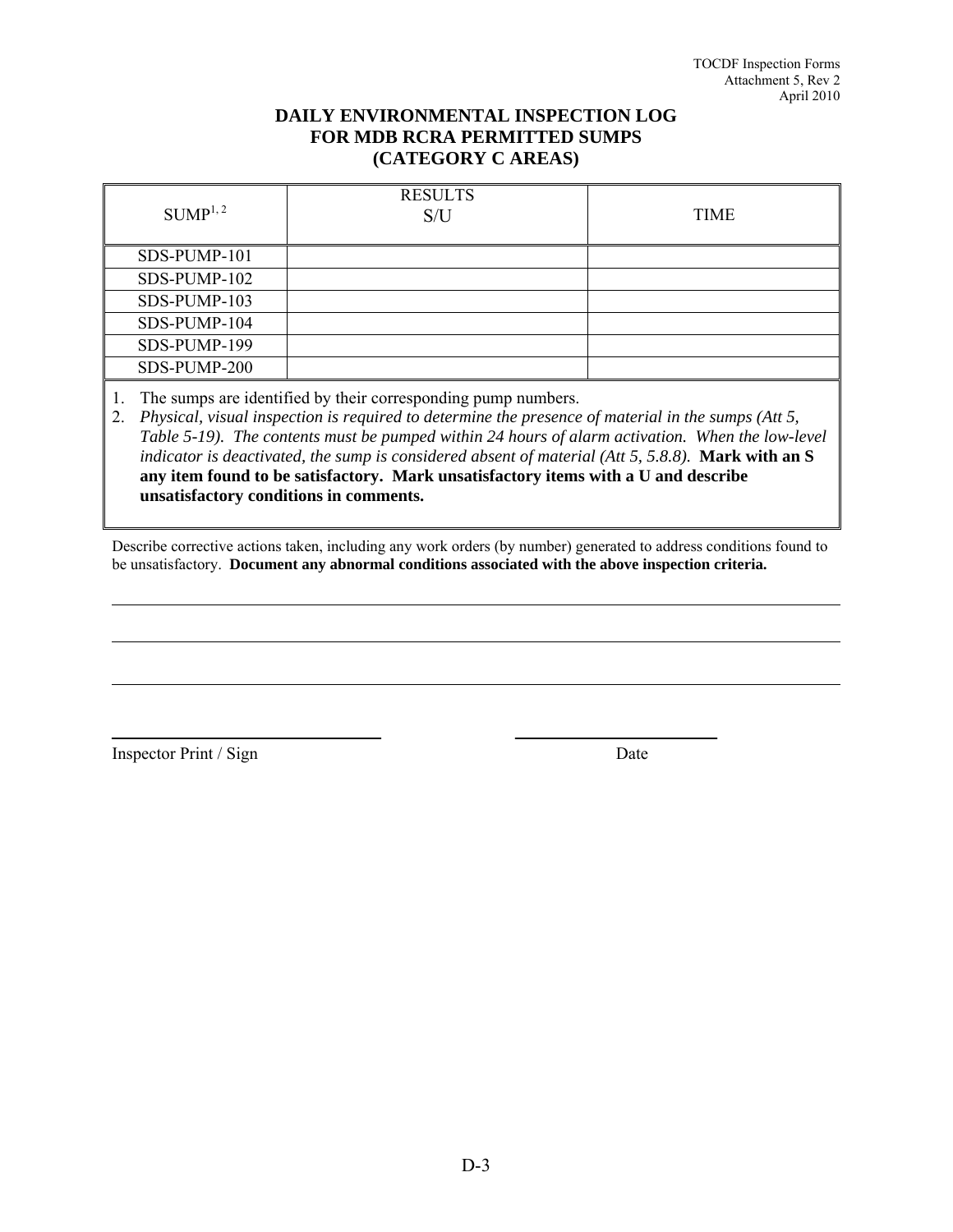# DAILY ENVIRONMENTAL INSPECTION LOG FOR MDB RCRA PERMITTED SUMPS (CATEGORY C AREAS)

| SUMP[1, 2] | RESULTS S/U | TIME |
|---|---|---|
| SDS-PUMP-101 | | |
| SDS-PUMP-102 | | |
| SDS-PUMP-103 | | |
| SDS-PUMP-104 | | |
| SDS-PUMP-199 | | |
| SDS-PUMP-200 | | |

1. The sumps are identified by their corresponding pump numbers.
2. *Physical, visual inspection is required to determine the presence of material in the sumps (Att 5, Table 5-19). The contents must be pumped within 24 hours of alarm activation. When the low-level indicator is deactivated, the sump is considered absent of material (Att 5, 5.8.8).* **Mark with an S any item found to be satisfactory. Mark unsatisfactory items with a U and describe unsatisfactory conditions in comments.**

Describe corrective actions taken, including any work orders (by number) generated to address conditions found to be unsatisfactory. **Document any abnormal conditions associated with the above inspection criteria.**

______________________________________________________________________

______________________________________________________________________

______________________________________________________________________

_______________________________ _______________________

Inspector Print / Sign Date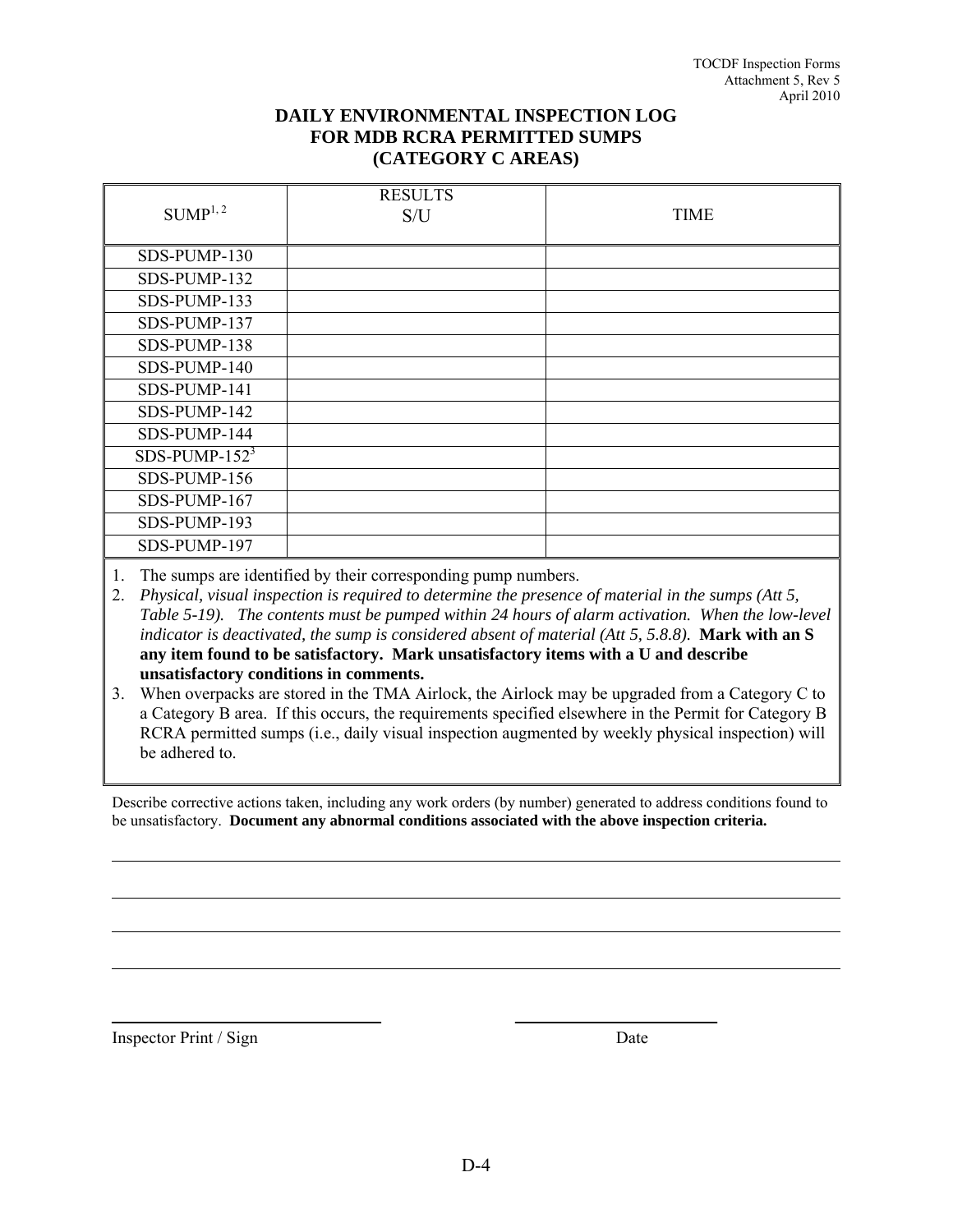# DAILY ENVIRONMENTAL INSPECTION LOG FOR MDB RCRA PERMITTED SUMPS (CATEGORY C AREAS)

| SUMP[1, 2] | RESULTS S/U | TIME |
|---|---|---|
| SDS-PUMP-130 | | |
| SDS-PUMP-132 | | |
| SDS-PUMP-133 | | |
| SDS-PUMP-137 | | |
| SDS-PUMP-138 | | |
| SDS-PUMP-140 | | |
| SDS-PUMP-141 | | |
| SDS-PUMP-142 | | |
| SDS-PUMP-144 | | |
| SDS-PUMP-152[3] | | |
| SDS-PUMP-156 | | |
| SDS-PUMP-167 | | |
| SDS-PUMP-193 | | |
| SDS-PUMP-197 | | |

1. The sumps are identified by their corresponding pump numbers.
2. *Physical, visual inspection is required to determine the presence of material in the sumps (Att 5, Table 5-19). The contents must be pumped within 24 hours of alarm activation. When the low-level indicator is deactivated, the sump is considered absent of material (Att 5, 5.8.8).* **Mark with an S any item found to be satisfactory. Mark unsatisfactory items with a U and describe unsatisfactory conditions in comments.**
3. When overpacks are stored in the TMA Airlock, the Airlock may be upgraded from a Category C to a Category B area. If this occurs, the requirements specified elsewhere in the Permit for Category B RCRA permitted sumps (i.e., daily visual inspection augmented by weekly physical inspection) will be adhered to.

Describe corrective actions taken, including any work orders (by number) generated to address conditions found to be unsatisfactory. **Document any abnormal conditions associated with the above inspection criteria.**

______________________________________________________________________

______________________________________________________________________

______________________________________________________________________

______________________________________________________________________

Inspector Print / Sign ____________________ Date ____________________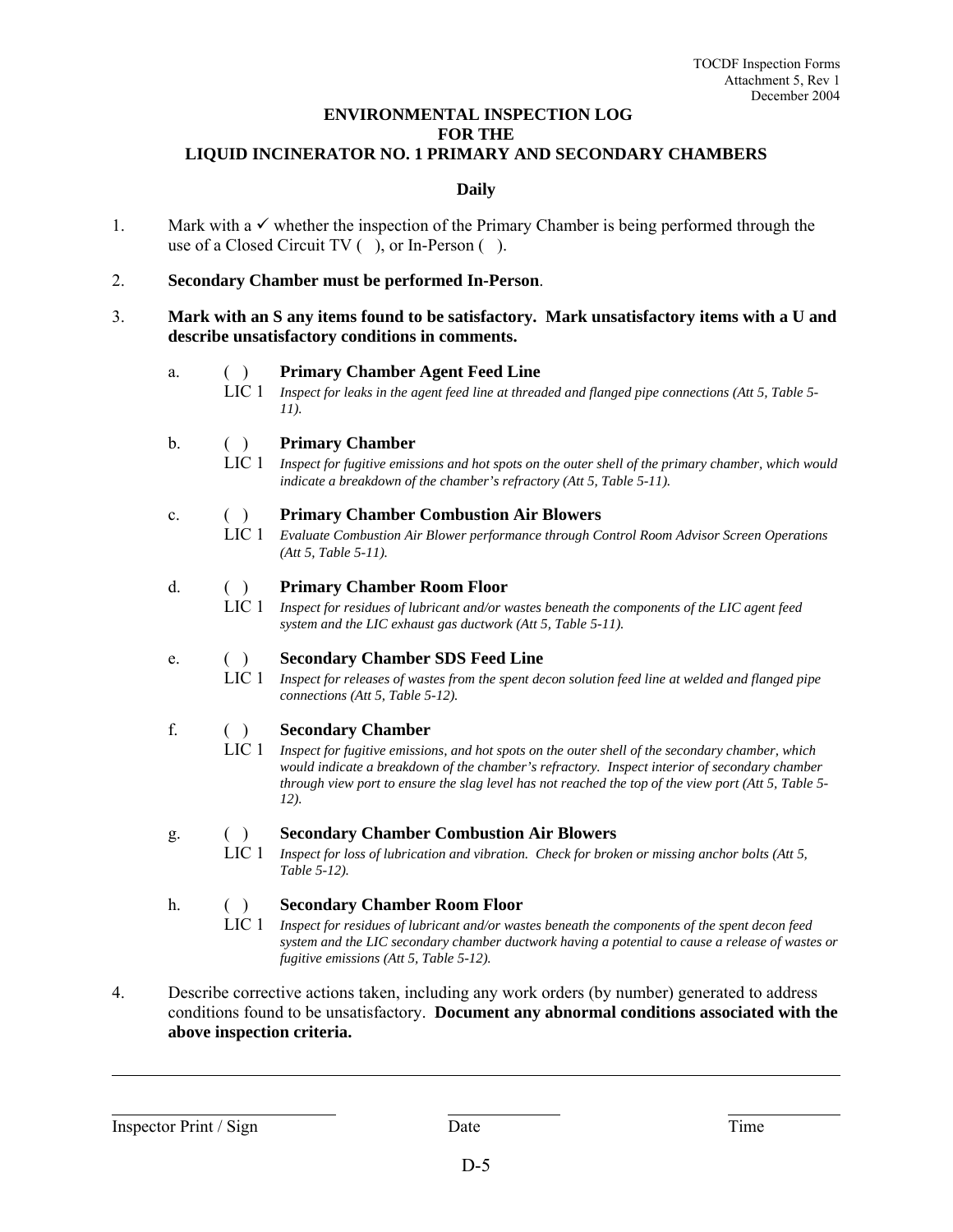## ENVIRONMENTAL INSPECTION LOG
## FOR THE
## LIQUID INCINERATOR NO. 1 PRIMARY AND SECONDARY CHAMBERS

**Daily**

1. Mark with a ✓ whether the inspection of the Primary Chamber is being performed through the use of a Closed Circuit TV ( ), or In-Person ( ).

2. **Secondary Chamber must be performed In-Person**.

3. **Mark with an S any items found to be satisfactory. Mark unsatisfactory items with a U and describe unsatisfactory conditions in comments.**

   a. ( ) **Primary Chamber Agent Feed Line**
   LIC 1 *Inspect for leaks in the agent feed line at threaded and flanged pipe connections (Att 5, Table 5-11).*

   b. ( ) **Primary Chamber**
   LIC 1 *Inspect for fugitive emissions and hot spots on the outer shell of the primary chamber, which would indicate a breakdown of the chamber's refractory (Att 5, Table 5-11).*

   c. ( ) **Primary Chamber Combustion Air Blowers**
   LIC 1 *Evaluate Combustion Air Blower performance through Control Room Advisor Screen Operations (Att 5, Table 5-11).*

   d. ( ) **Primary Chamber Room Floor**
   LIC 1 *Inspect for residues of lubricant and/or wastes beneath the components of the LIC agent feed system and the LIC exhaust gas ductwork (Att 5, Table 5-11).*

   e. ( ) **Secondary Chamber SDS Feed Line**
   LIC 1 *Inspect for releases of wastes from the spent decon solution feed line at welded and flanged pipe connections (Att 5, Table 5-12).*

   f. ( ) **Secondary Chamber**
   LIC 1 *Inspect for fugitive emissions, and hot spots on the outer shell of the secondary chamber, which would indicate a breakdown of the chamber's refractory. Inspect interior of secondary chamber through view port to ensure the slag level has not reached the top of the view port (Att 5, Table 5-12).*

   g. ( ) **Secondary Chamber Combustion Air Blowers**
   LIC 1 *Inspect for loss of lubrication and vibration. Check for broken or missing anchor bolts (Att 5, Table 5-12).*

   h. ( ) **Secondary Chamber Room Floor**
   LIC 1 *Inspect for residues of lubricant and/or wastes beneath the components of the spent decon feed system and the LIC secondary chamber ductwork having a potential to cause a release of wastes or fugitive emissions (Att 5, Table 5-12).*

4. Describe corrective actions taken, including any work orders (by number) generated to address conditions found to be unsatisfactory. **Document any abnormal conditions associated with the above inspection criteria.**

---

Inspector Print / Sign ____________ Date ____________ Time ____________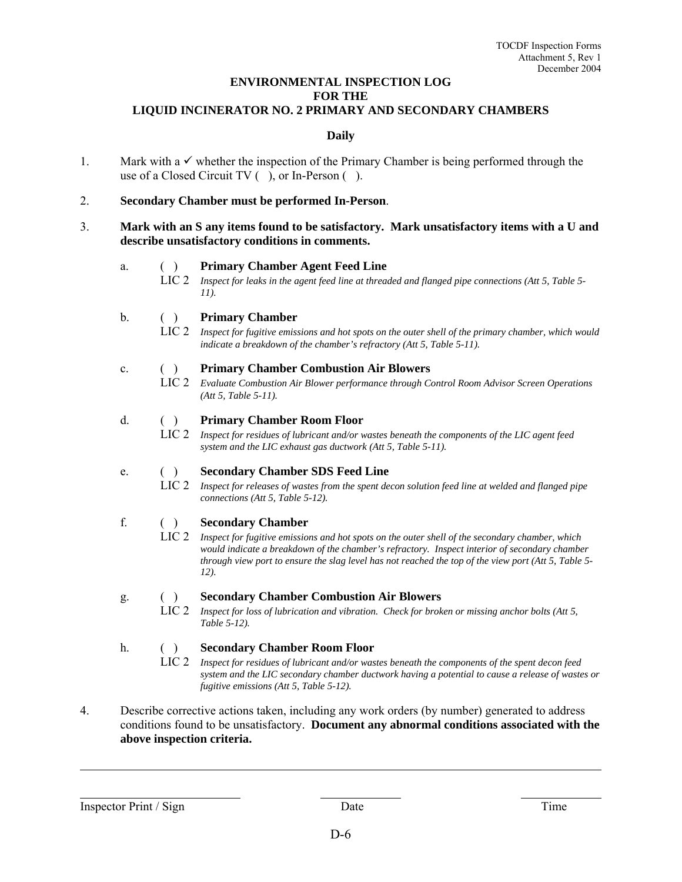## ENVIRONMENTAL INSPECTION LOG FOR THE LIQUID INCINERATOR NO. 2 PRIMARY AND SECONDARY CHAMBERS

**Daily**

1. Mark with a ✓ whether the inspection of the Primary Chamber is being performed through the use of a Closed Circuit TV ( ), or In-Person ( ).

2. **Secondary Chamber must be performed In-Person**.

3. **Mark with an S any items found to be satisfactory. Mark unsatisfactory items with a U and describe unsatisfactory conditions in comments.**

   a. ( ) **Primary Chamber Agent Feed Line**
      LIC 2 *Inspect for leaks in the agent feed line at threaded and flanged pipe connections (Att 5, Table 5-11).*

   b. ( ) **Primary Chamber**
      LIC 2 *Inspect for fugitive emissions and hot spots on the outer shell of the primary chamber, which would indicate a breakdown of the chamber's refractory (Att 5, Table 5-11).*

   c. ( ) **Primary Chamber Combustion Air Blowers**
      LIC 2 *Evaluate Combustion Air Blower performance through Control Room Advisor Screen Operations (Att 5, Table 5-11).*

   d. ( ) **Primary Chamber Room Floor**
      LIC 2 *Inspect for residues of lubricant and/or wastes beneath the components of the LIC agent feed system and the LIC exhaust gas ductwork (Att 5, Table 5-11).*

   e. ( ) **Secondary Chamber SDS Feed Line**
      LIC 2 *Inspect for releases of wastes from the spent decon solution feed line at welded and flanged pipe connections (Att 5, Table 5-12).*

   f. ( ) **Secondary Chamber**
      LIC 2 *Inspect for fugitive emissions and hot spots on the outer shell of the secondary chamber, which would indicate a breakdown of the chamber's refractory. Inspect interior of secondary chamber through view port to ensure the slag level has not reached the top of the view port (Att 5, Table 5-12).*

   g. ( ) **Secondary Chamber Combustion Air Blowers**
      LIC 2 *Inspect for loss of lubrication and vibration. Check for broken or missing anchor bolts (Att 5, Table 5-12).*

   h. ( ) **Secondary Chamber Room Floor**
      LIC 2 *Inspect for residues of lubricant and/or wastes beneath the components of the spent decon feed system and the LIC secondary chamber ductwork having a potential to cause a release of wastes or fugitive emissions (Att 5, Table 5-12).*

4. Describe corrective actions taken, including any work orders (by number) generated to address conditions found to be unsatisfactory. **Document any abnormal conditions associated with the above inspection criteria.**

---

| Inspector Print / Sign | Date | Time |
|---|---|---|
| | | |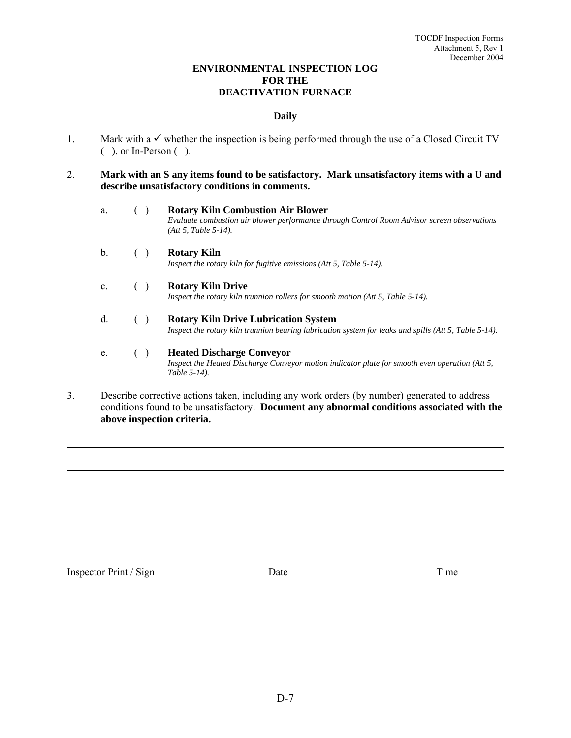# ENVIRONMENTAL INSPECTION LOG
# FOR THE
# DEACTIVATION FURNACE

**Daily**

1. Mark with a ✓ whether the inspection is being performed through the use of a Closed Circuit TV ( ), or In-Person ( ).

2. **Mark with an S any items found to be satisfactory. Mark unsatisfactory items with a U and describe unsatisfactory conditions in comments.**

   a. ( ) **Rotary Kiln Combustion Air Blower**
   *Evaluate combustion air blower performance through Control Room Advisor screen observations (Att 5, Table 5-14).*

   b. ( ) **Rotary Kiln**
   *Inspect the rotary kiln for fugitive emissions (Att 5, Table 5-14).*

   c. ( ) **Rotary Kiln Drive**
   *Inspect the rotary kiln trunnion rollers for smooth motion (Att 5, Table 5-14).*

   d. ( ) **Rotary Kiln Drive Lubrication System**
   *Inspect the rotary kiln trunnion bearing lubrication system for leaks and spills (Att 5, Table 5-14).*

   e. ( ) **Heated Discharge Conveyor**
   *Inspect the Heated Discharge Conveyor motion indicator plate for smooth even operation (Att 5, Table 5-14).*

3. Describe corrective actions taken, including any work orders (by number) generated to address conditions found to be unsatisfactory. **Document any abnormal conditions associated with the above inspection criteria.**

______________________________________________________________________________

______________________________________________________________________________

______________________________________________________________________________

______________________________________________________________________________

| Inspector Print / Sign | Date | Time |
|---|---|---|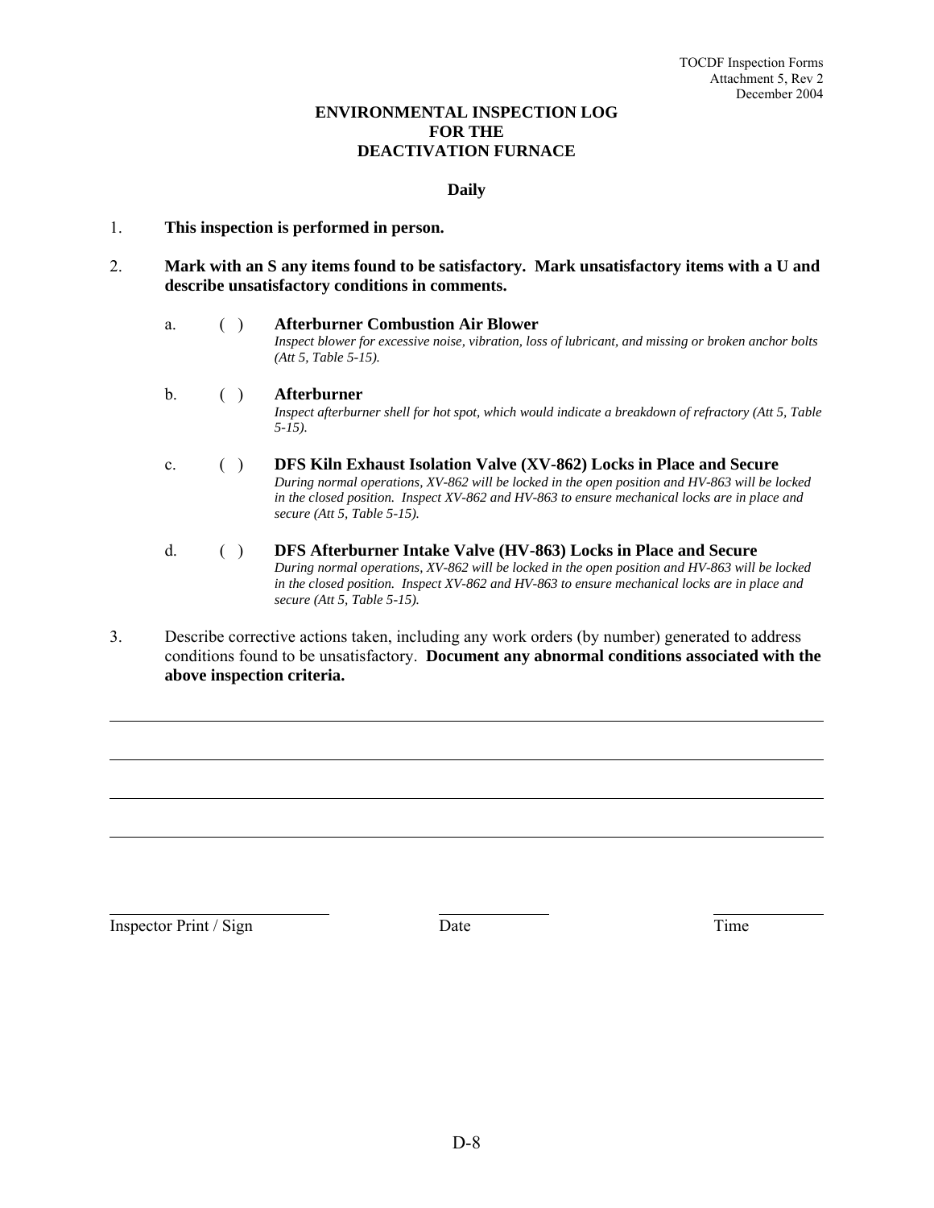TOCDF Inspection Forms
Attachment 5, Rev 2
December 2004

# ENVIRONMENTAL INSPECTION LOG FOR THE DEACTIVATION FURNACE

## Daily

1. **This inspection is performed in person.**

2. **Mark with an S any items found to be satisfactory. Mark unsatisfactory items with a U and describe unsatisfactory conditions in comments.**

   a. ( ) **Afterburner Combustion Air Blower**
   *Inspect blower for excessive noise, vibration, loss of lubricant, and missing or broken anchor bolts (Att 5, Table 5-15).*

   b. ( ) **Afterburner**
   *Inspect afterburner shell for hot spot, which would indicate a breakdown of refractory (Att 5, Table 5-15).*

   c. ( ) **DFS Kiln Exhaust Isolation Valve (XV-862) Locks in Place and Secure**
   *During normal operations, XV-862 will be locked in the open position and HV-863 will be locked in the closed position. Inspect XV-862 and HV-863 to ensure mechanical locks are in place and secure (Att 5, Table 5-15).*

   d. ( ) **DFS Afterburner Intake Valve (HV-863) Locks in Place and Secure**
   *During normal operations, XV-862 will be locked in the open position and HV-863 will be locked in the closed position. Inspect XV-862 and HV-863 to ensure mechanical locks are in place and secure (Att 5, Table 5-15).*

3. Describe corrective actions taken, including any work orders (by number) generated to address conditions found to be unsatisfactory. **Document any abnormal conditions associated with the above inspection criteria.**

\_\_\_\_\_\_\_\_\_\_\_\_\_\_\_\_\_\_\_\_\_\_\_\_\_\_\_\_\_\_\_\_\_\_\_\_\_\_\_\_\_\_\_\_\_\_\_\_\_\_\_\_\_\_\_\_\_\_\_\_\_\_\_\_\_\_\_\_\_\_\_\_\_\_\_\_

\_\_\_\_\_\_\_\_\_\_\_\_\_\_\_\_\_\_\_\_\_\_\_\_\_\_\_\_\_\_\_\_\_\_\_\_\_\_\_\_\_\_\_\_\_\_\_\_\_\_\_\_\_\_\_\_\_\_\_\_\_\_\_\_\_\_\_\_\_\_\_\_\_\_\_\_

\_\_\_\_\_\_\_\_\_\_\_\_\_\_\_\_\_\_\_\_\_\_\_\_\_\_\_\_\_\_\_\_\_\_\_\_\_\_\_\_\_\_\_\_\_\_\_\_\_\_\_\_\_\_\_\_\_\_\_\_\_\_\_\_\_\_\_\_\_\_\_\_\_\_\_\_

\_\_\_\_\_\_\_\_\_\_\_\_\_\_\_\_\_\_\_\_\_\_\_\_\_\_\_\_\_\_\_\_\_\_\_\_\_\_\_\_\_\_\_\_\_\_\_\_\_\_\_\_\_\_\_\_\_\_\_\_\_\_\_\_\_\_\_\_\_\_\_\_\_\_\_\_

| Inspector Print / Sign | Date | Time |
|---|---|---|
| | | |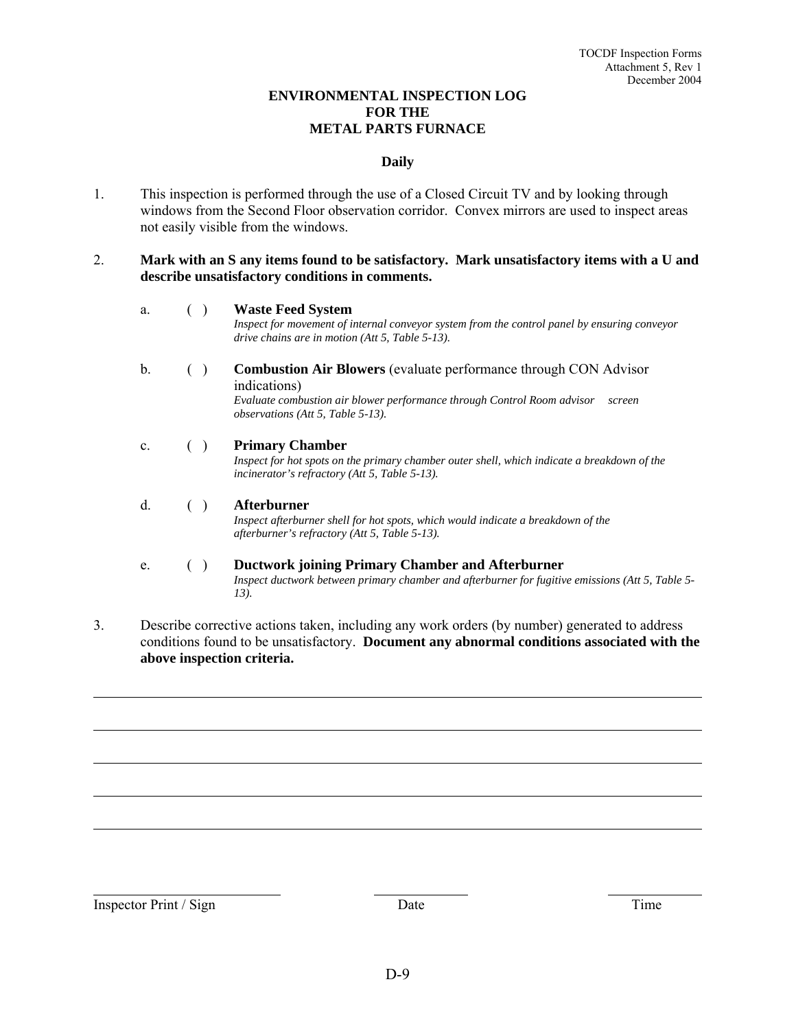# ENVIRONMENTAL INSPECTION LOG FOR THE METAL PARTS FURNACE

## Daily

1. This inspection is performed through the use of a Closed Circuit TV and by looking through windows from the Second Floor observation corridor. Convex mirrors are used to inspect areas not easily visible from the windows.

2. **Mark with an S any items found to be satisfactory. Mark unsatisfactory items with a U and describe unsatisfactory conditions in comments.**

   a. ( ) **Waste Feed System**
   *Inspect for movement of internal conveyor system from the control panel by ensuring conveyor drive chains are in motion (Att 5, Table 5-13).*

   b. ( ) **Combustion Air Blowers** (evaluate performance through CON Advisor indications)
   *Evaluate combustion air blower performance through Control Room advisor screen observations (Att 5, Table 5-13).*

   c. ( ) **Primary Chamber**
   *Inspect for hot spots on the primary chamber outer shell, which indicate a breakdown of the incinerator's refractory (Att 5, Table 5-13).*

   d. ( ) **Afterburner**
   *Inspect afterburner shell for hot spots, which would indicate a breakdown of the afterburner's refractory (Att 5, Table 5-13).*

   e. ( ) **Ductwork joining Primary Chamber and Afterburner**
   *Inspect ductwork between primary chamber and afterburner for fugitive emissions (Att 5, Table 5-13).*

3. Describe corrective actions taken, including any work orders (by number) generated to address conditions found to be unsatisfactory. **Document any abnormal conditions associated with the above inspection criteria.**

______________________________________________________________________

______________________________________________________________________

______________________________________________________________________

______________________________________________________________________

______________________________________________________________________

| Inspector Print / Sign | Date | Time |
|---|---|---|
| | | |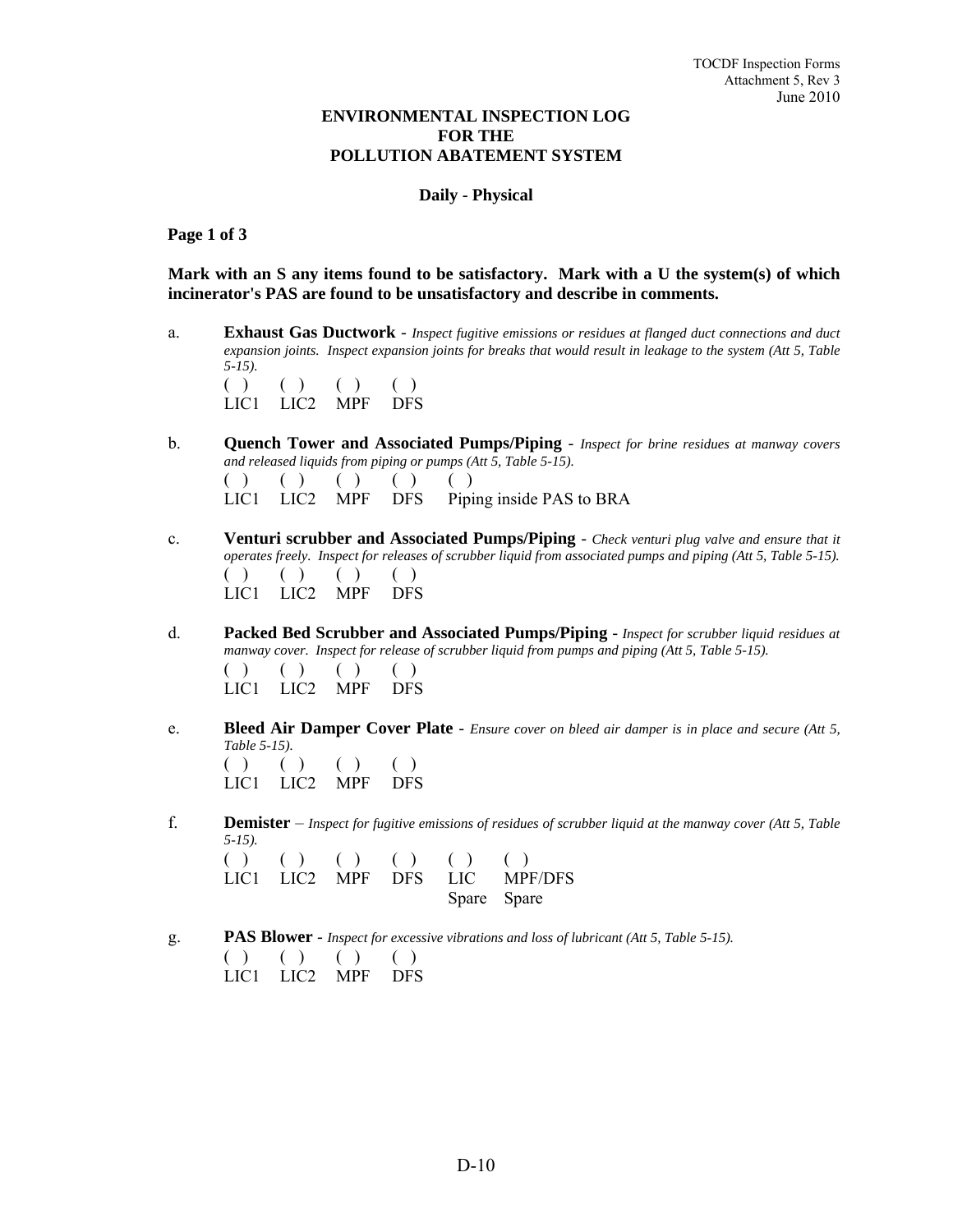# ENVIRONMENTAL INSPECTION LOG FOR THE POLLUTION ABATEMENT SYSTEM

**Daily - Physical**

**Page 1 of 3**

**Mark with an S any items found to be satisfactory. Mark with a U the system(s) of which incinerator's PAS are found to be unsatisfactory and describe in comments.**

a. **Exhaust Gas Ductwork** - *Inspect fugitive emissions or residues at flanged duct connections and duct expansion joints. Inspect expansion joints for breaks that would result in leakage to the system (Att 5, Table 5-15).*

| ( ) | ( ) | ( ) | ( ) |
|---|---|---|---|
| LIC1 | LIC2 | MPF | DFS |

b. **Quench Tower and Associated Pumps/Piping** - *Inspect for brine residues at manway covers and released liquids from piping or pumps (Att 5, Table 5-15).*

| ( ) | ( ) | ( ) | ( ) | ( ) |
|---|---|---|---|---|
| LIC1 | LIC2 | MPF | DFS | Piping inside PAS to BRA |

c. **Venturi scrubber and Associated Pumps/Piping** - *Check venturi plug valve and ensure that it operates freely. Inspect for releases of scrubber liquid from associated pumps and piping (Att 5, Table 5-15).*

| ( ) | ( ) | ( ) | ( ) |
|---|---|---|---|
| LIC1 | LIC2 | MPF | DFS |

d. **Packed Bed Scrubber and Associated Pumps/Piping** - *Inspect for scrubber liquid residues at manway cover. Inspect for release of scrubber liquid from pumps and piping (Att 5, Table 5-15).*

| ( ) | ( ) | ( ) | ( ) |
|---|---|---|---|
| LIC1 | LIC2 | MPF | DFS |

e. **Bleed Air Damper Cover Plate** - *Ensure cover on bleed air damper is in place and secure (Att 5, Table 5-15).*

| ( ) | ( ) | ( ) | ( ) |
|---|---|---|---|
| LIC1 | LIC2 | MPF | DFS |

f. **Demister** – *Inspect for fugitive emissions of residues of scrubber liquid at the manway cover (Att 5, Table 5-15).*

| ( ) | ( ) | ( ) | ( ) | ( ) | ( ) |
|---|---|---|---|---|---|
| LIC1 | LIC2 | MPF | DFS | LIC Spare | MPF/DFS Spare |

g. **PAS Blower** - *Inspect for excessive vibrations and loss of lubricant (Att 5, Table 5-15).*

| ( ) | ( ) | ( ) | ( ) |
|---|---|---|---|
| LIC1 | LIC2 | MPF | DFS |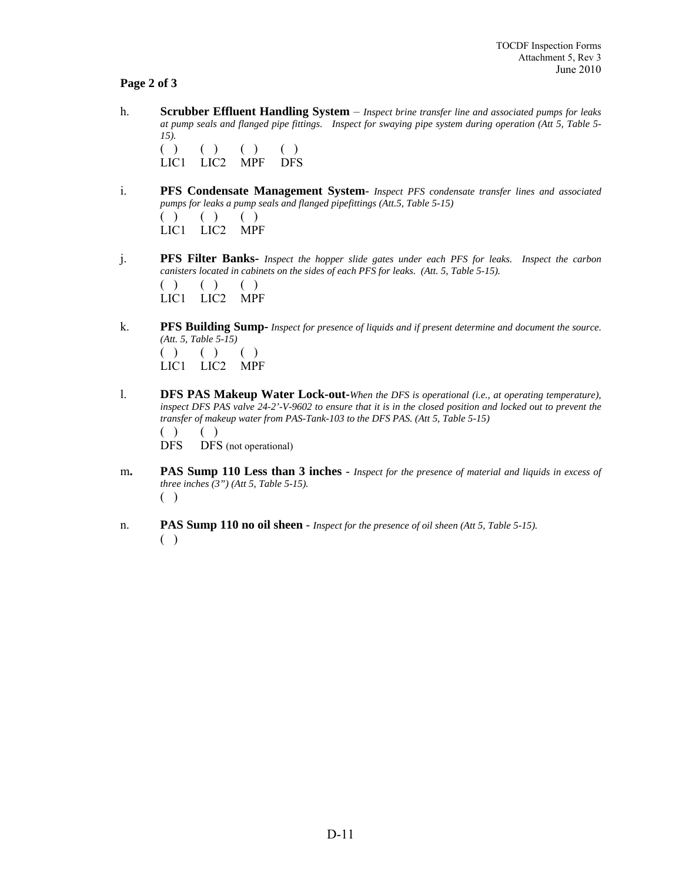**Page 2 of 3**

h. **Scrubber Effluent Handling System** – *Inspect brine transfer line and associated pumps for leaks at pump seals and flanged pipe fittings. Inspect for swaying pipe system during operation (Att 5, Table 5-15).*

( ) ( ) ( ) ( )
LIC1 LIC2 MPF DFS

i. **PFS Condensate Management System**- *Inspect PFS condensate transfer lines and associated pumps for leaks a pump seals and flanged pipefittings (Att.5, Table 5-15)*

( ) ( ) ( )
LIC1 LIC2 MPF

j. **PFS Filter Banks-** *Inspect the hopper slide gates under each PFS for leaks. Inspect the carbon canisters located in cabinets on the sides of each PFS for leaks. (Att. 5, Table 5-15).*

( ) ( ) ( )
LIC1 LIC2 MPF

k. **PFS Building Sump-** *Inspect for presence of liquids and if present determine and document the source. (Att. 5, Table 5-15)*

( ) ( ) ( )
LIC1 LIC2 MPF

l. **DFS PAS Makeup Water Lock-out-***When the DFS is operational (i.e., at operating temperature), inspect DFS PAS valve 24-2'-V-9602 to ensure that it is in the closed position and locked out to prevent the transfer of makeup water from PAS-Tank-103 to the DFS PAS. (Att 5, Table 5-15)*

( ) ( )
DFS DFS (not operational)

m**.** **PAS Sump 110 Less than 3 inches** - *Inspect for the presence of material and liquids in excess of three inches (3") (Att 5, Table 5-15).*

( )

n. **PAS Sump 110 no oil sheen** - *Inspect for the presence of oil sheen (Att 5, Table 5-15).*

( )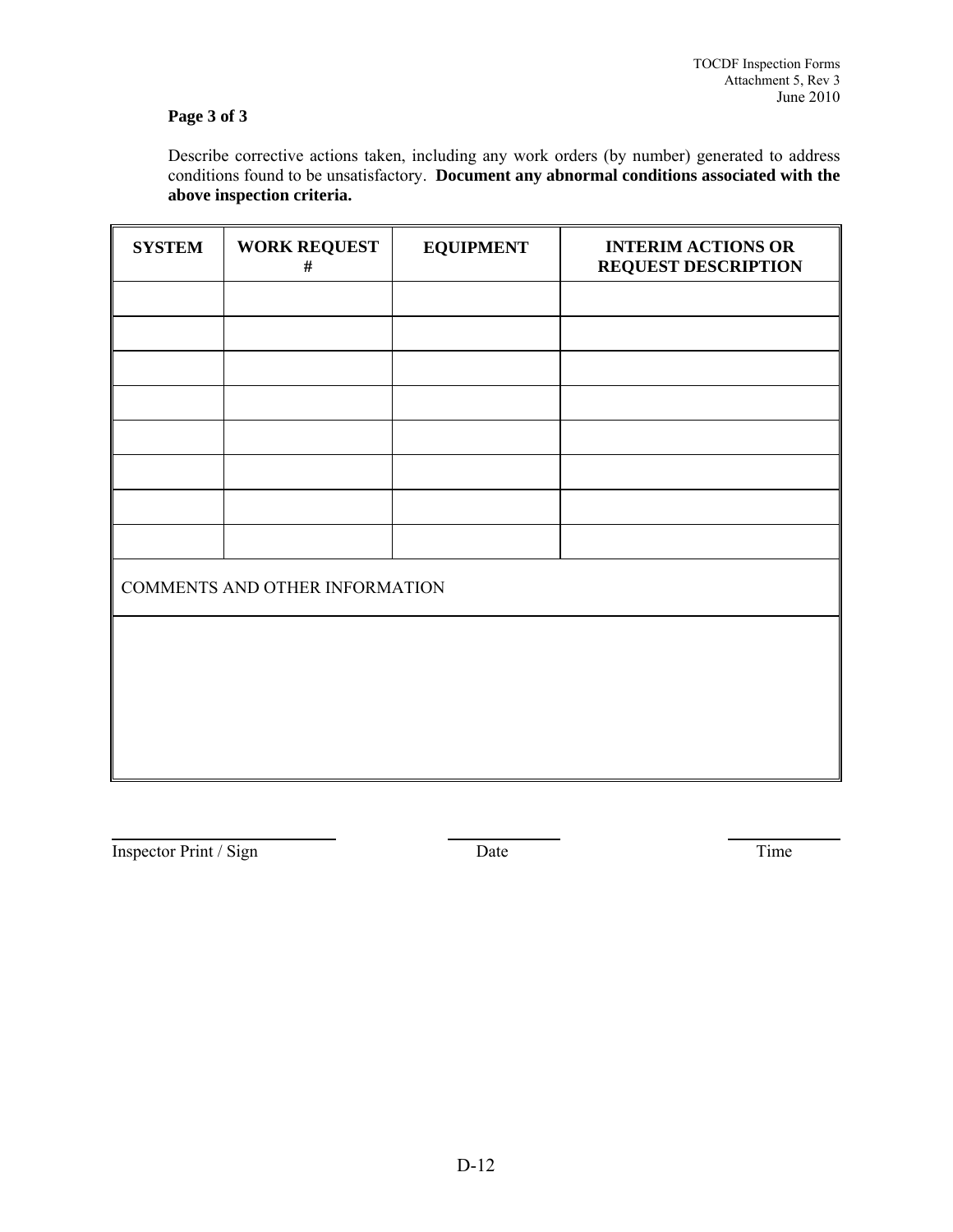**Page 3 of 3**

Describe corrective actions taken, including any work orders (by number) generated to address conditions found to be unsatisfactory. **Document any abnormal conditions associated with the above inspection criteria.**

| SYSTEM | WORK REQUEST # | EQUIPMENT | INTERIM ACTIONS OR REQUEST DESCRIPTION |
|---|---|---|---|
| | | | |
| | | | |
| | | | |
| | | | |
| | | | |
| | | | |
| | | | |
| | | | |
| COMMENTS AND OTHER INFORMATION | | | |
| | | | |

Inspector Print / Sign &nbsp;&nbsp;&nbsp;&nbsp;&nbsp;&nbsp;&nbsp;&nbsp; Date &nbsp;&nbsp;&nbsp;&nbsp;&nbsp;&nbsp;&nbsp;&nbsp; Time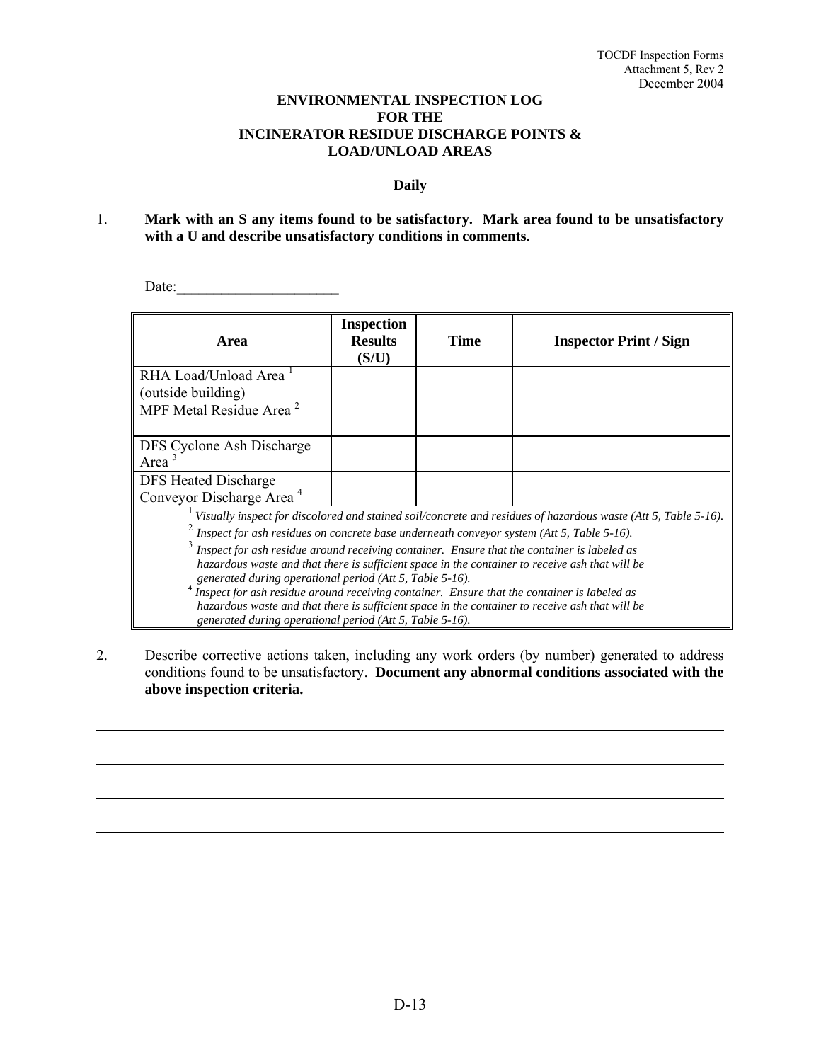TOCDF Inspection Forms
Attachment 5, Rev 2
December 2004

# ENVIRONMENTAL INSPECTION LOG FOR THE INCINERATOR RESIDUE DISCHARGE POINTS & LOAD/UNLOAD AREAS

**Daily**

1. **Mark with an S any items found to be satisfactory. Mark area found to be unsatisfactory with a U and describe unsatisfactory conditions in comments.**

Date:______________________

| Area | Inspection Results (S/U) | Time | Inspector Print / Sign |
|---|---|---|---|
| RHA Load/Unload Area [1] (outside building) | | | |
| MPF Metal Residue Area [2] | | | |
| DFS Cyclone Ash Discharge Area [3] | | | |
| DFS Heated Discharge Conveyor Discharge Area [4] | | | |

[1] *Visually inspect for discolored and stained soil/concrete and residues of hazardous waste (Att 5, Table 5-16).*
[2] *Inspect for ash residues on concrete base underneath conveyor system (Att 5, Table 5-16).*
[3] *Inspect for ash residue around receiving container. Ensure that the container is labeled as hazardous waste and that there is sufficient space in the container to receive ash that will be generated during operational period (Att 5, Table 5-16).*
[4] *Inspect for ash residue around receiving container. Ensure that the container is labeled as hazardous waste and that there is sufficient space in the container to receive ash that will be generated during operational period (Att 5, Table 5-16).*

2. Describe corrective actions taken, including any work orders (by number) generated to address conditions found to be unsatisfactory. **Document any abnormal conditions associated with the above inspection criteria.**

______________________________________________________________________

______________________________________________________________________

______________________________________________________________________

______________________________________________________________________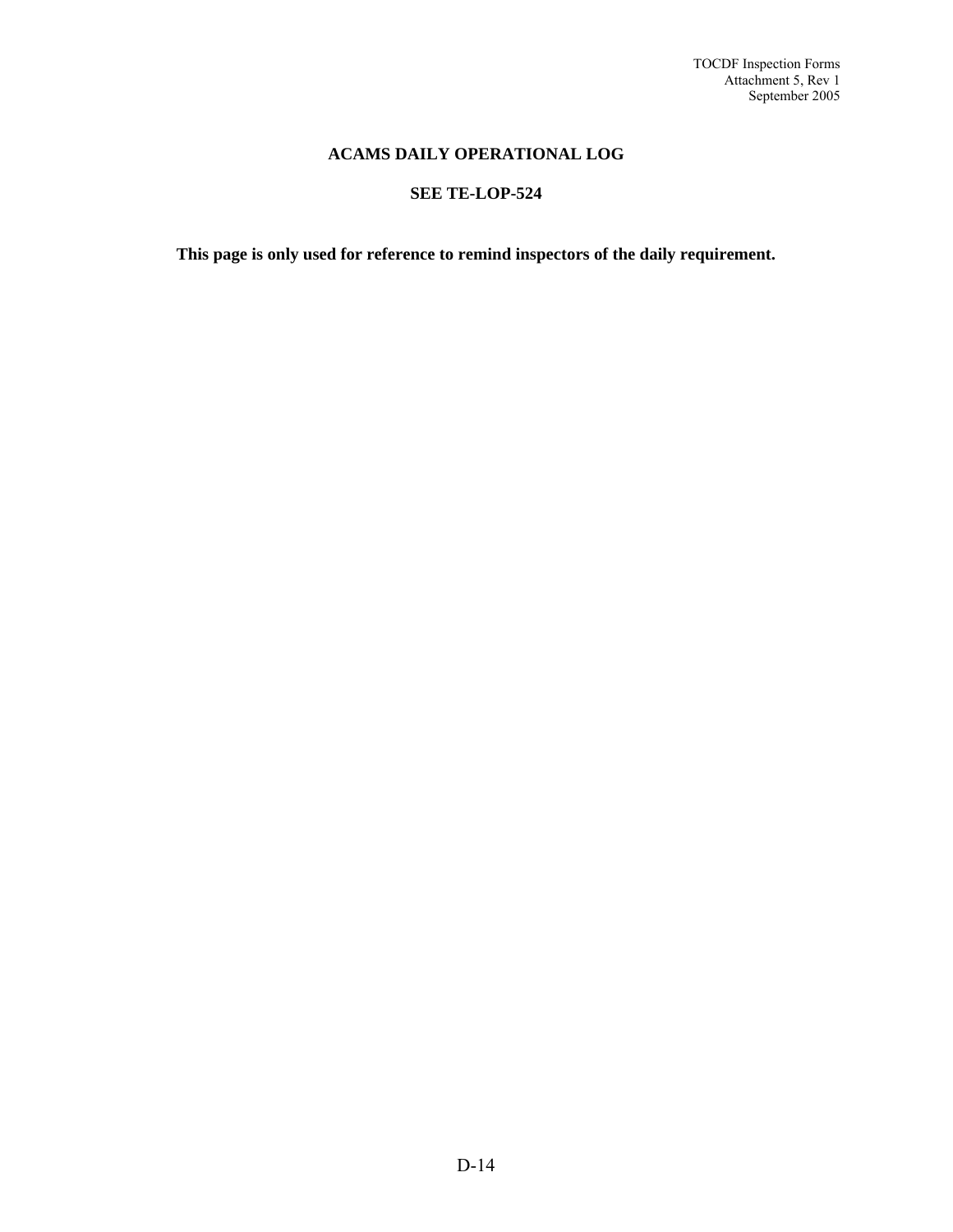## ACAMS DAILY OPERATIONAL LOG

## SEE TE-LOP-524

**This page is only used for reference to remind inspectors of the daily requirement.**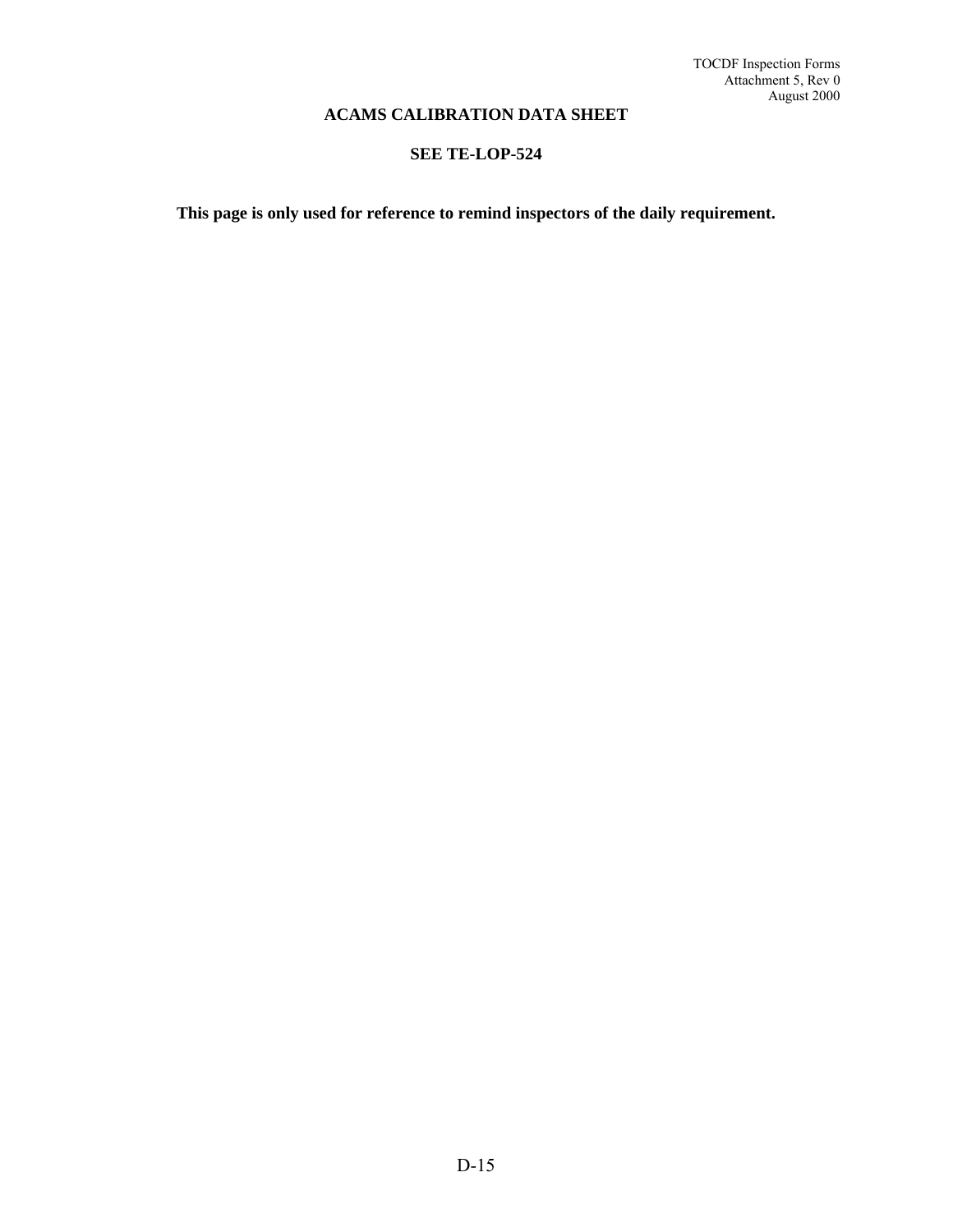# ACAMS CALIBRATION DATA SHEET

## SEE TE-LOP-524

**This page is only used for reference to remind inspectors of the daily requirement.**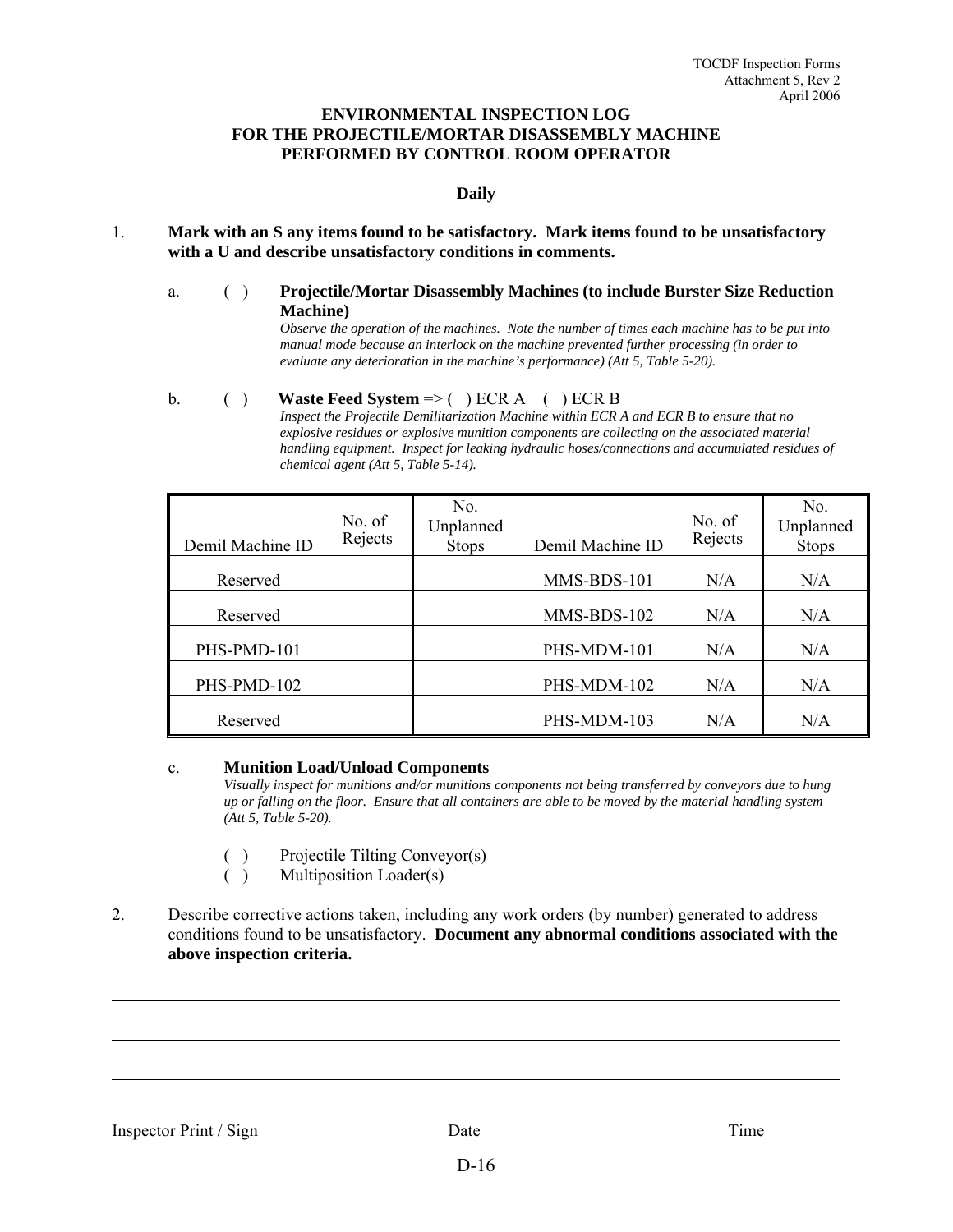# ENVIRONMENTAL INSPECTION LOG FOR THE PROJECTILE/MORTAR DISASSEMBLY MACHINE PERFORMED BY CONTROL ROOM OPERATOR

**Daily**

1. **Mark with an S any items found to be satisfactory. Mark items found to be unsatisfactory with a U and describe unsatisfactory conditions in comments.**

   a. ( ) **Projectile/Mortar Disassembly Machines (to include Burster Size Reduction Machine)**
   *Observe the operation of the machines. Note the number of times each machine has to be put into manual mode because an interlock on the machine prevented further processing (in order to evaluate any deterioration in the machine's performance) (Att 5, Table 5-20).*

   b. ( ) **Waste Feed System** => ( ) ECR A ( ) ECR B
   *Inspect the Projectile Demilitarization Machine within ECR A and ECR B to ensure that no explosive residues or explosive munition components are collecting on the associated material handling equipment. Inspect for leaking hydraulic hoses/connections and accumulated residues of chemical agent (Att 5, Table 5-14).*

| Demil Machine ID | No. of Rejects | No. Unplanned Stops | Demil Machine ID | No. of Rejects | No. Unplanned Stops |
|---|---|---|---|---|---|
| Reserved | | | MMS-BDS-101 | N/A | N/A |
| Reserved | | | MMS-BDS-102 | N/A | N/A |
| PHS-PMD-101 | | | PHS-MDM-101 | N/A | N/A |
| PHS-PMD-102 | | | PHS-MDM-102 | N/A | N/A |
| Reserved | | | PHS-MDM-103 | N/A | N/A |

   c. **Munition Load/Unload Components**
   *Visually inspect for munitions and/or munitions components not being transferred by conveyors due to hung up or falling on the floor. Ensure that all containers are able to be moved by the material handling system (Att 5, Table 5-20).*

   ( ) Projectile Tilting Conveyor(s)
   ( ) Multiposition Loader(s)

2. Describe corrective actions taken, including any work orders (by number) generated to address conditions found to be unsatisfactory. **Document any abnormal conditions associated with the above inspection criteria.**

______________________________________________________________________

______________________________________________________________________

______________________________________________________________________

Inspector Print / Sign ____________________ Date ____________ Time ____________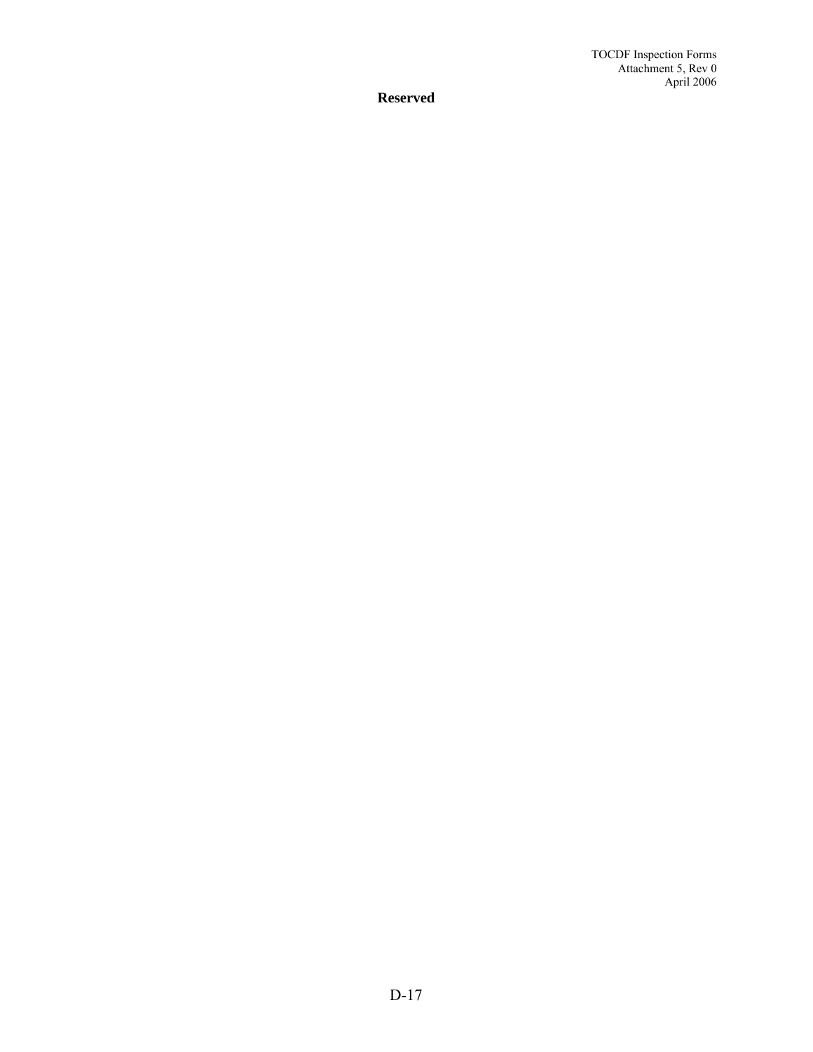**Reserved**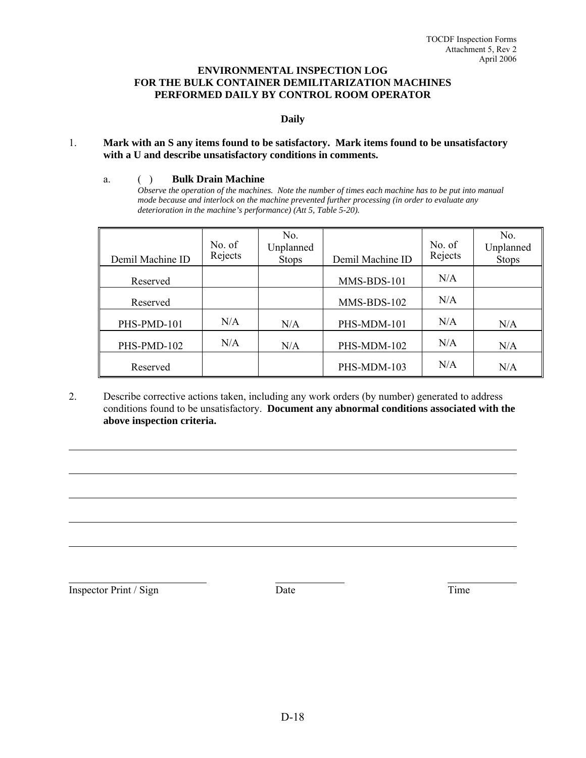# ENVIRONMENTAL INSPECTION LOG FOR THE BULK CONTAINER DEMILITARIZATION MACHINES PERFORMED DAILY BY CONTROL ROOM OPERATOR

**Daily**

1. **Mark with an S any items found to be satisfactory. Mark items found to be unsatisfactory with a U and describe unsatisfactory conditions in comments.**

   a. ( ) **Bulk Drain Machine**
   *Observe the operation of the machines. Note the number of times each machine has to be put into manual mode because and interlock on the machine prevented further processing (in order to evaluate any deterioration in the machine's performance) (Att 5, Table 5-20).*

| Demil Machine ID | No. of Rejects | No. Unplanned Stops | Demil Machine ID | No. of Rejects | No. Unplanned Stops |
|---|---|---|---|---|---|
| Reserved | | | MMS-BDS-101 | N/A | |
| Reserved | | | MMS-BDS-102 | N/A | |
| PHS-PMD-101 | N/A | N/A | PHS-MDM-101 | N/A | N/A |
| PHS-PMD-102 | N/A | N/A | PHS-MDM-102 | N/A | N/A |
| Reserved | | | PHS-MDM-103 | N/A | N/A |

2. Describe corrective actions taken, including any work orders (by number) generated to address conditions found to be unsatisfactory. **Document any abnormal conditions associated with the above inspection criteria.**

_______________________________________________

_______________________________________________

_______________________________________________

_______________________________________________

_______________________________________________

Inspector Print / Sign ____________ Date ____________ Time ____________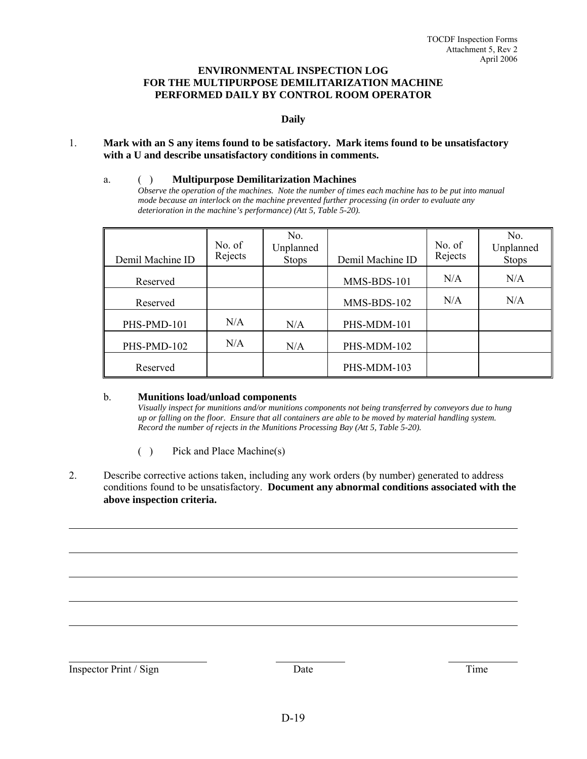TOCDF Inspection Forms
Attachment 5, Rev 2
April 2006

**ENVIRONMENTAL INSPECTION LOG**
**FOR THE MULTIPURPOSE DEMILITARIZATION MACHINE**
**PERFORMED DAILY BY CONTROL ROOM OPERATOR**

**Daily**

1. **Mark with an S any items found to be satisfactory. Mark items found to be unsatisfactory with a U and describe unsatisfactory conditions in comments.**

   a. ( ) **Multipurpose Demilitarization Machines**
   *Observe the operation of the machines. Note the number of times each machine has to be put into manual mode because an interlock on the machine prevented further processing (in order to evaluate any deterioration in the machine's performance) (Att 5, Table 5-20).*

| Demil Machine ID | No. of Rejects | No. Unplanned Stops | Demil Machine ID | No. of Rejects | No. Unplanned Stops |
|---|---|---|---|---|---|
| Reserved | | | MMS-BDS-101 | N/A | N/A |
| Reserved | | | MMS-BDS-102 | N/A | N/A |
| PHS-PMD-101 | N/A | N/A | PHS-MDM-101 | | |
| PHS-PMD-102 | N/A | N/A | PHS-MDM-102 | | |
| Reserved | | | PHS-MDM-103 | | |

   b. **Munitions load/unload components**
   *Visually inspect for munitions and/or munitions components not being transferred by conveyors due to hung up or falling on the floor. Ensure that all containers are able to be moved by material handling system. Record the number of rejects in the Munitions Processing Bay (Att 5, Table 5-20).*

   ( ) Pick and Place Machine(s)

2. Describe corrective actions taken, including any work orders (by number) generated to address conditions found to be unsatisfactory. **Document any abnormal conditions associated with the above inspection criteria.**

______________________________________________________________________

______________________________________________________________________

______________________________________________________________________

______________________________________________________________________

______________________________________________________________________

Inspector Print / Sign ____________ Date ____________ Time ____________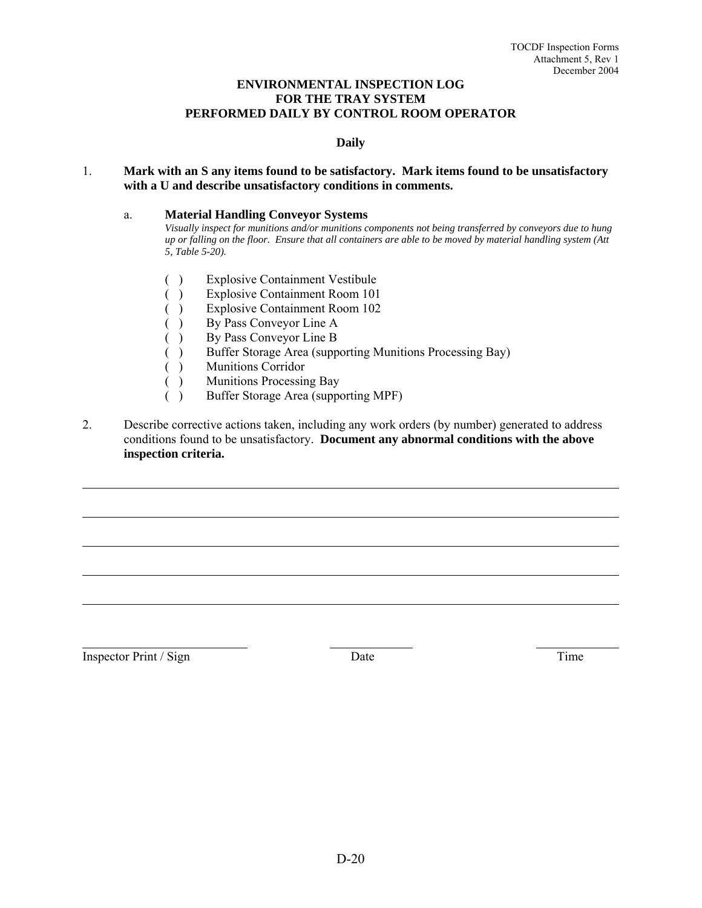# ENVIRONMENTAL INSPECTION LOG
# FOR THE TRAY SYSTEM
# PERFORMED DAILY BY CONTROL ROOM OPERATOR

**Daily**

1. **Mark with an S any items found to be satisfactory. Mark items found to be unsatisfactory with a U and describe unsatisfactory conditions in comments.**

   a. **Material Handling Conveyor Systems**
   *Visually inspect for munitions and/or munitions components not being transferred by conveyors due to hung up or falling on the floor. Ensure that all containers are able to be moved by material handling system (Att 5, Table 5-20).*

   ( ) Explosive Containment Vestibule
   ( ) Explosive Containment Room 101
   ( ) Explosive Containment Room 102
   ( ) By Pass Conveyor Line A
   ( ) By Pass Conveyor Line B
   ( ) Buffer Storage Area (supporting Munitions Processing Bay)
   ( ) Munitions Corridor
   ( ) Munitions Processing Bay
   ( ) Buffer Storage Area (supporting MPF)

2. Describe corrective actions taken, including any work orders (by number) generated to address conditions found to be unsatisfactory. **Document any abnormal conditions with the above inspection criteria.**

\_\_\_\_\_\_\_\_\_\_\_\_\_\_\_\_\_\_\_\_\_\_\_\_\_\_\_\_\_\_\_\_\_\_\_\_\_\_\_\_\_\_\_\_\_\_\_\_\_\_\_\_\_\_\_\_\_\_\_\_

\_\_\_\_\_\_\_\_\_\_\_\_\_\_\_\_\_\_\_\_\_\_\_\_\_\_\_\_\_\_\_\_\_\_\_\_\_\_\_\_\_\_\_\_\_\_\_\_\_\_\_\_\_\_\_\_\_\_\_\_

\_\_\_\_\_\_\_\_\_\_\_\_\_\_\_\_\_\_\_\_\_\_\_\_\_\_\_\_\_\_\_\_\_\_\_\_\_\_\_\_\_\_\_\_\_\_\_\_\_\_\_\_\_\_\_\_\_\_\_\_

\_\_\_\_\_\_\_\_\_\_\_\_\_\_\_\_\_\_\_\_\_\_\_\_\_\_\_\_\_\_\_\_\_\_\_\_\_\_\_\_\_\_\_\_\_\_\_\_\_\_\_\_\_\_\_\_\_\_\_\_

\_\_\_\_\_\_\_\_\_\_\_\_\_\_\_\_\_\_\_\_\_\_\_\_\_\_\_\_\_\_\_\_\_\_\_\_\_\_\_\_\_\_\_\_\_\_\_\_\_\_\_\_\_\_\_\_\_\_\_\_

| Inspector Print / Sign | Date | Time |
|---|---|---|
| | | |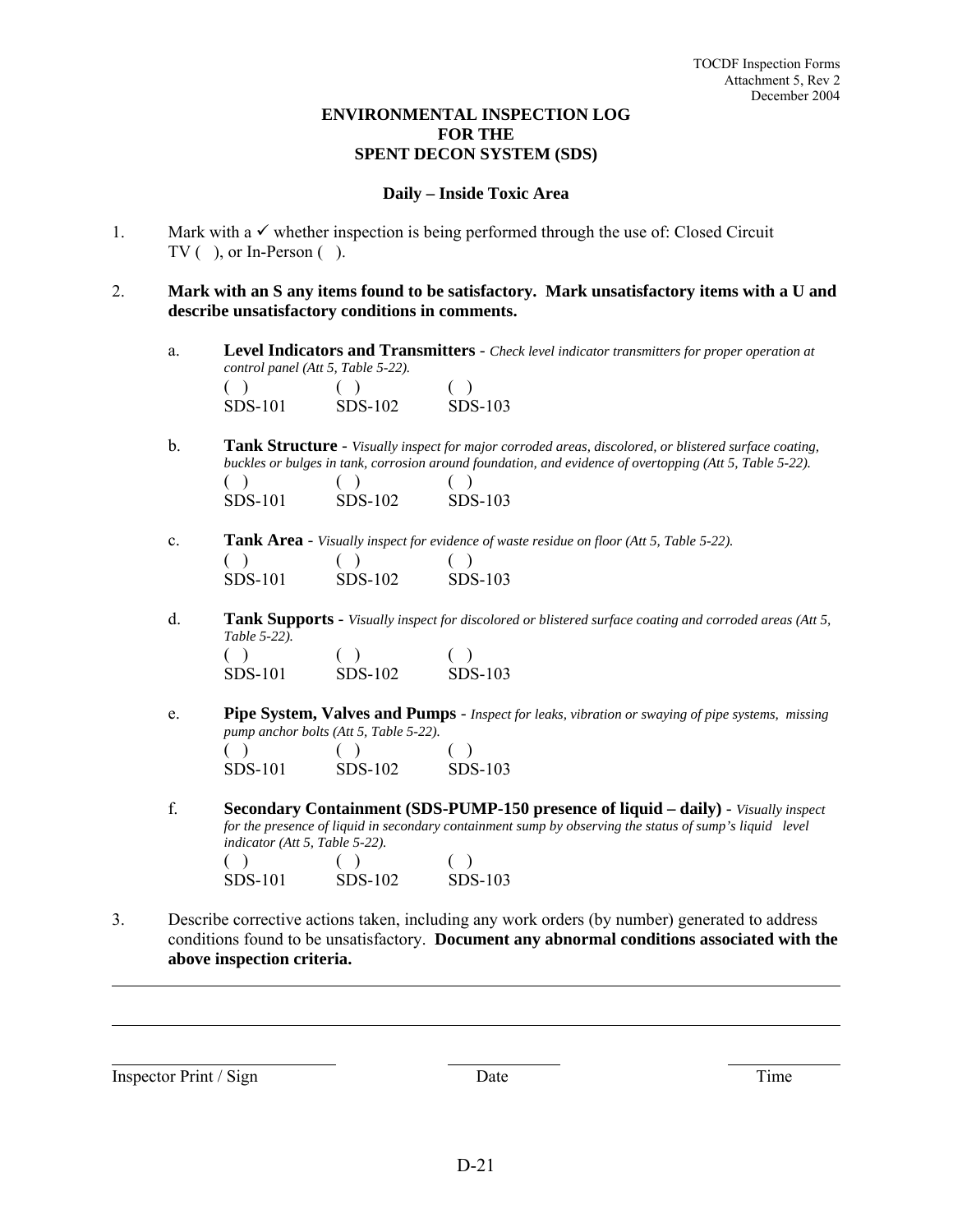TOCDF Inspection Forms
Attachment 5, Rev 2
December 2004

# ENVIRONMENTAL INSPECTION LOG FOR THE SPENT DECON SYSTEM (SDS)

## Daily – Inside Toxic Area

1. Mark with a ✓ whether inspection is being performed through the use of: Closed Circuit TV ( ), or In-Person ( ).

2. **Mark with an S any items found to be satisfactory. Mark unsatisfactory items with a U and describe unsatisfactory conditions in comments.**

   a. **Level Indicators and Transmitters** - *Check level indicator transmitters for proper operation at control panel (Att 5, Table 5-22).*

   | ( ) | ( ) | ( ) |
   |---|---|---|
   | SDS-101 | SDS-102 | SDS-103 |

   b. **Tank Structure** - *Visually inspect for major corroded areas, discolored, or blistered surface coating, buckles or bulges in tank, corrosion around foundation, and evidence of overtopping (Att 5, Table 5-22).*

   | ( ) | ( ) | ( ) |
   |---|---|---|
   | SDS-101 | SDS-102 | SDS-103 |

   c. **Tank Area** - *Visually inspect for evidence of waste residue on floor (Att 5, Table 5-22).*

   | ( ) | ( ) | ( ) |
   |---|---|---|
   | SDS-101 | SDS-102 | SDS-103 |

   d. **Tank Supports** - *Visually inspect for discolored or blistered surface coating and corroded areas (Att 5, Table 5-22).*

   | ( ) | ( ) | ( ) |
   |---|---|---|
   | SDS-101 | SDS-102 | SDS-103 |

   e. **Pipe System, Valves and Pumps** - *Inspect for leaks, vibration or swaying of pipe systems, missing pump anchor bolts (Att 5, Table 5-22).*

   | ( ) | ( ) | ( ) |
   |---|---|---|
   | SDS-101 | SDS-102 | SDS-103 |

   f. **Secondary Containment (SDS-PUMP-150 presence of liquid – daily)** - *Visually inspect for the presence of liquid in secondary containment sump by observing the status of sump's liquid level indicator (Att 5, Table 5-22).*

   | ( ) | ( ) | ( ) |
   |---|---|---|
   | SDS-101 | SDS-102 | SDS-103 |

3. Describe corrective actions taken, including any work orders (by number) generated to address conditions found to be unsatisfactory. **Document any abnormal conditions associated with the above inspection criteria.**

______________________________________________________________________

______________________________________________________________________

| ____________________ | ____________ | ____________ |
|---|---|---|
| Inspector Print / Sign | Date | Time |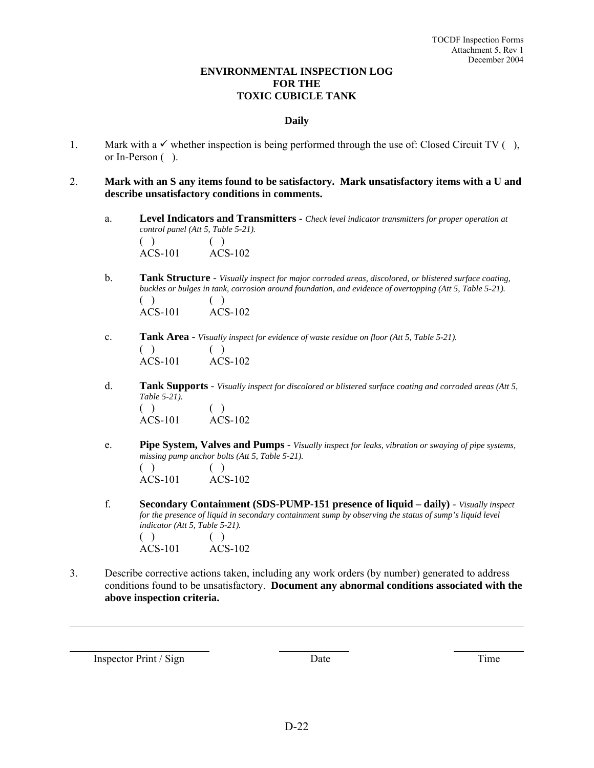# ENVIRONMENTAL INSPECTION LOG FOR THE TOXIC CUBICLE TANK

### Daily

1. Mark with a ✓ whether inspection is being performed through the use of: Closed Circuit TV ( ), or In-Person ( ).

2. **Mark with an S any items found to be satisfactory. Mark unsatisfactory items with a U and describe unsatisfactory conditions in comments.**

   a. **Level Indicators and Transmitters** - *Check level indicator transmitters for proper operation at control panel (Att 5, Table 5-21).*

   ( ) ACS-101 ( ) ACS-102

   b. **Tank Structure** - *Visually inspect for major corroded areas, discolored, or blistered surface coating, buckles or bulges in tank, corrosion around foundation, and evidence of overtopping (Att 5, Table 5-21).*

   ( ) ACS-101 ( ) ACS-102

   c. **Tank Area** - *Visually inspect for evidence of waste residue on floor (Att 5, Table 5-21).*

   ( ) ACS-101 ( ) ACS-102

   d. **Tank Supports** - *Visually inspect for discolored or blistered surface coating and corroded areas (Att 5, Table 5-21).*

   ( ) ACS-101 ( ) ACS-102

   e. **Pipe System, Valves and Pumps** - *Visually inspect for leaks, vibration or swaying of pipe systems, missing pump anchor bolts (Att 5, Table 5-21).*

   ( ) ACS-101 ( ) ACS-102

   f. **Secondary Containment (SDS-PUMP-151 presence of liquid – daily)** - *Visually inspect for the presence of liquid in secondary containment sump by observing the status of sump's liquid level indicator (Att 5, Table 5-21).*

   ( ) ACS-101 ( ) ACS-102

3. Describe corrective actions taken, including any work orders (by number) generated to address conditions found to be unsatisfactory. **Document any abnormal conditions associated with the above inspection criteria.**

___________________________________________________________________________

______________________ ______________ ______________
Inspector Print / Sign Date Time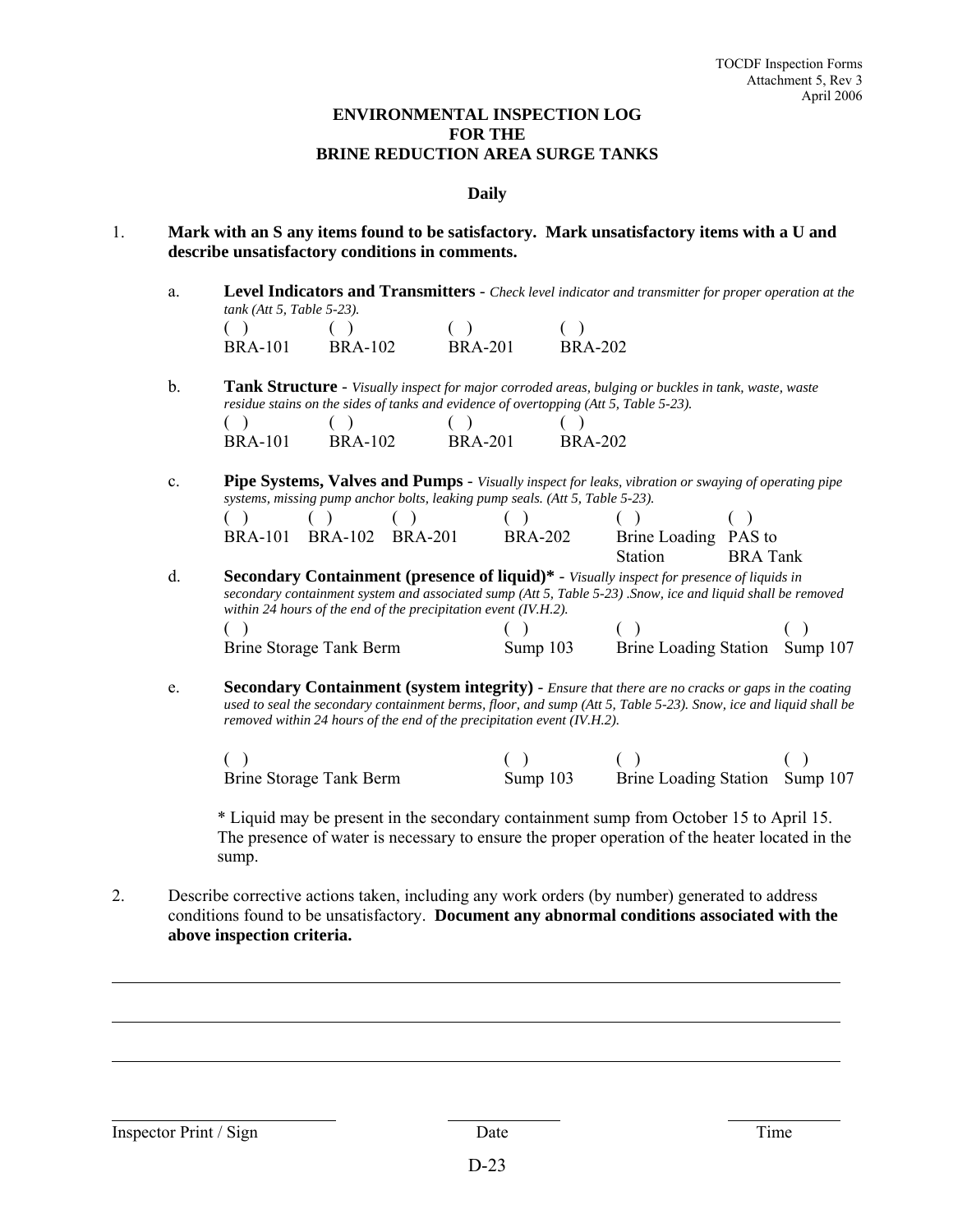**ENVIRONMENTAL INSPECTION LOG**
**FOR THE**
**BRINE REDUCTION AREA SURGE TANKS**

**Daily**

1. **Mark with an S any items found to be satisfactory. Mark unsatisfactory items with a U and describe unsatisfactory conditions in comments.**

   a. **Level Indicators and Transmitters** - *Check level indicator and transmitter for proper operation at the tank (Att 5, Table 5-23).*

   ( ) BRA-101 ( ) BRA-102 ( ) BRA-201 ( ) BRA-202

   b. **Tank Structure** - *Visually inspect for major corroded areas, bulging or buckles in tank, waste, waste residue stains on the sides of tanks and evidence of overtopping (Att 5, Table 5-23).*

   ( ) BRA-101 ( ) BRA-102 ( ) BRA-201 ( ) BRA-202

   c. **Pipe Systems, Valves and Pumps** - *Visually inspect for leaks, vibration or swaying of operating pipe systems, missing pump anchor bolts, leaking pump seals. (Att 5, Table 5-23).*

   ( ) BRA-101 ( ) BRA-102 ( ) BRA-201 ( ) BRA-202 ( ) Brine Loading Station ( ) PAS to BRA Tank

   d. **Secondary Containment (presence of liquid)\*** - *Visually inspect for presence of liquids in secondary containment system and associated sump (Att 5, Table 5-23) .Snow, ice and liquid shall be removed within 24 hours of the end of the precipitation event (IV.H.2).*

   ( ) Brine Storage Tank Berm ( ) Sump 103 ( ) Brine Loading Station ( ) Sump 107

   e. **Secondary Containment (system integrity)** - *Ensure that there are no cracks or gaps in the coating used to seal the secondary containment berms, floor, and sump (Att 5, Table 5-23). Snow, ice and liquid shall be removed within 24 hours of the end of the precipitation event (IV.H.2).*

   ( ) Brine Storage Tank Berm ( ) Sump 103 ( ) Brine Loading Station ( ) Sump 107

   \* Liquid may be present in the secondary containment sump from October 15 to April 15. The presence of water is necessary to ensure the proper operation of the heater located in the sump.

2. Describe corrective actions taken, including any work orders (by number) generated to address conditions found to be unsatisfactory. **Document any abnormal conditions associated with the above inspection criteria.**

______________________________________________________________________

______________________________________________________________________

______________________________________________________________________

______________________ ______________ ______________
Inspector Print / Sign Date Time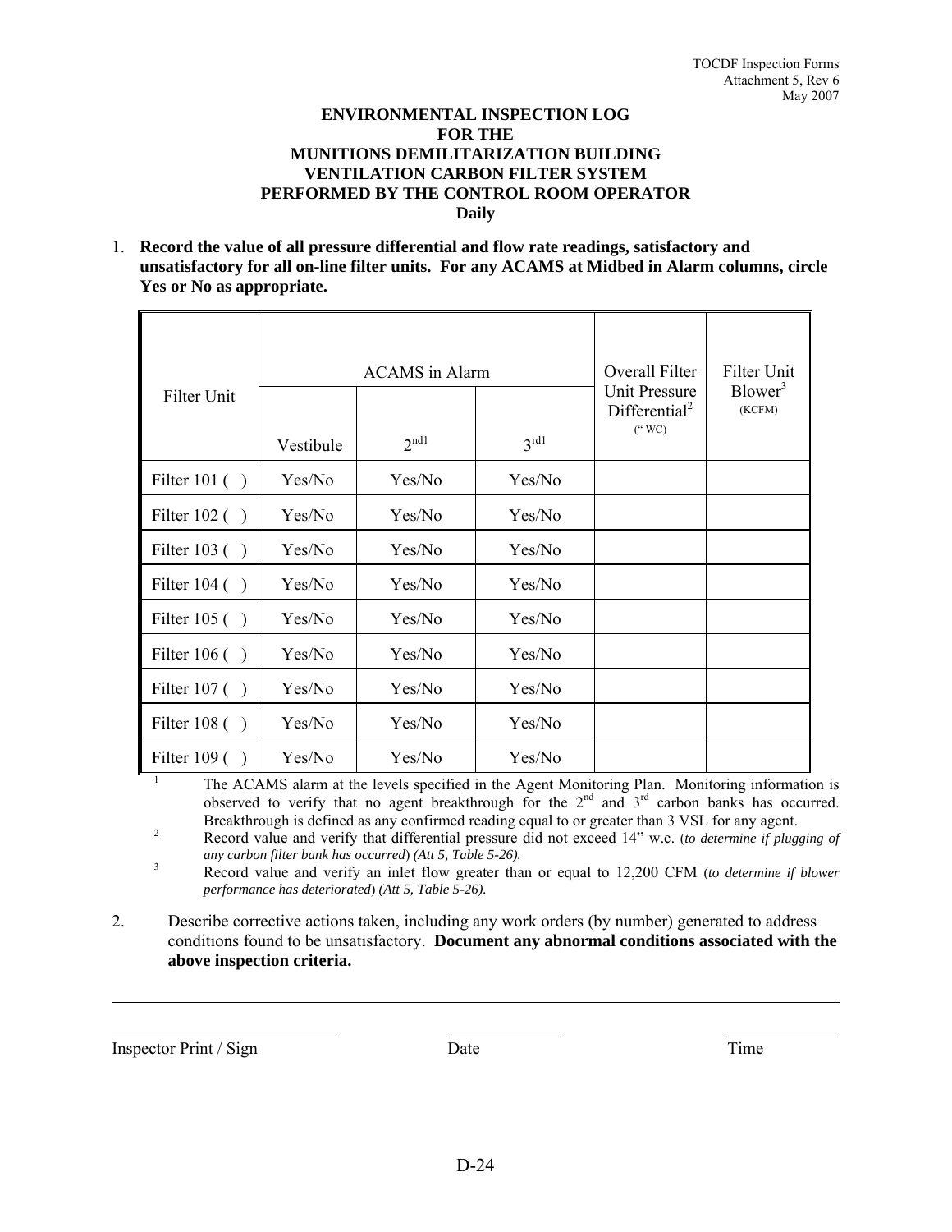**ENVIRONMENTAL INSPECTION LOG**
**FOR THE**
**MUNITIONS DEMILITARIZATION BUILDING**
**VENTILATION CARBON FILTER SYSTEM**
**PERFORMED BY THE CONTROL ROOM OPERATOR**
**Daily**

1. **Record the value of all pressure differential and flow rate readings, satisfactory and unsatisfactory for all on-line filter units. For any ACAMS at Midbed in Alarm columns, circle Yes or No as appropriate.**

| Filter Unit | ACAMS in Alarm | | | Overall Filter Unit Pressure Differential[2] (" WC) | Filter Unit Blower[3] (KCFM) |
|---|---|---|---|---|---|
| | Vestibule | 2nd[1] | 3rd[1] | | |
| Filter 101 ( ) | Yes/No | Yes/No | Yes/No | | |
| Filter 102 ( ) | Yes/No | Yes/No | Yes/No | | |
| Filter 103 ( ) | Yes/No | Yes/No | Yes/No | | |
| Filter 104 ( ) | Yes/No | Yes/No | Yes/No | | |
| Filter 105 ( ) | Yes/No | Yes/No | Yes/No | | |
| Filter 106 ( ) | Yes/No | Yes/No | Yes/No | | |
| Filter 107 ( ) | Yes/No | Yes/No | Yes/No | | |
| Filter 108 ( ) | Yes/No | Yes/No | Yes/No | | |
| Filter 109 ( ) | Yes/No | Yes/No | Yes/No | | |

[1] The ACAMS alarm at the levels specified in the Agent Monitoring Plan. Monitoring information is observed to verify that no agent breakthrough for the 2nd and 3rd carbon banks has occurred. Breakthrough is defined as any confirmed reading equal to or greater than 3 VSL for any agent.

[2] Record value and verify that differential pressure did not exceed 14" w.c. (*to determine if plugging of any carbon filter bank has occurred*) *(Att 5, Table 5-26).*

[3] Record value and verify an inlet flow greater than or equal to 12,200 CFM (*to determine if blower performance has deteriorated*) *(Att 5, Table 5-26).*

2. Describe corrective actions taken, including any work orders (by number) generated to address conditions found to be unsatisfactory. **Document any abnormal conditions associated with the above inspection criteria.**

______________________________________________________________________________

____________________________ ______________ ______________

Inspector Print / Sign Date Time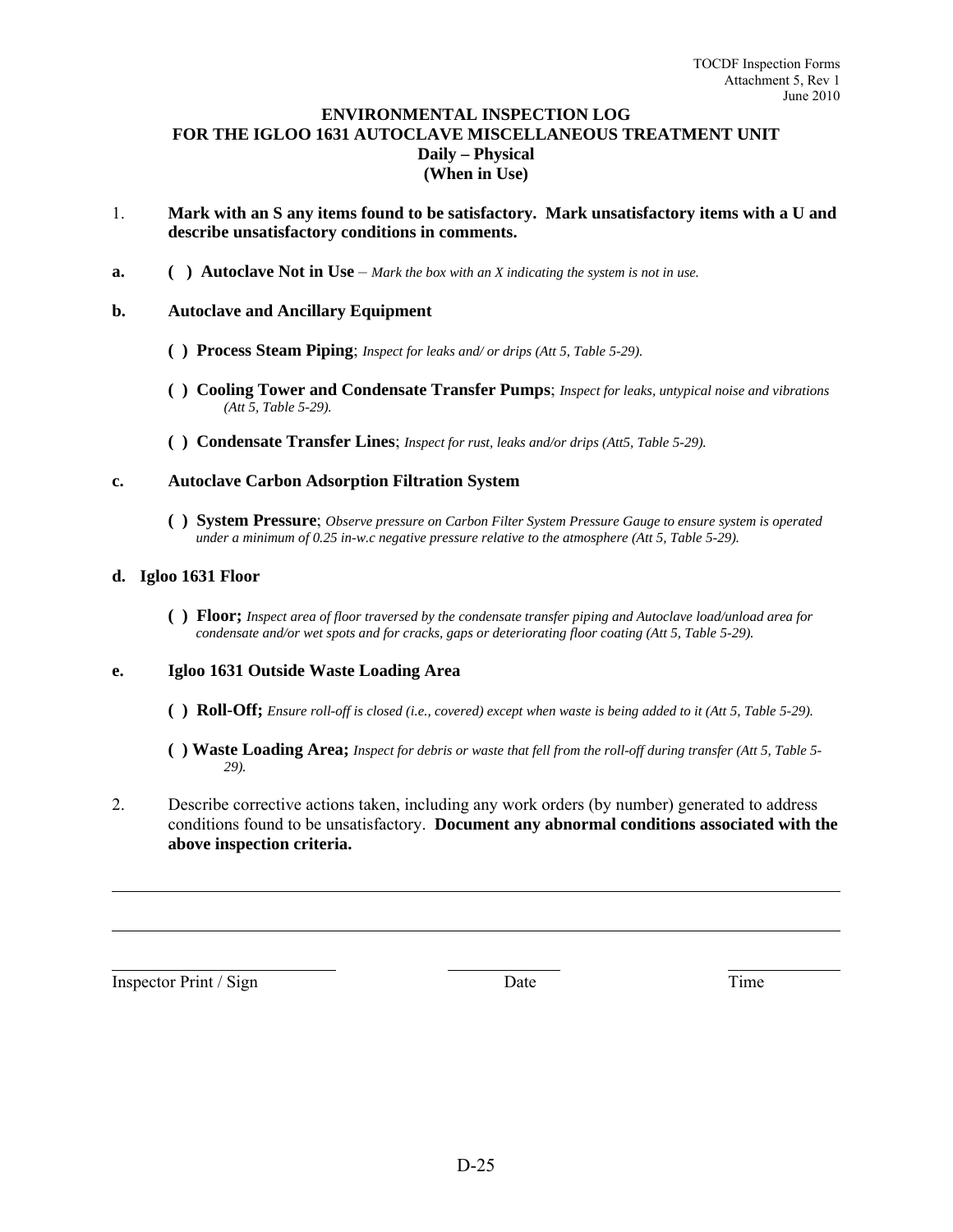TOCDF Inspection Forms
Attachment 5, Rev 1
June 2010

**ENVIRONMENTAL INSPECTION LOG**
**FOR THE IGLOO 1631 AUTOCLAVE MISCELLANEOUS TREATMENT UNIT**
**Daily – Physical**
**(When in Use)**

1. **Mark with an S any items found to be satisfactory. Mark unsatisfactory items with a U and describe unsatisfactory conditions in comments.**

**a.** **( ) Autoclave Not in Use** – *Mark the box with an X indicating the system is not in use.*

**b.** **Autoclave and Ancillary Equipment**

**( ) Process Steam Piping**; *Inspect for leaks and/ or drips (Att 5, Table 5-29).*

**( ) Cooling Tower and Condensate Transfer Pumps**; *Inspect for leaks, untypical noise and vibrations (Att 5, Table 5-29).*

**( ) Condensate Transfer Lines**; *Inspect for rust, leaks and/or drips (Att5, Table 5-29).*

**c.** **Autoclave Carbon Adsorption Filtration System**

**( ) System Pressure**; *Observe pressure on Carbon Filter System Pressure Gauge to ensure system is operated under a minimum of 0.25 in-w.c negative pressure relative to the atmosphere (Att 5, Table 5-29).*

**d.** **Igloo 1631 Floor**

**( ) Floor;** *Inspect area of floor traversed by the condensate transfer piping and Autoclave load/unload area for condensate and/or wet spots and for cracks, gaps or deteriorating floor coating (Att 5, Table 5-29).*

**e.** **Igloo 1631 Outside Waste Loading Area**

**( ) Roll-Off;** *Ensure roll-off is closed (i.e., covered) except when waste is being added to it (Att 5, Table 5-29).*

**( ) Waste Loading Area;** *Inspect for debris or waste that fell from the roll-off during transfer (Att 5, Table 5-29).*

2. Describe corrective actions taken, including any work orders (by number) generated to address conditions found to be unsatisfactory. **Document any abnormal conditions associated with the above inspection criteria.**

_______________________________________________________________________________

_______________________________________________________________________________

Inspector Print / Sign ____________________   Date ____________   Time ____________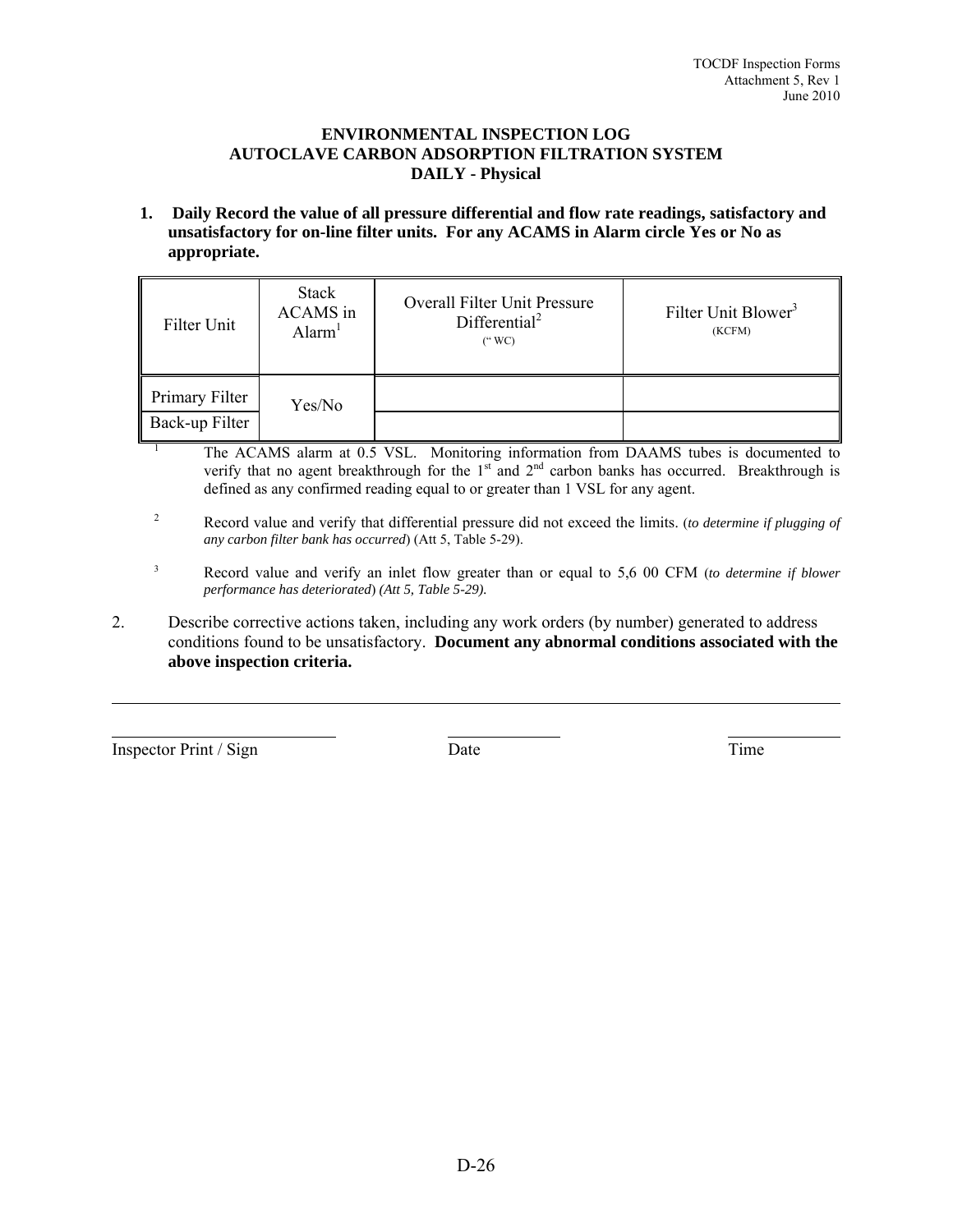# ENVIRONMENTAL INSPECTION LOG
# AUTOCLAVE CARBON ADSORPTION FILTRATION SYSTEM
# DAILY - Physical

**1. Daily Record the value of all pressure differential and flow rate readings, satisfactory and unsatisfactory for on-line filter units. For any ACAMS in Alarm circle Yes or No as appropriate.**

| Filter Unit | Stack ACAMS in Alarm[1] | Overall Filter Unit Pressure Differential[2] (" WC) | Filter Unit Blower[3] (KCFM) |
|---|---|---|---|
| Primary Filter | Yes/No | | |
| Back-up Filter | | | |

[1] The ACAMS alarm at 0.5 VSL. Monitoring information from DAAMS tubes is documented to verify that no agent breakthrough for the 1st and 2nd carbon banks has occurred. Breakthrough is defined as any confirmed reading equal to or greater than 1 VSL for any agent.

[2] Record value and verify that differential pressure did not exceed the limits. (*to determine if plugging of any carbon filter bank has occurred*) (Att 5, Table 5-29).

[3] Record value and verify an inlet flow greater than or equal to 5,6 00 CFM (*to determine if blower performance has deteriorated*) *(Att 5, Table 5-29).*

2. Describe corrective actions taken, including any work orders (by number) generated to address conditions found to be unsatisfactory. **Document any abnormal conditions associated with the above inspection criteria.**

_______________________________________________________________________________

_______________________ _____________ _____________

Inspector Print / Sign Date Time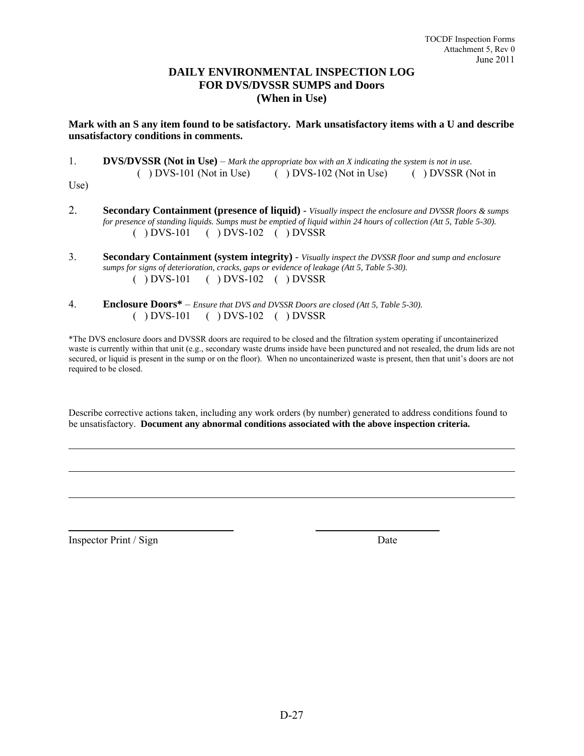TOCDF Inspection Forms
Attachment 5, Rev 0
June 2011

# DAILY ENVIRONMENTAL INSPECTION LOG FOR DVS/DVSSR SUMPS and Doors (When in Use)

**Mark with an S any item found to be satisfactory. Mark unsatisfactory items with a U and describe unsatisfactory conditions in comments.**

1. **DVS/DVSSR (Not in Use)** – *Mark the appropriate box with an X indicating the system is not in use.*
   ( ) DVS-101 (Not in Use) ( ) DVS-102 (Not in Use) ( ) DVSSR (Not in Use)

2. **Secondary Containment (presence of liquid)** - *Visually inspect the enclosure and DVSSR floors & sumps for presence of standing liquids. Sumps must be emptied of liquid within 24 hours of collection (Att 5, Table 5-30).*
   ( ) DVS-101 ( ) DVS-102 ( ) DVSSR

3. **Secondary Containment (system integrity)** - *Visually inspect the DVSSR floor and sump and enclosure sumps for signs of deterioration, cracks, gaps or evidence of leakage (Att 5, Table 5-30).*
   ( ) DVS-101 ( ) DVS-102 ( ) DVSSR

4. **Enclosure Doors*** – *Ensure that DVS and DVSSR Doors are closed (Att 5, Table 5-30).*
   ( ) DVS-101 ( ) DVS-102 ( ) DVSSR

*The DVS enclosure doors and DVSSR doors are required to be closed and the filtration system operating if uncontainerized waste is currently within that unit (e.g., secondary waste drums inside have been punctured and not resealed, the drum lids are not secured, or liquid is present in the sump or on the floor). When no uncontainerized waste is present, then that unit's doors are not required to be closed.

Describe corrective actions taken, including any work orders (by number) generated to address conditions found to be unsatisfactory. **Document any abnormal conditions associated with the above inspection criteria.**

______________________________________________________________________

______________________________________________________________________

______________________________________________________________________

______________________________ ______________________

Inspector Print / Sign Date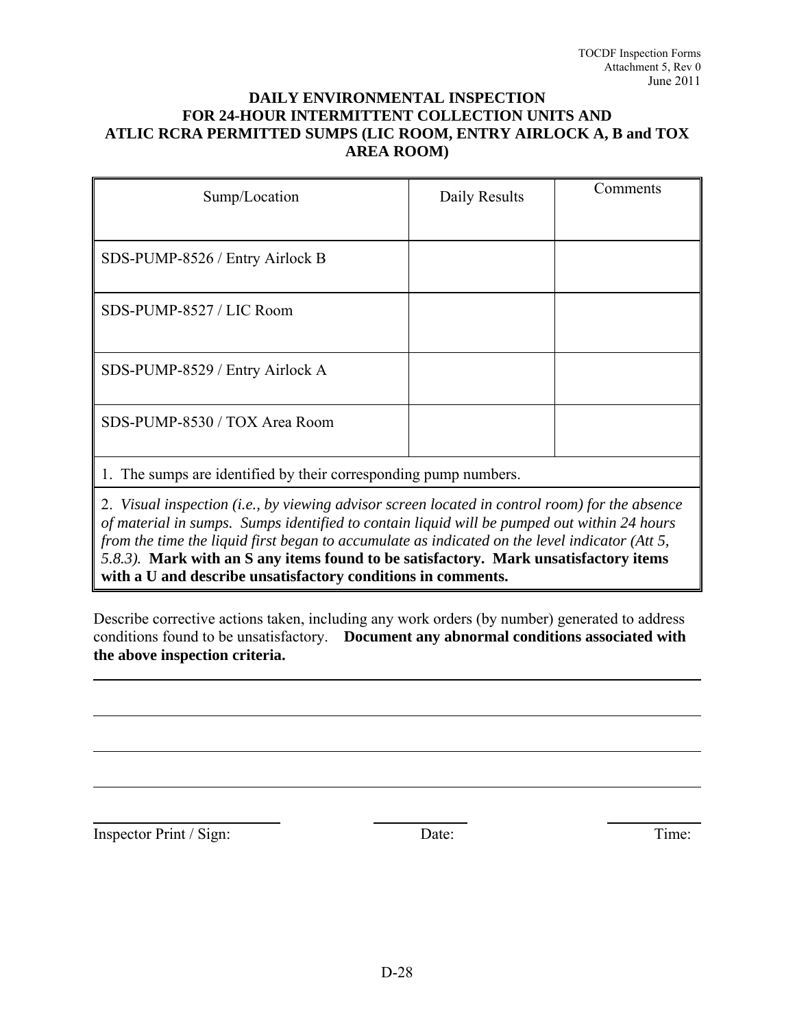**DAILY ENVIRONMENTAL INSPECTION**
**FOR 24-HOUR INTERMITTENT COLLECTION UNITS AND**
**ATLIC RCRA PERMITTED SUMPS (LIC ROOM, ENTRY AIRLOCK A, B and TOX AREA ROOM)**

| Sump/Location | Daily Results | Comments |
|---|---|---|
| SDS-PUMP-8526 / Entry Airlock B | | |
| SDS-PUMP-8527 / LIC Room | | |
| SDS-PUMP-8529 / Entry Airlock A | | |
| SDS-PUMP-8530 / TOX Area Room | | |
| 1. The sumps are identified by their corresponding pump numbers. | | |
| 2. *Visual inspection (i.e., by viewing advisor screen located in control room) for the absence of material in sumps. Sumps identified to contain liquid will be pumped out within 24 hours from the time the liquid first began to accumulate as indicated on the level indicator (Att 5, 5.8.3).* **Mark with an S any items found to be satisfactory. Mark unsatisfactory items with a U and describe unsatisfactory conditions in comments.** | | |

Describe corrective actions taken, including any work orders (by number) generated to address conditions found to be unsatisfactory. **Document any abnormal conditions associated with the above inspection criteria.**

_______________________________________________

_______________________________________________

_______________________________________________

_______________________________________________

Inspector Print / Sign: ____________ Date: ____________ Time: ____________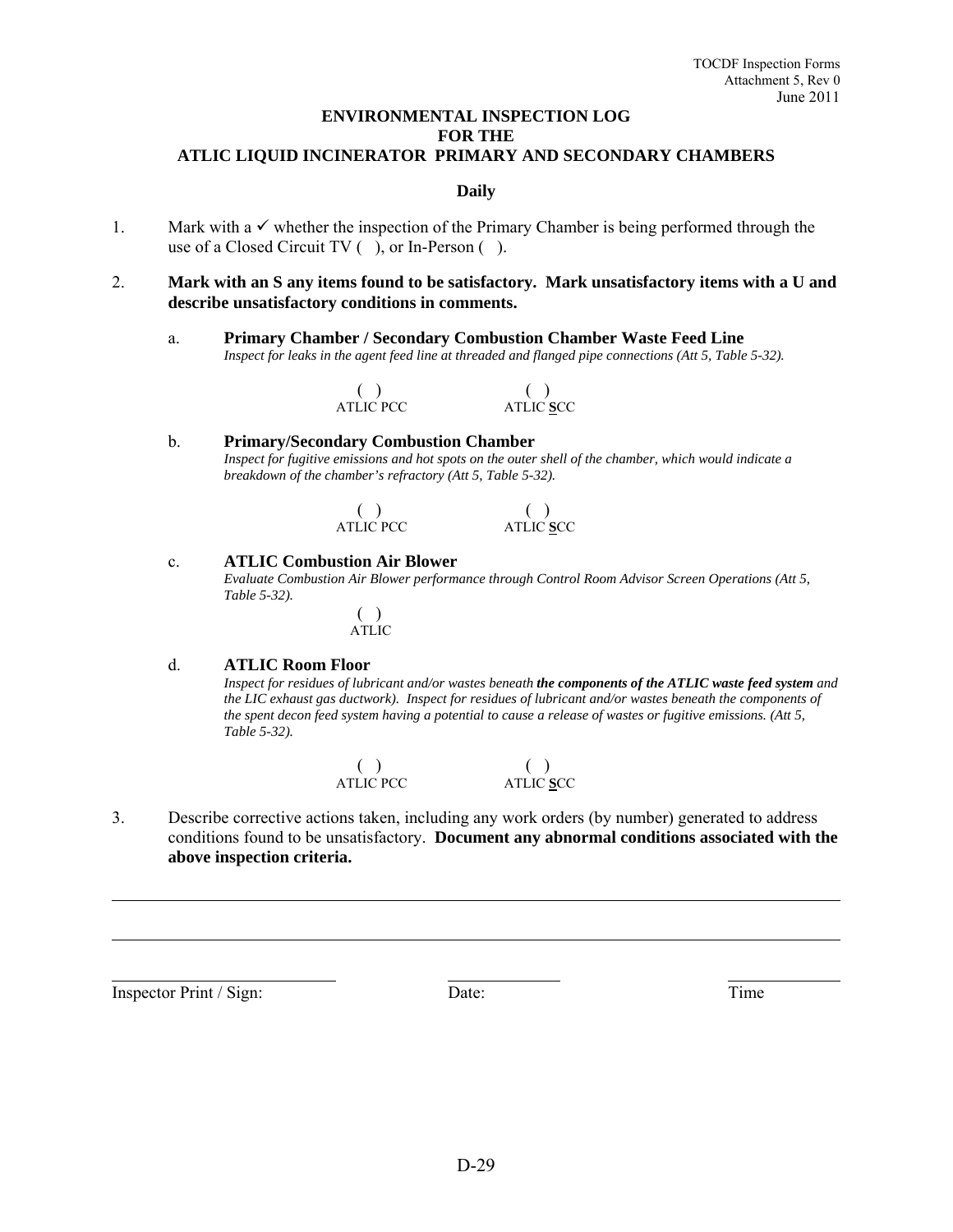# ENVIRONMENTAL INSPECTION LOG FOR THE ATLIC LIQUID INCINERATOR PRIMARY AND SECONDARY CHAMBERS

**Daily**

1. Mark with a ✓ whether the inspection of the Primary Chamber is being performed through the use of a Closed Circuit TV ( ), or In-Person ( ).

2. **Mark with an S any items found to be satisfactory. Mark unsatisfactory items with a U and describe unsatisfactory conditions in comments.**

   a. **Primary Chamber / Secondary Combustion Chamber Waste Feed Line**
   *Inspect for leaks in the agent feed line at threaded and flanged pipe connections (Att 5, Table 5-32).*

   ( ) ATLIC PCC &nbsp;&nbsp;&nbsp;&nbsp; ( ) ATLIC **S**CC

   b. **Primary/Secondary Combustion Chamber**
   *Inspect for fugitive emissions and hot spots on the outer shell of the chamber, which would indicate a breakdown of the chamber's refractory (Att 5, Table 5-32).*

   ( ) ATLIC PCC &nbsp;&nbsp;&nbsp;&nbsp; ( ) ATLIC **S**CC

   c. **ATLIC Combustion Air Blower**
   *Evaluate Combustion Air Blower performance through Control Room Advisor Screen Operations (Att 5, Table 5-32).*

   ( ) ATLIC

   d. **ATLIC Room Floor**
   *Inspect for residues of lubricant and/or wastes beneath* ***the components of the ATLIC waste feed system*** *and the LIC exhaust gas ductwork). Inspect for residues of lubricant and/or wastes beneath the components of the spent decon feed system having a potential to cause a release of wastes or fugitive emissions. (Att 5, Table 5-32).*

   ( ) ATLIC PCC &nbsp;&nbsp;&nbsp;&nbsp; ( ) ATLIC **S**CC

3. Describe corrective actions taken, including any work orders (by number) generated to address conditions found to be unsatisfactory. **Document any abnormal conditions associated with the above inspection criteria.**

______________________________________________________________________

______________________________________________________________________

Inspector Print / Sign: ____________ &nbsp;&nbsp;&nbsp; Date: ____________ &nbsp;&nbsp;&nbsp; Time ____________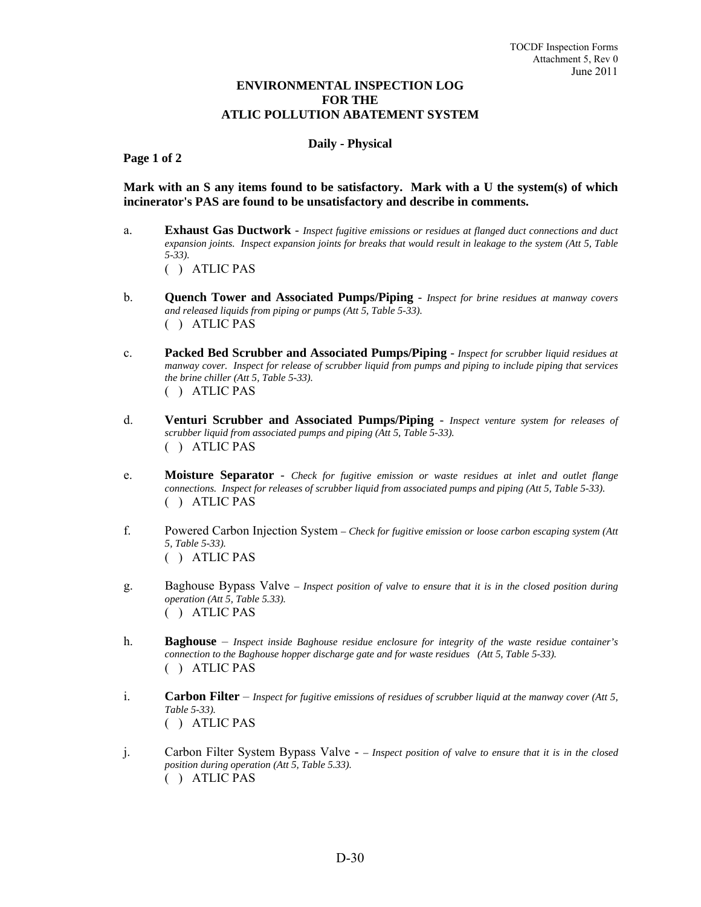# ENVIRONMENTAL INSPECTION LOG FOR THE ATLIC POLLUTION ABATEMENT SYSTEM

### Daily - Physical

**Page 1 of 2**

**Mark with an S any items found to be satisfactory. Mark with a U the system(s) of which incinerator's PAS are found to be unsatisfactory and describe in comments.**

a. **Exhaust Gas Ductwork** - *Inspect fugitive emissions or residues at flanged duct connections and duct expansion joints. Inspect expansion joints for breaks that would result in leakage to the system (Att 5, Table 5-33).*
( ) ATLIC PAS

b. **Quench Tower and Associated Pumps/Piping** - *Inspect for brine residues at manway covers and released liquids from piping or pumps (Att 5, Table 5-33).*
( ) ATLIC PAS

c. **Packed Bed Scrubber and Associated Pumps/Piping** - *Inspect for scrubber liquid residues at manway cover. Inspect for release of scrubber liquid from pumps and piping to include piping that services the brine chiller (Att 5, Table 5-33).*
( ) ATLIC PAS

d. **Venturi Scrubber and Associated Pumps/Piping** - *Inspect venture system for releases of scrubber liquid from associated pumps and piping (Att 5, Table 5-33).*
( ) ATLIC PAS

e. **Moisture Separator** - *Check for fugitive emission or waste residues at inlet and outlet flange connections. Inspect for releases of scrubber liquid from associated pumps and piping (Att 5, Table 5-33).*
( ) ATLIC PAS

f. Powered Carbon Injection System *– Check for fugitive emission or loose carbon escaping system (Att 5, Table 5-33).*
( ) ATLIC PAS

g. Baghouse Bypass Valve *– Inspect position of valve to ensure that it is in the closed position during operation (Att 5, Table 5.33).*
( ) ATLIC PAS

h. **Baghouse** – *Inspect inside Baghouse residue enclosure for integrity of the waste residue container's connection to the Baghouse hopper discharge gate and for waste residues (Att 5, Table 5-33).*
( ) ATLIC PAS

i. **Carbon Filter** – *Inspect for fugitive emissions of residues of scrubber liquid at the manway cover (Att 5, Table 5-33).*
( ) ATLIC PAS

j. Carbon Filter System Bypass Valve - *– Inspect position of valve to ensure that it is in the closed position during operation (Att 5, Table 5.33).*
( ) ATLIC PAS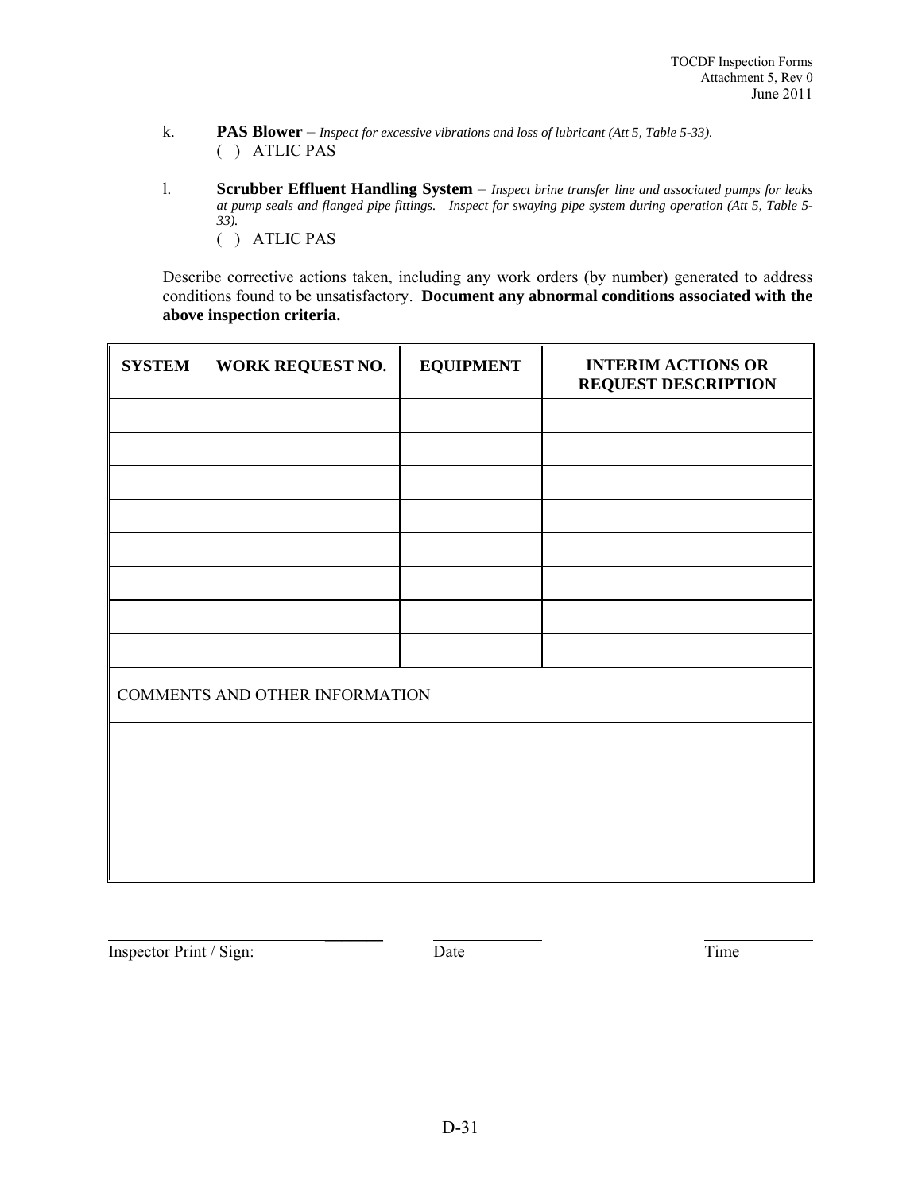k. **PAS Blower** – *Inspect for excessive vibrations and loss of lubricant (Att 5, Table 5-33).*
( ) ATLIC PAS

l. **Scrubber Effluent Handling System** – *Inspect brine transfer line and associated pumps for leaks at pump seals and flanged pipe fittings. Inspect for swaying pipe system during operation (Att 5, Table 5-33).*
( ) ATLIC PAS

Describe corrective actions taken, including any work orders (by number) generated to address conditions found to be unsatisfactory. **Document any abnormal conditions associated with the above inspection criteria.**

| SYSTEM | WORK REQUEST NO. | EQUIPMENT | INTERIM ACTIONS OR REQUEST DESCRIPTION |
|---|---|---|---|
| | | | |
| | | | |
| | | | |
| | | | |
| | | | |
| | | | |
| | | | |
| | | | |
| COMMENTS AND OTHER INFORMATION | | | |
| | | | |

Inspector Print / Sign: ______________ Date ______________ Time ______________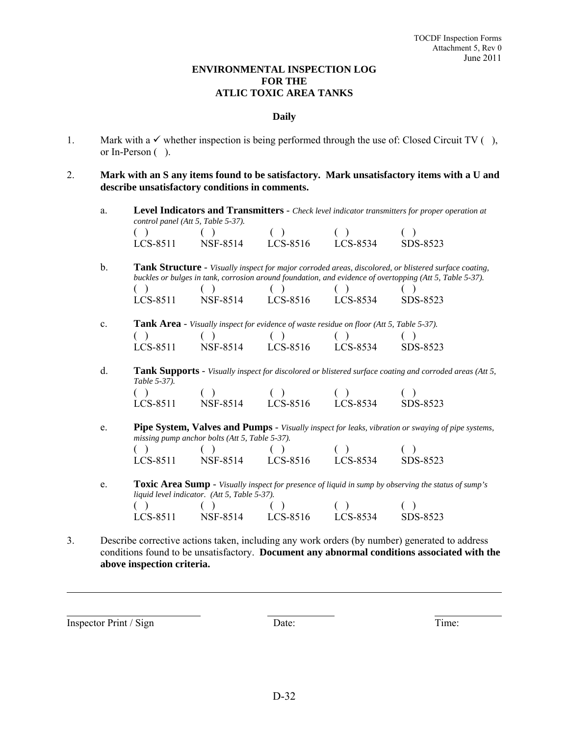TOCDF Inspection Forms
Attachment 5, Rev 0
June 2011

# ENVIRONMENTAL INSPECTION LOG FOR THE ATLIC TOXIC AREA TANKS

**Daily**

1. Mark with a ✓ whether inspection is being performed through the use of: Closed Circuit TV ( ), or In-Person ( ).

2. **Mark with an S any items found to be satisfactory. Mark unsatisfactory items with a U and describe unsatisfactory conditions in comments.**

   a. **Level Indicators and Transmitters** - *Check level indicator transmitters for proper operation at control panel (Att 5, Table 5-37).*

| ( ) | ( ) | ( ) | ( ) | ( ) |
|---|---|---|---|---|
| LCS-8511 | NSF-8514 | LCS-8516 | LCS-8534 | SDS-8523 |

   b. **Tank Structure** - *Visually inspect for major corroded areas, discolored, or blistered surface coating, buckles or bulges in tank, corrosion around foundation, and evidence of overtopping (Att 5, Table 5-37).*

| ( ) | ( ) | ( ) | ( ) | ( ) |
|---|---|---|---|---|
| LCS-8511 | NSF-8514 | LCS-8516 | LCS-8534 | SDS-8523 |

   c. **Tank Area** - *Visually inspect for evidence of waste residue on floor (Att 5, Table 5-37).*

| ( ) | ( ) | ( ) | ( ) | ( ) |
|---|---|---|---|---|
| LCS-8511 | NSF-8514 | LCS-8516 | LCS-8534 | SDS-8523 |

   d. **Tank Supports** - *Visually inspect for discolored or blistered surface coating and corroded areas (Att 5, Table 5-37).*

| ( ) | ( ) | ( ) | ( ) | ( ) |
|---|---|---|---|---|
| LCS-8511 | NSF-8514 | LCS-8516 | LCS-8534 | SDS-8523 |

   e. **Pipe System, Valves and Pumps** - *Visually inspect for leaks, vibration or swaying of pipe systems, missing pump anchor bolts (Att 5, Table 5-37).*

| ( ) | ( ) | ( ) | ( ) | ( ) |
|---|---|---|---|---|
| LCS-8511 | NSF-8514 | LCS-8516 | LCS-8534 | SDS-8523 |

   e. **Toxic Area Sump** - *Visually inspect for presence of liquid in sump by observing the status of sump's liquid level indicator. (Att 5, Table 5-37).*

| ( ) | ( ) | ( ) | ( ) | ( ) |
|---|---|---|---|---|
| LCS-8511 | NSF-8514 | LCS-8516 | LCS-8534 | SDS-8523 |

3. Describe corrective actions taken, including any work orders (by number) generated to address conditions found to be unsatisfactory. **Document any abnormal conditions associated with the above inspection criteria.**

_______________________________________________

Inspector Print / Sign ____________ Date: ____________ Time: ____________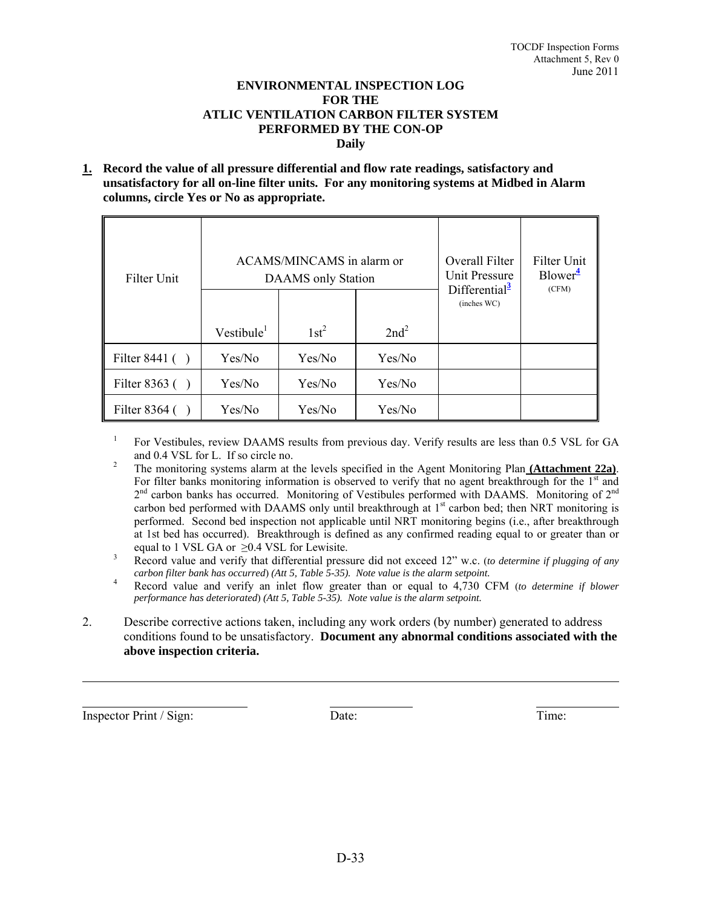TOCDF Inspection Forms
Attachment 5, Rev 0
June 2011

# ENVIRONMENTAL INSPECTION LOG FOR THE ATLIC VENTILATION CARBON FILTER SYSTEM PERFORMED BY THE CON-OP

**Daily**

**1. Record the value of all pressure differential and flow rate readings, satisfactory and unsatisfactory for all on-line filter units. For any monitoring systems at Midbed in Alarm columns, circle Yes or No as appropriate.**

| Filter Unit | ACAMS/MINCAMS in alarm or DAAMS only Station | | | Overall Filter Unit Pressure Differential[3] (inches WC) | Filter Unit Blower[4] (CFM) |
|---|---|---|---|---|---|
| | Vestibule[1] | 1st[2] | 2nd[2] | | |
| Filter 8441 ( ) | Yes/No | Yes/No | Yes/No | | |
| Filter 8363 ( ) | Yes/No | Yes/No | Yes/No | | |
| Filter 8364 ( ) | Yes/No | Yes/No | Yes/No | | |

[1] For Vestibules, review DAAMS results from previous day. Verify results are less than 0.5 VSL for GA and 0.4 VSL for L. If so circle no.

[2] The monitoring systems alarm at the levels specified in the Agent Monitoring Plan **(Attachment 22a)**. For filter banks monitoring information is observed to verify that no agent breakthrough for the 1st and 2nd carbon banks has occurred. Monitoring of Vestibules performed with DAAMS. Monitoring of 2nd carbon bed performed with DAAMS only until breakthrough at 1st carbon bed; then NRT monitoring is performed. Second bed inspection not applicable until NRT monitoring begins (i.e., after breakthrough at 1st bed has occurred). Breakthrough is defined as any confirmed reading equal to or greater than or equal to 1 VSL GA or $\geq$0.4 VSL for Lewisite.

[3] Record value and verify that differential pressure did not exceed 12" w.c. (*to determine if plugging of any carbon filter bank has occurred*) *(Att 5, Table 5-35). Note value is the alarm setpoint.*

[4] Record value and verify an inlet flow greater than or equal to 4,730 CFM (*to determine if blower performance has deteriorated*) *(Att 5, Table 5-35). Note value is the alarm setpoint.*

2. Describe corrective actions taken, including any work orders (by number) generated to address conditions found to be unsatisfactory. **Document any abnormal conditions associated with the above inspection criteria.**

_______________________________________________________________________________

Inspector Print / Sign: ____________________ Date: ____________ Time: ____________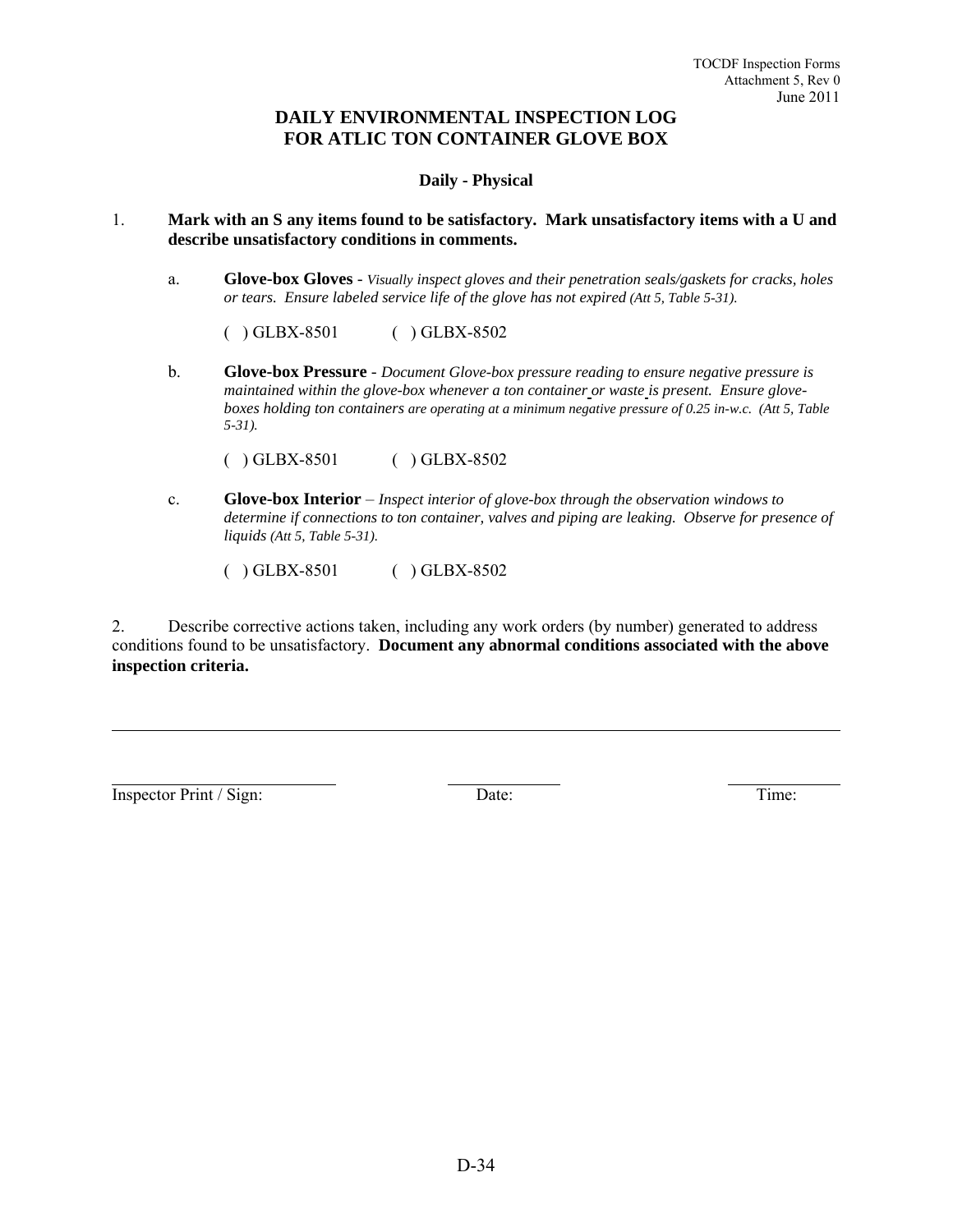# DAILY ENVIRONMENTAL INSPECTION LOG FOR ATLIC TON CONTAINER GLOVE BOX

**Daily - Physical**

1. **Mark with an S any items found to be satisfactory. Mark unsatisfactory items with a U and describe unsatisfactory conditions in comments.**

   a. **Glove-box Gloves** - *Visually inspect gloves and their penetration seals/gaskets for cracks, holes or tears. Ensure labeled service life of the glove has not expired (Att 5, Table 5-31).*

      ( ) GLBX-8501 ( ) GLBX-8502

   b. **Glove-box Pressure** - *Document Glove-box pressure reading to ensure negative pressure is maintained within the glove-box whenever a ton container or waste is present. Ensure glove-boxes holding ton containers are operating at a minimum negative pressure of 0.25 in-w.c. (Att 5, Table 5-31).*

      ( ) GLBX-8501 ( ) GLBX-8502

   c. **Glove-box Interior** – *Inspect interior of glove-box through the observation windows to determine if connections to ton container, valves and piping are leaking. Observe for presence of liquids (Att 5, Table 5-31).*

      ( ) GLBX-8501 ( ) GLBX-8502

2. Describe corrective actions taken, including any work orders (by number) generated to address conditions found to be unsatisfactory. **Document any abnormal conditions associated with the above inspection criteria.**

\_\_\_\_\_\_\_\_\_\_\_\_\_\_\_\_\_\_\_\_\_\_\_\_\_\_\_\_\_\_\_\_\_\_\_\_\_\_\_\_\_\_\_\_\_\_\_\_\_\_\_\_\_\_\_\_\_\_\_\_\_\_\_\_\_\_\_\_\_\_\_\_

Inspector Print / Sign: \_\_\_\_\_\_\_\_\_\_\_\_\_\_\_\_ Date: \_\_\_\_\_\_\_\_ Time: \_\_\_\_\_\_\_\_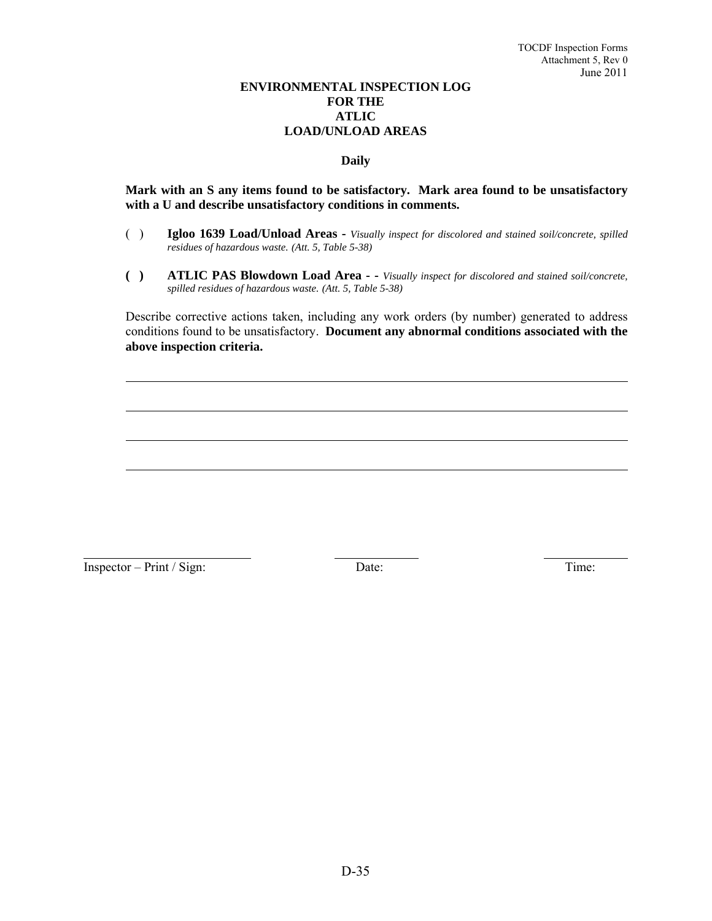# ENVIRONMENTAL INSPECTION LOG FOR THE ATLIC LOAD/UNLOAD AREAS

**Daily**

**Mark with an S any items found to be satisfactory. Mark area found to be unsatisfactory with a U and describe unsatisfactory conditions in comments.**

( ) **Igloo 1639 Load/Unload Areas** - *Visually inspect for discolored and stained soil/concrete, spilled residues of hazardous waste. (Att. 5, Table 5-38)*

**( )** **ATLIC PAS Blowdown Load Area - -** *Visually inspect for discolored and stained soil/concrete, spilled residues of hazardous waste. (Att. 5, Table 5-38)*

Describe corrective actions taken, including any work orders (by number) generated to address conditions found to be unsatisfactory. **Document any abnormal conditions associated with the above inspection criteria.**

\_\_\_\_\_\_\_\_\_\_\_\_\_\_\_\_\_\_\_\_\_\_\_\_\_\_\_\_\_\_\_\_\_\_\_\_\_\_\_\_\_\_\_\_\_\_\_\_\_\_\_\_\_\_\_\_\_\_\_\_\_\_\_\_\_\_\_\_\_\_

\_\_\_\_\_\_\_\_\_\_\_\_\_\_\_\_\_\_\_\_\_\_\_\_\_\_\_\_\_\_\_\_\_\_\_\_\_\_\_\_\_\_\_\_\_\_\_\_\_\_\_\_\_\_\_\_\_\_\_\_\_\_\_\_\_\_\_\_\_\_

\_\_\_\_\_\_\_\_\_\_\_\_\_\_\_\_\_\_\_\_\_\_\_\_\_\_\_\_\_\_\_\_\_\_\_\_\_\_\_\_\_\_\_\_\_\_\_\_\_\_\_\_\_\_\_\_\_\_\_\_\_\_\_\_\_\_\_\_\_\_

\_\_\_\_\_\_\_\_\_\_\_\_\_\_\_\_\_\_\_\_\_\_\_\_\_\_\_\_\_\_\_\_\_\_\_\_\_\_\_\_\_\_\_\_\_\_\_\_\_\_\_\_\_\_\_\_\_\_\_\_\_\_\_\_\_\_\_\_\_\_

| Inspector – Print / Sign: | Date: | Time: |
|---|---|---|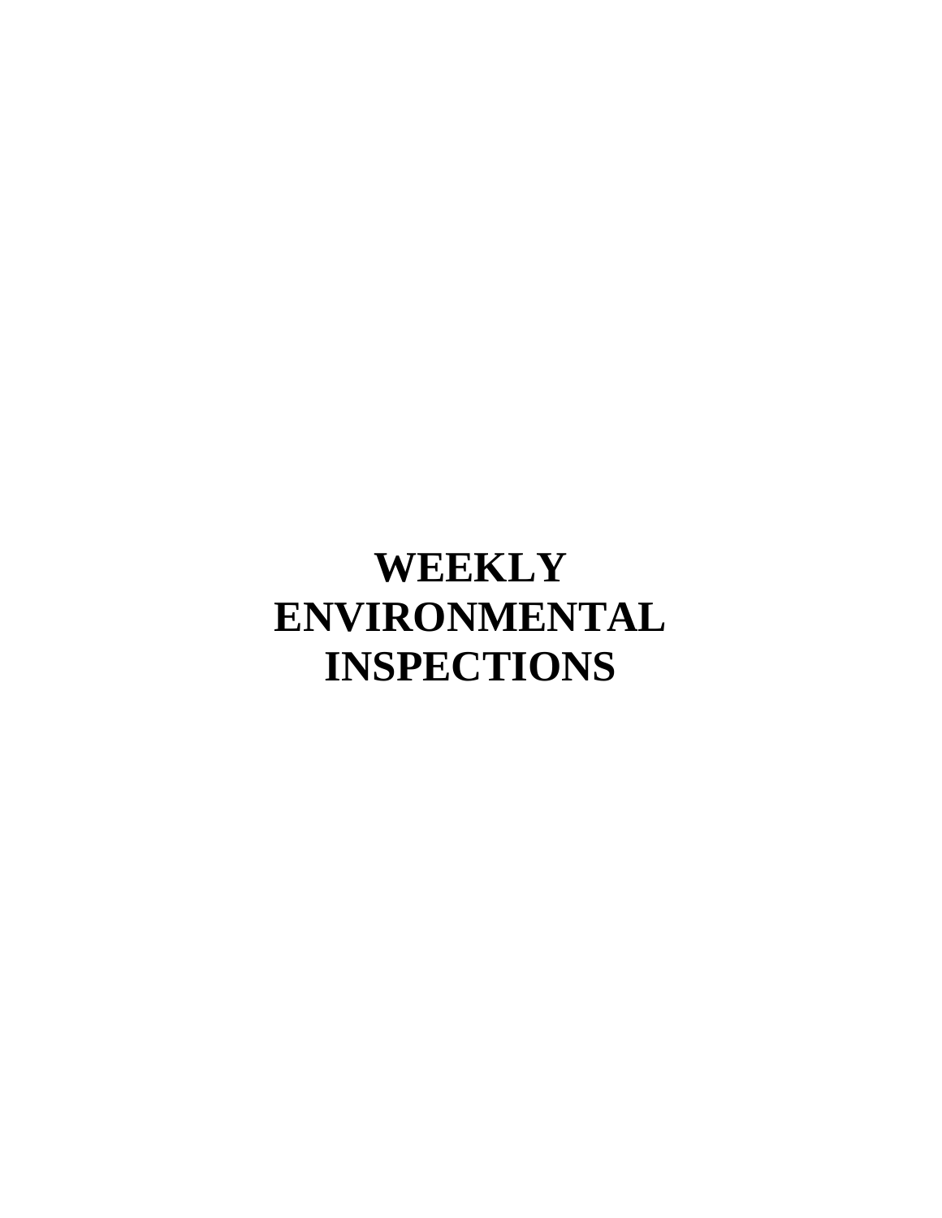# WEEKLY ENVIRONMENTAL INSPECTIONS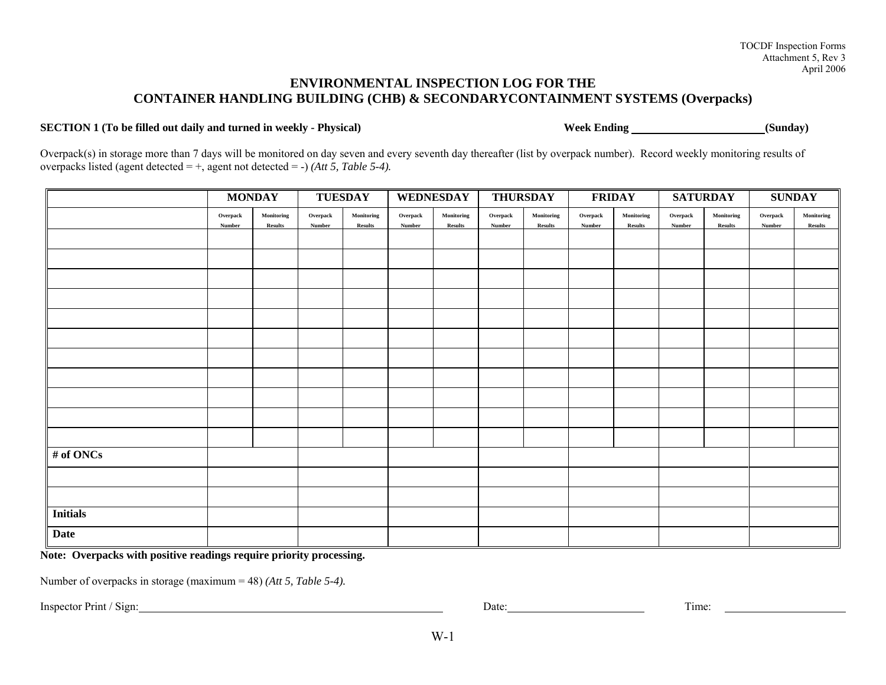TOCDF Inspection Forms
Attachment 5, Rev 3
April 2006

# ENVIRONMENTAL INSPECTION LOG FOR THE CONTAINER HANDLING BUILDING (CHB) & SECONDARYCONTAINMENT SYSTEMS (Overpacks)

**SECTION 1 (To be filled out daily and turned in weekly - Physical)** **Week Ending \_\_\_\_\_\_\_\_\_\_\_\_\_\_\_\_\_\_\_\_\_\_(Sunday)**

Overpack(s) in storage more than 7 days will be monitored on day seven and every seventh day thereafter (list by overpack number). Record weekly monitoring results of overpacks listed (agent detected = +, agent not detected = -) *(Att 5, Table 5-4).*

| | MONDAY | | TUESDAY | | WEDNESDAY | | THURSDAY | | FRIDAY | | SATURDAY | | SUNDAY | |
|---|---|---|---|---|---|---|---|---|---|---|---|---|---|---|
| | Overpack Number | Monitoring Results | Overpack Number | Monitoring Results | Overpack Number | Monitoring Results | Overpack Number | Monitoring Results | Overpack Number | Monitoring Results | Overpack Number | Monitoring Results | Overpack Number | Monitoring Results |
| | | | | | | | | | | | | | | |
| | | | | | | | | | | | | | | |
| | | | | | | | | | | | | | | |
| | | | | | | | | | | | | | | |
| | | | | | | | | | | | | | | |
| | | | | | | | | | | | | | | |
| | | | | | | | | | | | | | | |
| | | | | | | | | | | | | | | |
| | | | | | | | | | | | | | | |
| | | | | | | | | | | | | | | |
| | | | | | | | | | | | | | | |
| **# of ONCs** | | | | | | | | | | | | | | |
| | | | | | | | | | | | | | | |
| | | | | | | | | | | | | | | |
| **Initials** | | | | | | | | | | | | | | |
| **Date** | | | | | | | | | | | | | | |

**Note: Overpacks with positive readings require priority processing.**

Number of overpacks in storage (maximum = 48) *(Att 5, Table 5-4).*

Inspector Print / Sign:\_\_\_\_\_\_\_\_\_\_\_\_\_\_\_\_\_\_\_\_\_\_\_\_\_\_\_\_\_\_\_\_\_\_\_\_\_\_\_\_ Date:\_\_\_\_\_\_\_\_\_\_\_\_\_\_\_\_\_\_\_\_\_\_ Time: \_\_\_\_\_\_\_\_\_\_\_\_\_\_\_\_\_\_\_\_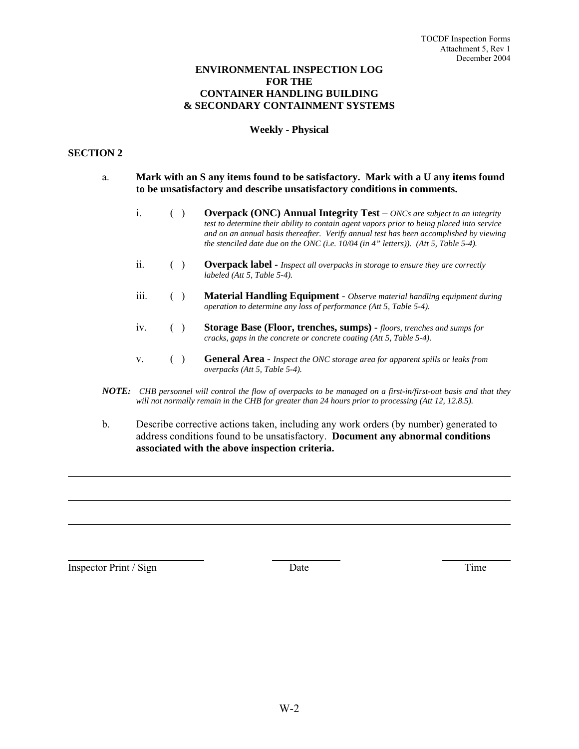TOCDF Inspection Forms
Attachment 5, Rev 1
December 2004

# ENVIRONMENTAL INSPECTION LOG FOR THE CONTAINER HANDLING BUILDING & SECONDARY CONTAINMENT SYSTEMS

### Weekly - Physical

## SECTION 2

a. **Mark with an S any items found to be satisfactory. Mark with a U any items found to be unsatisfactory and describe unsatisfactory conditions in comments.**

i. ( ) **Overpack (ONC) Annual Integrity Test** – *ONCs are subject to an integrity test to determine their ability to contain agent vapors prior to being placed into service and on an annual basis thereafter. Verify annual test has been accomplished by viewing the stenciled date due on the ONC (i.e. 10/04 (in 4" letters)). (Att 5, Table 5-4).*

ii. ( ) **Overpack label** - *Inspect all overpacks in storage to ensure they are correctly labeled (Att 5, Table 5-4).*

iii. ( ) **Material Handling Equipment** - *Observe material handling equipment during operation to determine any loss of performance (Att 5, Table 5-4).*

iv. ( ) **Storage Base (Floor, trenches, sumps)** - *floors, trenches and sumps for cracks, gaps in the concrete or concrete coating (Att 5, Table 5-4).*

v. ( ) **General Area** - *Inspect the ONC storage area for apparent spills or leaks from overpacks (Att 5, Table 5-4).*

***NOTE:*** *CHB personnel will control the flow of overpacks to be managed on a first-in/first-out basis and that they will not normally remain in the CHB for greater than 24 hours prior to processing (Att 12, 12.8.5).*

b. Describe corrective actions taken, including any work orders (by number) generated to address conditions found to be unsatisfactory. **Document any abnormal conditions associated with the above inspection criteria.**

___________________________________________________________________________

___________________________________________________________________________

___________________________________________________________________________

Inspector Print / Sign ____________ Date ____________ Time ____________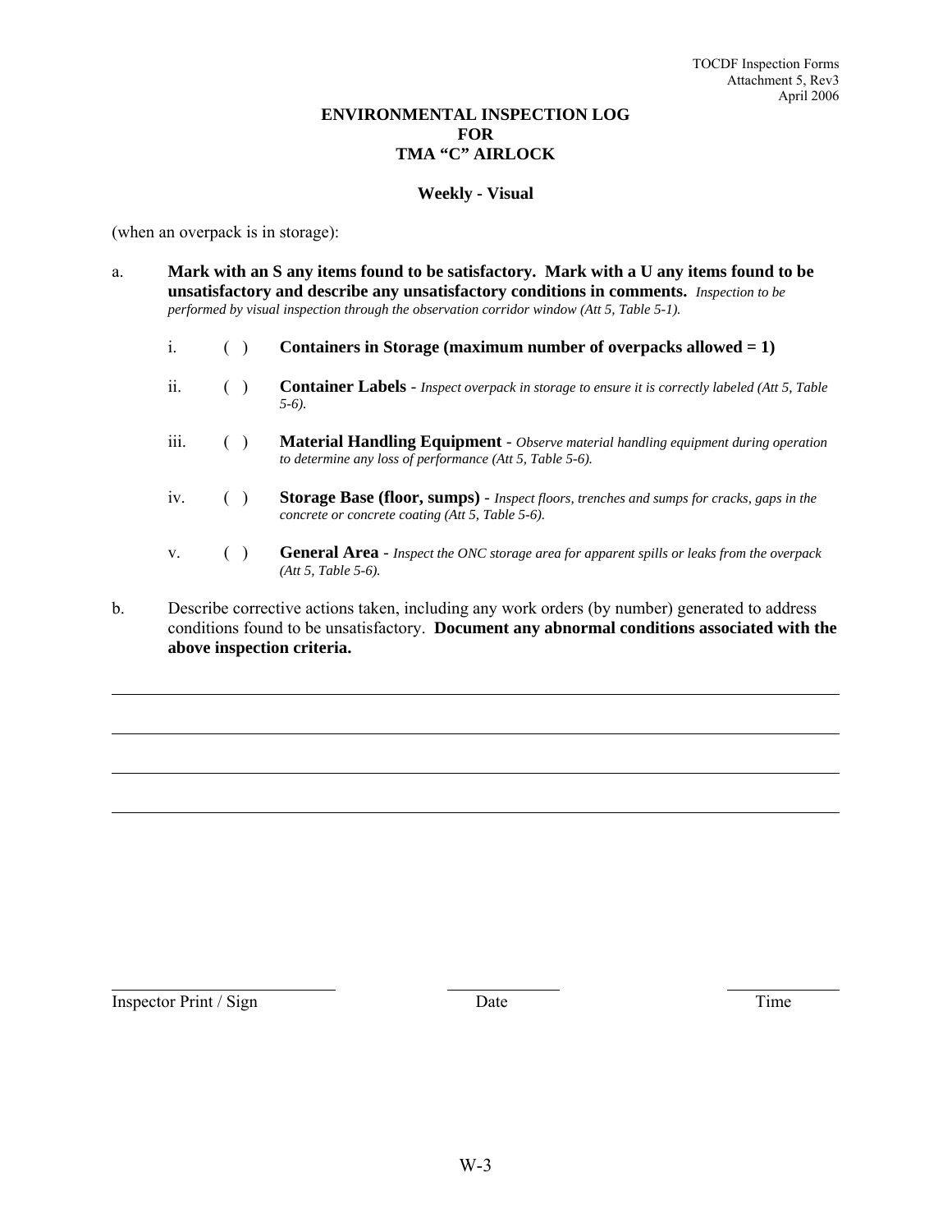# ENVIRONMENTAL INSPECTION LOG FOR TMA "C" AIRLOCK

### Weekly - Visual

(when an overpack is in storage):

a. **Mark with an S any items found to be satisfactory. Mark with a U any items found to be unsatisfactory and describe any unsatisfactory conditions in comments.** *Inspection to be performed by visual inspection through the observation corridor window (Att 5, Table 5-1).*

   i. ( ) **Containers in Storage (maximum number of overpacks allowed = 1)**

   ii. ( ) **Container Labels** - *Inspect overpack in storage to ensure it is correctly labeled (Att 5, Table 5-6).*

   iii. ( ) **Material Handling Equipment** - *Observe material handling equipment during operation to determine any loss of performance (Att 5, Table 5-6).*

   iv. ( ) **Storage Base (floor, sumps)** - *Inspect floors, trenches and sumps for cracks, gaps in the concrete or concrete coating (Att 5, Table 5-6).*

   v. ( ) **General Area** - *Inspect the ONC storage area for apparent spills or leaks from the overpack (Att 5, Table 5-6).*

b. Describe corrective actions taken, including any work orders (by number) generated to address conditions found to be unsatisfactory. **Document any abnormal conditions associated with the above inspection criteria.**

_______________________________________________

_______________________________________________

_______________________________________________

_______________________________________________

_______________________ &nbsp;&nbsp;&nbsp; ____________ &nbsp;&nbsp;&nbsp; ____________

Inspector Print / Sign &nbsp;&nbsp;&nbsp; Date &nbsp;&nbsp;&nbsp; Time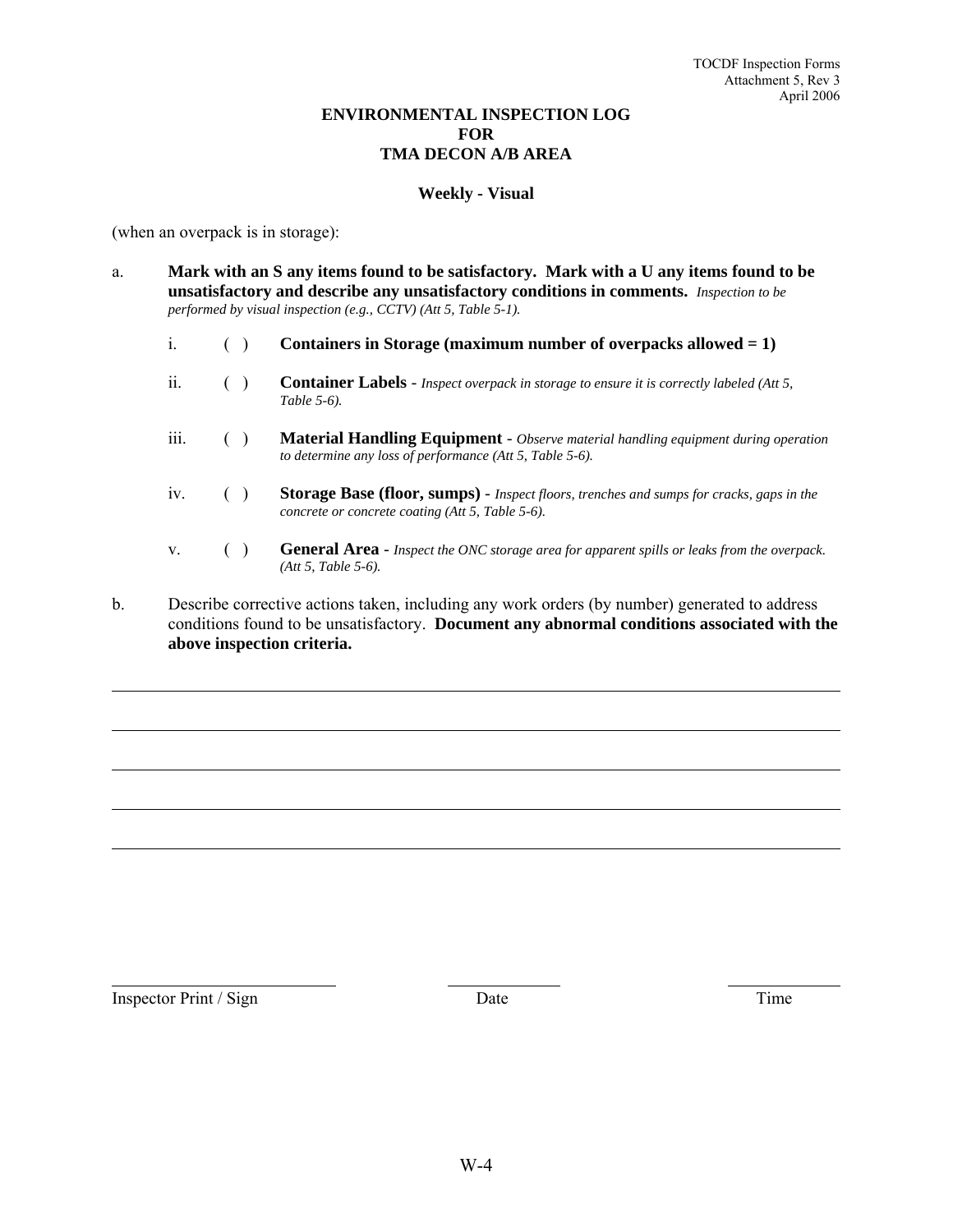# ENVIRONMENTAL INSPECTION LOG FOR TMA DECON A/B AREA

## Weekly - Visual

(when an overpack is in storage):

a. **Mark with an S any items found to be satisfactory. Mark with a U any items found to be unsatisfactory and describe any unsatisfactory conditions in comments.** *Inspection to be performed by visual inspection (e.g., CCTV) (Att 5, Table 5-1).*

   i. ( ) **Containers in Storage (maximum number of overpacks allowed = 1)**

   ii. ( ) **Container Labels** - *Inspect overpack in storage to ensure it is correctly labeled (Att 5, Table 5-6).*

   iii. ( ) **Material Handling Equipment** - *Observe material handling equipment during operation to determine any loss of performance (Att 5, Table 5-6).*

   iv. ( ) **Storage Base (floor, sumps)** - *Inspect floors, trenches and sumps for cracks, gaps in the concrete or concrete coating (Att 5, Table 5-6).*

   v. ( ) **General Area** - *Inspect the ONC storage area for apparent spills or leaks from the overpack. (Att 5, Table 5-6).*

b. Describe corrective actions taken, including any work orders (by number) generated to address conditions found to be unsatisfactory. **Document any abnormal conditions associated with the above inspection criteria.**

_______________________________________________________________________________

_______________________________________________________________________________

_______________________________________________________________________________

_______________________________________________________________________________

_______________________________________________________________________________

_________________________ &nbsp;&nbsp;&nbsp;&nbsp; ______________ &nbsp;&nbsp;&nbsp;&nbsp; ______________

Inspector Print / Sign &nbsp;&nbsp;&nbsp;&nbsp; Date &nbsp;&nbsp;&nbsp;&nbsp; Time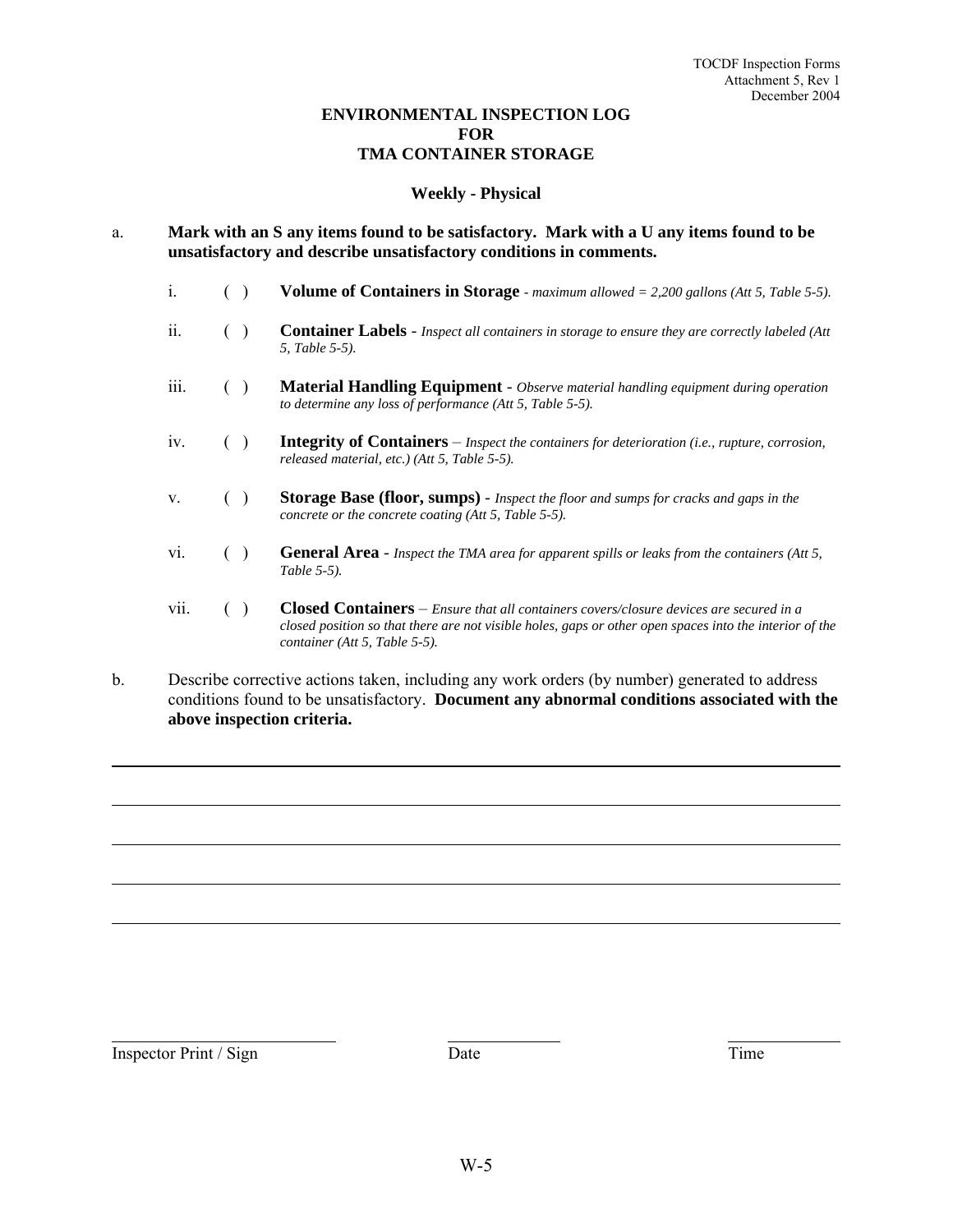# ENVIRONMENTAL INSPECTION LOG FOR TMA CONTAINER STORAGE

## Weekly - Physical

a. **Mark with an S any items found to be satisfactory. Mark with a U any items found to be unsatisfactory and describe unsatisfactory conditions in comments.**

i. ( ) **Volume of Containers in Storage** - *maximum allowed = 2,200 gallons (Att 5, Table 5-5).*

ii. ( ) **Container Labels** - *Inspect all containers in storage to ensure they are correctly labeled (Att 5, Table 5-5).*

iii. ( ) **Material Handling Equipment** - *Observe material handling equipment during operation to determine any loss of performance (Att 5, Table 5-5).*

iv. ( ) **Integrity of Containers** – *Inspect the containers for deterioration (i.e., rupture, corrosion, released material, etc.) (Att 5, Table 5-5).*

v. ( ) **Storage Base (floor, sumps)** - *Inspect the floor and sumps for cracks and gaps in the concrete or the concrete coating (Att 5, Table 5-5).*

vi. ( ) **General Area** - *Inspect the TMA area for apparent spills or leaks from the containers (Att 5, Table 5-5).*

vii. ( ) **Closed Containers** – *Ensure that all containers covers/closure devices are secured in a closed position so that there are not visible holes, gaps or other open spaces into the interior of the container (Att 5, Table 5-5).*

b. Describe corrective actions taken, including any work orders (by number) generated to address conditions found to be unsatisfactory. **Document any abnormal conditions associated with the above inspection criteria.**

_______________________________________________

_______________________________________________

_______________________________________________

_______________________________________________

_______________________________________________

Inspector Print / Sign ____________  Date ____________  Time ____________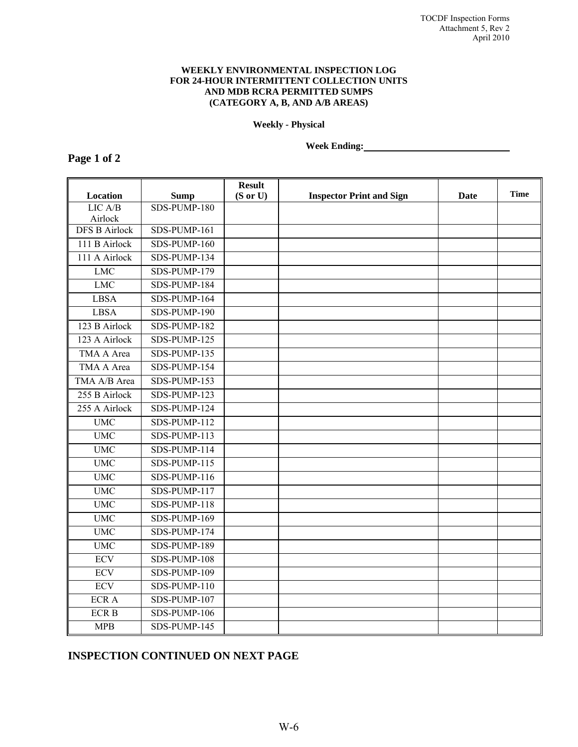# WEEKLY ENVIRONMENTAL INSPECTION LOG FOR 24-HOUR INTERMITTENT COLLECTION UNITS AND MDB RCRA PERMITTED SUMPS (CATEGORY A, B, AND A/B AREAS)

**Weekly - Physical**

**Week Ending:** ______________________________

**Page 1 of 2**

| Location | Sump | Result (S or U) | Inspector Print and Sign | Date | Time |
|---|---|---|---|---|---|
| LIC A/B Airlock | SDS-PUMP-180 | | | | |
| DFS B Airlock | SDS-PUMP-161 | | | | |
| 111 B Airlock | SDS-PUMP-160 | | | | |
| 111 A Airlock | SDS-PUMP-134 | | | | |
| LMC | SDS-PUMP-179 | | | | |
| LMC | SDS-PUMP-184 | | | | |
| LBSA | SDS-PUMP-164 | | | | |
| LBSA | SDS-PUMP-190 | | | | |
| 123 B Airlock | SDS-PUMP-182 | | | | |
| 123 A Airlock | SDS-PUMP-125 | | | | |
| TMA A Area | SDS-PUMP-135 | | | | |
| TMA A Area | SDS-PUMP-154 | | | | |
| TMA A/B Area | SDS-PUMP-153 | | | | |
| 255 B Airlock | SDS-PUMP-123 | | | | |
| 255 A Airlock | SDS-PUMP-124 | | | | |
| UMC | SDS-PUMP-112 | | | | |
| UMC | SDS-PUMP-113 | | | | |
| UMC | SDS-PUMP-114 | | | | |
| UMC | SDS-PUMP-115 | | | | |
| UMC | SDS-PUMP-116 | | | | |
| UMC | SDS-PUMP-117 | | | | |
| UMC | SDS-PUMP-118 | | | | |
| UMC | SDS-PUMP-169 | | | | |
| UMC | SDS-PUMP-174 | | | | |
| UMC | SDS-PUMP-189 | | | | |
| ECV | SDS-PUMP-108 | | | | |
| ECV | SDS-PUMP-109 | | | | |
| ECV | SDS-PUMP-110 | | | | |
| ECR A | SDS-PUMP-107 | | | | |
| ECR B | SDS-PUMP-106 | | | | |
| MPB | SDS-PUMP-145 | | | | |

**INSPECTION CONTINUED ON NEXT PAGE**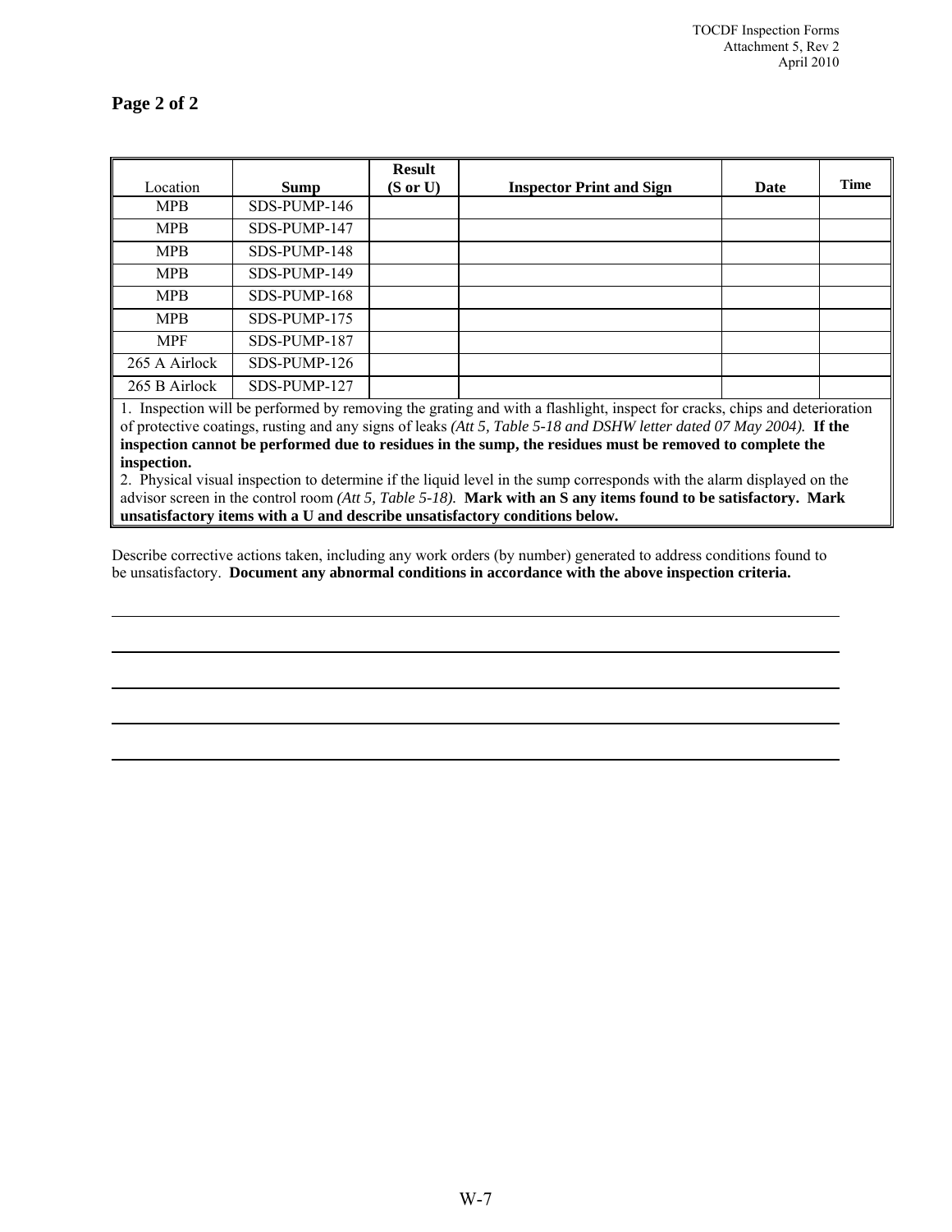**Page 2 of 2**

| Location | Sump | Result (S or U) | Inspector Print and Sign | Date | Time |
|---|---|---|---|---|---|
| MPB | SDS-PUMP-146 | | | | |
| MPB | SDS-PUMP-147 | | | | |
| MPB | SDS-PUMP-148 | | | | |
| MPB | SDS-PUMP-149 | | | | |
| MPB | SDS-PUMP-168 | | | | |
| MPB | SDS-PUMP-175 | | | | |
| MPF | SDS-PUMP-187 | | | | |
| 265 A Airlock | SDS-PUMP-126 | | | | |
| 265 B Airlock | SDS-PUMP-127 | | | | |

1. Inspection will be performed by removing the grating and with a flashlight, inspect for cracks, chips and deterioration of protective coatings, rusting and any signs of leaks *(Att 5, Table 5-18 and DSHW letter dated 07 May 2004).* **If the inspection cannot be performed due to residues in the sump, the residues must be removed to complete the inspection.**
2. Physical visual inspection to determine if the liquid level in the sump corresponds with the alarm displayed on the advisor screen in the control room *(Att 5, Table 5-18).* **Mark with an S any items found to be satisfactory. Mark unsatisfactory items with a U and describe unsatisfactory conditions below.**

Describe corrective actions taken, including any work orders (by number) generated to address conditions found to be unsatisfactory. **Document any abnormal conditions in accordance with the above inspection criteria.**

\_\_\_\_\_\_\_\_\_\_\_\_\_\_\_\_\_\_\_\_\_\_\_\_\_\_\_\_\_\_\_\_\_\_\_\_\_\_\_\_\_\_\_\_\_\_\_\_\_\_\_\_\_\_\_\_\_\_\_\_\_\_\_\_\_\_\_\_\_\_\_\_\_\_\_\_

\_\_\_\_\_\_\_\_\_\_\_\_\_\_\_\_\_\_\_\_\_\_\_\_\_\_\_\_\_\_\_\_\_\_\_\_\_\_\_\_\_\_\_\_\_\_\_\_\_\_\_\_\_\_\_\_\_\_\_\_\_\_\_\_\_\_\_\_\_\_\_\_\_\_\_\_

\_\_\_\_\_\_\_\_\_\_\_\_\_\_\_\_\_\_\_\_\_\_\_\_\_\_\_\_\_\_\_\_\_\_\_\_\_\_\_\_\_\_\_\_\_\_\_\_\_\_\_\_\_\_\_\_\_\_\_\_\_\_\_\_\_\_\_\_\_\_\_\_\_\_\_\_

\_\_\_\_\_\_\_\_\_\_\_\_\_\_\_\_\_\_\_\_\_\_\_\_\_\_\_\_\_\_\_\_\_\_\_\_\_\_\_\_\_\_\_\_\_\_\_\_\_\_\_\_\_\_\_\_\_\_\_\_\_\_\_\_\_\_\_\_\_\_\_\_\_\_\_\_

\_\_\_\_\_\_\_\_\_\_\_\_\_\_\_\_\_\_\_\_\_\_\_\_\_\_\_\_\_\_\_\_\_\_\_\_\_\_\_\_\_\_\_\_\_\_\_\_\_\_\_\_\_\_\_\_\_\_\_\_\_\_\_\_\_\_\_\_\_\_\_\_\_\_\_\_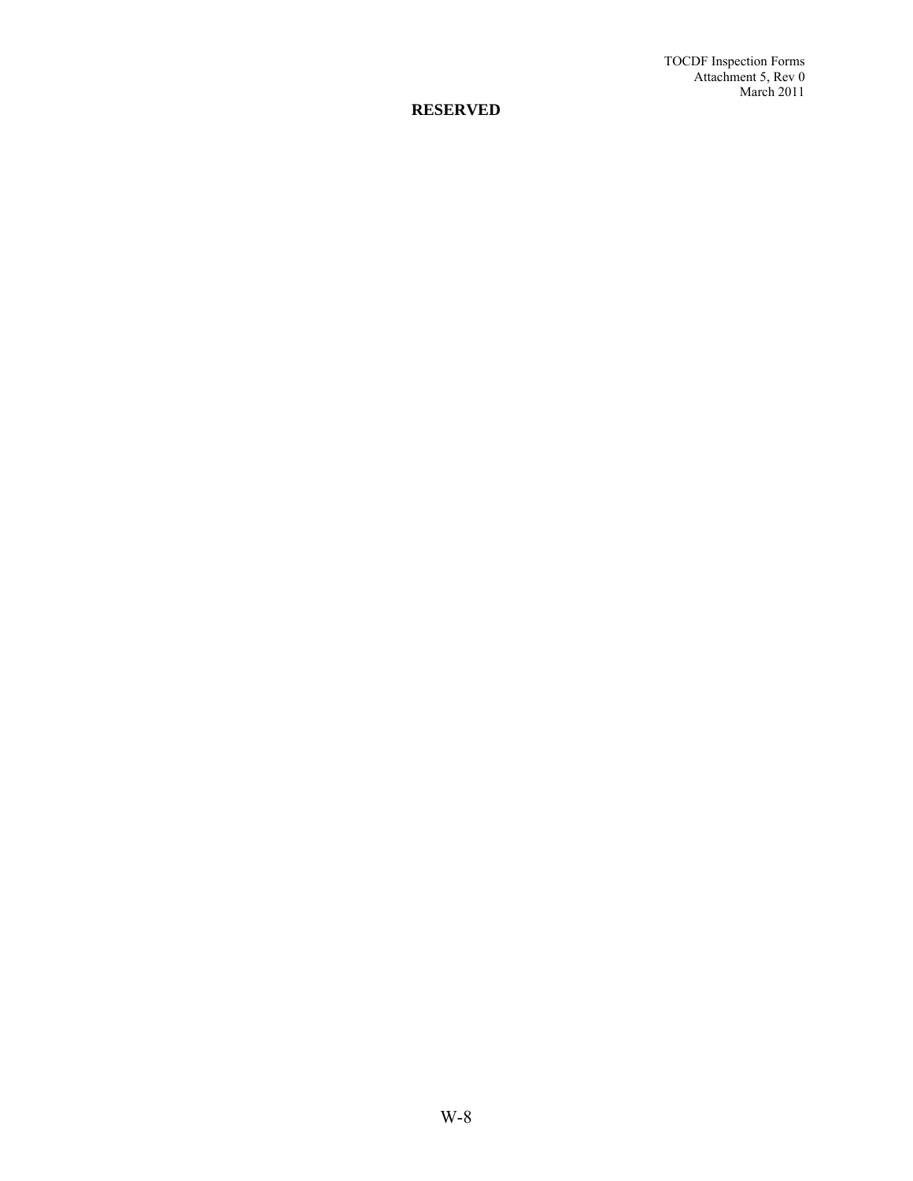**RESERVED**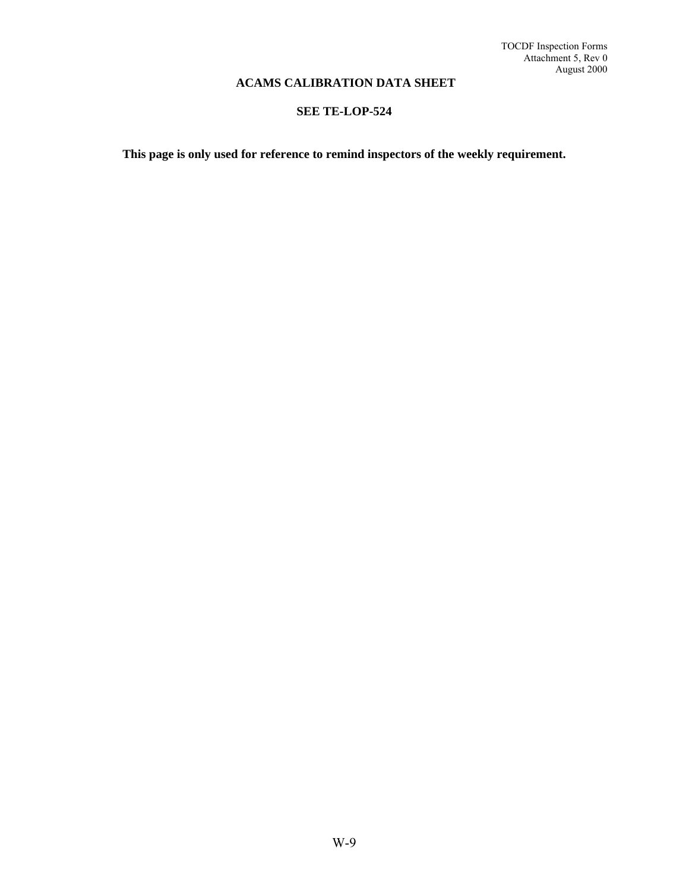# ACAMS CALIBRATION DATA SHEET

## SEE TE-LOP-524

**This page is only used for reference to remind inspectors of the weekly requirement.**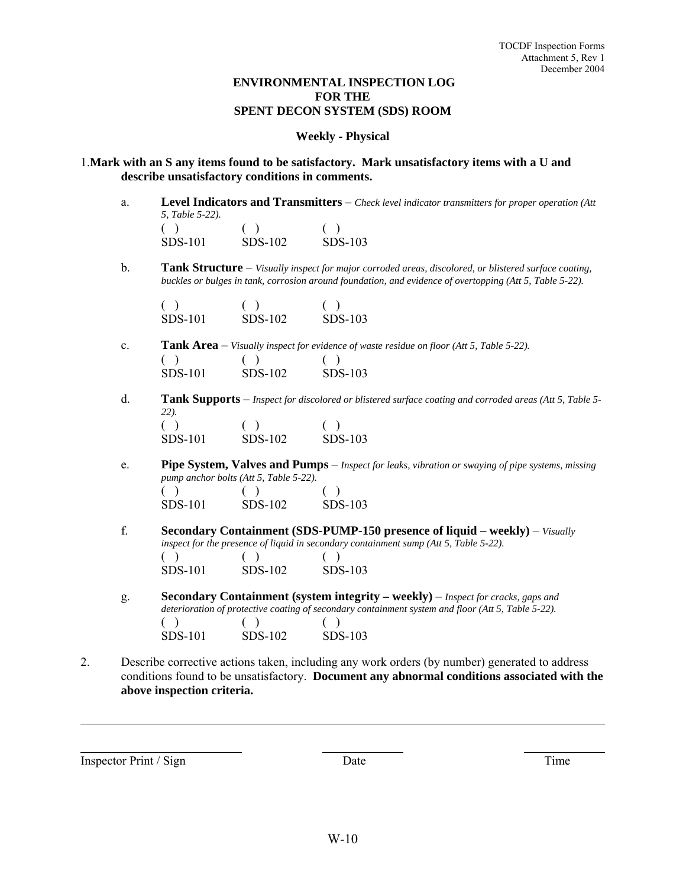TOCDF Inspection Forms
Attachment 5, Rev 1
December 2004

# ENVIRONMENTAL INSPECTION LOG FOR THE SPENT DECON SYSTEM (SDS) ROOM

## Weekly - Physical

1. **Mark with an S any items found to be satisfactory. Mark unsatisfactory items with a U and describe unsatisfactory conditions in comments.**

   a. **Level Indicators and Transmitters** – *Check level indicator transmitters for proper operation (Att 5, Table 5-22).*

   ( ) SDS-101 ( ) SDS-102 ( ) SDS-103

   b. **Tank Structure** – *Visually inspect for major corroded areas, discolored, or blistered surface coating, buckles or bulges in tank, corrosion around foundation, and evidence of overtopping (Att 5, Table 5-22).*

   ( ) SDS-101 ( ) SDS-102 ( ) SDS-103

   c. **Tank Area** – *Visually inspect for evidence of waste residue on floor (Att 5, Table 5-22).*

   ( ) SDS-101 ( ) SDS-102 ( ) SDS-103

   d. **Tank Supports** – *Inspect for discolored or blistered surface coating and corroded areas (Att 5, Table 5-22).*

   ( ) SDS-101 ( ) SDS-102 ( ) SDS-103

   e. **Pipe System, Valves and Pumps** – *Inspect for leaks, vibration or swaying of pipe systems, missing pump anchor bolts (Att 5, Table 5-22).*

   ( ) SDS-101 ( ) SDS-102 ( ) SDS-103

   f. **Secondary Containment (SDS-PUMP-150 presence of liquid – weekly)** – *Visually inspect for the presence of liquid in secondary containment sump (Att 5, Table 5-22).*

   ( ) SDS-101 ( ) SDS-102 ( ) SDS-103

   g. **Secondary Containment (system integrity – weekly)** – *Inspect for cracks, gaps and deterioration of protective coating of secondary containment system and floor (Att 5, Table 5-22).*

   ( ) SDS-101 ( ) SDS-102 ( ) SDS-103

2. Describe corrective actions taken, including any work orders (by number) generated to address conditions found to be unsatisfactory. **Document any abnormal conditions associated with the above inspection criteria.**

______________________________________________________________________

Inspector Print / Sign ____________________ Date ____________ Time ____________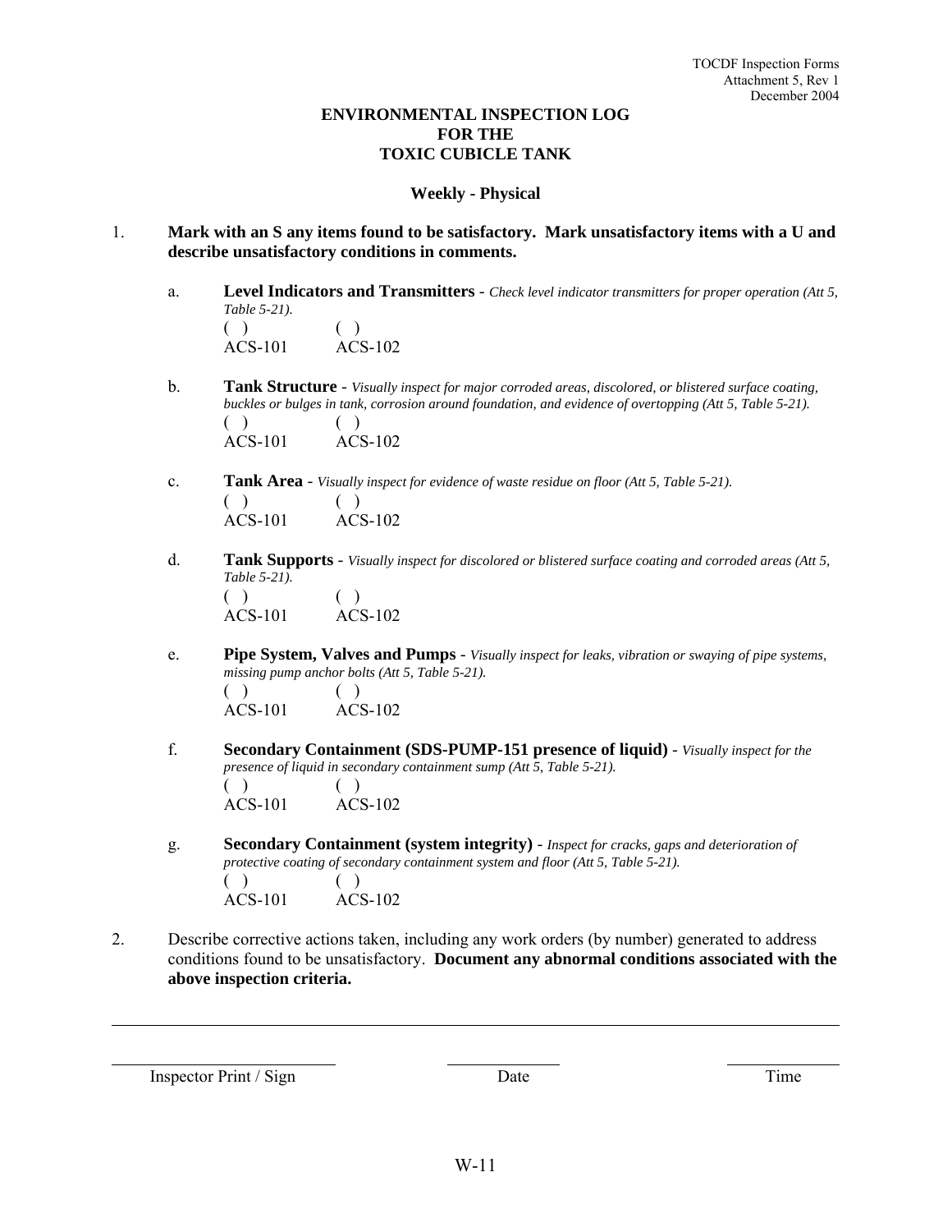TOCDF Inspection Forms
Attachment 5, Rev 1
December 2004

# ENVIRONMENTAL INSPECTION LOG FOR THE TOXIC CUBICLE TANK

## Weekly - Physical

1. **Mark with an S any items found to be satisfactory. Mark unsatisfactory items with a U and describe unsatisfactory conditions in comments.**

   a. **Level Indicators and Transmitters** - *Check level indicator transmitters for proper operation (Att 5, Table 5-21).*

   ( ) ACS-101 ( ) ACS-102

   b. **Tank Structure** - *Visually inspect for major corroded areas, discolored, or blistered surface coating, buckles or bulges in tank, corrosion around foundation, and evidence of overtopping (Att 5, Table 5-21).*

   ( ) ACS-101 ( ) ACS-102

   c. **Tank Area** - *Visually inspect for evidence of waste residue on floor (Att 5, Table 5-21).*

   ( ) ACS-101 ( ) ACS-102

   d. **Tank Supports** - *Visually inspect for discolored or blistered surface coating and corroded areas (Att 5, Table 5-21).*

   ( ) ACS-101 ( ) ACS-102

   e. **Pipe System, Valves and Pumps** - *Visually inspect for leaks, vibration or swaying of pipe systems, missing pump anchor bolts (Att 5, Table 5-21).*

   ( ) ACS-101 ( ) ACS-102

   f. **Secondary Containment (SDS-PUMP-151 presence of liquid)** - *Visually inspect for the presence of liquid in secondary containment sump (Att 5, Table 5-21).*

   ( ) ACS-101 ( ) ACS-102

   g. **Secondary Containment (system integrity)** - *Inspect for cracks, gaps and deterioration of protective coating of secondary containment system and floor (Att 5, Table 5-21).*

   ( ) ACS-101 ( ) ACS-102

2. Describe corrective actions taken, including any work orders (by number) generated to address conditions found to be unsatisfactory. **Document any abnormal conditions associated with the above inspection criteria.**

______________________________________________________________________

______________________ ______________ ______________
Inspector Print / Sign Date Time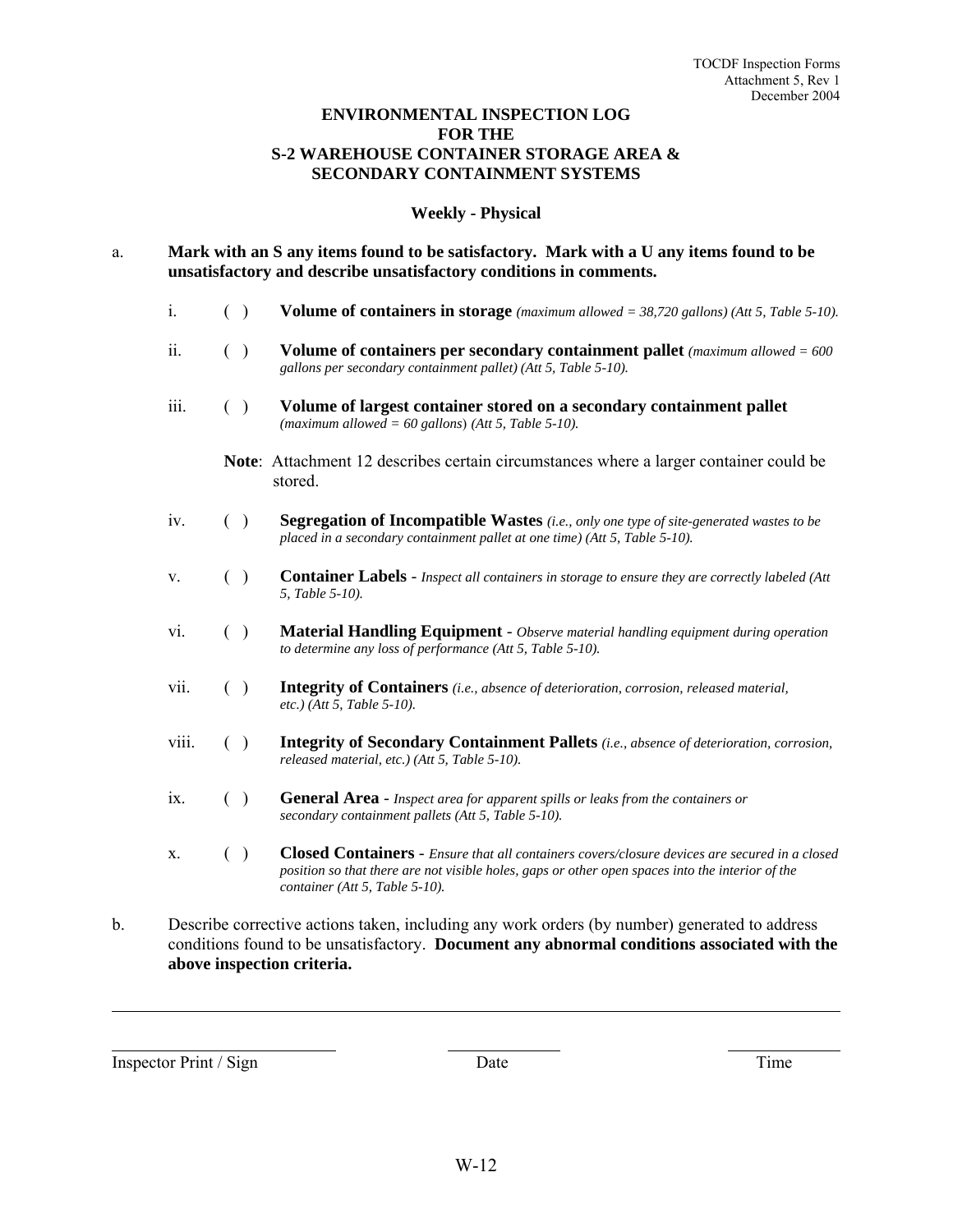# ENVIRONMENTAL INSPECTION LOG FOR THE S-2 WAREHOUSE CONTAINER STORAGE AREA & SECONDARY CONTAINMENT SYSTEMS

## Weekly - Physical

a. **Mark with an S any items found to be satisfactory. Mark with a U any items found to be unsatisfactory and describe unsatisfactory conditions in comments.**

i. ( ) **Volume of containers in storage** *(maximum allowed = 38,720 gallons) (Att 5, Table 5-10).*

ii. ( ) **Volume of containers per secondary containment pallet** *(maximum allowed = 600 gallons per secondary containment pallet) (Att 5, Table 5-10).*

iii. ( ) **Volume of largest container stored on a secondary containment pallet** *(maximum allowed = 60 gallons) (Att 5, Table 5-10).*

**Note**: Attachment 12 describes certain circumstances where a larger container could be stored.

iv. ( ) **Segregation of Incompatible Wastes** *(i.e., only one type of site-generated wastes to be placed in a secondary containment pallet at one time) (Att 5, Table 5-10).*

v. ( ) **Container Labels** - *Inspect all containers in storage to ensure they are correctly labeled (Att 5, Table 5-10).*

vi. ( ) **Material Handling Equipment** - *Observe material handling equipment during operation to determine any loss of performance (Att 5, Table 5-10).*

vii. ( ) **Integrity of Containers** *(i.e., absence of deterioration, corrosion, released material, etc.) (Att 5, Table 5-10).*

viii. ( ) **Integrity of Secondary Containment Pallets** *(i.e., absence of deterioration, corrosion, released material, etc.) (Att 5, Table 5-10).*

ix. ( ) **General Area** - *Inspect area for apparent spills or leaks from the containers or secondary containment pallets (Att 5, Table 5-10).*

x. ( ) **Closed Containers** - *Ensure that all containers covers/closure devices are secured in a closed position so that there are not visible holes, gaps or other open spaces into the interior of the container (Att 5, Table 5-10).*

b. Describe corrective actions taken, including any work orders (by number) generated to address conditions found to be unsatisfactory. **Document any abnormal conditions associated with the above inspection criteria.**

______________________________________________________________________

Inspector Print / Sign ____________ Date ____________ Time ____________

W-12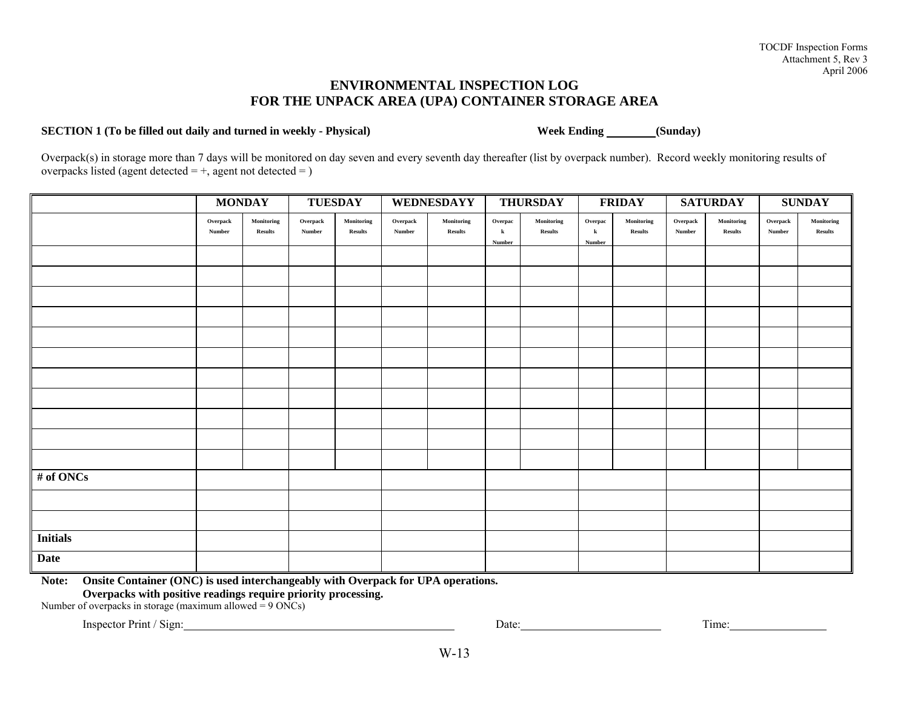TOCDF Inspection Forms
Attachment 5, Rev 3
April 2006

# ENVIRONMENTAL INSPECTION LOG FOR THE UNPACK AREA (UPA) CONTAINER STORAGE AREA

**SECTION 1 (To be filled out daily and turned in weekly - Physical)** **Week Ending \_\_\_\_\_\_\_\_(Sunday)**

Overpack(s) in storage more than 7 days will be monitored on day seven and every seventh day thereafter (list by overpack number). Record weekly monitoring results of overpacks listed (agent detected = +, agent not detected = )

| | MONDAY | | TUESDAY | | WEDNESDAYY | | THURSDAY | | FRIDAY | | SATURDAY | | SUNDAY | |
|---|---|---|---|---|---|---|---|---|---|---|---|---|---|---|
| | Overpack Number | Monitoring Results | Overpack Number | Monitoring Results | Overpack Number | Monitoring Results | Overpack Number | Monitoring Results | Overpack Number | Monitoring Results | Overpack Number | Monitoring Results | Overpack Number | Monitoring Results |
| | | | | | | | | | | | | | | |
| | | | | | | | | | | | | | | |
| | | | | | | | | | | | | | | |
| | | | | | | | | | | | | | | |
| | | | | | | | | | | | | | | |
| | | | | | | | | | | | | | | |
| | | | | | | | | | | | | | | |
| | | | | | | | | | | | | | | |
| | | | | | | | | | | | | | | |
| | | | | | | | | | | | | | | |
| | | | | | | | | | | | | | | |
| **# of ONCs** | | | | | | | | | | | | | | |
| | | | | | | | | | | | | | | |
| | | | | | | | | | | | | | | |
| **Initials** | | | | | | | | | | | | | | |
| **Date** | | | | | | | | | | | | | | |

**Note: Onsite Container (ONC) is used interchangeably with Overpack for UPA operations.**
**Overpacks with positive readings require priority processing.**

Number of overpacks in storage (maximum allowed = 9 ONCs)

Inspector Print / Sign:\_\_\_\_\_\_\_\_\_\_\_\_\_\_\_\_\_\_\_\_\_\_\_\_\_\_\_\_\_\_ Date:\_\_\_\_\_\_\_\_\_\_\_\_\_\_\_\_ Time:\_\_\_\_\_\_\_\_\_\_\_\_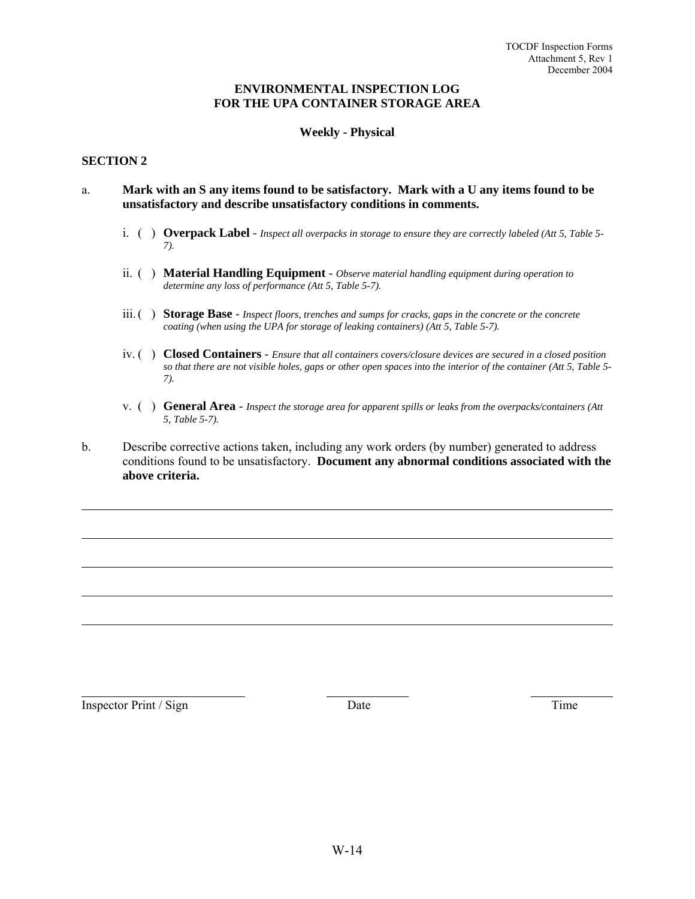**ENVIRONMENTAL INSPECTION LOG**
**FOR THE UPA CONTAINER STORAGE AREA**

**Weekly - Physical**

**SECTION 2**

a. **Mark with an S any items found to be satisfactory. Mark with a U any items found to be unsatisfactory and describe unsatisfactory conditions in comments.**

   i. ( ) **Overpack Label** - *Inspect all overpacks in storage to ensure they are correctly labeled (Att 5, Table 5-7).*

   ii. ( ) **Material Handling Equipment** - *Observe material handling equipment during operation to determine any loss of performance (Att 5, Table 5-7).*

   iii. ( ) **Storage Base** - *Inspect floors, trenches and sumps for cracks, gaps in the concrete or the concrete coating (when using the UPA for storage of leaking containers) (Att 5, Table 5-7).*

   iv. ( ) **Closed Containers** - *Ensure that all containers covers/closure devices are secured in a closed position so that there are not visible holes, gaps or other open spaces into the interior of the container (Att 5, Table 5-7).*

   v. ( ) **General Area** - *Inspect the storage area for apparent spills or leaks from the overpacks/containers (Att 5, Table 5-7).*

b. Describe corrective actions taken, including any work orders (by number) generated to address conditions found to be unsatisfactory. **Document any abnormal conditions associated with the above criteria.**

______________________________________________________________________________

______________________________________________________________________________

______________________________________________________________________________

______________________________________________________________________________

______________________________________________________________________________

_________________________ _____________ _____________
Inspector Print / Sign Date Time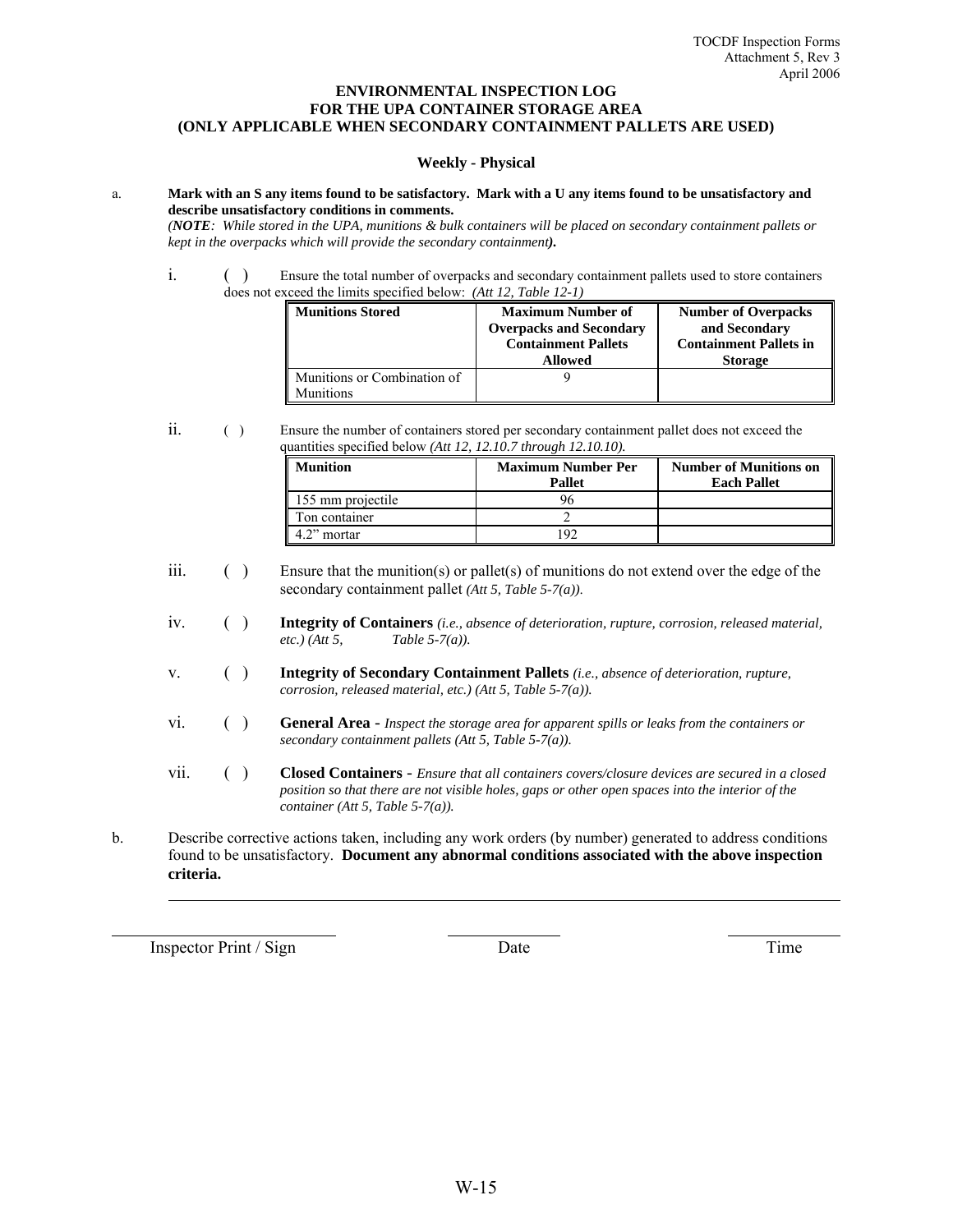**ENVIRONMENTAL INSPECTION LOG**
**FOR THE UPA CONTAINER STORAGE AREA**
**(ONLY APPLICABLE WHEN SECONDARY CONTAINMENT PALLETS ARE USED)**

**Weekly - Physical**

a. **Mark with an S any items found to be satisfactory. Mark with a U any items found to be unsatisfactory and describe unsatisfactory conditions in comments.**
*(**NOTE**: While stored in the UPA, munitions & bulk containers will be placed on secondary containment pallets or kept in the overpacks which will provide the secondary containment**)**.*

i. ( ) Ensure the total number of overpacks and secondary containment pallets used to store containers does not exceed the limits specified below: *(Att 12, Table 12-1)*

| Munitions Stored | Maximum Number of Overpacks and Secondary Containment Pallets Allowed | Number of Overpacks and Secondary Containment Pallets in Storage |
|---|---|---|
| Munitions or Combination of Munitions | 9 | |

ii. ( ) Ensure the number of containers stored per secondary containment pallet does not exceed the quantities specified below *(Att 12, 12.10.7 through 12.10.10).*

| Munition | Maximum Number Per Pallet | Number of Munitions on Each Pallet |
|---|---|---|
| 155 mm projectile | 96 | |
| Ton container | 2 | |
| 4.2" mortar | 192 | |

iii. ( ) Ensure that the munition(s) or pallet(s) of munitions do not extend over the edge of the secondary containment pallet *(Att 5, Table 5-7(a)).*

iv. ( ) **Integrity of Containers** *(i.e., absence of deterioration, rupture, corrosion, released material, etc.) (Att 5, Table 5-7(a)).*

v. ( ) **Integrity of Secondary Containment Pallets** *(i.e., absence of deterioration, rupture, corrosion, released material, etc.) (Att 5, Table 5-7(a)).*

vi. ( ) **General Area** - *Inspect the storage area for apparent spills or leaks from the containers or secondary containment pallets (Att 5, Table 5-7(a)).*

vii. ( ) **Closed Containers** - *Ensure that all containers covers/closure devices are secured in a closed position so that there are not visible holes, gaps or other open spaces into the interior of the container (Att 5, Table 5-7(a)).*

b. Describe corrective actions taken, including any work orders (by number) generated to address conditions found to be unsatisfactory. **Document any abnormal conditions associated with the above inspection criteria.**

\_\_\_\_\_\_\_\_\_\_\_\_\_\_\_\_\_\_\_\_\_\_\_\_\_\_\_\_\_\_\_\_\_\_\_\_\_\_\_\_\_\_\_\_\_\_\_\_\_\_\_\_\_\_\_\_

| Inspector Print / Sign | Date | Time |
|---|---|---|
| | | |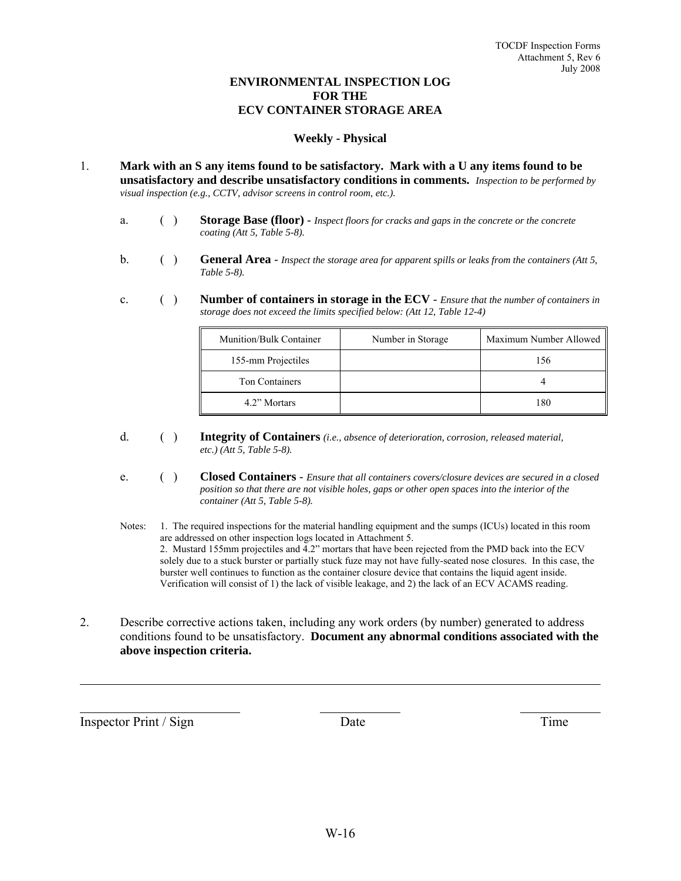TOCDF Inspection Forms
Attachment 5, Rev 6
July 2008

# ENVIRONMENTAL INSPECTION LOG FOR THE ECV CONTAINER STORAGE AREA

## Weekly - Physical

1. **Mark with an S any items found to be satisfactory. Mark with a U any items found to be unsatisfactory and describe unsatisfactory conditions in comments.** *Inspection to be performed by visual inspection (e.g., CCTV, advisor screens in control room, etc.).*

   a. ( ) **Storage Base (floor)** - *Inspect floors for cracks and gaps in the concrete or the concrete coating (Att 5, Table 5-8).*

   b. ( ) **General Area** - *Inspect the storage area for apparent spills or leaks from the containers (Att 5, Table 5-8).*

   c. ( ) **Number of containers in storage in the ECV** - *Ensure that the number of containers in storage does not exceed the limits specified below: (Att 12, Table 12-4)*

| Munition/Bulk Container | Number in Storage | Maximum Number Allowed |
|---|---|---|
| 155-mm Projectiles | | 156 |
| Ton Containers | | 4 |
| 4.2" Mortars | | 180 |

   d. ( ) **Integrity of Containers** *(i.e., absence of deterioration, corrosion, released material, etc.) (Att 5, Table 5-8).*

   e. ( ) **Closed Containers** - *Ensure that all containers covers/closure devices are secured in a closed position so that there are not visible holes, gaps or other open spaces into the interior of the container (Att 5, Table 5-8).*

Notes: 1. The required inspections for the material handling equipment and the sumps (ICUs) located in this room are addressed on other inspection logs located in Attachment 5.
2. Mustard 155mm projectiles and 4.2" mortars that have been rejected from the PMD back into the ECV solely due to a stuck burster or partially stuck fuze may not have fully-seated nose closures. In this case, the burster well continues to function as the container closure device that contains the liquid agent inside. Verification will consist of 1) the lack of visible leakage, and 2) the lack of an ECV ACAMS reading.

2. Describe corrective actions taken, including any work orders (by number) generated to address conditions found to be unsatisfactory. **Document any abnormal conditions associated with the above inspection criteria.**

_______________________________________________

Inspector Print / Sign _______________ Date _______________ Time _______________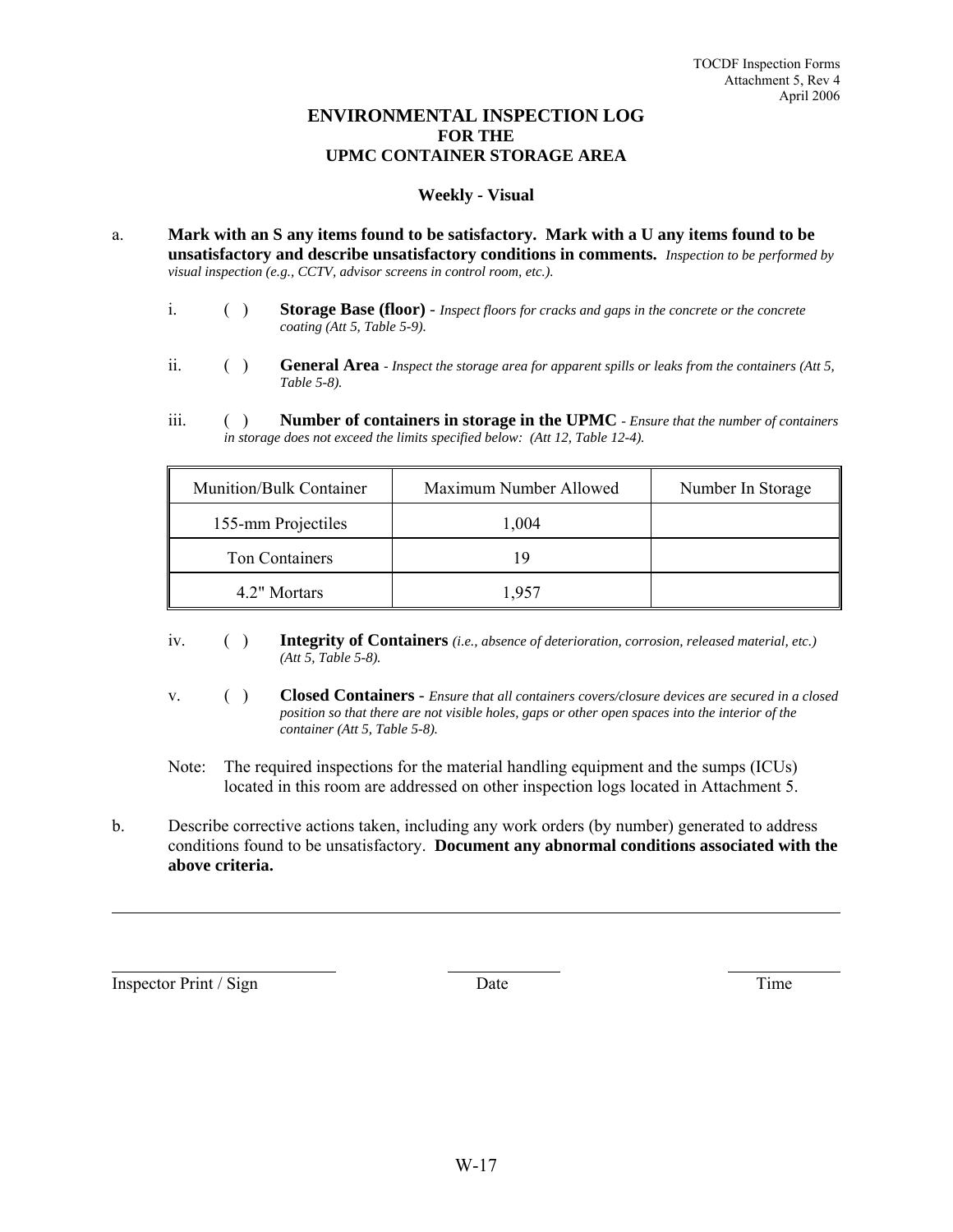# ENVIRONMENTAL INSPECTION LOG FOR THE UPMC CONTAINER STORAGE AREA

### Weekly - Visual

a. **Mark with an S any items found to be satisfactory. Mark with a U any items found to be unsatisfactory and describe unsatisfactory conditions in comments.** *Inspection to be performed by visual inspection (e.g., CCTV, advisor screens in control room, etc.).*

i. ( ) **Storage Base (floor)** - *Inspect floors for cracks and gaps in the concrete or the concrete coating (Att 5, Table 5-9).*

ii. ( ) **General Area** - *Inspect the storage area for apparent spills or leaks from the containers (Att 5, Table 5-8).*

iii. ( ) **Number of containers in storage in the UPMC** - *Ensure that the number of containers in storage does not exceed the limits specified below: (Att 12, Table 12-4).*

| Munition/Bulk Container | Maximum Number Allowed | Number In Storage |
|---|---|---|
| 155-mm Projectiles | 1,004 | |
| Ton Containers | 19 | |
| 4.2" Mortars | 1,957 | |

iv. ( ) **Integrity of Containers** *(i.e., absence of deterioration, corrosion, released material, etc.) (Att 5, Table 5-8).*

v. ( ) **Closed Containers** - *Ensure that all containers covers/closure devices are secured in a closed position so that there are not visible holes, gaps or other open spaces into the interior of the container (Att 5, Table 5-8).*

Note: The required inspections for the material handling equipment and the sumps (ICUs) located in this room are addressed on other inspection logs located in Attachment 5.

b. Describe corrective actions taken, including any work orders (by number) generated to address conditions found to be unsatisfactory. **Document any abnormal conditions associated with the above criteria.**

---

Inspector Print / Sign &nbsp;&nbsp;&nbsp;&nbsp;&nbsp;&nbsp;&nbsp;&nbsp; Date &nbsp;&nbsp;&nbsp;&nbsp;&nbsp;&nbsp;&nbsp;&nbsp; Time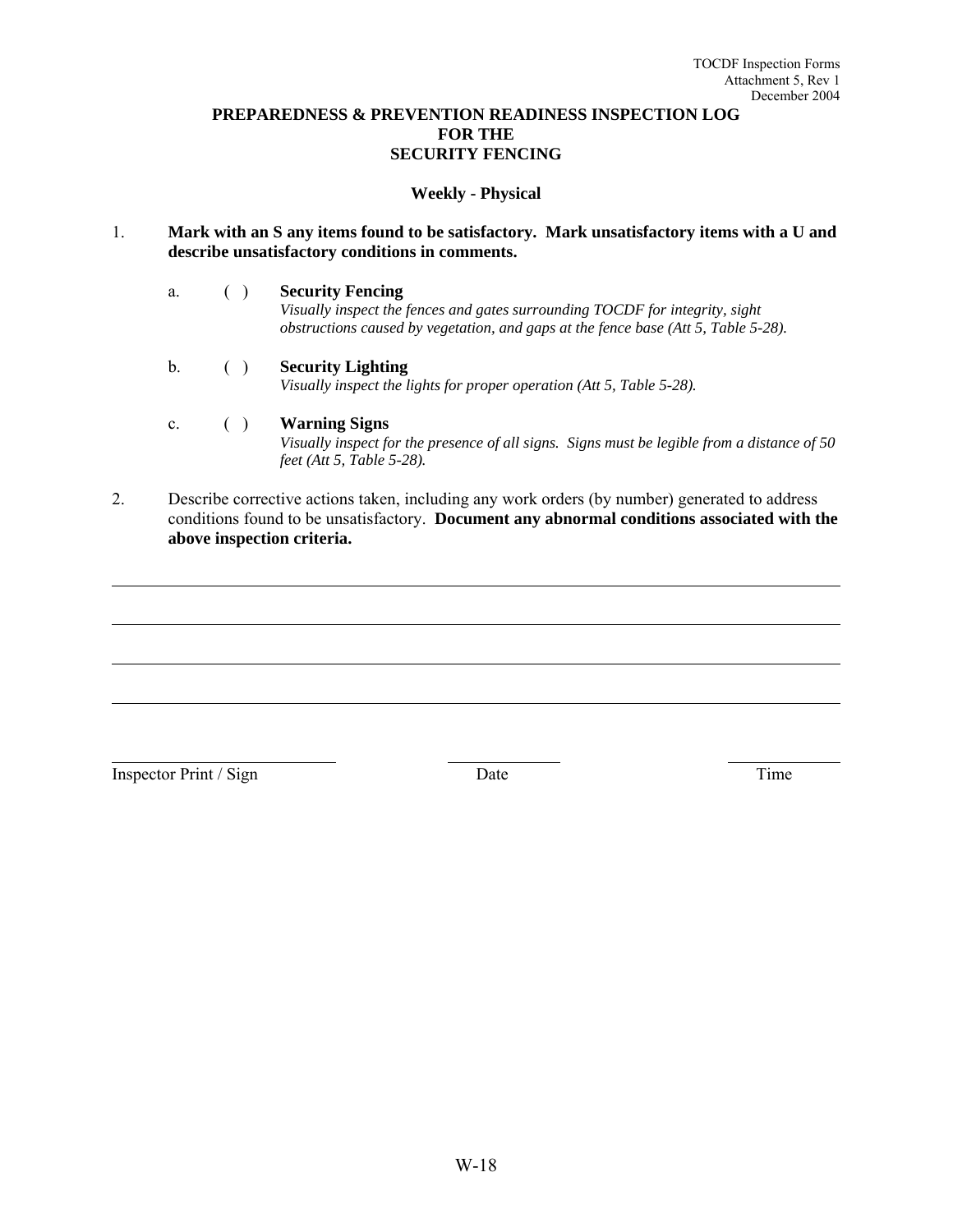TOCDF Inspection Forms
Attachment 5, Rev 1
December 2004

# PREPAREDNESS & PREVENTION READINESS INSPECTION LOG FOR THE SECURITY FENCING

### Weekly - Physical

1. **Mark with an S any items found to be satisfactory. Mark unsatisfactory items with a U and describe unsatisfactory conditions in comments.**

   a. ( ) **Security Fencing**
   *Visually inspect the fences and gates surrounding TOCDF for integrity, sight obstructions caused by vegetation, and gaps at the fence base (Att 5, Table 5-28).*

   b. ( ) **Security Lighting**
   *Visually inspect the lights for proper operation (Att 5, Table 5-28).*

   c. ( ) **Warning Signs**
   *Visually inspect for the presence of all signs. Signs must be legible from a distance of 50 feet (Att 5, Table 5-28).*

2. Describe corrective actions taken, including any work orders (by number) generated to address conditions found to be unsatisfactory. **Document any abnormal conditions associated with the above inspection criteria.**

______________________________________________________________________

______________________________________________________________________

______________________________________________________________________

______________________________________________________________________

| Inspector Print / Sign | Date | Time |
|---|---|---|
| | | |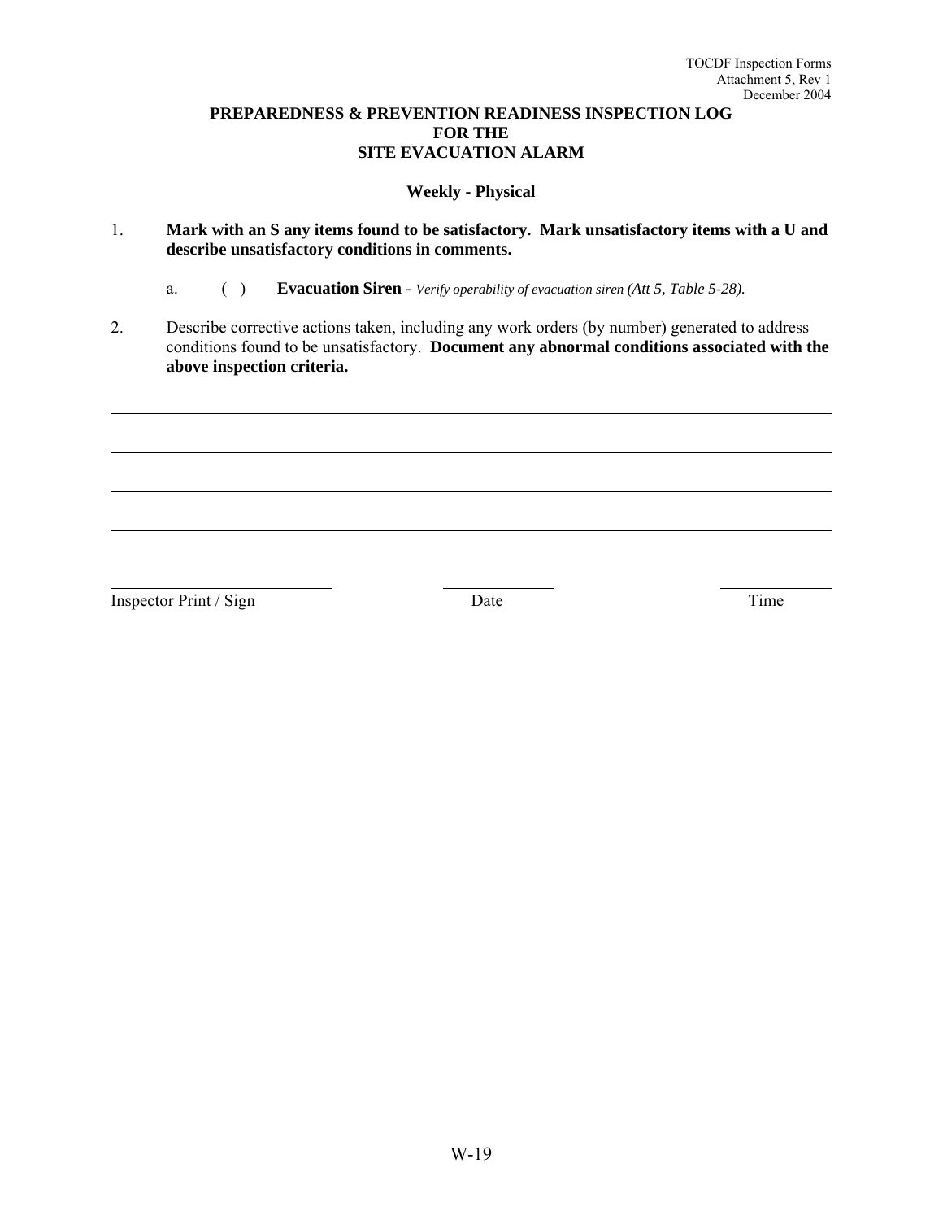# PREPAREDNESS & PREVENTION READINESS INSPECTION LOG
# FOR THE
# SITE EVACUATION ALARM

**Weekly - Physical**

1. **Mark with an S any items found to be satisfactory. Mark unsatisfactory items with a U and describe unsatisfactory conditions in comments.**

   a. ( ) **Evacuation Siren** - *Verify operability of evacuation siren (Att 5, Table 5-28).*

2. Describe corrective actions taken, including any work orders (by number) generated to address conditions found to be unsatisfactory. **Document any abnormal conditions associated with the above inspection criteria.**

______________________________________________________________________________

______________________________________________________________________________

______________________________________________________________________________

______________________________________________________________________________

| Inspector Print / Sign | Date | Time |
|---|---|---|
| | | |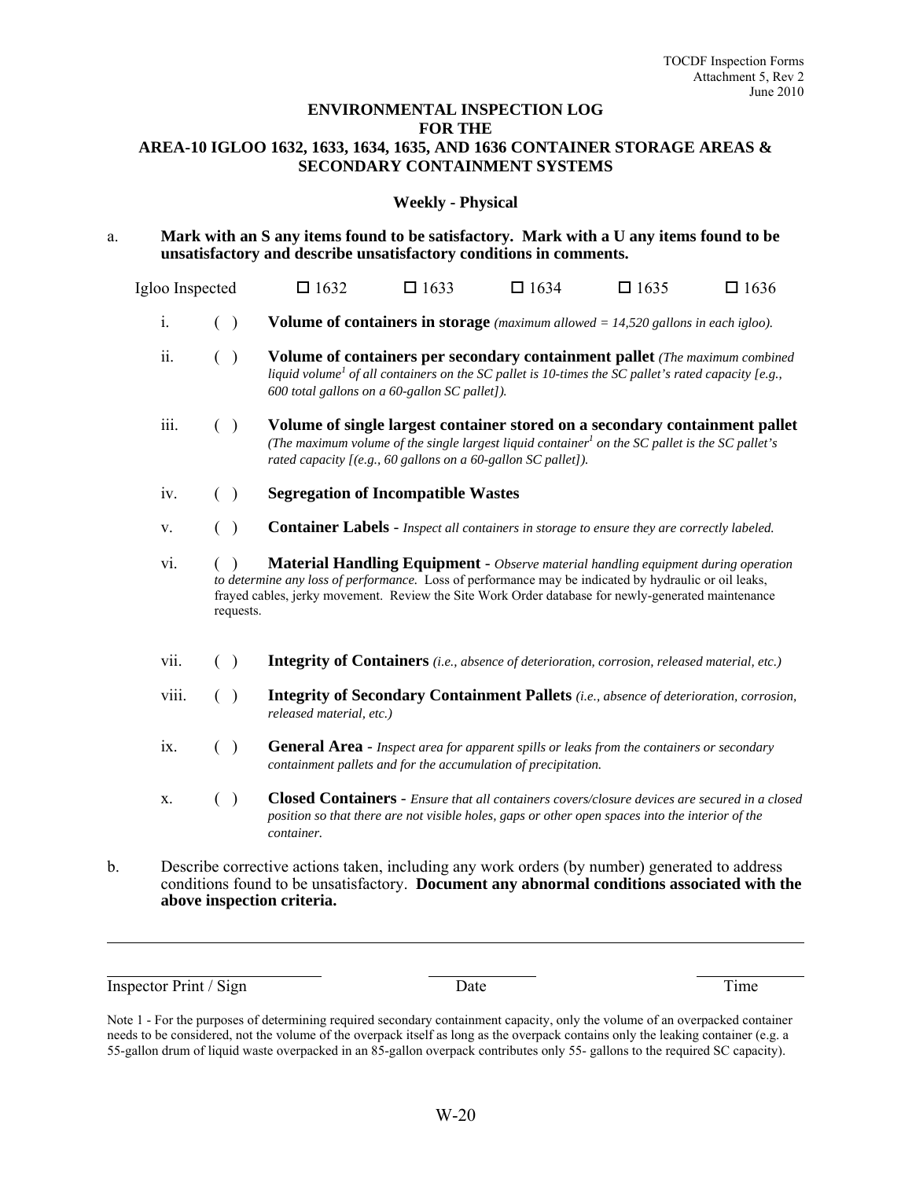# ENVIRONMENTAL INSPECTION LOG FOR THE AREA-10 IGLOO 1632, 1633, 1634, 1635, AND 1636 CONTAINER STORAGE AREAS & SECONDARY CONTAINMENT SYSTEMS

**Weekly - Physical**

a. **Mark with an S any items found to be satisfactory. Mark with a U any items found to be unsatisfactory and describe unsatisfactory conditions in comments.**

Igloo Inspected ☐ 1632 ☐ 1633 ☐ 1634 ☐ 1635 ☐ 1636

i. ( ) **Volume of containers in storage** *(maximum allowed = 14,520 gallons in each igloo).*

ii. ( ) **Volume of containers per secondary containment pallet** *(The maximum combined liquid volume[1] of all containers on the SC pallet is 10-times the SC pallet's rated capacity [e.g., 600 total gallons on a 60-gallon SC pallet]).*

iii. ( ) **Volume of single largest container stored on a secondary containment pallet** *(The maximum volume of the single largest liquid container[1] on the SC pallet is the SC pallet's rated capacity [(e.g., 60 gallons on a 60-gallon SC pallet]).*

iv. ( ) **Segregation of Incompatible Wastes**

v. ( ) **Container Labels** - *Inspect all containers in storage to ensure they are correctly labeled.*

vi. ( ) **Material Handling Equipment** - *Observe material handling equipment during operation to determine any loss of performance.* Loss of performance may be indicated by hydraulic or oil leaks, frayed cables, jerky movement. Review the Site Work Order database for newly-generated maintenance requests.

vii. ( ) **Integrity of Containers** *(i.e., absence of deterioration, corrosion, released material, etc.)*

viii. ( ) **Integrity of Secondary Containment Pallets** *(i.e., absence of deterioration, corrosion, released material, etc.)*

ix. ( ) **General Area** - *Inspect area for apparent spills or leaks from the containers or secondary containment pallets and for the accumulation of precipitation.*

x. ( ) **Closed Containers** - *Ensure that all containers covers/closure devices are secured in a closed position so that there are not visible holes, gaps or other open spaces into the interior of the container.*

b. Describe corrective actions taken, including any work orders (by number) generated to address conditions found to be unsatisfactory. **Document any abnormal conditions associated with the above inspection criteria.**

_______________________________________________

Inspector Print / Sign ____________ Date ____________ Time ____________

Note 1 - For the purposes of determining required secondary containment capacity, only the volume of an overpacked container needs to be considered, not the volume of the overpack itself as long as the overpack contains only the leaking container (e.g. a 55-gallon drum of liquid waste overpacked in an 85-gallon overpack contributes only 55- gallons to the required SC capacity).

W-20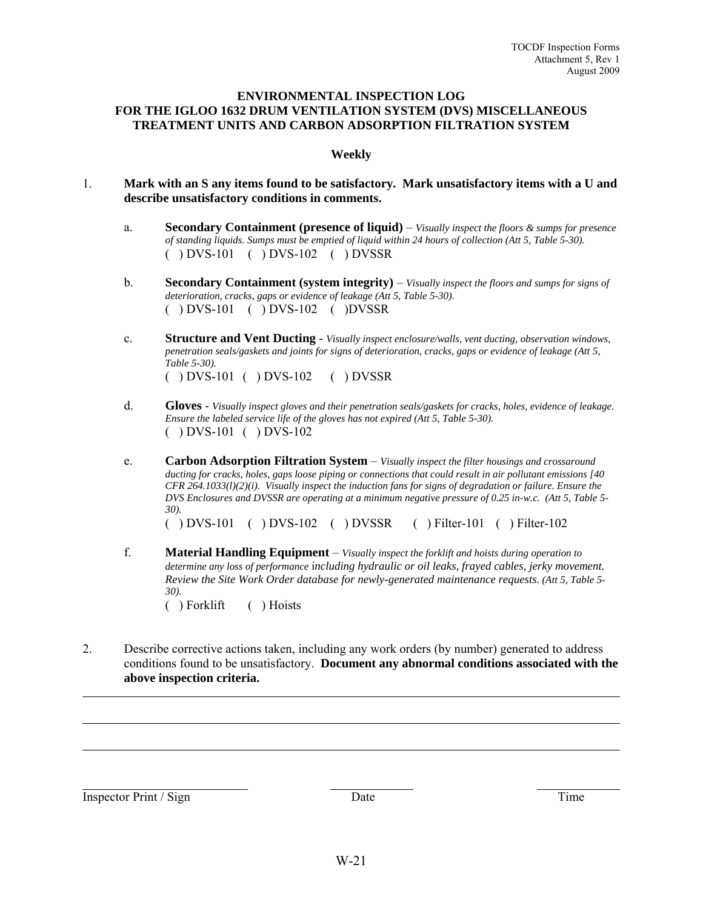**ENVIRONMENTAL INSPECTION LOG FOR THE IGLOO 1632 DRUM VENTILATION SYSTEM (DVS) MISCELLANEOUS TREATMENT UNITS AND CARBON ADSORPTION FILTRATION SYSTEM**

**Weekly**

1. **Mark with an S any items found to be satisfactory. Mark unsatisfactory items with a U and describe unsatisfactory conditions in comments.**

   a. **Secondary Containment (presence of liquid)** – *Visually inspect the floors & sumps for presence of standing liquids. Sumps must be emptied of liquid within 24 hours of collection (Att 5, Table 5-30).*
   ( ) DVS-101 ( ) DVS-102 ( ) DVSSR

   b. **Secondary Containment (system integrity)** – *Visually inspect the floors and sumps for signs of deterioration, cracks, gaps or evidence of leakage (Att 5, Table 5-30).*
   ( ) DVS-101 ( ) DVS-102 ( )DVSSR

   c. **Structure and Vent Ducting** - *Visually inspect enclosure/walls, vent ducting, observation windows, penetration seals/gaskets and joints for signs of deterioration, cracks, gaps or evidence of leakage (Att 5, Table 5-30).*
   ( ) DVS-101 ( ) DVS-102 ( ) DVSSR

   d. **Gloves** - *Visually inspect gloves and their penetration seals/gaskets for cracks, holes, evidence of leakage. Ensure the labeled service life of the gloves has not expired (Att 5, Table 5-30).*
   ( ) DVS-101 ( ) DVS-102

   e. **Carbon Adsorption Filtration System** – *Visually inspect the filter housings and crossaround ducting for cracks, holes, gaps loose piping or connections that could result in air pollutant emissions [40 CFR 264.1033(l)(2)(i). Visually inspect the induction fans for signs of degradation or failure. Ensure the DVS Enclosures and DVSSR are operating at a minimum negative pressure of 0.25 in-w.c. (Att 5, Table 5-30).*
   ( ) DVS-101 ( ) DVS-102 ( ) DVSSR ( ) Filter-101 ( ) Filter-102

   f. **Material Handling Equipment** – *Visually inspect the forklift and hoists during operation to determine any loss of performance including hydraulic or oil leaks, frayed cables, jerky movement. Review the Site Work Order database for newly-generated maintenance requests. (Att 5, Table 5-30).*
   ( ) Forklift ( ) Hoists

2. Describe corrective actions taken, including any work orders (by number) generated to address conditions found to be unsatisfactory. **Document any abnormal conditions associated with the above inspection criteria.**

_______________________________________________

_______________________________________________

_______________________________________________

Inspector Print / Sign ____________ Date ____________ Time ____________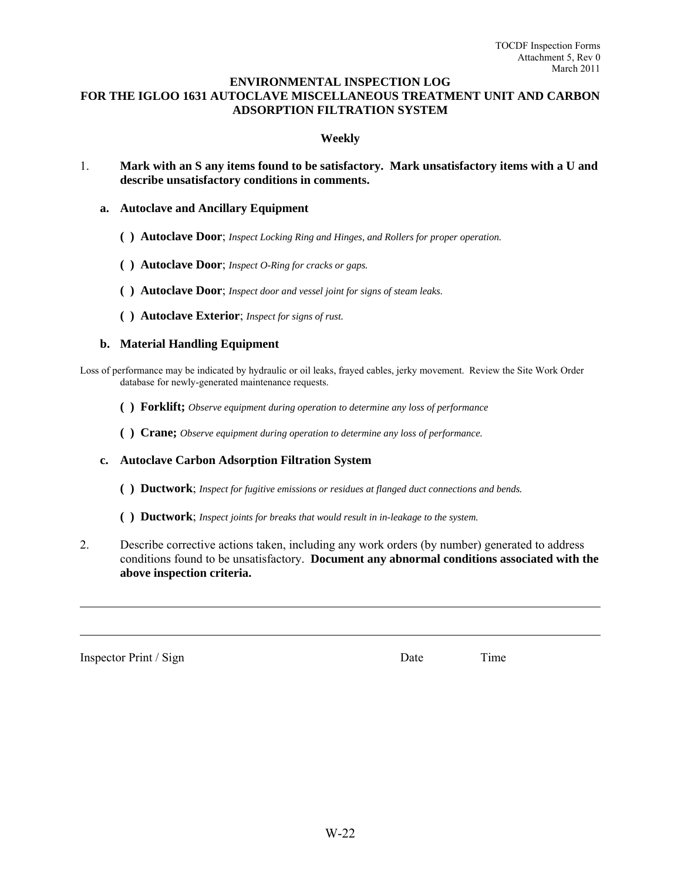# ENVIRONMENTAL INSPECTION LOG FOR THE IGLOO 1631 AUTOCLAVE MISCELLANEOUS TREATMENT UNIT AND CARBON ADSORPTION FILTRATION SYSTEM

**Weekly**

1. **Mark with an S any items found to be satisfactory. Mark unsatisfactory items with a U and describe unsatisfactory conditions in comments.**

   **a. Autoclave and Ancillary Equipment**

   **( ) Autoclave Door**; *Inspect Locking Ring and Hinges, and Rollers for proper operation.*

   **( ) Autoclave Door**; *Inspect O-Ring for cracks or gaps.*

   **( ) Autoclave Door**; *Inspect door and vessel joint for signs of steam leaks.*

   **( ) Autoclave Exterior**; *Inspect for signs of rust.*

   **b. Material Handling Equipment**

Loss of performance may be indicated by hydraulic or oil leaks, frayed cables, jerky movement. Review the Site Work Order database for newly-generated maintenance requests.

   **( ) Forklift;** *Observe equipment during operation to determine any loss of performance*

   **( ) Crane;** *Observe equipment during operation to determine any loss of performance.*

   **c. Autoclave Carbon Adsorption Filtration System**

   **( ) Ductwork**; *Inspect for fugitive emissions or residues at flanged duct connections and bends.*

   **( ) Ductwork**; *Inspect joints for breaks that would result in in-leakage to the system.*

2. Describe corrective actions taken, including any work orders (by number) generated to address conditions found to be unsatisfactory. **Document any abnormal conditions associated with the above inspection criteria.**

______________________________________________________________________

______________________________________________________________________

Inspector Print / Sign Date Time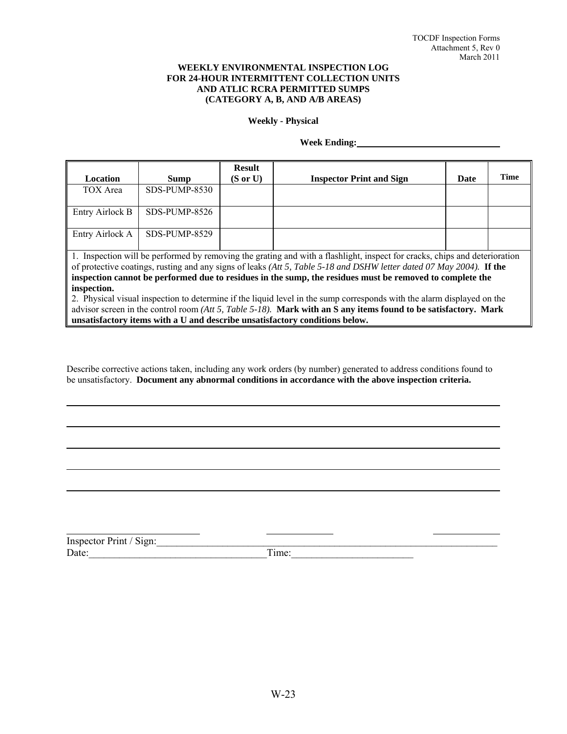TOCDF Inspection Forms
Attachment 5, Rev 0
March 2011

# WEEKLY ENVIRONMENTAL INSPECTION LOG FOR 24-HOUR INTERMITTENT COLLECTION UNITS AND ATLIC RCRA PERMITTED SUMPS (CATEGORY A, B, AND A/B AREAS)

**Weekly - Physical**

**Week Ending:**\_\_\_\_\_\_\_\_\_\_\_\_\_\_\_\_\_\_\_\_\_\_\_\_\_\_\_\_

| Location | Sump | Result (S or U) | Inspector Print and Sign | Date | Time |
|---|---|---|---|---|---|
| TOX Area | SDS-PUMP-8530 | | | | |
| Entry Airlock B | SDS-PUMP-8526 | | | | |
| Entry Airlock A | SDS-PUMP-8529 | | | | |

1. Inspection will be performed by removing the grating and with a flashlight, inspect for cracks, chips and deterioration of protective coatings, rusting and any signs of leaks *(Att 5, Table 5-18 and DSHW letter dated 07 May 2004).* **If the inspection cannot be performed due to residues in the sump, the residues must be removed to complete the inspection.**
2. Physical visual inspection to determine if the liquid level in the sump corresponds with the alarm displayed on the advisor screen in the control room *(Att 5, Table 5-18).* **Mark with an S any items found to be satisfactory. Mark unsatisfactory items with a U and describe unsatisfactory conditions below.**

Describe corrective actions taken, including any work orders (by number) generated to address conditions found to be unsatisfactory. **Document any abnormal conditions in accordance with the above inspection criteria.**

\_\_\_\_\_\_\_\_\_\_\_\_\_\_\_\_\_\_\_\_\_\_\_\_\_\_\_\_\_\_\_\_\_\_\_\_\_\_\_\_\_\_\_\_\_\_\_\_\_\_\_\_\_\_\_\_\_\_\_\_

\_\_\_\_\_\_\_\_\_\_\_\_\_\_\_\_\_\_\_\_\_\_\_\_\_\_\_\_\_\_\_\_\_\_\_\_\_\_\_\_\_\_\_\_\_\_\_\_\_\_\_\_\_\_\_\_\_\_\_\_

\_\_\_\_\_\_\_\_\_\_\_\_\_\_\_\_\_\_\_\_\_\_\_\_\_\_\_\_\_\_\_\_\_\_\_\_\_\_\_\_\_\_\_\_\_\_\_\_\_\_\_\_\_\_\_\_\_\_\_\_

\_\_\_\_\_\_\_\_\_\_\_\_\_\_\_\_\_\_\_\_\_\_\_\_\_\_\_\_\_\_\_\_\_\_\_\_\_\_\_\_\_\_\_\_\_\_\_\_\_\_\_\_\_\_\_\_\_\_\_\_

\_\_\_\_\_\_\_\_\_\_\_\_\_\_\_\_\_\_\_\_\_\_\_\_\_\_\_\_\_\_\_\_\_\_\_\_\_\_\_\_\_\_\_\_\_\_\_\_\_\_\_\_\_\_\_\_\_\_\_\_

Inspector Print / Sign:\_\_\_\_\_\_\_\_\_\_\_\_\_\_\_\_\_\_\_\_\_\_\_\_\_\_\_\_\_\_\_\_\_\_\_\_\_\_\_\_\_\_\_\_\_\_\_\_
Date:\_\_\_\_\_\_\_\_\_\_\_\_\_\_\_\_\_\_\_\_\_\_\_\_\_\_\_\_Time:\_\_\_\_\_\_\_\_\_\_\_\_\_\_\_\_\_\_\_\_\_\_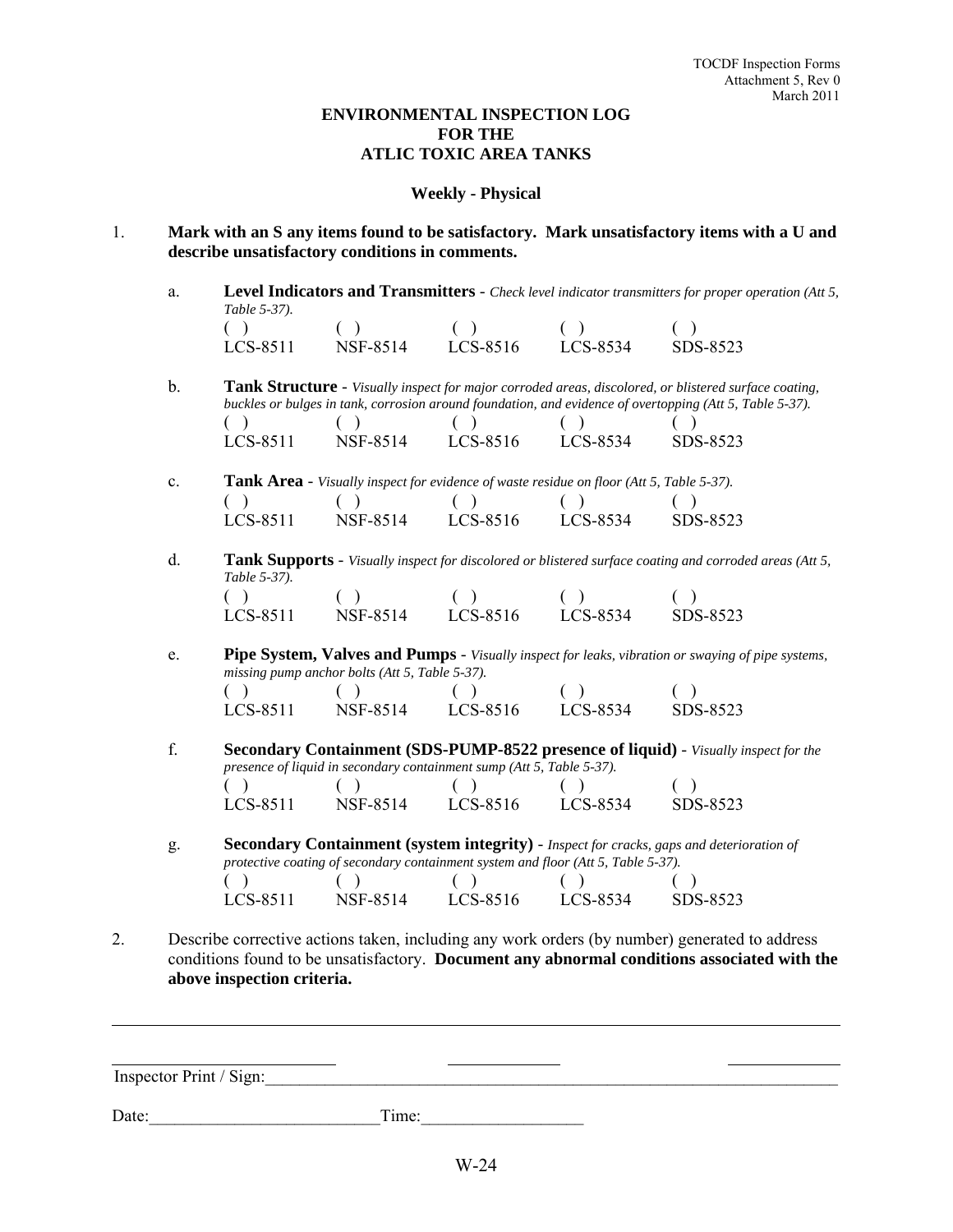TOCDF Inspection Forms
Attachment 5, Rev 0
March 2011

# ENVIRONMENTAL INSPECTION LOG FOR THE ATLIC TOXIC AREA TANKS

## Weekly - Physical

1. **Mark with an S any items found to be satisfactory. Mark unsatisfactory items with a U and describe unsatisfactory conditions in comments.**

   a. **Level Indicators and Transmitters** - *Check level indicator transmitters for proper operation (Att 5, Table 5-37).*

   | ( ) | ( ) | ( ) | ( ) | ( ) |
   |---|---|---|---|---|
   | LCS-8511 | NSF-8514 | LCS-8516 | LCS-8534 | SDS-8523 |

   b. **Tank Structure** - *Visually inspect for major corroded areas, discolored, or blistered surface coating, buckles or bulges in tank, corrosion around foundation, and evidence of overtopping (Att 5, Table 5-37).*

   | ( ) | ( ) | ( ) | ( ) | ( ) |
   |---|---|---|---|---|
   | LCS-8511 | NSF-8514 | LCS-8516 | LCS-8534 | SDS-8523 |

   c. **Tank Area** - *Visually inspect for evidence of waste residue on floor (Att 5, Table 5-37).*

   | ( ) | ( ) | ( ) | ( ) | ( ) |
   |---|---|---|---|---|
   | LCS-8511 | NSF-8514 | LCS-8516 | LCS-8534 | SDS-8523 |

   d. **Tank Supports** - *Visually inspect for discolored or blistered surface coating and corroded areas (Att 5, Table 5-37).*

   | ( ) | ( ) | ( ) | ( ) | ( ) |
   |---|---|---|---|---|
   | LCS-8511 | NSF-8514 | LCS-8516 | LCS-8534 | SDS-8523 |

   e. **Pipe System, Valves and Pumps** - *Visually inspect for leaks, vibration or swaying of pipe systems, missing pump anchor bolts (Att 5, Table 5-37).*

   | ( ) | ( ) | ( ) | ( ) | ( ) |
   |---|---|---|---|---|
   | LCS-8511 | NSF-8514 | LCS-8516 | LCS-8534 | SDS-8523 |

   f. **Secondary Containment (SDS-PUMP-8522 presence of liquid)** - *Visually inspect for the presence of liquid in secondary containment sump (Att 5, Table 5-37).*

   | ( ) | ( ) | ( ) | ( ) | ( ) |
   |---|---|---|---|---|
   | LCS-8511 | NSF-8514 | LCS-8516 | LCS-8534 | SDS-8523 |

   g. **Secondary Containment (system integrity)** - *Inspect for cracks, gaps and deterioration of protective coating of secondary containment system and floor (Att 5, Table 5-37).*

   | ( ) | ( ) | ( ) | ( ) | ( ) |
   |---|---|---|---|---|
   | LCS-8511 | NSF-8514 | LCS-8516 | LCS-8534 | SDS-8523 |

2. Describe corrective actions taken, including any work orders (by number) generated to address conditions found to be unsatisfactory. **Document any abnormal conditions associated with the above inspection criteria.**

_______________________________________________________________________________

_______________________ _____________ _____________

Inspector Print / Sign:_______________________________________________

Date:___________________________Time:___________________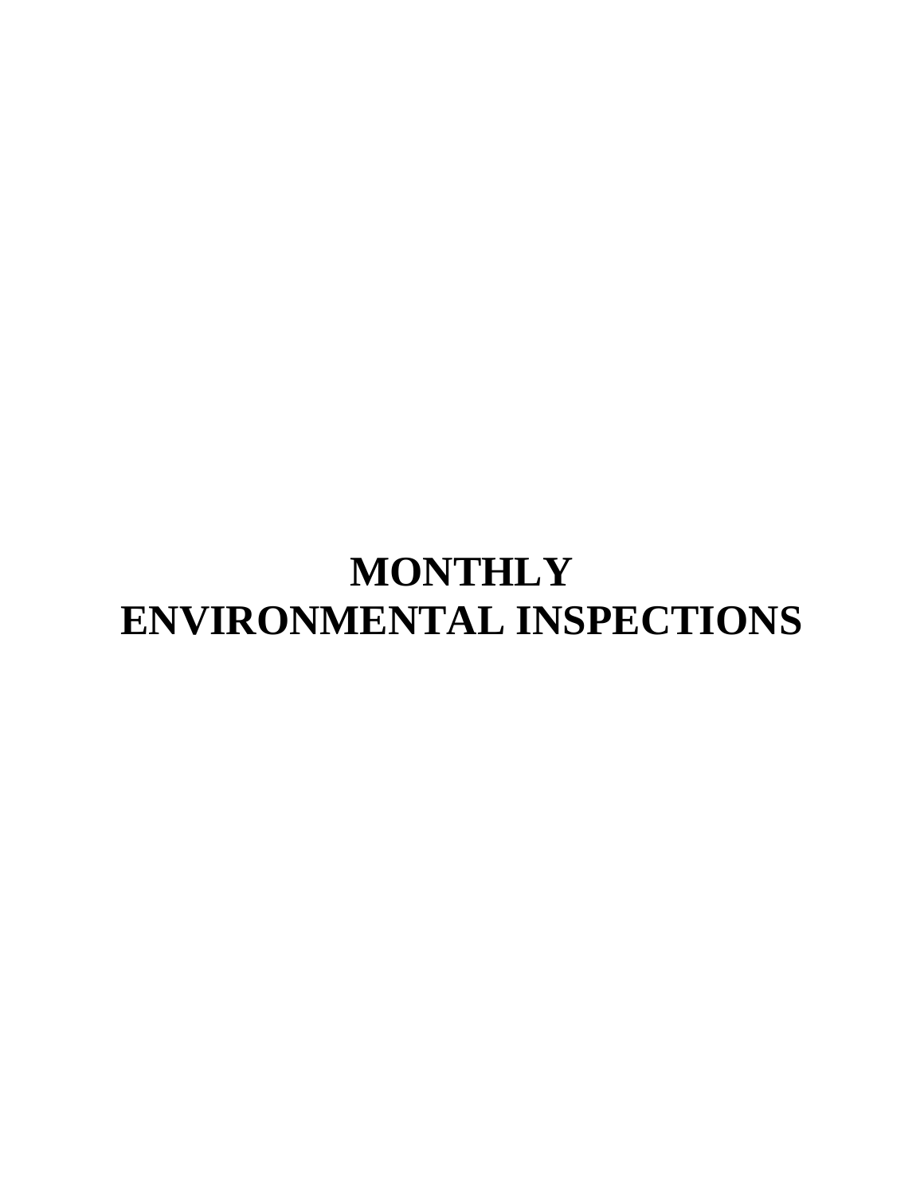# MONTHLY
# ENVIRONMENTAL INSPECTIONS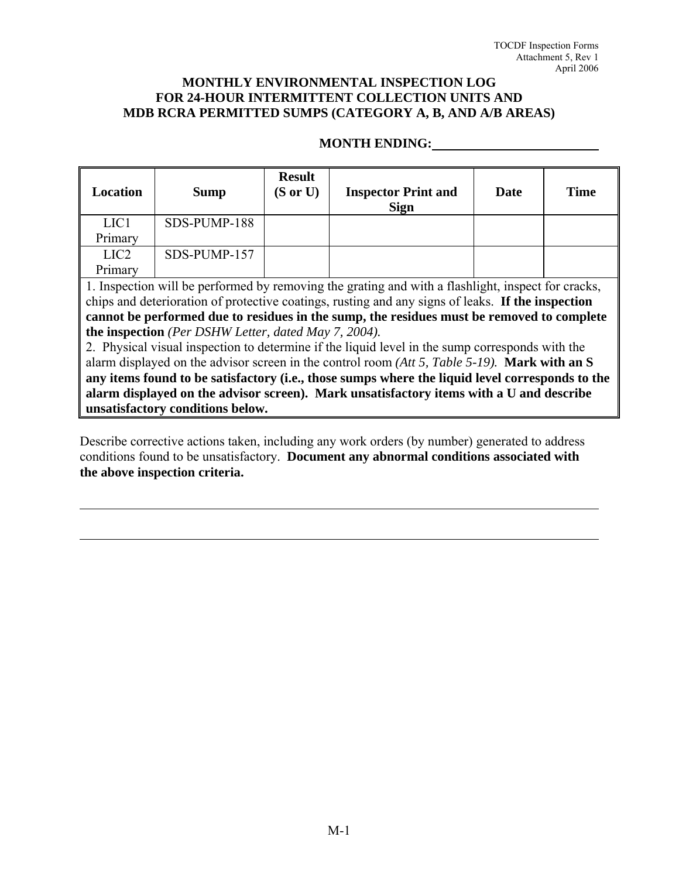## MONTHLY ENVIRONMENTAL INSPECTION LOG FOR 24-HOUR INTERMITTENT COLLECTION UNITS AND MDB RCRA PERMITTED SUMPS (CATEGORY A, B, AND A/B AREAS)

**MONTH ENDING:** ____________________

| Location | Sump | Result (S or U) | Inspector Print and Sign | Date | Time |
|---|---|---|---|---|---|
| LIC1 Primary | SDS-PUMP-188 | | | | |
| LIC2 Primary | SDS-PUMP-157 | | | | |

1. Inspection will be performed by removing the grating and with a flashlight, inspect for cracks, chips and deterioration of protective coatings, rusting and any signs of leaks. **If the inspection cannot be performed due to residues in the sump, the residues must be removed to complete the inspection** *(Per DSHW Letter, dated May 7, 2004).*
2. Physical visual inspection to determine if the liquid level in the sump corresponds with the alarm displayed on the advisor screen in the control room *(Att 5, Table 5-19).* **Mark with an S any items found to be satisfactory (i.e., those sumps where the liquid level corresponds to the alarm displayed on the advisor screen). Mark unsatisfactory items with a U and describe unsatisfactory conditions below.**

Describe corrective actions taken, including any work orders (by number) generated to address conditions found to be unsatisfactory. **Document any abnormal conditions associated with the above inspection criteria.**

______________________________________________________________________

______________________________________________________________________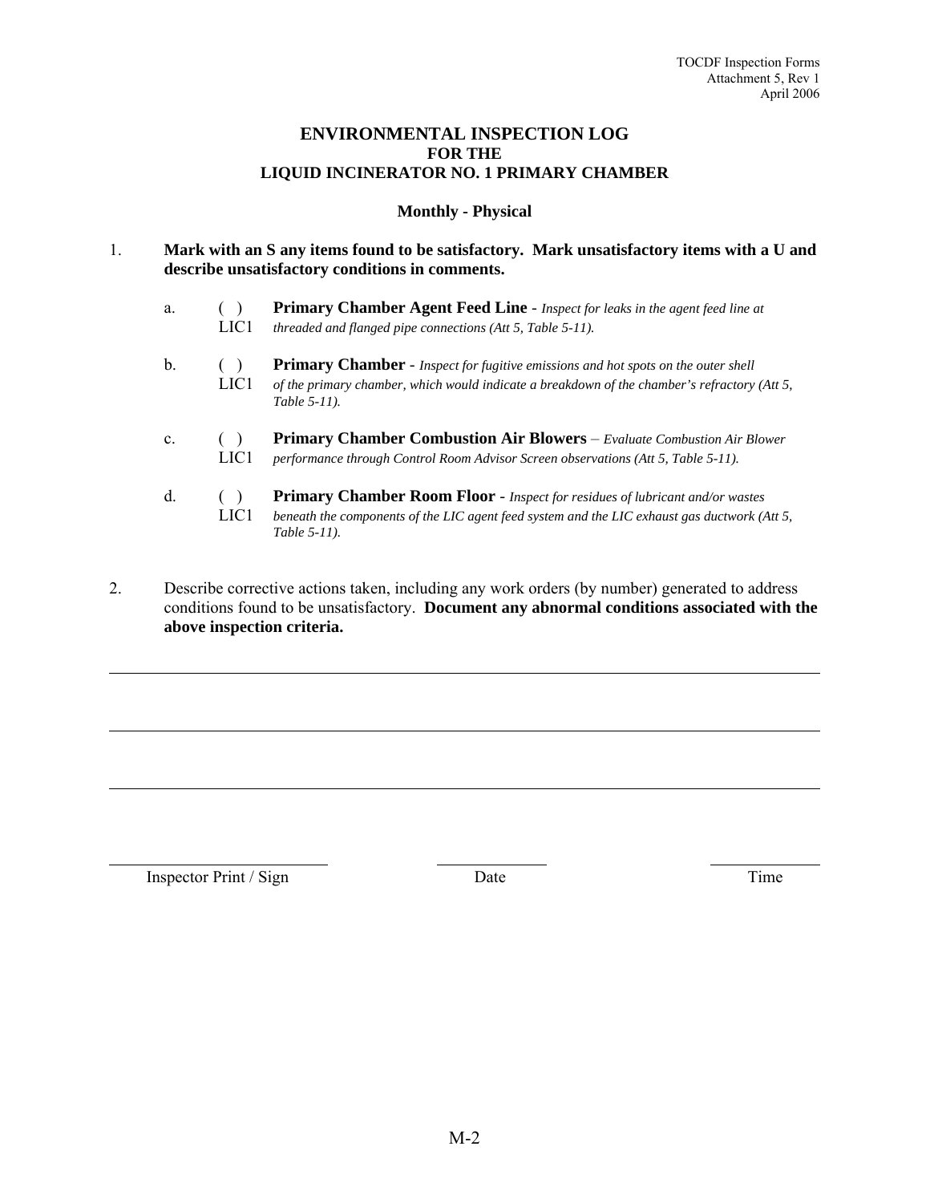# ENVIRONMENTAL INSPECTION LOG
## FOR THE
## LIQUID INCINERATOR NO. 1 PRIMARY CHAMBER

### Monthly - Physical

1. **Mark with an S any items found to be satisfactory. Mark unsatisfactory items with a U and describe unsatisfactory conditions in comments.**

   a. ( ) LIC1 **Primary Chamber Agent Feed Line** - *Inspect for leaks in the agent feed line at threaded and flanged pipe connections (Att 5, Table 5-11).*

   b. ( ) LIC1 **Primary Chamber** - *Inspect for fugitive emissions and hot spots on the outer shell of the primary chamber, which would indicate a breakdown of the chamber's refractory (Att 5, Table 5-11).*

   c. ( ) LIC1 **Primary Chamber Combustion Air Blowers** – *Evaluate Combustion Air Blower performance through Control Room Advisor Screen observations (Att 5, Table 5-11).*

   d. ( ) LIC1 **Primary Chamber Room Floor** - *Inspect for residues of lubricant and/or wastes beneath the components of the LIC agent feed system and the LIC exhaust gas ductwork (Att 5, Table 5-11).*

2. Describe corrective actions taken, including any work orders (by number) generated to address conditions found to be unsatisfactory. **Document any abnormal conditions associated with the above inspection criteria.**

______________________________________________________________________

______________________________________________________________________

______________________________________________________________________

______________________ ______________ ______________

Inspector Print / Sign Date Time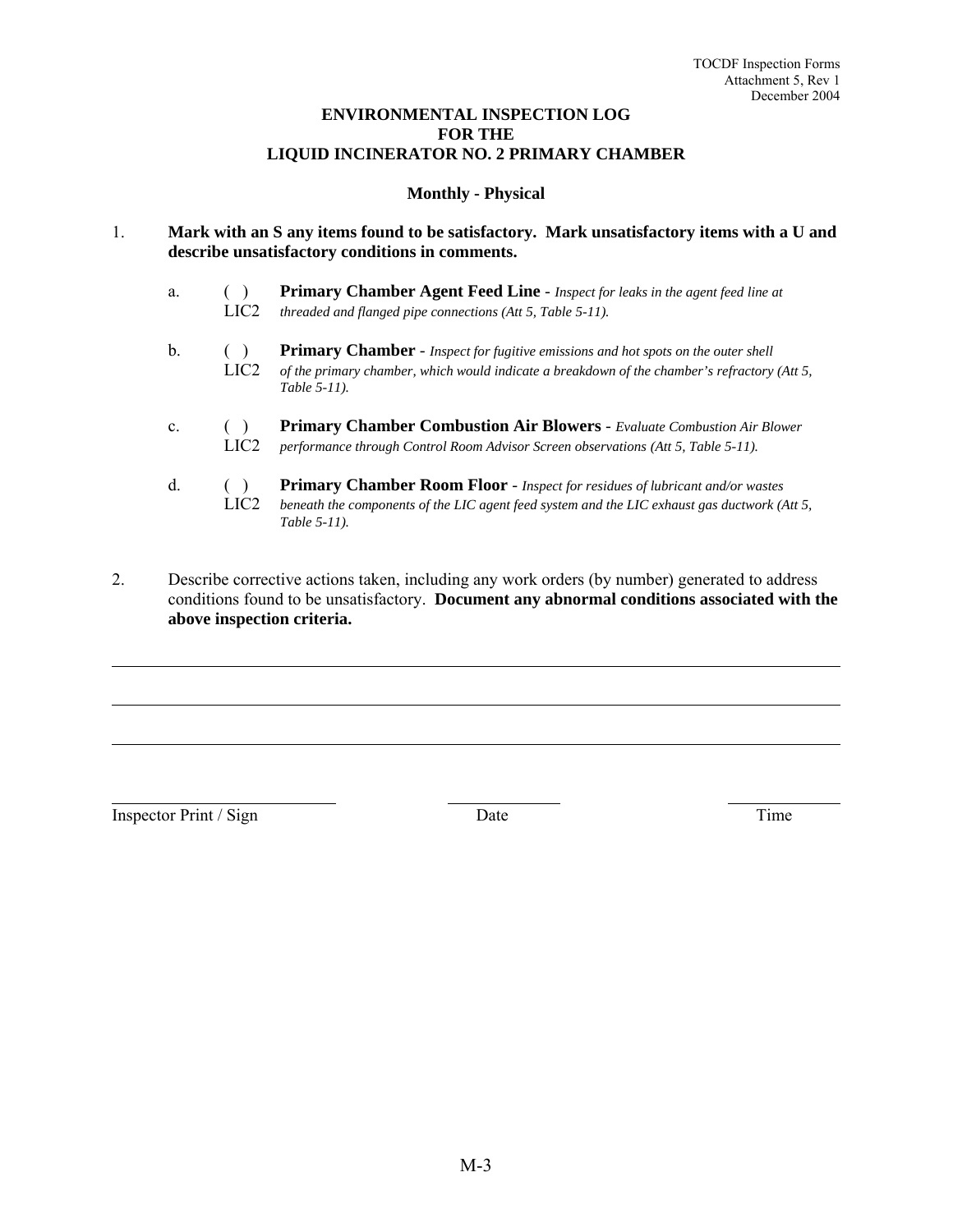**ENVIRONMENTAL INSPECTION LOG**
**FOR THE**
**LIQUID INCINERATOR NO. 2 PRIMARY CHAMBER**

**Monthly - Physical**

1. **Mark with an S any items found to be satisfactory. Mark unsatisfactory items with a U and describe unsatisfactory conditions in comments.**

   a. ( ) LIC2 **Primary Chamber Agent Feed Line** - *Inspect for leaks in the agent feed line at threaded and flanged pipe connections (Att 5, Table 5-11).*

   b. ( ) LIC2 **Primary Chamber** - *Inspect for fugitive emissions and hot spots on the outer shell of the primary chamber, which would indicate a breakdown of the chamber's refractory (Att 5, Table 5-11).*

   c. ( ) LIC2 **Primary Chamber Combustion Air Blowers** - *Evaluate Combustion Air Blower performance through Control Room Advisor Screen observations (Att 5, Table 5-11).*

   d. ( ) LIC2 **Primary Chamber Room Floor** - *Inspect for residues of lubricant and/or wastes beneath the components of the LIC agent feed system and the LIC exhaust gas ductwork (Att 5, Table 5-11).*

2. Describe corrective actions taken, including any work orders (by number) generated to address conditions found to be unsatisfactory. **Document any abnormal conditions associated with the above inspection criteria.**

______________________________________________________________________

______________________________________________________________________

______________________________________________________________________

Inspector Print / Sign ____________________ Date ____________ Time ____________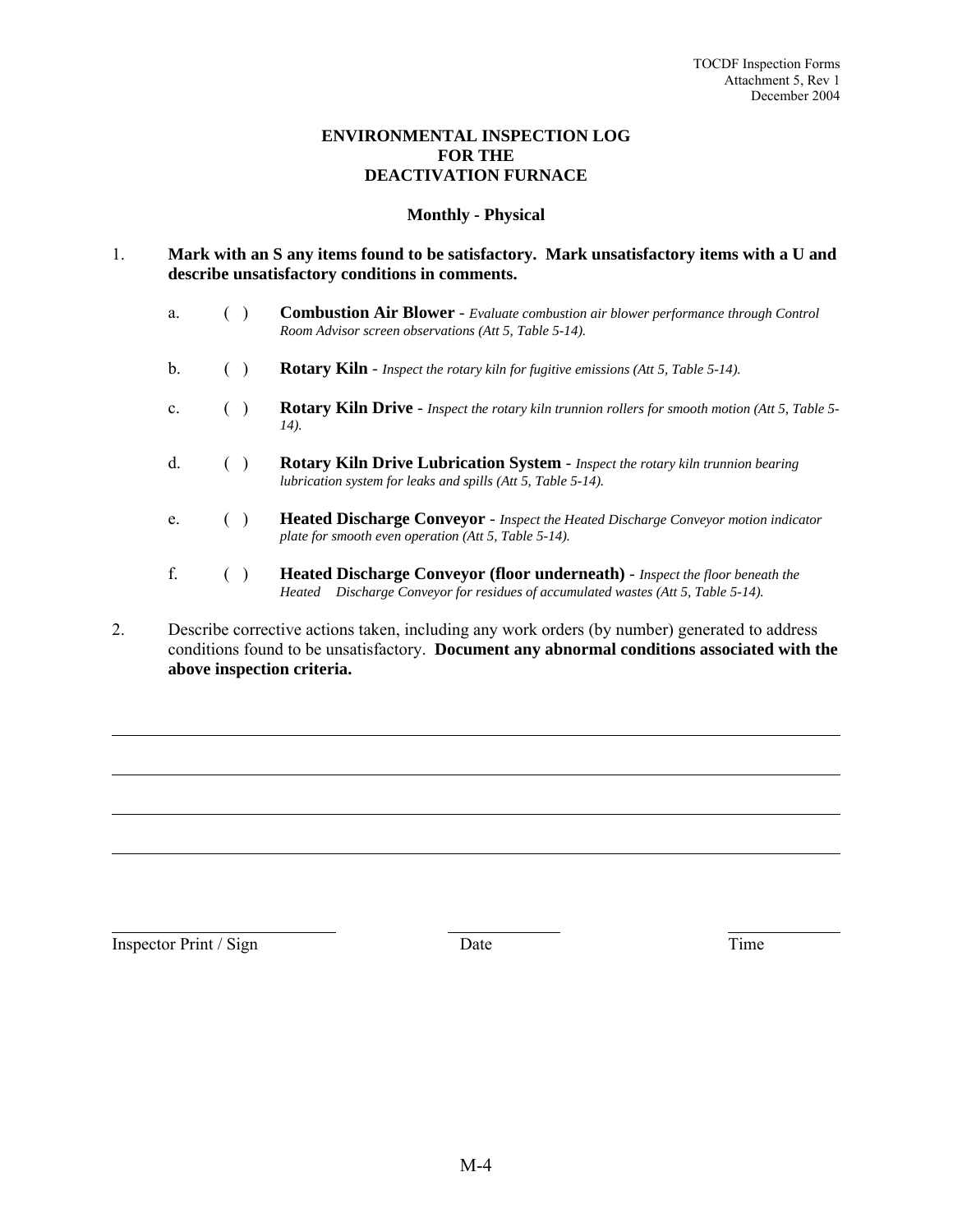TOCDF Inspection Forms
Attachment 5, Rev 1
December 2004

# ENVIRONMENTAL INSPECTION LOG
# FOR THE
# DEACTIVATION FURNACE

## Monthly - Physical

1. **Mark with an S any items found to be satisfactory. Mark unsatisfactory items with a U and describe unsatisfactory conditions in comments.**

   a. ( ) **Combustion Air Blower** - *Evaluate combustion air blower performance through Control Room Advisor screen observations (Att 5, Table 5-14).*

   b. ( ) **Rotary Kiln** - *Inspect the rotary kiln for fugitive emissions (Att 5, Table 5-14).*

   c. ( ) **Rotary Kiln Drive** - *Inspect the rotary kiln trunnion rollers for smooth motion (Att 5, Table 5-14).*

   d. ( ) **Rotary Kiln Drive Lubrication System** - *Inspect the rotary kiln trunnion bearing lubrication system for leaks and spills (Att 5, Table 5-14).*

   e. ( ) **Heated Discharge Conveyor** - *Inspect the Heated Discharge Conveyor motion indicator plate for smooth even operation (Att 5, Table 5-14).*

   f. ( ) **Heated Discharge Conveyor (floor underneath)** - *Inspect the floor beneath the Heated Discharge Conveyor for residues of accumulated wastes (Att 5, Table 5-14).*

2. Describe corrective actions taken, including any work orders (by number) generated to address conditions found to be unsatisfactory. **Document any abnormal conditions associated with the above inspection criteria.**

\_\_\_\_\_\_\_\_\_\_\_\_\_\_\_\_\_\_\_\_\_\_\_\_\_\_\_\_\_\_\_\_\_\_\_\_\_\_\_\_\_\_\_\_\_\_\_\_\_\_\_\_\_\_\_\_\_\_\_\_\_\_\_\_\_\_

\_\_\_\_\_\_\_\_\_\_\_\_\_\_\_\_\_\_\_\_\_\_\_\_\_\_\_\_\_\_\_\_\_\_\_\_\_\_\_\_\_\_\_\_\_\_\_\_\_\_\_\_\_\_\_\_\_\_\_\_\_\_\_\_\_\_

\_\_\_\_\_\_\_\_\_\_\_\_\_\_\_\_\_\_\_\_\_\_\_\_\_\_\_\_\_\_\_\_\_\_\_\_\_\_\_\_\_\_\_\_\_\_\_\_\_\_\_\_\_\_\_\_\_\_\_\_\_\_\_\_\_\_

\_\_\_\_\_\_\_\_\_\_\_\_\_\_\_\_\_\_\_\_\_\_\_\_\_\_\_\_\_\_\_\_\_\_\_\_\_\_\_\_\_\_\_\_\_\_\_\_\_\_\_\_\_\_\_\_\_\_\_\_\_\_\_\_\_\_

| Inspector Print / Sign | Date | Time |
| --- | --- | --- |
| | | |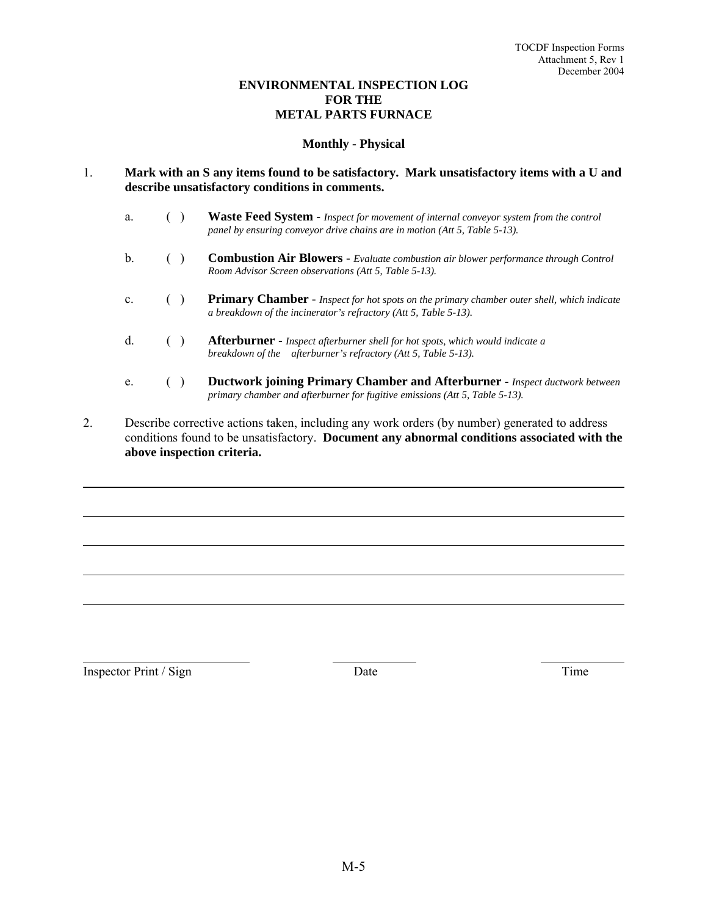TOCDF Inspection Forms
Attachment 5, Rev 1
December 2004

# ENVIRONMENTAL INSPECTION LOG FOR THE METAL PARTS FURNACE

## Monthly - Physical

1. **Mark with an S any items found to be satisfactory. Mark unsatisfactory items with a U and describe unsatisfactory conditions in comments.**

   a. ( ) **Waste Feed System** - *Inspect for movement of internal conveyor system from the control panel by ensuring conveyor drive chains are in motion (Att 5, Table 5-13).*

   b. ( ) **Combustion Air Blowers** - *Evaluate combustion air blower performance through Control Room Advisor Screen observations (Att 5, Table 5-13).*

   c. ( ) **Primary Chamber** - *Inspect for hot spots on the primary chamber outer shell, which indicate a breakdown of the incinerator's refractory (Att 5, Table 5-13).*

   d. ( ) **Afterburner** - *Inspect afterburner shell for hot spots, which would indicate a breakdown of the afterburner's refractory (Att 5, Table 5-13).*

   e. ( ) **Ductwork joining Primary Chamber and Afterburner** - *Inspect ductwork between primary chamber and afterburner for fugitive emissions (Att 5, Table 5-13).*

2. Describe corrective actions taken, including any work orders (by number) generated to address conditions found to be unsatisfactory. **Document any abnormal conditions associated with the above inspection criteria.**

\_\_\_\_\_\_\_\_\_\_\_\_\_\_\_\_\_\_\_\_\_\_\_\_\_\_\_\_\_\_\_\_\_\_\_\_\_\_\_\_\_\_\_\_\_\_\_\_\_\_\_\_\_\_\_\_\_\_\_\_\_\_\_\_\_\_\_\_\_\_\_\_

\_\_\_\_\_\_\_\_\_\_\_\_\_\_\_\_\_\_\_\_\_\_\_\_\_\_\_\_\_\_\_\_\_\_\_\_\_\_\_\_\_\_\_\_\_\_\_\_\_\_\_\_\_\_\_\_\_\_\_\_\_\_\_\_\_\_\_\_\_\_\_\_

\_\_\_\_\_\_\_\_\_\_\_\_\_\_\_\_\_\_\_\_\_\_\_\_\_\_\_\_\_\_\_\_\_\_\_\_\_\_\_\_\_\_\_\_\_\_\_\_\_\_\_\_\_\_\_\_\_\_\_\_\_\_\_\_\_\_\_\_\_\_\_\_

\_\_\_\_\_\_\_\_\_\_\_\_\_\_\_\_\_\_\_\_\_\_\_\_\_\_\_\_\_\_\_\_\_\_\_\_\_\_\_\_\_\_\_\_\_\_\_\_\_\_\_\_\_\_\_\_\_\_\_\_\_\_\_\_\_\_\_\_\_\_\_\_

\_\_\_\_\_\_\_\_\_\_\_\_\_\_\_\_\_\_\_\_\_\_\_\_\_\_\_\_\_\_\_\_\_\_\_\_\_\_\_\_\_\_\_\_\_\_\_\_\_\_\_\_\_\_\_\_\_\_\_\_\_\_\_\_\_\_\_\_\_\_\_\_

| Inspector Print / Sign | Date | Time |
|---|---|---|
| \_\_\_\_\_\_\_\_\_\_\_\_\_\_\_\_\_\_\_\_ | \_\_\_\_\_\_\_\_\_\_ | \_\_\_\_\_\_\_\_\_\_ |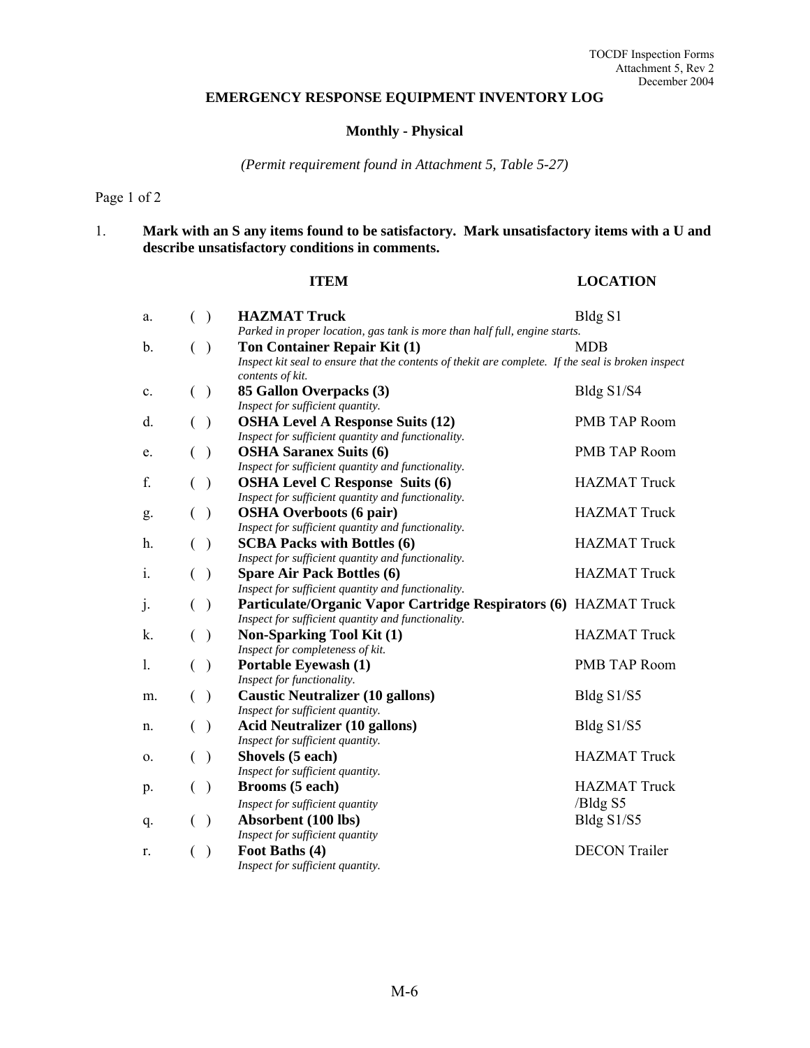## EMERGENCY RESPONSE EQUIPMENT INVENTORY LOG

### Monthly - Physical

*(Permit requirement found in Attachment 5, Table 5-27)*

Page 1 of 2

1. **Mark with an S any items found to be satisfactory. Mark unsatisfactory items with a U and describe unsatisfactory conditions in comments.**

| | | ITEM | LOCATION |
|---|---|---|---|
| a. | ( ) | **HAZMAT Truck**<br>*Parked in proper location, gas tank is more than half full, engine starts.* | Bldg S1 |
| b. | ( ) | **Ton Container Repair Kit (1)**<br>*Inspect kit seal to ensure that the contents of thekit are complete. If the seal is broken inspect contents of kit.* | MDB |
| c. | ( ) | **85 Gallon Overpacks (3)**<br>*Inspect for sufficient quantity.* | Bldg S1/S4 |
| d. | ( ) | **OSHA Level A Response Suits (12)**<br>*Inspect for sufficient quantity and functionality.* | PMB TAP Room |
| e. | ( ) | **OSHA Saranex Suits (6)**<br>*Inspect for sufficient quantity and functionality.* | PMB TAP Room |
| f. | ( ) | **OSHA Level C Response Suits (6)**<br>*Inspect for sufficient quantity and functionality.* | HAZMAT Truck |
| g. | ( ) | **OSHA Overboots (6 pair)**<br>*Inspect for sufficient quantity and functionality.* | HAZMAT Truck |
| h. | ( ) | **SCBA Packs with Bottles (6)**<br>*Inspect for sufficient quantity and functionality.* | HAZMAT Truck |
| i. | ( ) | **Spare Air Pack Bottles (6)**<br>*Inspect for sufficient quantity and functionality.* | HAZMAT Truck |
| j. | ( ) | **Particulate/Organic Vapor Cartridge Respirators (6)**<br>*Inspect for sufficient quantity and functionality.* | HAZMAT Truck |
| k. | ( ) | **Non-Sparking Tool Kit (1)**<br>*Inspect for completeness of kit.* | HAZMAT Truck |
| l. | ( ) | **Portable Eyewash (1)**<br>*Inspect for functionality.* | PMB TAP Room |
| m. | ( ) | **Caustic Neutralizer (10 gallons)**<br>*Inspect for sufficient quantity.* | Bldg S1/S5 |
| n. | ( ) | **Acid Neutralizer (10 gallons)**<br>*Inspect for sufficient quantity.* | Bldg S1/S5 |
| o. | ( ) | **Shovels (5 each)**<br>*Inspect for sufficient quantity.* | HAZMAT Truck |
| p. | ( ) | **Brooms (5 each)**<br>*Inspect for sufficient quantity* | HAZMAT Truck /Bldg S5 |
| q. | ( ) | **Absorbent (100 lbs)**<br>*Inspect for sufficient quantity* | Bldg S1/S5 |
| r. | ( ) | **Foot Baths (4)**<br>*Inspect for sufficient quantity.* | DECON Trailer |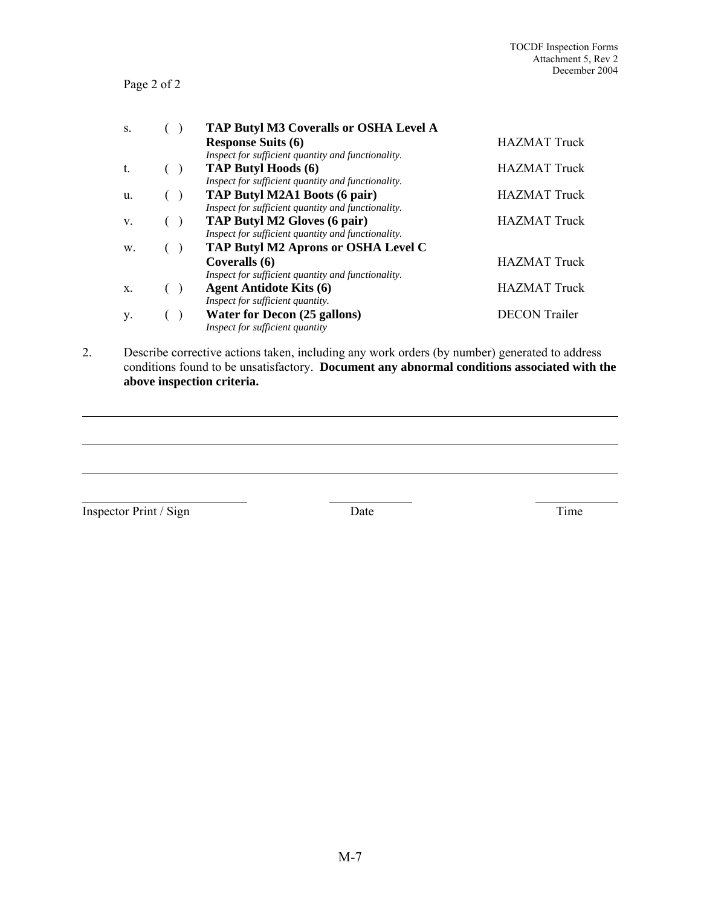s. ( ) **TAP Butyl M3 Coveralls or OSHA Level A Response Suits (6)** — HAZMAT Truck
*Inspect for sufficient quantity and functionality.*

t. ( ) **TAP Butyl Hoods (6)** — HAZMAT Truck
*Inspect for sufficient quantity and functionality.*

u. ( ) **TAP Butyl M2A1 Boots (6 pair)** — HAZMAT Truck
*Inspect for sufficient quantity and functionality.*

v. ( ) **TAP Butyl M2 Gloves (6 pair)** — HAZMAT Truck
*Inspect for sufficient quantity and functionality.*

w. ( ) **TAP Butyl M2 Aprons or OSHA Level C Coveralls (6)** — HAZMAT Truck
*Inspect for sufficient quantity and functionality.*

x. ( ) **Agent Antidote Kits (6)** — HAZMAT Truck
*Inspect for sufficient quantity.*

y. ( ) **Water for Decon (25 gallons)** — DECON Trailer
*Inspect for sufficient quantity*

2. Describe corrective actions taken, including any work orders (by number) generated to address conditions found to be unsatisfactory. **Document any abnormal conditions associated with the above inspection criteria.**

\_\_\_\_\_\_\_\_\_\_\_\_\_\_\_\_\_\_\_\_\_\_\_\_\_\_\_\_\_\_\_\_\_\_\_\_\_\_\_\_\_\_\_\_\_\_\_\_\_\_\_\_\_\_\_\_\_\_\_\_\_\_\_\_\_\_\_\_\_\_

\_\_\_\_\_\_\_\_\_\_\_\_\_\_\_\_\_\_\_\_\_\_\_\_\_\_\_\_\_\_\_\_\_\_\_\_\_\_\_\_\_\_\_\_\_\_\_\_\_\_\_\_\_\_\_\_\_\_\_\_\_\_\_\_\_\_\_\_\_\_

\_\_\_\_\_\_\_\_\_\_\_\_\_\_\_\_\_\_\_\_\_\_\_\_\_\_\_\_\_\_\_\_\_\_\_\_\_\_\_\_\_\_\_\_\_\_\_\_\_\_\_\_\_\_\_\_\_\_\_\_\_\_\_\_\_\_\_\_\_\_

| Inspector Print / Sign | Date | Time |
|---|---|---|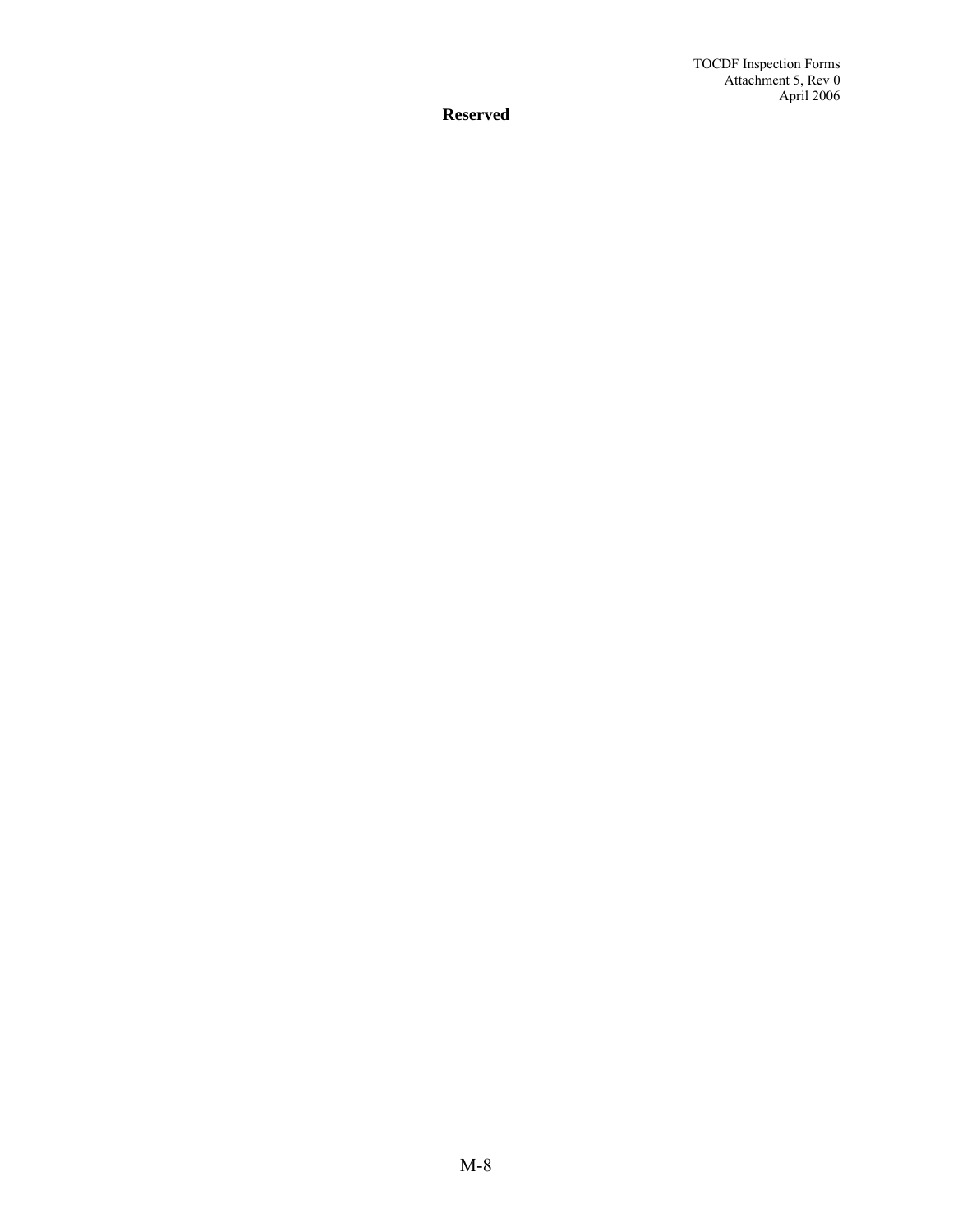**Reserved**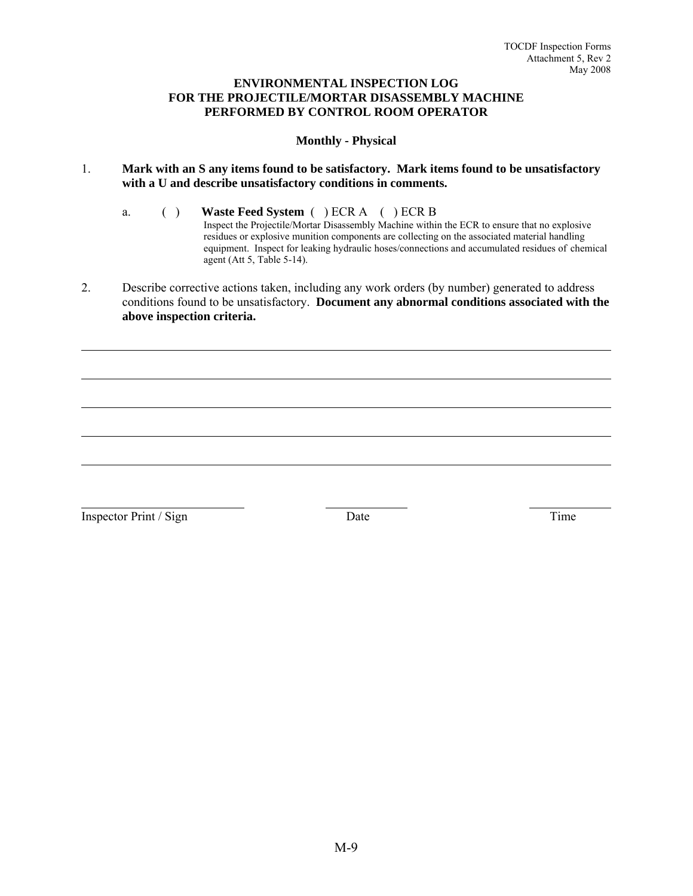# ENVIRONMENTAL INSPECTION LOG FOR THE PROJECTILE/MORTAR DISASSEMBLY MACHINE PERFORMED BY CONTROL ROOM OPERATOR

**Monthly - Physical**

1. **Mark with an S any items found to be satisfactory. Mark items found to be unsatisfactory with a U and describe unsatisfactory conditions in comments.**

   a. ( ) **Waste Feed System** ( ) ECR A ( ) ECR B
   Inspect the Projectile/Mortar Disassembly Machine within the ECR to ensure that no explosive residues or explosive munition components are collecting on the associated material handling equipment. Inspect for leaking hydraulic hoses/connections and accumulated residues of chemical agent (Att 5, Table 5-14).

2. Describe corrective actions taken, including any work orders (by number) generated to address conditions found to be unsatisfactory. **Document any abnormal conditions associated with the above inspection criteria.**

______________________________________________________________________

______________________________________________________________________

______________________________________________________________________

______________________________________________________________________

______________________________________________________________________

| ____________________ | ____________ | ____________ |
|---|---|---|
| Inspector Print / Sign | Date | Time |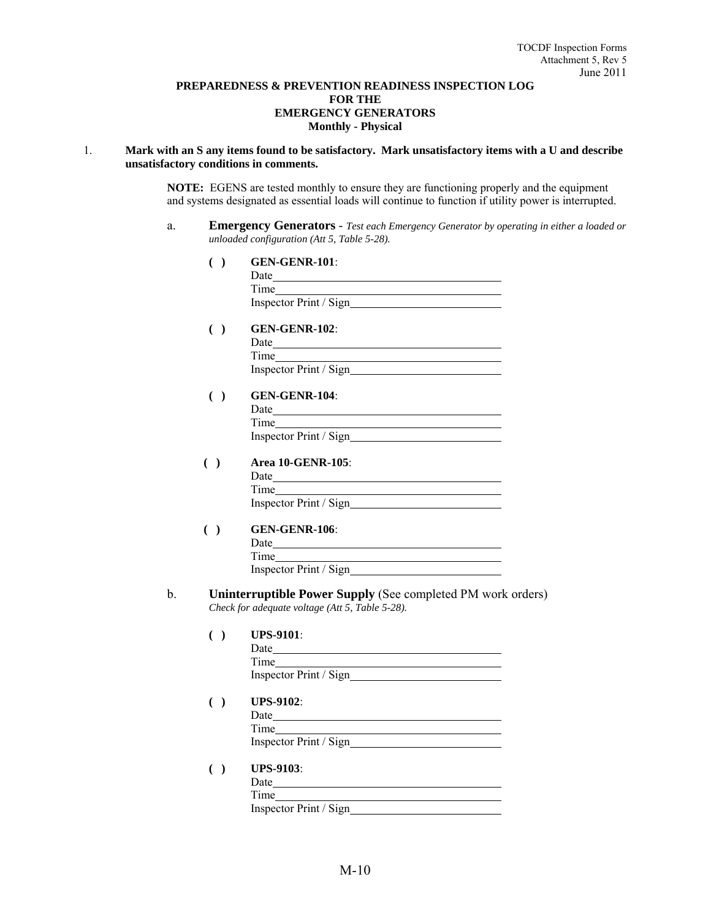**PREPAREDNESS & PREVENTION READINESS INSPECTION LOG**
**FOR THE**
**EMERGENCY GENERATORS**
**Monthly - Physical**

1. **Mark with an S any items found to be satisfactory. Mark unsatisfactory items with a U and describe unsatisfactory conditions in comments.**

   **NOTE:** EGENS are tested monthly to ensure they are functioning properly and the equipment and systems designated as essential loads will continue to function if utility power is interrupted.

   a. **Emergency Generators** - *Test each Emergency Generator by operating in either a loaded or unloaded configuration (Att 5, Table 5-28).*

      **( )** **GEN-GENR-101**:
      Date\_\_\_\_\_\_\_\_\_\_\_\_\_\_\_\_\_\_\_\_\_\_\_\_\_\_\_\_\_\_\_\_\_\_\_\_\_\_\_\_
      Time\_\_\_\_\_\_\_\_\_\_\_\_\_\_\_\_\_\_\_\_\_\_\_\_\_\_\_\_\_\_\_\_\_\_\_\_\_\_\_\_
      Inspector Print / Sign\_\_\_\_\_\_\_\_\_\_\_\_\_\_\_\_\_\_\_\_\_\_\_\_\_\_

      **( )** **GEN-GENR-102**:
      Date\_\_\_\_\_\_\_\_\_\_\_\_\_\_\_\_\_\_\_\_\_\_\_\_\_\_\_\_\_\_\_\_\_\_\_\_\_\_\_\_
      Time\_\_\_\_\_\_\_\_\_\_\_\_\_\_\_\_\_\_\_\_\_\_\_\_\_\_\_\_\_\_\_\_\_\_\_\_\_\_\_\_
      Inspector Print / Sign\_\_\_\_\_\_\_\_\_\_\_\_\_\_\_\_\_\_\_\_\_\_\_\_\_\_

      **( )** **GEN-GENR-104**:
      Date\_\_\_\_\_\_\_\_\_\_\_\_\_\_\_\_\_\_\_\_\_\_\_\_\_\_\_\_\_\_\_\_\_\_\_\_\_\_\_\_
      Time\_\_\_\_\_\_\_\_\_\_\_\_\_\_\_\_\_\_\_\_\_\_\_\_\_\_\_\_\_\_\_\_\_\_\_\_\_\_\_\_
      Inspector Print / Sign\_\_\_\_\_\_\_\_\_\_\_\_\_\_\_\_\_\_\_\_\_\_\_\_\_\_

      **( )** **Area 10-GENR-105**:
      Date\_\_\_\_\_\_\_\_\_\_\_\_\_\_\_\_\_\_\_\_\_\_\_\_\_\_\_\_\_\_\_\_\_\_\_\_\_\_\_\_
      Time\_\_\_\_\_\_\_\_\_\_\_\_\_\_\_\_\_\_\_\_\_\_\_\_\_\_\_\_\_\_\_\_\_\_\_\_\_\_\_\_
      Inspector Print / Sign\_\_\_\_\_\_\_\_\_\_\_\_\_\_\_\_\_\_\_\_\_\_\_\_\_\_

      **( )** **GEN-GENR-106**:
      Date\_\_\_\_\_\_\_\_\_\_\_\_\_\_\_\_\_\_\_\_\_\_\_\_\_\_\_\_\_\_\_\_\_\_\_\_\_\_\_\_
      Time\_\_\_\_\_\_\_\_\_\_\_\_\_\_\_\_\_\_\_\_\_\_\_\_\_\_\_\_\_\_\_\_\_\_\_\_\_\_\_\_
      Inspector Print / Sign\_\_\_\_\_\_\_\_\_\_\_\_\_\_\_\_\_\_\_\_\_\_\_\_\_\_

   b. **Uninterruptible Power Supply** (See completed PM work orders)
      *Check for adequate voltage (Att 5, Table 5-28).*

      **( )** **UPS-9101**:
      Date\_\_\_\_\_\_\_\_\_\_\_\_\_\_\_\_\_\_\_\_\_\_\_\_\_\_\_\_\_\_\_\_\_\_\_\_\_\_\_\_
      Time\_\_\_\_\_\_\_\_\_\_\_\_\_\_\_\_\_\_\_\_\_\_\_\_\_\_\_\_\_\_\_\_\_\_\_\_\_\_\_\_
      Inspector Print / Sign\_\_\_\_\_\_\_\_\_\_\_\_\_\_\_\_\_\_\_\_\_\_\_\_\_\_

      **( )** **UPS-9102**:
      Date\_\_\_\_\_\_\_\_\_\_\_\_\_\_\_\_\_\_\_\_\_\_\_\_\_\_\_\_\_\_\_\_\_\_\_\_\_\_\_\_
      Time\_\_\_\_\_\_\_\_\_\_\_\_\_\_\_\_\_\_\_\_\_\_\_\_\_\_\_\_\_\_\_\_\_\_\_\_\_\_\_\_
      Inspector Print / Sign\_\_\_\_\_\_\_\_\_\_\_\_\_\_\_\_\_\_\_\_\_\_\_\_\_\_

      **( )** **UPS-9103**:
      Date\_\_\_\_\_\_\_\_\_\_\_\_\_\_\_\_\_\_\_\_\_\_\_\_\_\_\_\_\_\_\_\_\_\_\_\_\_\_\_\_
      Time\_\_\_\_\_\_\_\_\_\_\_\_\_\_\_\_\_\_\_\_\_\_\_\_\_\_\_\_\_\_\_\_\_\_\_\_\_\_\_\_
      Inspector Print / Sign\_\_\_\_\_\_\_\_\_\_\_\_\_\_\_\_\_\_\_\_\_\_\_\_\_\_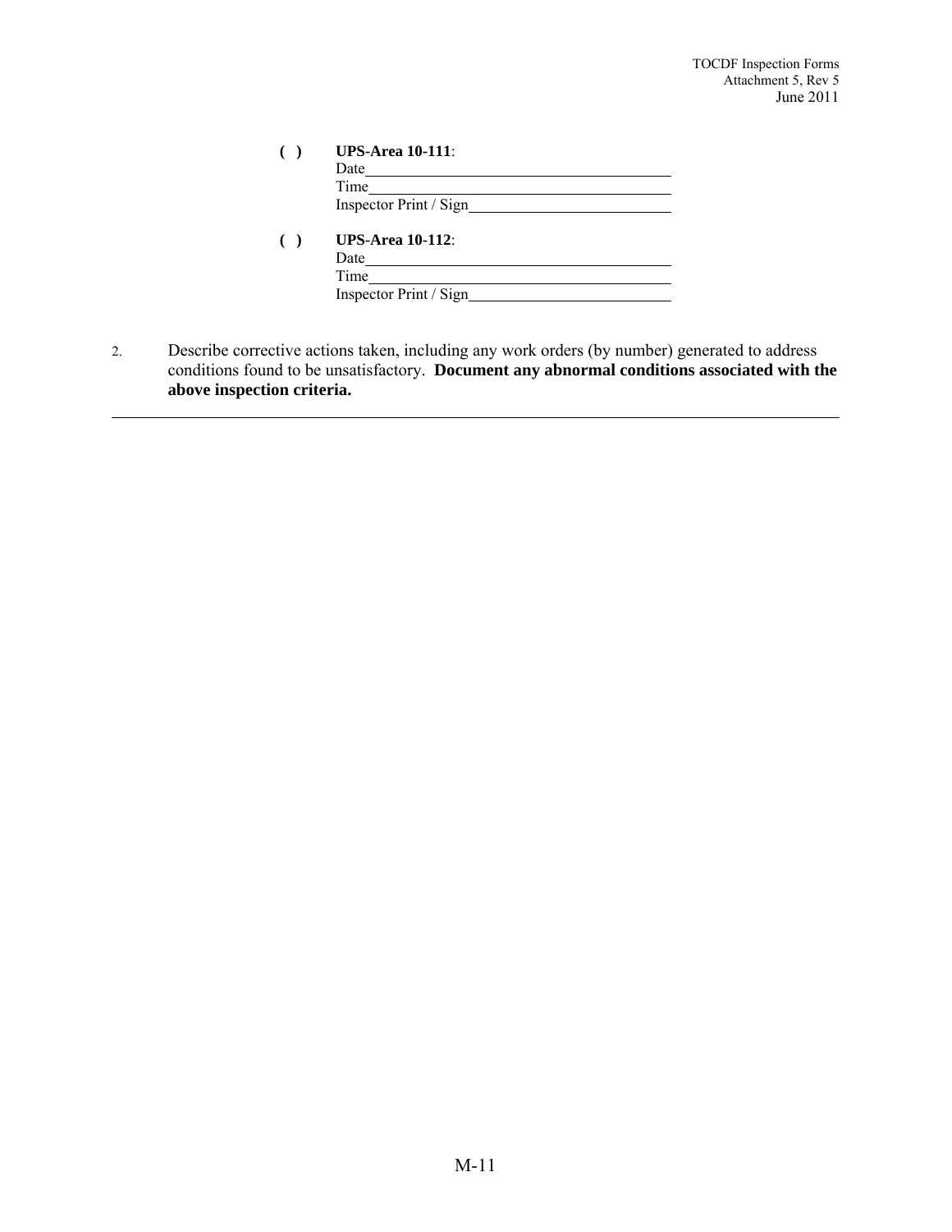**( )** **UPS-Area 10-111**:
Date\_\_\_\_\_\_\_\_\_\_\_\_\_\_\_\_\_\_\_\_\_\_\_\_\_\_\_\_\_\_\_\_\_\_\_\_\_\_\_\_
Time\_\_\_\_\_\_\_\_\_\_\_\_\_\_\_\_\_\_\_\_\_\_\_\_\_\_\_\_\_\_\_\_\_\_\_\_\_\_\_\_
Inspector Print / Sign\_\_\_\_\_\_\_\_\_\_\_\_\_\_\_\_\_\_\_\_\_\_\_\_\_\_

**( )** **UPS-Area 10-112**:
Date\_\_\_\_\_\_\_\_\_\_\_\_\_\_\_\_\_\_\_\_\_\_\_\_\_\_\_\_\_\_\_\_\_\_\_\_\_\_\_\_
Time\_\_\_\_\_\_\_\_\_\_\_\_\_\_\_\_\_\_\_\_\_\_\_\_\_\_\_\_\_\_\_\_\_\_\_\_\_\_\_\_
Inspector Print / Sign\_\_\_\_\_\_\_\_\_\_\_\_\_\_\_\_\_\_\_\_\_\_\_\_\_\_

2. Describe corrective actions taken, including any work orders (by number) generated to address conditions found to be unsatisfactory. **Document any abnormal conditions associated with the above inspection criteria.**

---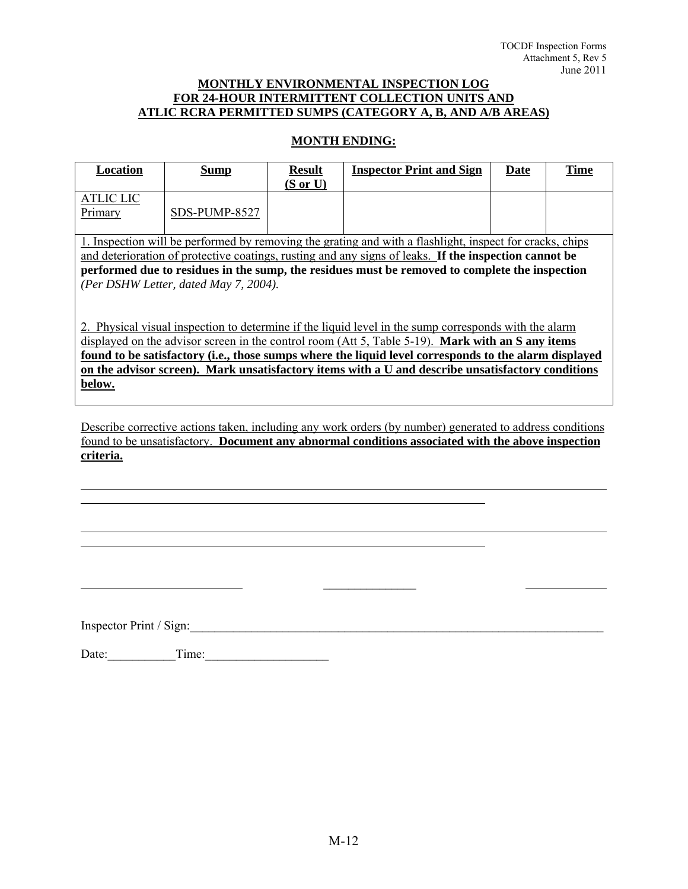TOCDF Inspection Forms
Attachment 5, Rev 5
June 2011

**MONTHLY ENVIRONMENTAL INSPECTION LOG**
**FOR 24-HOUR INTERMITTENT COLLECTION UNITS AND**
**ATLIC RCRA PERMITTED SUMPS (CATEGORY A, B, AND A/B AREAS)**

**MONTH ENDING:**

| Location | Sump | Result (S or U) | Inspector Print and Sign | Date | Time |
|---|---|---|---|---|---|
| ATLIC LIC Primary | SDS-PUMP-8527 | | | | |

1. Inspection will be performed by removing the grating and with a flashlight, inspect for cracks, chips and deterioration of protective coatings, rusting and any signs of leaks. **If the inspection cannot be performed due to residues in the sump, the residues must be removed to complete the inspection** *(Per DSHW Letter, dated May 7, 2004).*

2. Physical visual inspection to determine if the liquid level in the sump corresponds with the alarm displayed on the advisor screen in the control room (Att 5, Table 5-19). **Mark with an S any items found to be satisfactory (i.e., those sumps where the liquid level corresponds to the alarm displayed on the advisor screen). Mark unsatisfactory items with a U and describe unsatisfactory conditions below.**

Describe corrective actions taken, including any work orders (by number) generated to address conditions found to be unsatisfactory. **Document any abnormal conditions associated with the above inspection criteria.**

________________________________________________________________________________

______________________________________________________________

________________________________________________________________________________

______________________________________________________________

_________________________     _______________     ____________

Inspector Print / Sign:_________________________________________________________________

Date:___________Time:____________________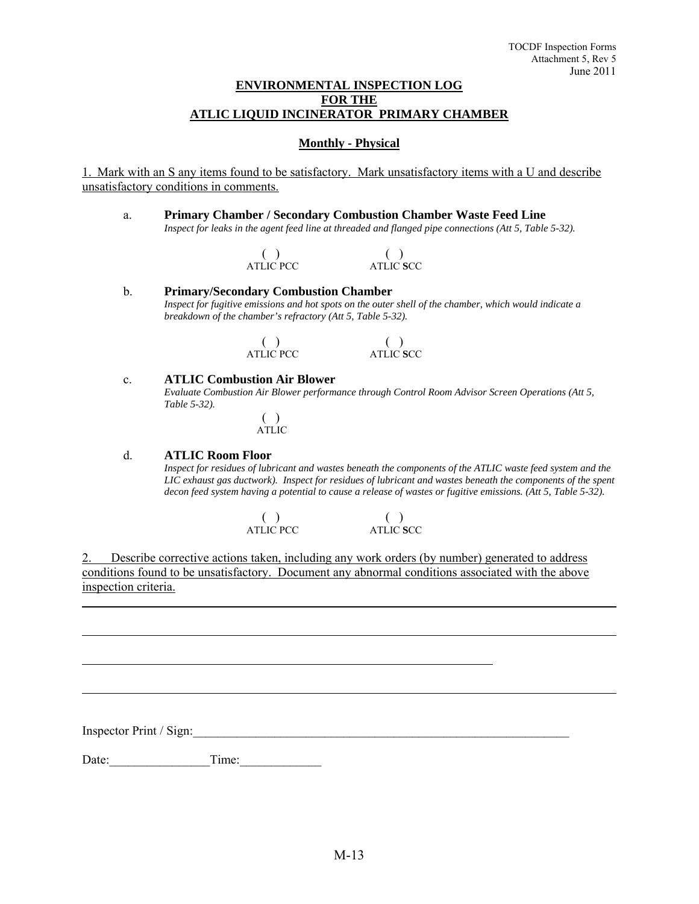**ENVIRONMENTAL INSPECTION LOG**
**FOR THE**
**ATLIC LIQUID INCINERATOR PRIMARY CHAMBER**

**Monthly - Physical**

1. Mark with an S any items found to be satisfactory. Mark unsatisfactory items with a U and describe unsatisfactory conditions in comments.

a. **Primary Chamber / Secondary Combustion Chamber Waste Feed Line**
*Inspect for leaks in the agent feed line at threaded and flanged pipe connections (Att 5, Table 5-32).*

( ) ATLIC PCC ( ) ATLIC SCC

b. **Primary/Secondary Combustion Chamber**
*Inspect for fugitive emissions and hot spots on the outer shell of the chamber, which would indicate a breakdown of the chamber's refractory (Att 5, Table 5-32).*

( ) ATLIC PCC ( ) ATLIC SCC

c. **ATLIC Combustion Air Blower**
*Evaluate Combustion Air Blower performance through Control Room Advisor Screen Operations (Att 5, Table 5-32).*

( ) ATLIC

d. **ATLIC Room Floor**
*Inspect for residues of lubricant and wastes beneath the components of the ATLIC waste feed system and the LIC exhaust gas ductwork). Inspect for residues of lubricant and wastes beneath the components of the spent decon feed system having a potential to cause a release of wastes or fugitive emissions. (Att 5, Table 5-32).*

( ) ATLIC PCC ( ) ATLIC SCC

2. Describe corrective actions taken, including any work orders (by number) generated to address conditions found to be unsatisfactory. Document any abnormal conditions associated with the above inspection criteria.

______________________________________________________________________

______________________________________________________________________

______________________________________________________________________

______________________________________________________________________

Inspector Print / Sign:_____________________________________________________________

Date:________________Time:_____________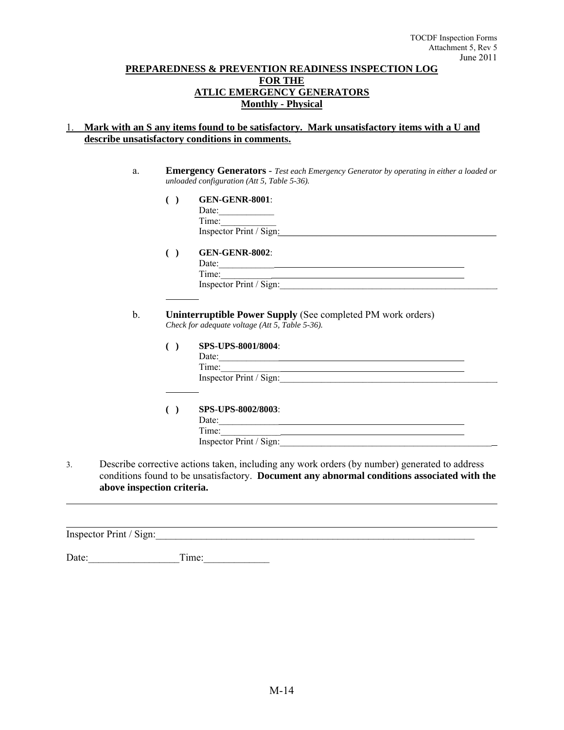TOCDF Inspection Forms
Attachment 5, Rev 5
June 2011

**PREPAREDNESS & PREVENTION READINESS INSPECTION LOG**
**FOR THE**
**ATLIC EMERGENCY GENERATORS**
**Monthly - Physical**

1. **Mark with an S any items found to be satisfactory. Mark unsatisfactory items with a U and describe unsatisfactory conditions in comments.**

a. **Emergency Generators** - *Test each Emergency Generator by operating in either a loaded or unloaded configuration (Att 5, Table 5-36).*

( ) **GEN-GENR-8001**:
Date:____________
Time:____________
Inspector Print / Sign:________________________________________________

( ) **GEN-GENR-8002**:
Date:____________________________________________________________
Time:____________________________________________________________
Inspector Print / Sign:________________________________________________

b. **Uninterruptible Power Supply** (See completed PM work orders)
*Check for adequate voltage (Att 5, Table 5-36).*

( ) **SPS-UPS-8001/8004**:
Date:____________________________________________________________
Time:____________________________________________________________
Inspector Print / Sign:________________________________________________

( ) **SPS-UPS-8002/8003**:
Date:____________________________________________________________
Time:____________________________________________________________
Inspector Print / Sign:________________________________________________

3. Describe corrective actions taken, including any work orders (by number) generated to address conditions found to be unsatisfactory. **Document any abnormal conditions associated with the above inspection criteria.**

________________________________________________________________________________

________________________________________________________________________________

Inspector Print / Sign:___________________________________________________________

Date:_________________Time:_____________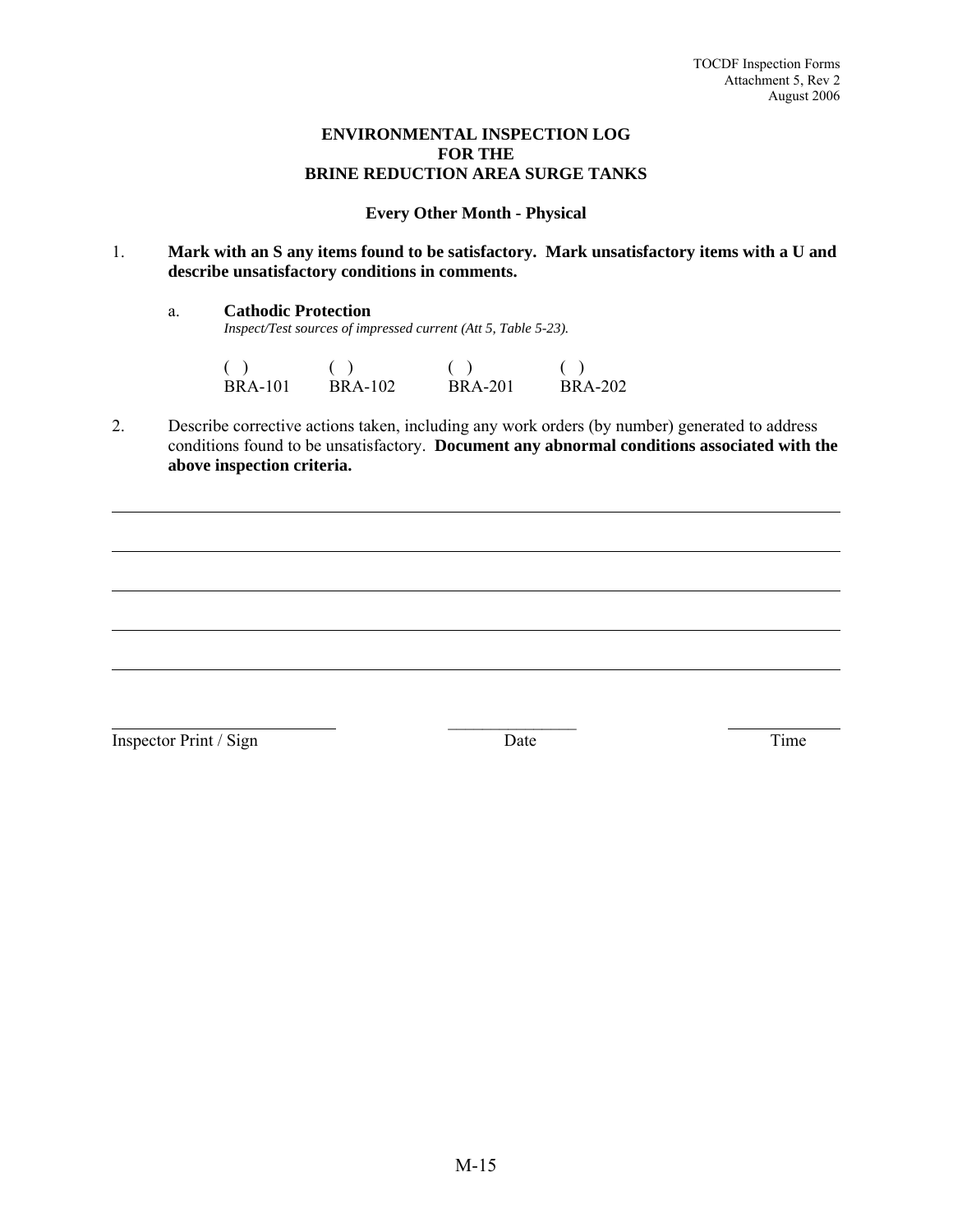# ENVIRONMENTAL INSPECTION LOG
# FOR THE
# BRINE REDUCTION AREA SURGE TANKS

**Every Other Month - Physical**

1. **Mark with an S any items found to be satisfactory. Mark unsatisfactory items with a U and describe unsatisfactory conditions in comments.**

   a. **Cathodic Protection**
   *Inspect/Test sources of impressed current (Att 5, Table 5-23).*

   | ( ) | ( ) | ( ) | ( ) |
   |---|---|---|---|
   | BRA-101 | BRA-102 | BRA-201 | BRA-202 |

2. Describe corrective actions taken, including any work orders (by number) generated to address conditions found to be unsatisfactory. **Document any abnormal conditions associated with the above inspection criteria.**

_______________________________________________________________________________

_______________________________________________________________________________

_______________________________________________________________________________

_______________________________________________________________________________

_______________________________________________________________________________

| ________________________ | _______________ | _____________ |
|---|---|---|
| Inspector Print / Sign | Date | Time |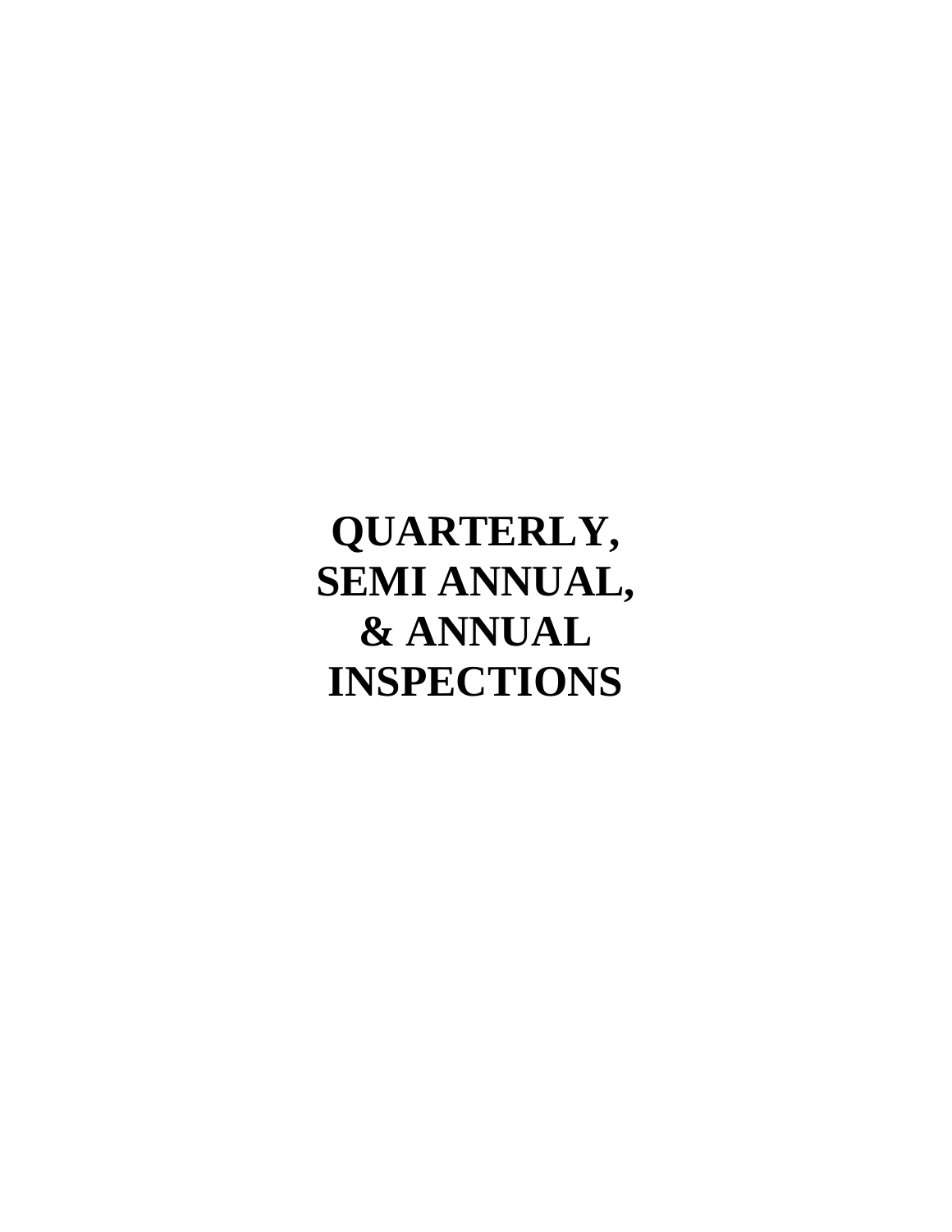# QUARTERLY, SEMI ANNUAL, & ANNUAL INSPECTIONS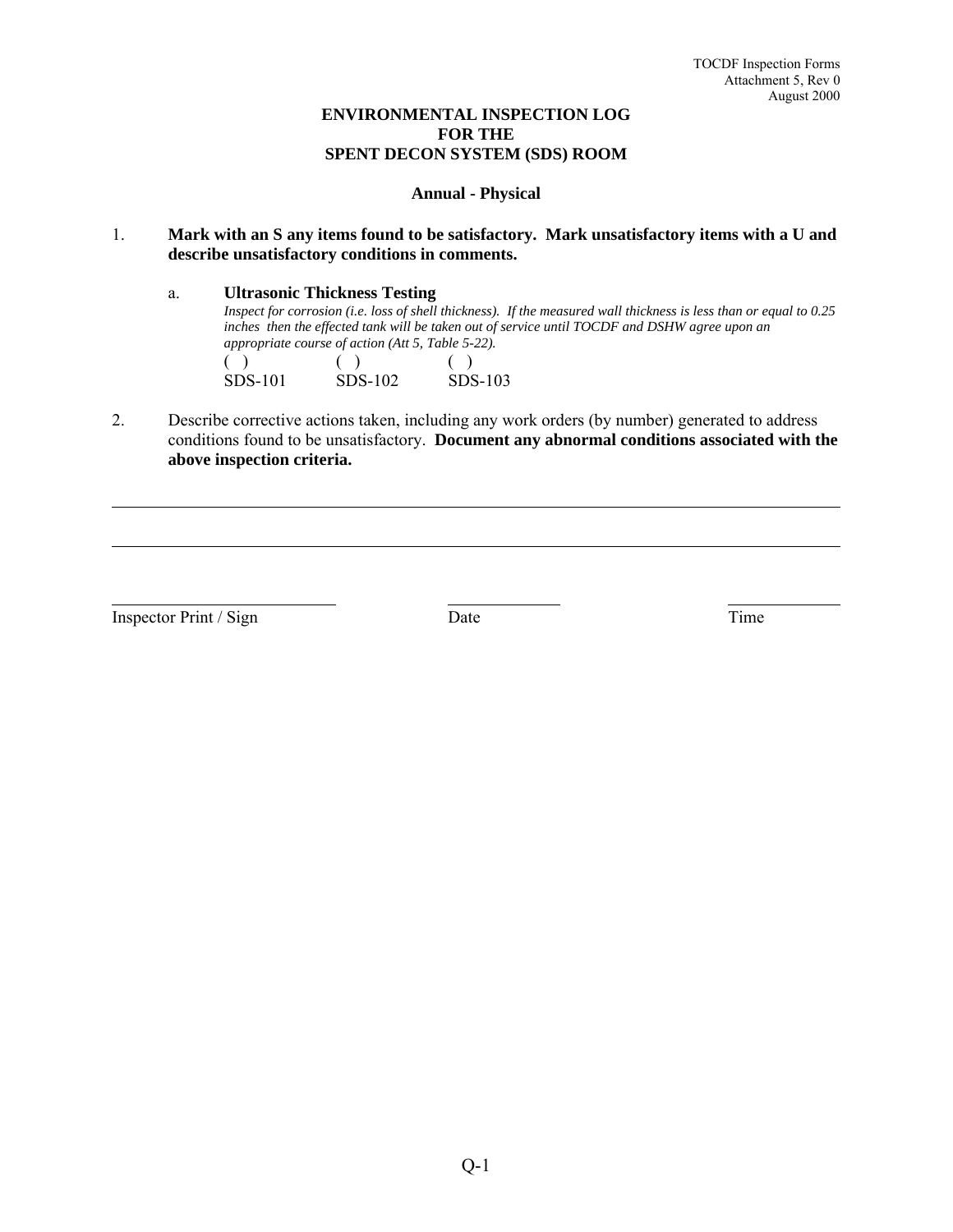**ENVIRONMENTAL INSPECTION LOG**
**FOR THE**
**SPENT DECON SYSTEM (SDS) ROOM**

**Annual - Physical**

1. **Mark with an S any items found to be satisfactory. Mark unsatisfactory items with a U and describe unsatisfactory conditions in comments.**

   a. **Ultrasonic Thickness Testing**
   *Inspect for corrosion (i.e. loss of shell thickness). If the measured wall thickness is less than or equal to 0.25 inches then the effected tank will be taken out of service until TOCDF and DSHW agree upon an appropriate course of action (Att 5, Table 5-22).*

   | ( ) | ( ) | ( ) |
   |---|---|---|
   | SDS-101 | SDS-102 | SDS-103 |

2. Describe corrective actions taken, including any work orders (by number) generated to address conditions found to be unsatisfactory. **Document any abnormal conditions associated with the above inspection criteria.**

\_\_\_\_\_\_\_\_\_\_\_\_\_\_\_\_\_\_\_\_\_\_\_\_\_\_\_\_\_\_\_\_\_\_\_\_\_\_\_\_\_\_\_\_\_\_\_\_\_\_\_\_\_\_\_\_\_\_\_\_\_\_\_\_\_\_\_\_\_\_\_\_\_\_\_\_\_\_

\_\_\_\_\_\_\_\_\_\_\_\_\_\_\_\_\_\_\_\_\_\_\_\_\_\_\_\_\_\_\_\_\_\_\_\_\_\_\_\_\_\_\_\_\_\_\_\_\_\_\_\_\_\_\_\_\_\_\_\_\_\_\_\_\_\_\_\_\_\_\_\_\_\_\_\_\_\_

| \_\_\_\_\_\_\_\_\_\_\_\_\_\_\_\_\_\_\_\_ | \_\_\_\_\_\_\_\_\_\_ | \_\_\_\_\_\_\_\_\_\_ |
|---|---|---|
| Inspector Print / Sign | Date | Time |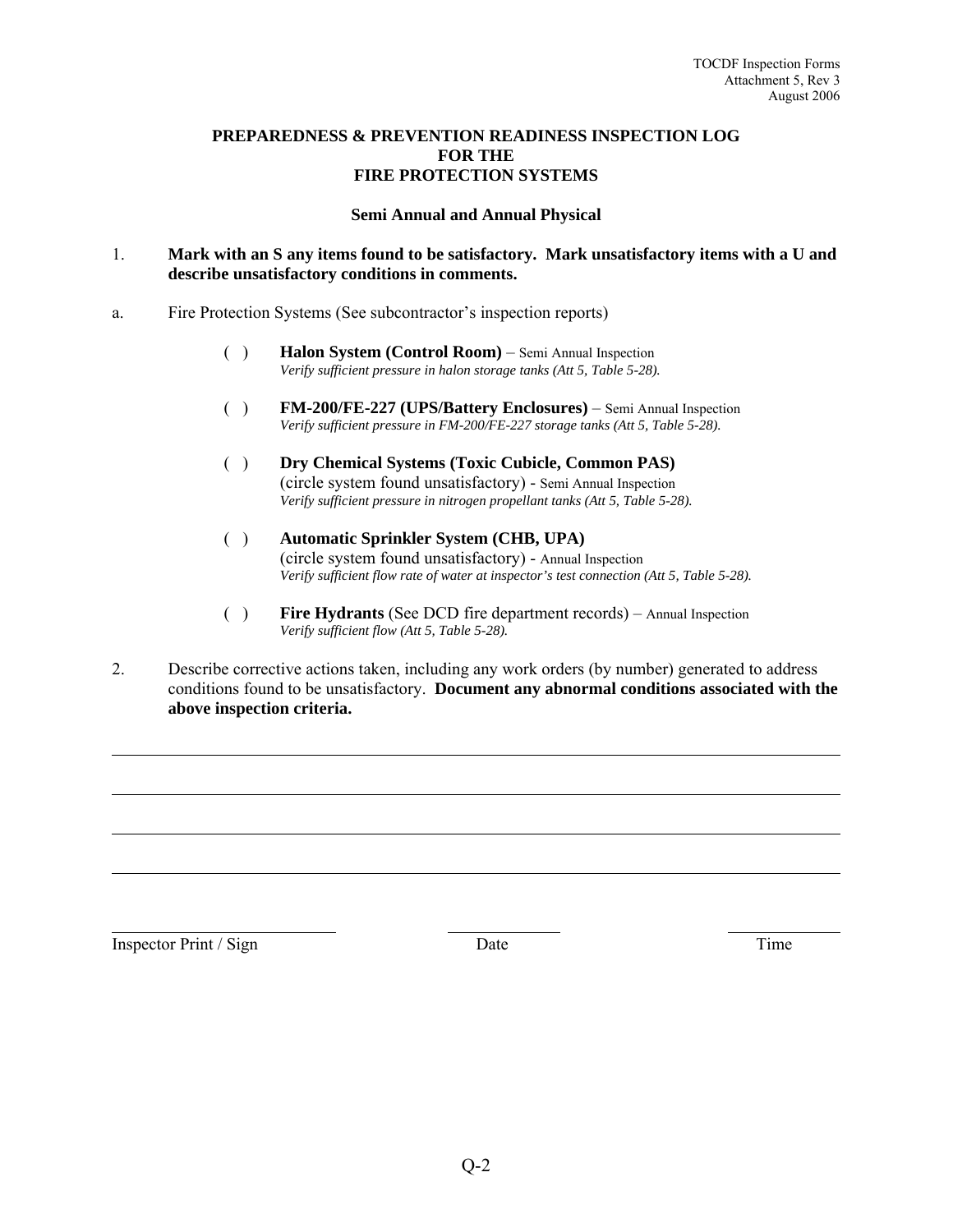**PREPAREDNESS & PREVENTION READINESS INSPECTION LOG FOR THE FIRE PROTECTION SYSTEMS**

**Semi Annual and Annual Physical**

1. **Mark with an S any items found to be satisfactory. Mark unsatisfactory items with a U and describe unsatisfactory conditions in comments.**

a. Fire Protection Systems (See subcontractor's inspection reports)

( ) **Halon System (Control Room)** – Semi Annual Inspection
*Verify sufficient pressure in halon storage tanks (Att 5, Table 5-28).*

( ) **FM-200/FE-227 (UPS/Battery Enclosures)** – Semi Annual Inspection
*Verify sufficient pressure in FM-200/FE-227 storage tanks (Att 5, Table 5-28).*

( ) **Dry Chemical Systems (Toxic Cubicle, Common PAS)**
(circle system found unsatisfactory) - Semi Annual Inspection
*Verify sufficient pressure in nitrogen propellant tanks (Att 5, Table 5-28).*

( ) **Automatic Sprinkler System (CHB, UPA)**
(circle system found unsatisfactory) - Annual Inspection
*Verify sufficient flow rate of water at inspector's test connection (Att 5, Table 5-28).*

( ) **Fire Hydrants** (See DCD fire department records) – Annual Inspection
*Verify sufficient flow (Att 5, Table 5-28).*

2. Describe corrective actions taken, including any work orders (by number) generated to address conditions found to be unsatisfactory. **Document any abnormal conditions associated with the above inspection criteria.**

\_\_\_\_\_\_\_\_\_\_\_\_\_\_\_\_\_\_\_\_\_\_\_\_\_\_\_\_\_\_\_\_\_\_\_\_\_\_\_\_\_\_\_\_\_\_\_\_\_\_\_\_\_\_\_\_\_\_\_\_\_\_\_\_\_\_\_\_\_\_\_\_\_\_\_\_

\_\_\_\_\_\_\_\_\_\_\_\_\_\_\_\_\_\_\_\_\_\_\_\_\_\_\_\_\_\_\_\_\_\_\_\_\_\_\_\_\_\_\_\_\_\_\_\_\_\_\_\_\_\_\_\_\_\_\_\_\_\_\_\_\_\_\_\_\_\_\_\_\_\_\_\_

\_\_\_\_\_\_\_\_\_\_\_\_\_\_\_\_\_\_\_\_\_\_\_\_\_\_\_\_\_\_\_\_\_\_\_\_\_\_\_\_\_\_\_\_\_\_\_\_\_\_\_\_\_\_\_\_\_\_\_\_\_\_\_\_\_\_\_\_\_\_\_\_\_\_\_\_

\_\_\_\_\_\_\_\_\_\_\_\_\_\_\_\_\_\_\_\_\_\_\_\_\_\_\_\_\_\_\_\_\_\_\_\_\_\_\_\_\_\_\_\_\_\_\_\_\_\_\_\_\_\_\_\_\_\_\_\_\_\_\_\_\_\_\_\_\_\_\_\_\_\_\_\_

| Inspector Print / Sign | Date | Time |
|---|---|---|
| \_\_\_\_\_\_\_\_\_\_\_\_\_\_\_\_ | \_\_\_\_\_\_\_\_\_\_ | \_\_\_\_\_\_\_\_\_\_ |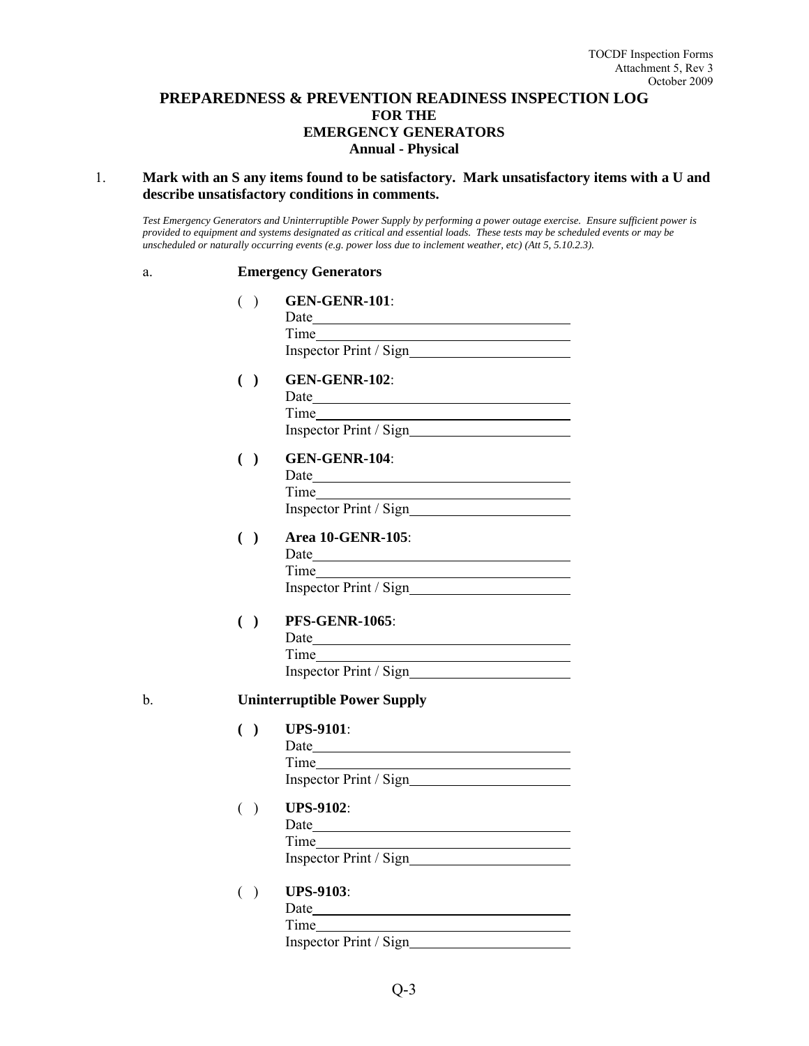# PREPAREDNESS & PREVENTION READINESS INSPECTION LOG FOR THE EMERGENCY GENERATORS

## Annual - Physical

1. **Mark with an S any items found to be satisfactory. Mark unsatisfactory items with a U and describe unsatisfactory conditions in comments.**

*Test Emergency Generators and Uninterruptible Power Supply by performing a power outage exercise. Ensure sufficient power is provided to equipment and systems designated as critical and essential loads. These tests may be scheduled events or may be unscheduled or naturally occurring events (e.g. power loss due to inclement weather, etc) (Att 5, 5.10.2.3).*

a. **Emergency Generators**

( ) **GEN-GENR-101**:
Date\_\_\_\_\_\_\_\_\_\_\_\_\_\_\_\_\_\_\_\_\_\_\_\_\_\_\_\_\_\_
Time\_\_\_\_\_\_\_\_\_\_\_\_\_\_\_\_\_\_\_\_\_\_\_\_\_\_\_\_\_\_
Inspector Print / Sign\_\_\_\_\_\_\_\_\_\_\_\_\_\_\_\_\_\_

**( )** **GEN-GENR-102**:
Date\_\_\_\_\_\_\_\_\_\_\_\_\_\_\_\_\_\_\_\_\_\_\_\_\_\_\_\_\_\_
Time\_\_\_\_\_\_\_\_\_\_\_\_\_\_\_\_\_\_\_\_\_\_\_\_\_\_\_\_\_\_
Inspector Print / Sign\_\_\_\_\_\_\_\_\_\_\_\_\_\_\_\_\_\_

**( )** **GEN-GENR-104**:
Date\_\_\_\_\_\_\_\_\_\_\_\_\_\_\_\_\_\_\_\_\_\_\_\_\_\_\_\_\_\_
Time\_\_\_\_\_\_\_\_\_\_\_\_\_\_\_\_\_\_\_\_\_\_\_\_\_\_\_\_\_\_
Inspector Print / Sign\_\_\_\_\_\_\_\_\_\_\_\_\_\_\_\_\_\_

**( )** **Area 10-GENR-105**:
Date\_\_\_\_\_\_\_\_\_\_\_\_\_\_\_\_\_\_\_\_\_\_\_\_\_\_\_\_\_\_
Time\_\_\_\_\_\_\_\_\_\_\_\_\_\_\_\_\_\_\_\_\_\_\_\_\_\_\_\_\_\_
Inspector Print / Sign\_\_\_\_\_\_\_\_\_\_\_\_\_\_\_\_\_\_

**( )** **PFS-GENR-1065**:
Date\_\_\_\_\_\_\_\_\_\_\_\_\_\_\_\_\_\_\_\_\_\_\_\_\_\_\_\_\_\_
Time\_\_\_\_\_\_\_\_\_\_\_\_\_\_\_\_\_\_\_\_\_\_\_\_\_\_\_\_\_\_
Inspector Print / Sign\_\_\_\_\_\_\_\_\_\_\_\_\_\_\_\_\_\_

b. **Uninterruptible Power Supply**

**( )** **UPS-9101**:
Date\_\_\_\_\_\_\_\_\_\_\_\_\_\_\_\_\_\_\_\_\_\_\_\_\_\_\_\_\_\_
Time\_\_\_\_\_\_\_\_\_\_\_\_\_\_\_\_\_\_\_\_\_\_\_\_\_\_\_\_\_\_
Inspector Print / Sign\_\_\_\_\_\_\_\_\_\_\_\_\_\_\_\_\_\_

( ) **UPS-9102**:
Date\_\_\_\_\_\_\_\_\_\_\_\_\_\_\_\_\_\_\_\_\_\_\_\_\_\_\_\_\_\_
Time\_\_\_\_\_\_\_\_\_\_\_\_\_\_\_\_\_\_\_\_\_\_\_\_\_\_\_\_\_\_
Inspector Print / Sign\_\_\_\_\_\_\_\_\_\_\_\_\_\_\_\_\_\_

( ) **UPS-9103**:
Date\_\_\_\_\_\_\_\_\_\_\_\_\_\_\_\_\_\_\_\_\_\_\_\_\_\_\_\_\_\_
Time\_\_\_\_\_\_\_\_\_\_\_\_\_\_\_\_\_\_\_\_\_\_\_\_\_\_\_\_\_\_
Inspector Print / Sign\_\_\_\_\_\_\_\_\_\_\_\_\_\_\_\_\_\_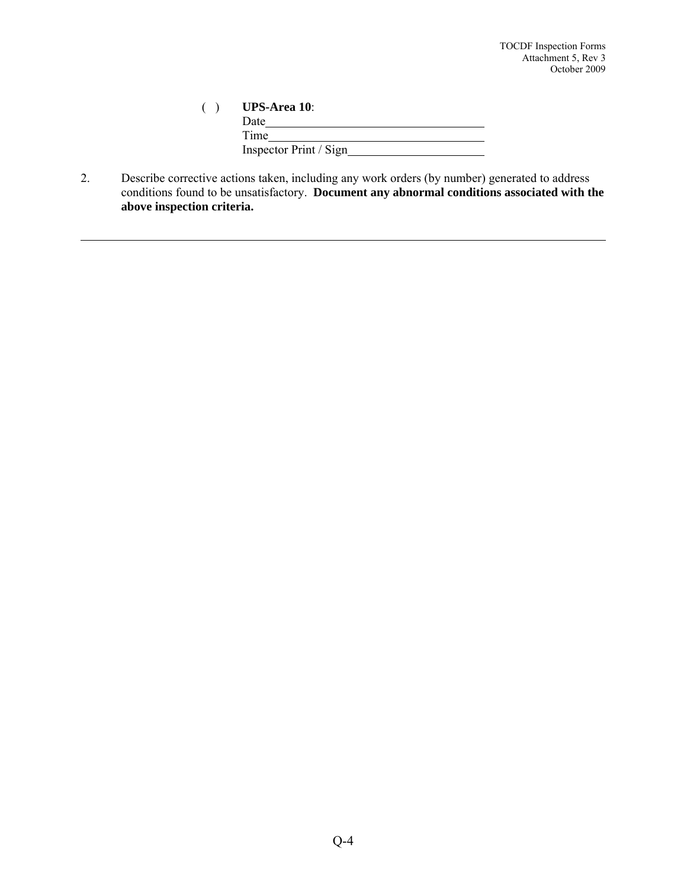( ) **UPS-Area 10**:
Date\_\_\_\_\_\_\_\_\_\_\_\_\_\_\_\_\_\_\_\_\_\_\_\_\_\_\_\_\_\_\_\_\_\_\_\_\_\_
Time\_\_\_\_\_\_\_\_\_\_\_\_\_\_\_\_\_\_\_\_\_\_\_\_\_\_\_\_\_\_\_\_\_\_\_\_\_\_
Inspector Print / Sign\_\_\_\_\_\_\_\_\_\_\_\_\_\_\_\_\_\_\_\_\_\_\_\_\_\_

2. Describe corrective actions taken, including any work orders (by number) generated to address conditions found to be unsatisfactory. **Document any abnormal conditions associated with the above inspection criteria.**

\_\_\_\_\_\_\_\_\_\_\_\_\_\_\_\_\_\_\_\_\_\_\_\_\_\_\_\_\_\_\_\_\_\_\_\_\_\_\_\_\_\_\_\_\_\_\_\_\_\_\_\_\_\_\_\_\_\_\_\_\_\_\_\_\_\_\_\_\_\_\_\_\_\_\_\_\_\_\_\_\_\_\_\_\_\_\_\_\_\_\_\_\_\_\_\_\_\_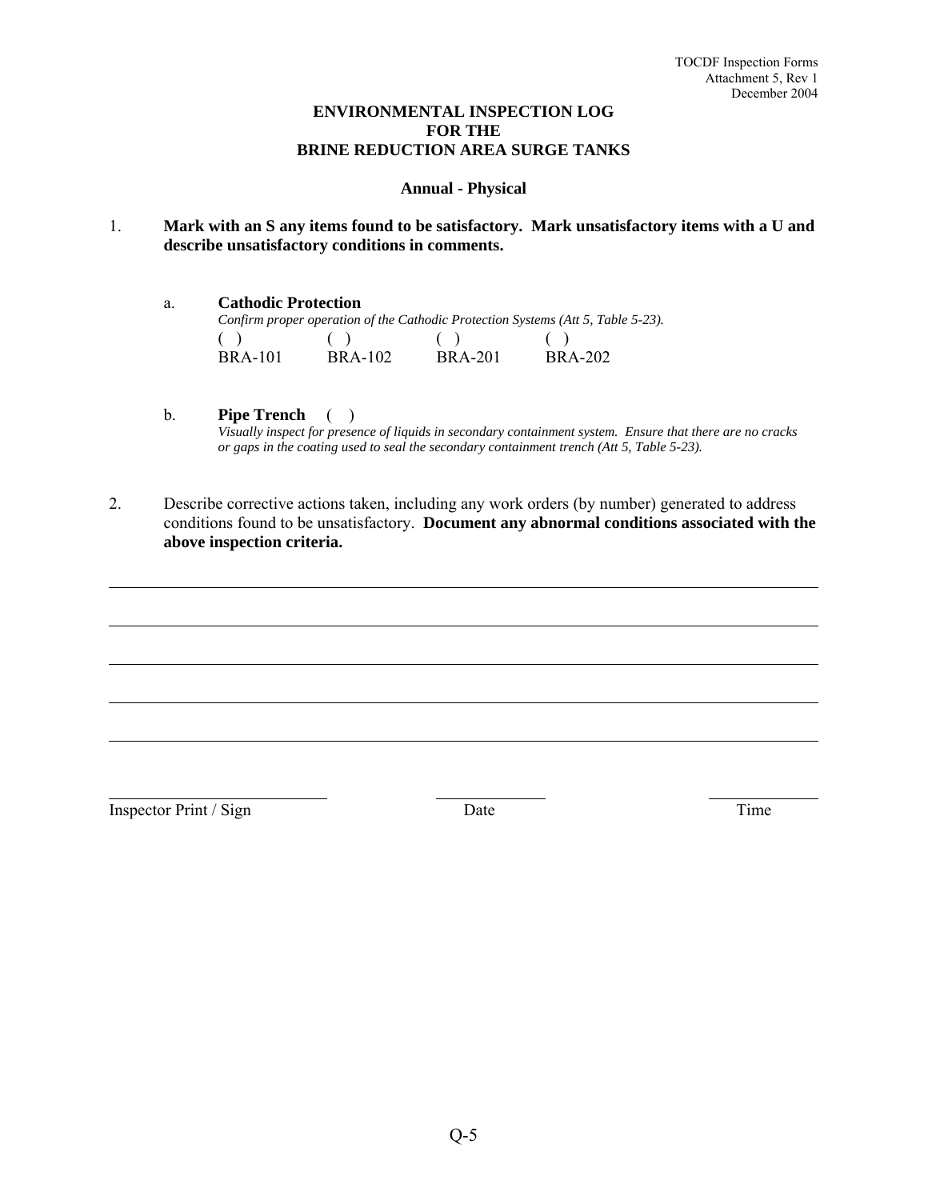# ENVIRONMENTAL INSPECTION LOG FOR THE BRINE REDUCTION AREA SURGE TANKS

### Annual - Physical

1. **Mark with an S any items found to be satisfactory. Mark unsatisfactory items with a U and describe unsatisfactory conditions in comments.**

   a. **Cathodic Protection**
   *Confirm proper operation of the Cathodic Protection Systems (Att 5, Table 5-23).*

   | ( ) | ( ) | ( ) | ( ) |
   |---|---|---|---|
   | BRA-101 | BRA-102 | BRA-201 | BRA-202 |

   b. **Pipe Trench** ( )
   *Visually inspect for presence of liquids in secondary containment system. Ensure that there are no cracks or gaps in the coating used to seal the secondary containment trench (Att 5, Table 5-23).*

2. Describe corrective actions taken, including any work orders (by number) generated to address conditions found to be unsatisfactory. **Document any abnormal conditions associated with the above inspection criteria.**

______________________________________________________________________

______________________________________________________________________

______________________________________________________________________

______________________________________________________________________

______________________________________________________________________

| Inspector Print / Sign | Date | Time |
|---|---|---|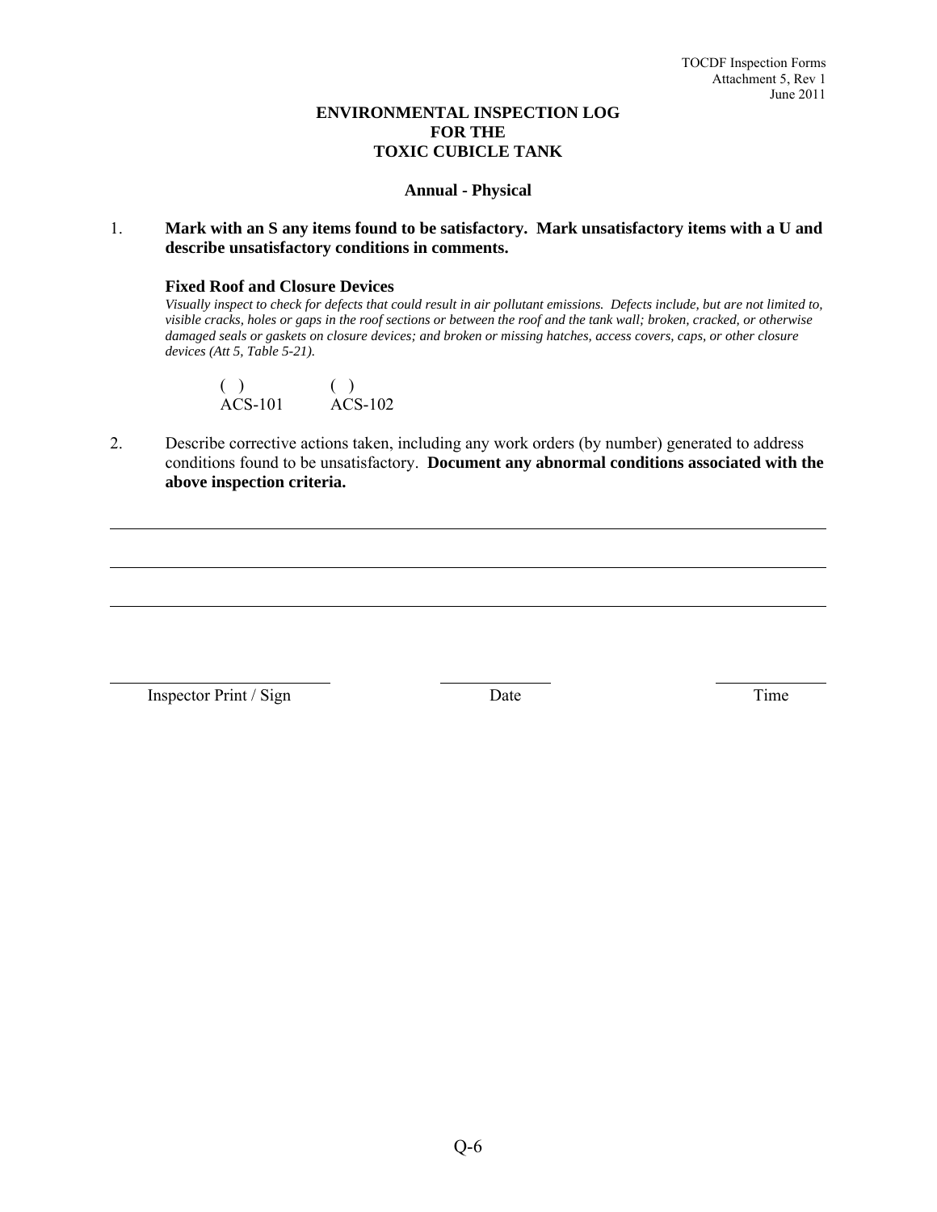# ENVIRONMENTAL INSPECTION LOG FOR THE TOXIC CUBICLE TANK

## Annual - Physical

1. **Mark with an S any items found to be satisfactory. Mark unsatisfactory items with a U and describe unsatisfactory conditions in comments.**

   **Fixed Roof and Closure Devices**

   *Visually inspect to check for defects that could result in air pollutant emissions. Defects include, but are not limited to, visible cracks, holes or gaps in the roof sections or between the roof and the tank wall; broken, cracked, or otherwise damaged seals or gaskets on closure devices; and broken or missing hatches, access covers, caps, or other closure devices (Att 5, Table 5-21).*

   | ( ) | ( ) |
   |---|---|
   | ACS-101 | ACS-102 |

2. Describe corrective actions taken, including any work orders (by number) generated to address conditions found to be unsatisfactory. **Document any abnormal conditions associated with the above inspection criteria.**

______________________________________________________________________

______________________________________________________________________

______________________________________________________________________

| ______________________ | ____________ | ____________ |
|---|---|---|
| Inspector Print / Sign | Date | Time |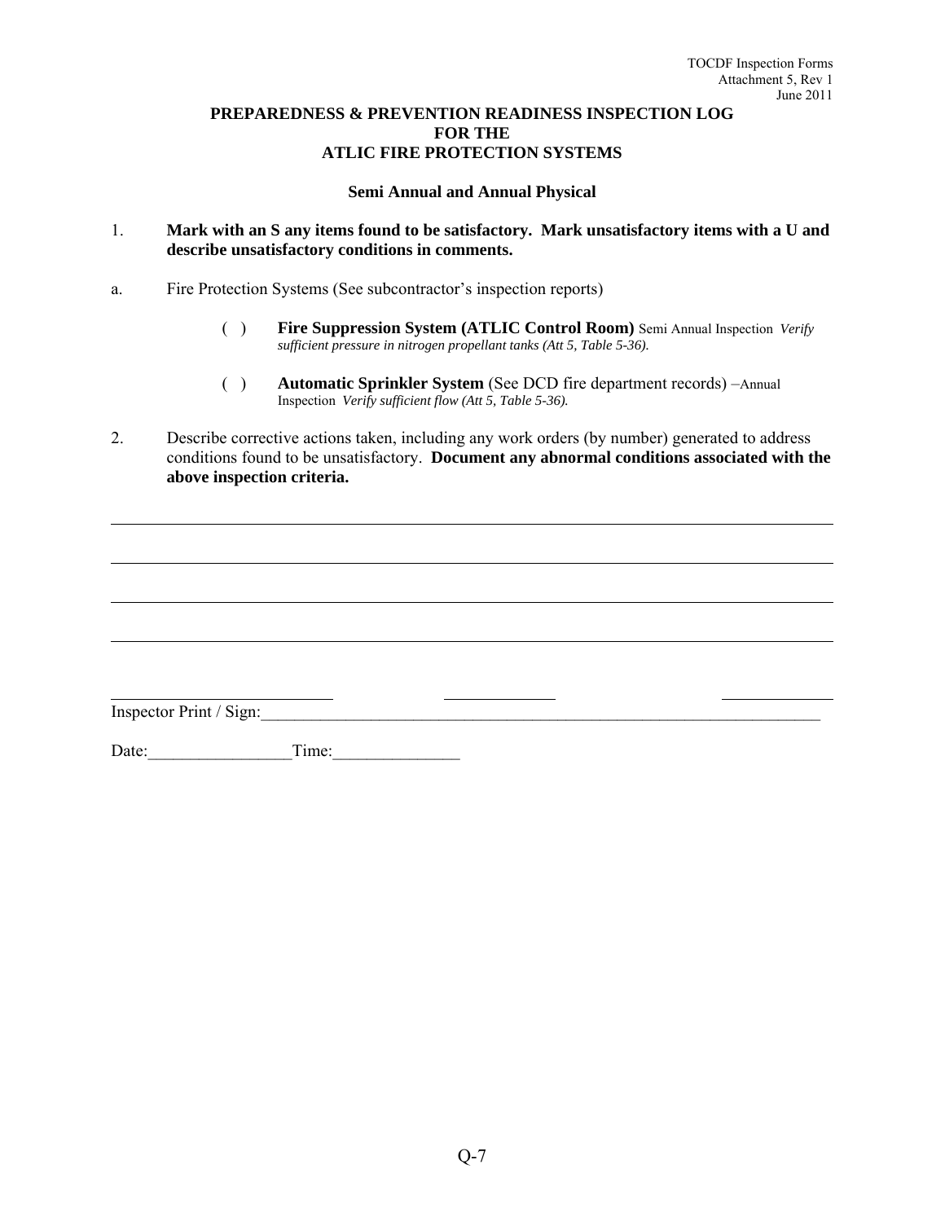**PREPAREDNESS & PREVENTION READINESS INSPECTION LOG**
**FOR THE**
**ATLIC FIRE PROTECTION SYSTEMS**

**Semi Annual and Annual Physical**

1. **Mark with an S any items found to be satisfactory. Mark unsatisfactory items with a U and describe unsatisfactory conditions in comments.**

a. Fire Protection Systems (See subcontractor's inspection reports)

( ) **Fire Suppression System (ATLIC Control Room)** Semi Annual Inspection *Verify sufficient pressure in nitrogen propellant tanks (Att 5, Table 5-36).*

( ) **Automatic Sprinkler System** (See DCD fire department records) –Annual Inspection *Verify sufficient flow (Att 5, Table 5-36).*

2. Describe corrective actions taken, including any work orders (by number) generated to address conditions found to be unsatisfactory. **Document any abnormal conditions associated with the above inspection criteria.**

\_\_\_\_\_\_\_\_\_\_\_\_\_\_\_\_\_\_\_\_\_\_\_\_\_\_\_\_\_\_\_\_\_\_\_\_\_\_\_\_\_\_\_\_\_\_\_\_\_\_\_\_\_\_\_\_\_\_\_\_\_\_\_\_\_\_\_\_\_\_

\_\_\_\_\_\_\_\_\_\_\_\_\_\_\_\_\_\_\_\_\_\_\_\_\_\_\_\_\_\_\_\_\_\_\_\_\_\_\_\_\_\_\_\_\_\_\_\_\_\_\_\_\_\_\_\_\_\_\_\_\_\_\_\_\_\_\_\_\_\_

\_\_\_\_\_\_\_\_\_\_\_\_\_\_\_\_\_\_\_\_\_\_\_\_\_\_\_\_\_\_\_\_\_\_\_\_\_\_\_\_\_\_\_\_\_\_\_\_\_\_\_\_\_\_\_\_\_\_\_\_\_\_\_\_\_\_\_\_\_\_

\_\_\_\_\_\_\_\_\_\_\_\_\_\_\_\_\_\_\_\_\_\_\_\_\_\_\_\_\_\_\_\_\_\_\_\_\_\_\_\_\_\_\_\_\_\_\_\_\_\_\_\_\_\_\_\_\_\_\_\_\_\_\_\_\_\_\_\_\_\_

Inspector Print / Sign:\_\_\_\_\_\_\_\_\_\_\_\_\_\_\_\_\_\_\_\_\_\_\_\_\_\_\_\_\_\_\_\_\_\_\_\_\_\_\_\_\_\_\_\_\_\_\_\_\_\_\_\_\_\_

Date:\_\_\_\_\_\_\_\_\_\_\_\_\_\_\_\_\_Time:\_\_\_\_\_\_\_\_\_\_\_\_\_\_\_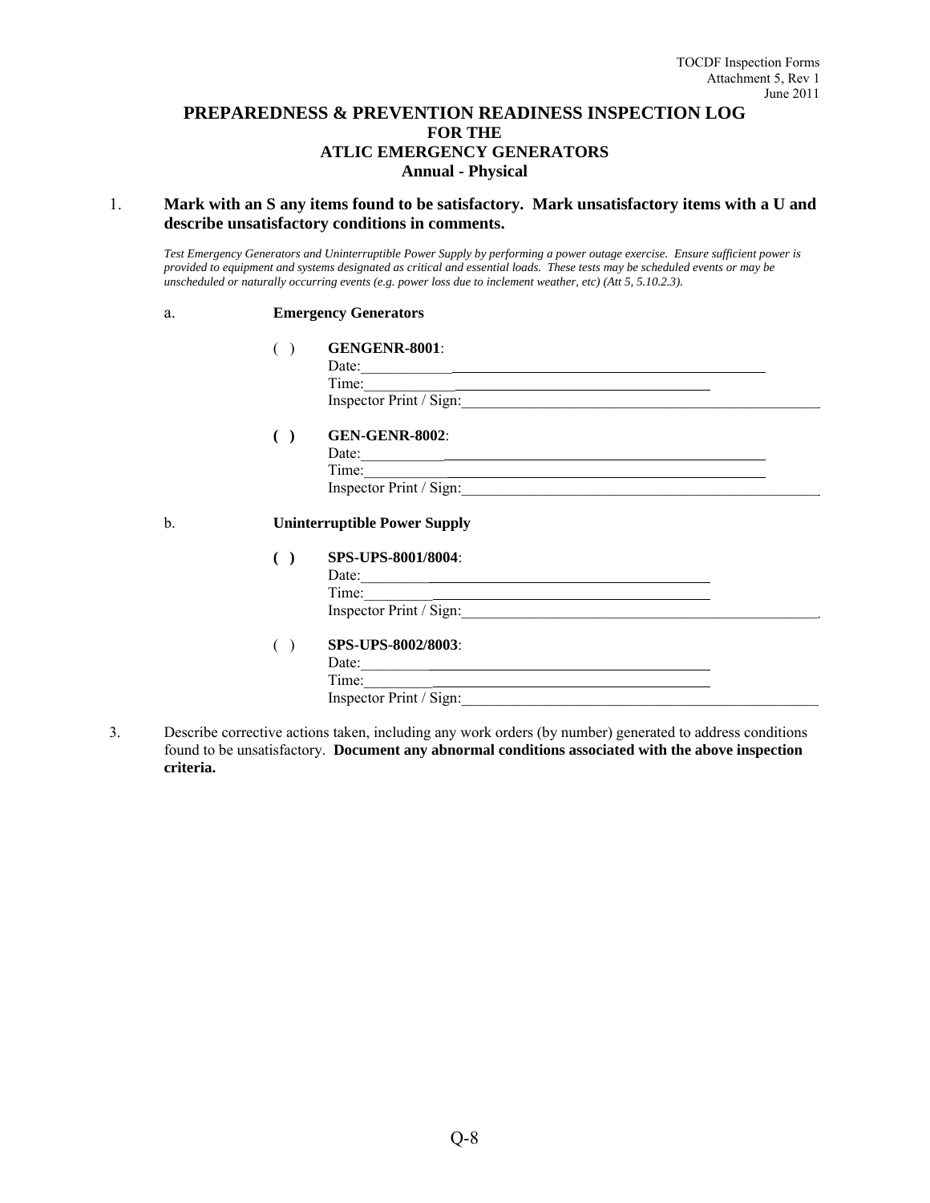# PREPAREDNESS & PREVENTION READINESS INSPECTION LOG
## FOR THE
## ATLIC EMERGENCY GENERATORS
### Annual - Physical

1. **Mark with an S any items found to be satisfactory. Mark unsatisfactory items with a U and describe unsatisfactory conditions in comments.**

   *Test Emergency Generators and Uninterruptible Power Supply by performing a power outage exercise. Ensure sufficient power is provided to equipment and systems designated as critical and essential loads. These tests may be scheduled events or may be unscheduled or naturally occurring events (e.g. power loss due to inclement weather, etc) (Att 5, 5.10.2.3).*

   a. **Emergency Generators**

   ( ) **GENGENR-8001**:
   Date:\_\_\_\_\_\_\_\_\_\_\_\_\_\_\_\_\_\_\_\_\_\_\_\_\_\_\_\_\_\_\_\_\_\_\_\_\_\_\_\_\_\_\_\_
   Time:\_\_\_\_\_\_\_\_\_\_\_\_\_\_\_\_\_\_\_\_\_\_\_\_\_\_\_\_\_\_\_\_\_\_\_\_\_\_
   Inspector Print / Sign:\_\_\_\_\_\_\_\_\_\_\_\_\_\_\_\_\_\_\_\_\_\_\_\_\_\_\_\_\_\_\_\_\_\_\_\_\_\_\_\_

   **( )** **GEN-GENR-8002**:
   Date:\_\_\_\_\_\_\_\_\_\_\_\_\_\_\_\_\_\_\_\_\_\_\_\_\_\_\_\_\_\_\_\_\_\_\_\_\_\_\_\_\_\_\_\_
   Time:\_\_\_\_\_\_\_\_\_\_\_\_\_\_\_\_\_\_\_\_\_\_\_\_\_\_\_\_\_\_\_\_\_\_\_\_\_\_\_\_\_\_\_\_
   Inspector Print / Sign:\_\_\_\_\_\_\_\_\_\_\_\_\_\_\_\_\_\_\_\_\_\_\_\_\_\_\_\_\_\_\_\_\_\_\_\_\_\_\_\_

   b. **Uninterruptible Power Supply**

   **( )** **SPS-UPS-8001/8004**:
   Date:\_\_\_\_\_\_\_\_\_\_\_\_\_\_\_\_\_\_\_\_\_\_\_\_\_\_\_\_\_\_\_\_\_\_\_\_\_\_
   Time:\_\_\_\_\_\_\_\_\_\_\_\_\_\_\_\_\_\_\_\_\_\_\_\_\_\_\_\_\_\_\_\_\_\_\_\_\_\_
   Inspector Print / Sign:\_\_\_\_\_\_\_\_\_\_\_\_\_\_\_\_\_\_\_\_\_\_\_\_\_\_\_\_\_\_\_\_\_\_\_\_\_\_\_\_.

   ( ) **SPS-UPS-8002/8003**:
   Date:\_\_\_\_\_\_\_\_\_\_\_\_\_\_\_\_\_\_\_\_\_\_\_\_\_\_\_\_\_\_\_\_\_\_\_\_\_\_
   Time:\_\_\_\_\_\_\_\_\_\_\_\_\_\_\_\_\_\_\_\_\_\_\_\_\_\_\_\_\_\_\_\_\_\_\_\_\_\_
   Inspector Print / Sign:\_\_\_\_\_\_\_\_\_\_\_\_\_\_\_\_\_\_\_\_\_\_\_\_\_\_\_\_\_\_\_\_\_\_\_\_\_\_\_\_

3. Describe corrective actions taken, including any work orders (by number) generated to address conditions found to be unsatisfactory. **Document any abnormal conditions associated with the above inspection criteria.**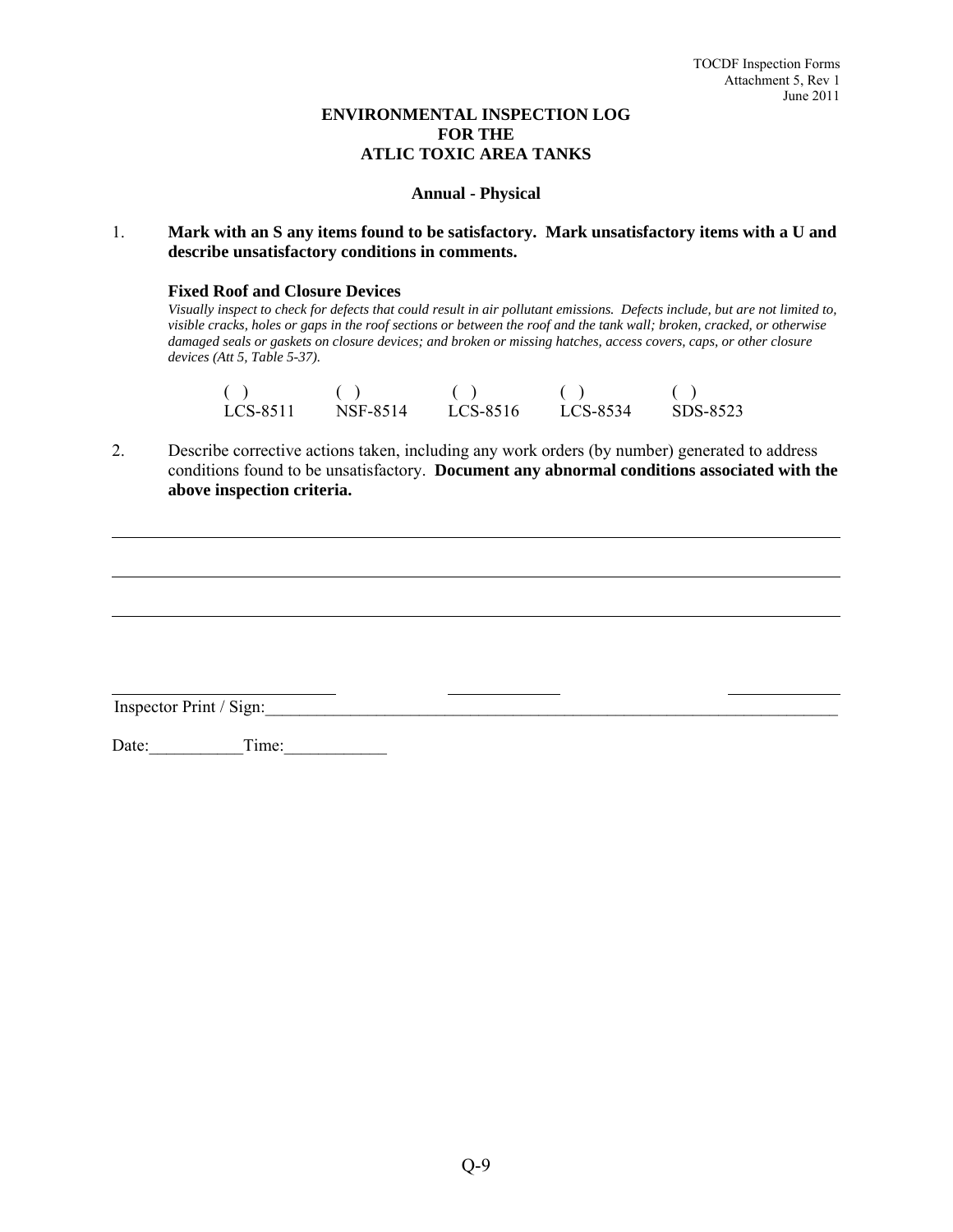TOCDF Inspection Forms
Attachment 5, Rev 1
June 2011

# ENVIRONMENTAL INSPECTION LOG FOR THE ATLIC TOXIC AREA TANKS

## Annual - Physical

1. **Mark with an S any items found to be satisfactory. Mark unsatisfactory items with a U and describe unsatisfactory conditions in comments.**

   **Fixed Roof and Closure Devices**

   *Visually inspect to check for defects that could result in air pollutant emissions. Defects include, but are not limited to, visible cracks, holes or gaps in the roof sections or between the roof and the tank wall; broken, cracked, or otherwise damaged seals or gaskets on closure devices; and broken or missing hatches, access covers, caps, or other closure devices (Att 5, Table 5-37).*

| ( ) | ( ) | ( ) | ( ) | ( ) |
|---|---|---|---|---|
| LCS-8511 | NSF-8514 | LCS-8516 | LCS-8534 | SDS-8523 |

2. Describe corrective actions taken, including any work orders (by number) generated to address conditions found to be unsatisfactory. **Document any abnormal conditions associated with the above inspection criteria.**

_______________________________________________________________________________

_______________________________________________________________________________

_______________________________________________________________________________

Inspector Print / Sign:_______________________________________________________________

Date:___________Time:____________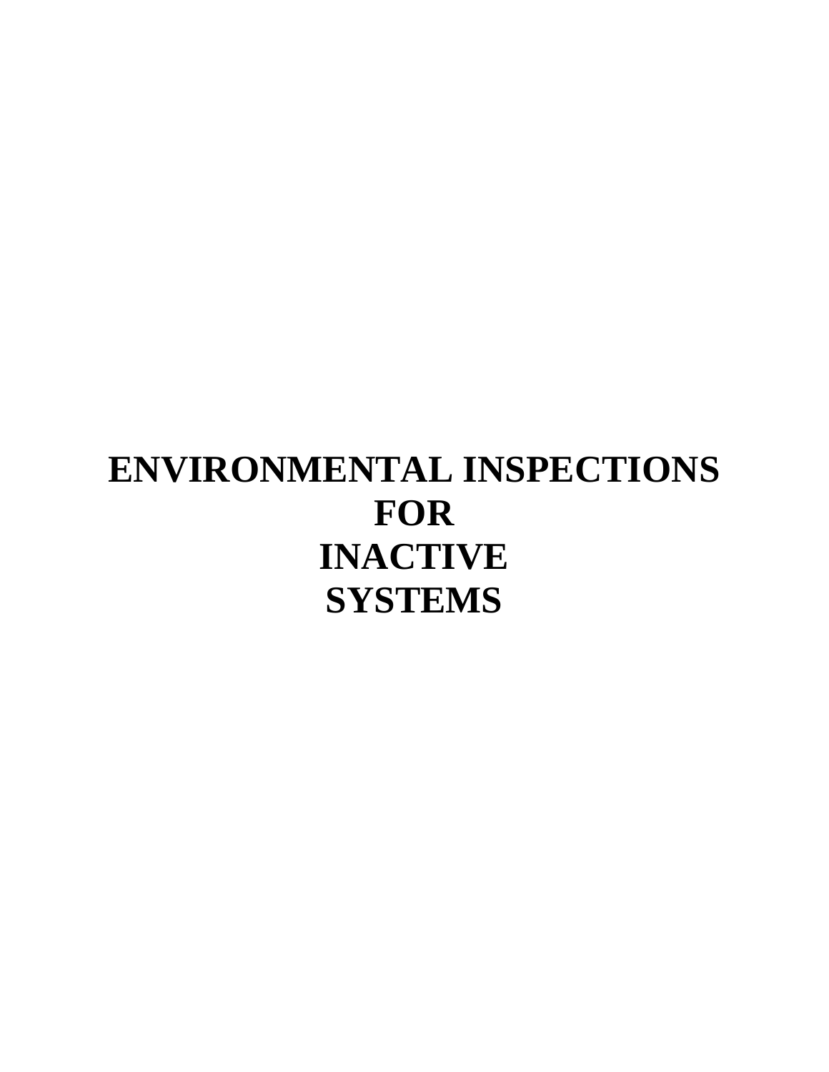# ENVIRONMENTAL INSPECTIONS FOR INACTIVE SYSTEMS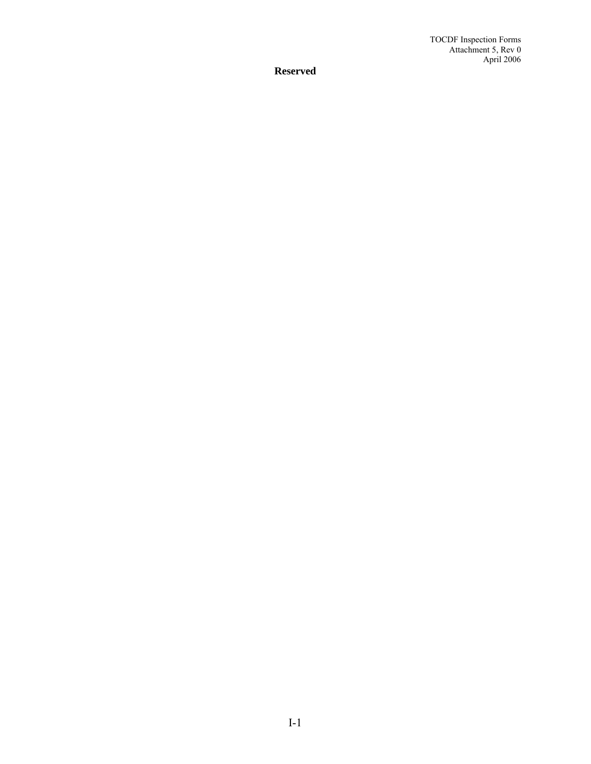**Reserved**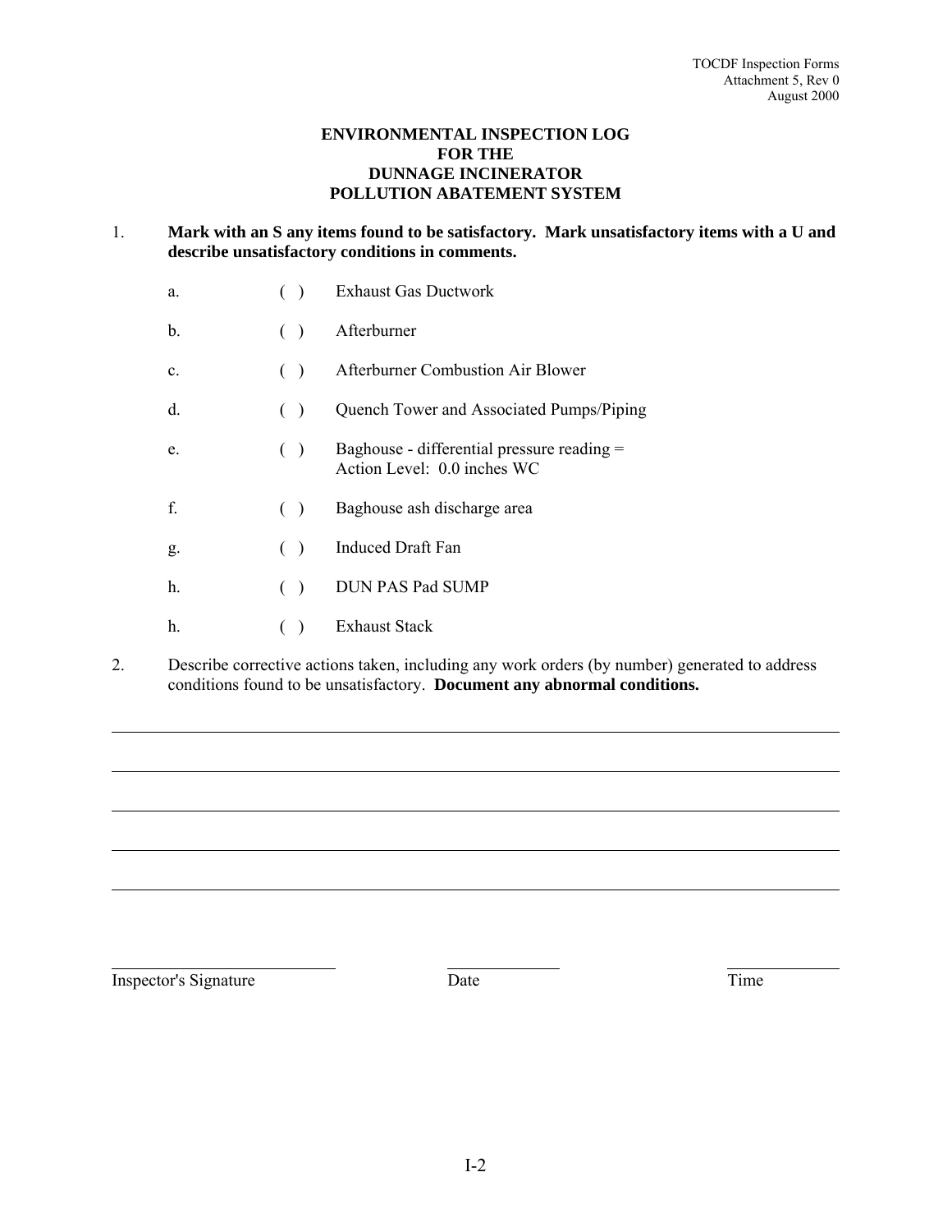# ENVIRONMENTAL INSPECTION LOG FOR THE DUNNAGE INCINERATOR POLLUTION ABATEMENT SYSTEM

1. **Mark with an S any items found to be satisfactory. Mark unsatisfactory items with a U and describe unsatisfactory conditions in comments.**

   a. ( ) Exhaust Gas Ductwork

   b. ( ) Afterburner

   c. ( ) Afterburner Combustion Air Blower

   d. ( ) Quench Tower and Associated Pumps/Piping

   e. ( ) Baghouse - differential pressure reading =
   Action Level: 0.0 inches WC

   f. ( ) Baghouse ash discharge area

   g. ( ) Induced Draft Fan

   h. ( ) DUN PAS Pad SUMP

   h. ( ) Exhaust Stack

2. Describe corrective actions taken, including any work orders (by number) generated to address conditions found to be unsatisfactory. **Document any abnormal conditions.**

______________________________________________________________________________

______________________________________________________________________________

______________________________________________________________________________

______________________________________________________________________________

______________________________________________________________________________

| Inspector's Signature | Date | Time |
|---|---|---|
| | | |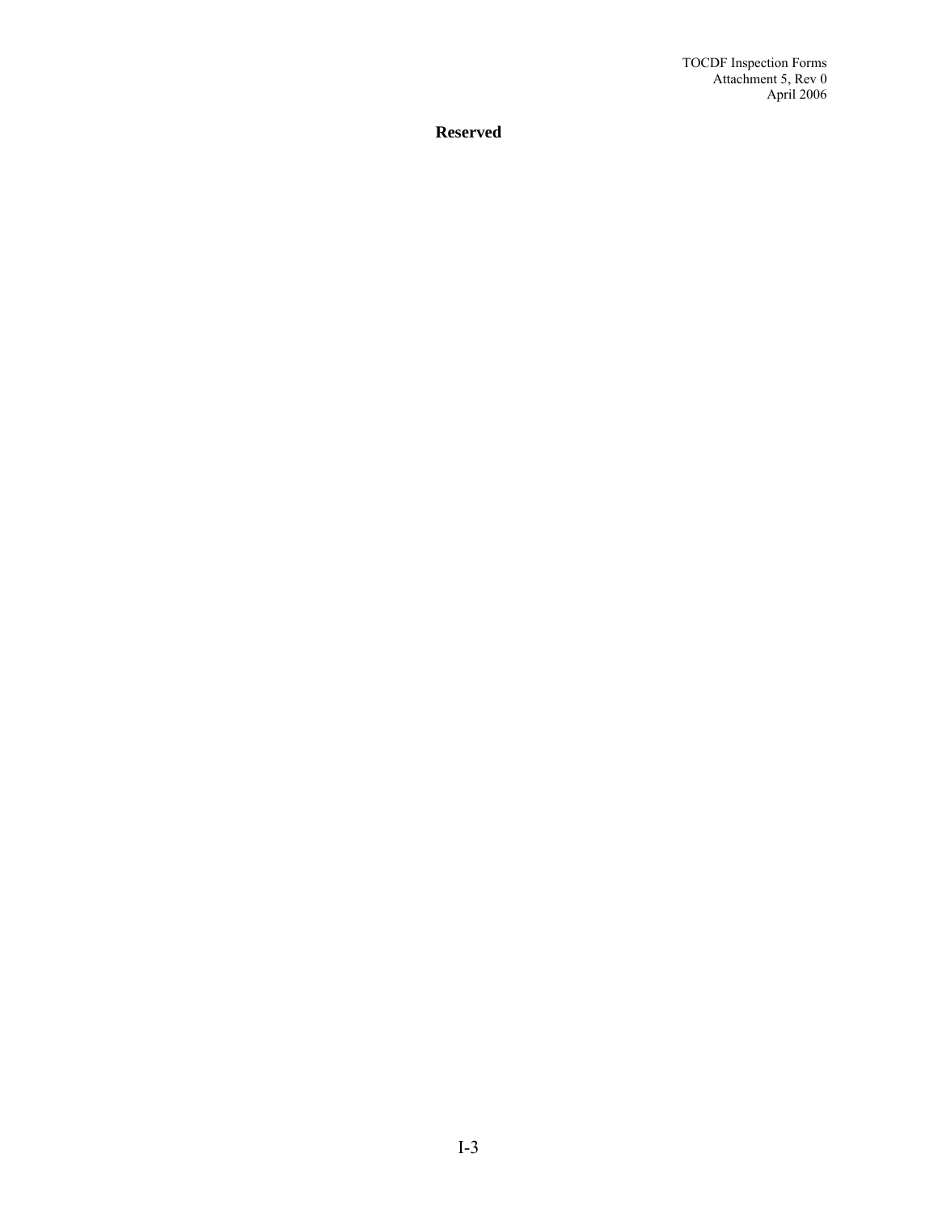**Reserved**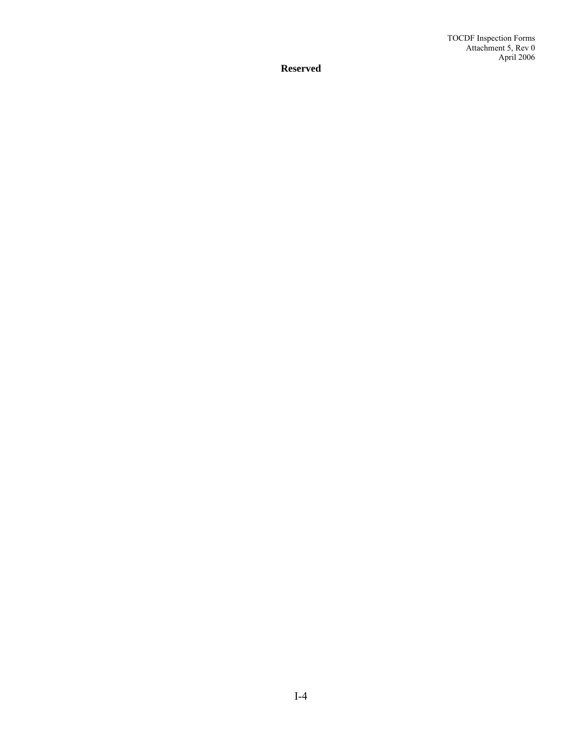**Reserved**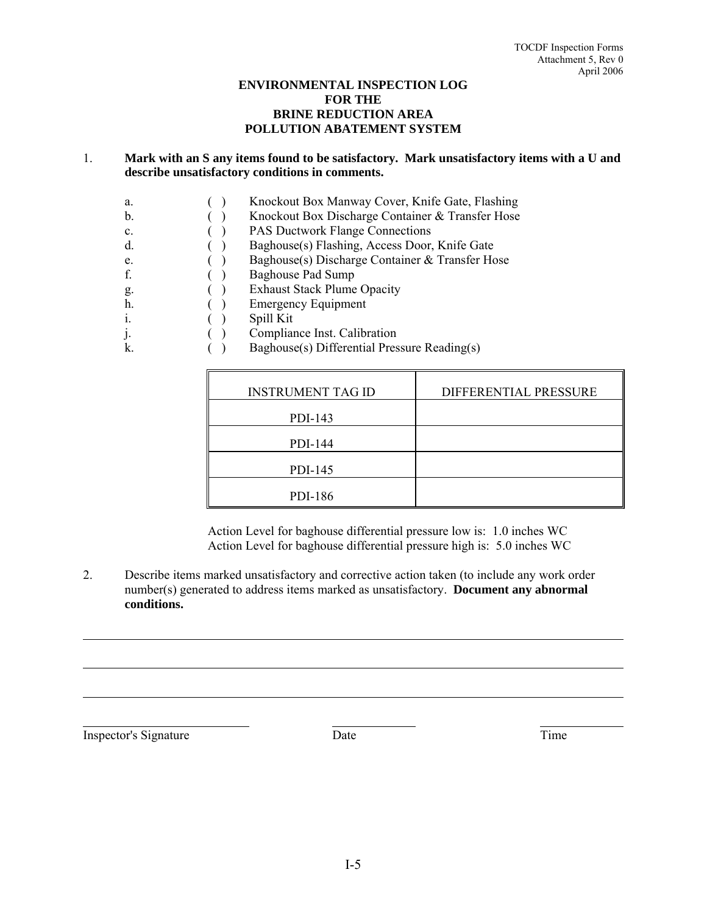# ENVIRONMENTAL INSPECTION LOG FOR THE BRINE REDUCTION AREA POLLUTION ABATEMENT SYSTEM

1. **Mark with an S any items found to be satisfactory. Mark unsatisfactory items with a U and describe unsatisfactory conditions in comments.**

   a. ( ) Knockout Box Manway Cover, Knife Gate, Flashing
   b. ( ) Knockout Box Discharge Container & Transfer Hose
   c. ( ) PAS Ductwork Flange Connections
   d. ( ) Baghouse(s) Flashing, Access Door, Knife Gate
   e. ( ) Baghouse(s) Discharge Container & Transfer Hose
   f. ( ) Baghouse Pad Sump
   g. ( ) Exhaust Stack Plume Opacity
   h. ( ) Emergency Equipment
   i. ( ) Spill Kit
   j. ( ) Compliance Inst. Calibration
   k. ( ) Baghouse(s) Differential Pressure Reading(s)

| INSTRUMENT TAG ID | DIFFERENTIAL PRESSURE |
|---|---|
| PDI-143 | |
| PDI-144 | |
| PDI-145 | |
| PDI-186 | |

Action Level for baghouse differential pressure low is: 1.0 inches WC
Action Level for baghouse differential pressure high is: 5.0 inches WC

2. Describe items marked unsatisfactory and corrective action taken (to include any work order number(s) generated to address items marked as unsatisfactory. **Document any abnormal conditions.**

______________________________________________________________________

______________________________________________________________________

______________________________________________________________________

Inspector's Signature ____________ Date ____________ Time ____________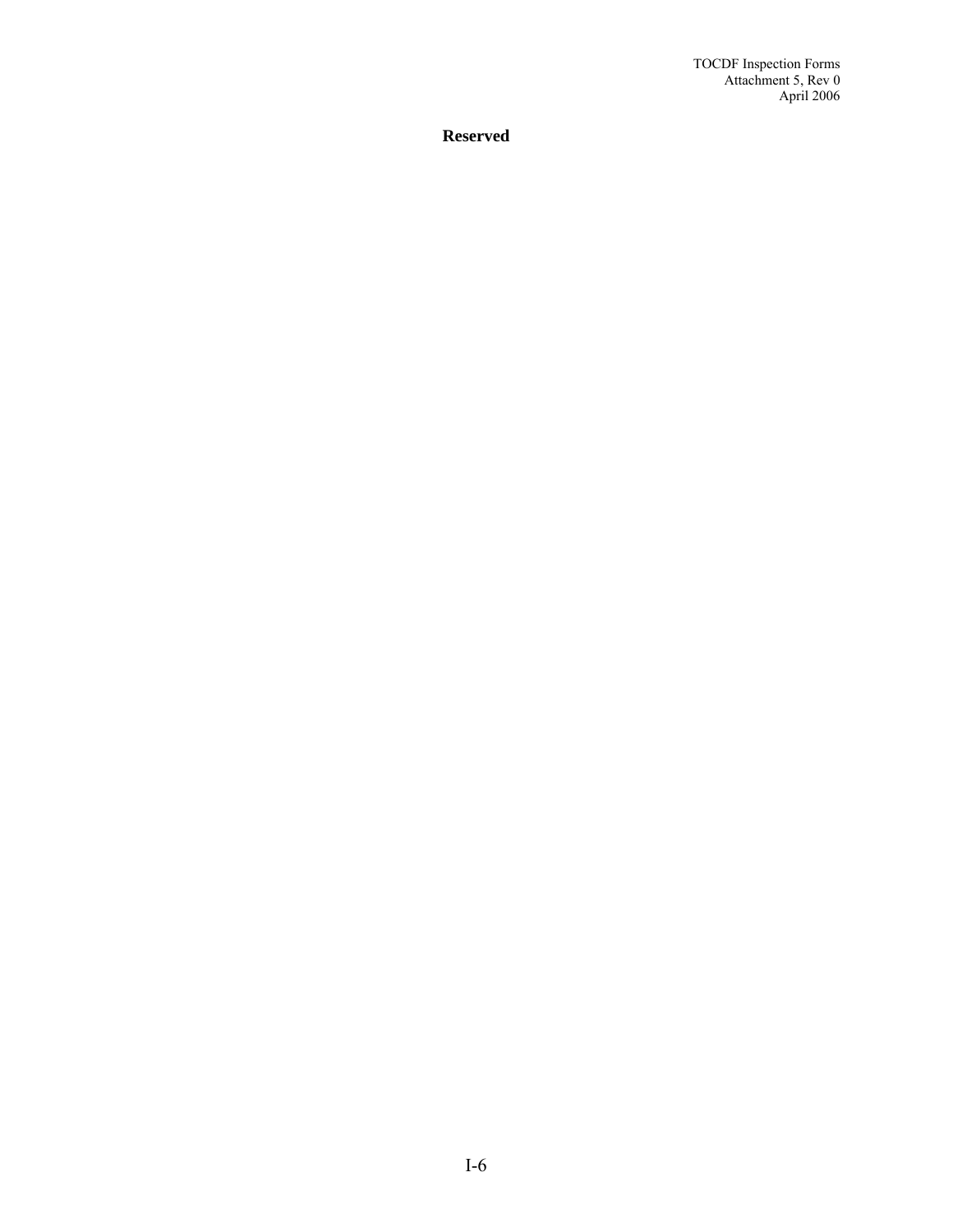**Reserved**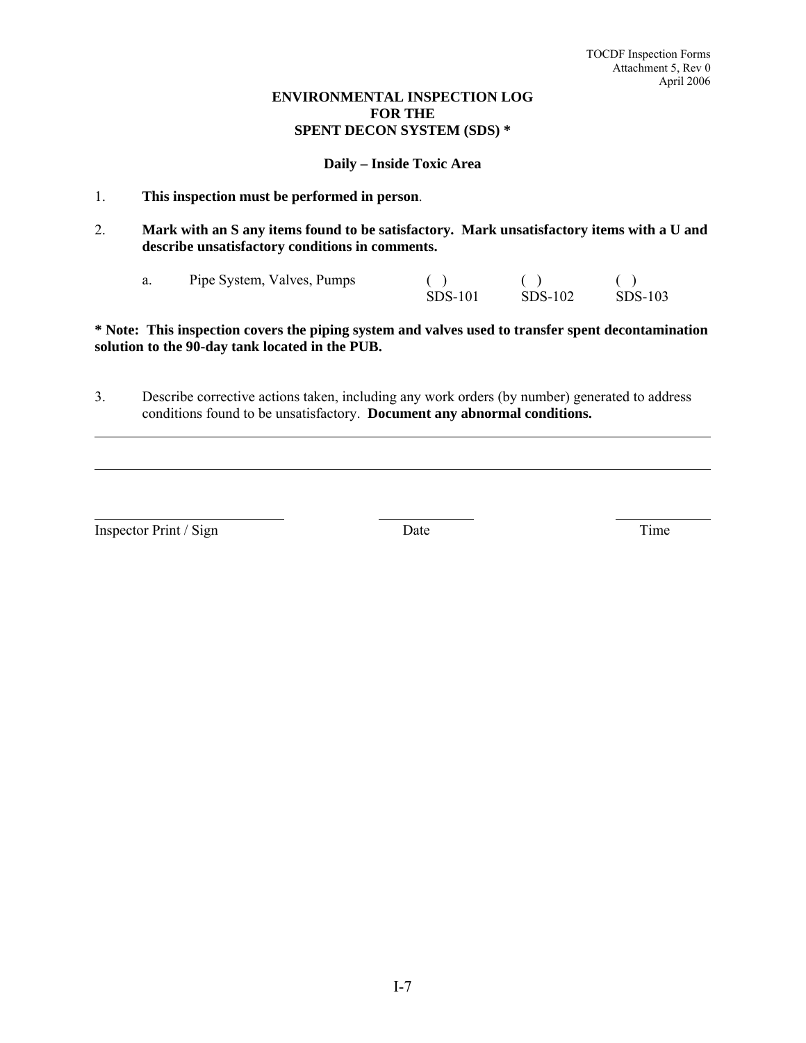TOCDF Inspection Forms
Attachment 5, Rev 0
April 2006

**ENVIRONMENTAL INSPECTION LOG**
**FOR THE**
**SPENT DECON SYSTEM (SDS) ***

**Daily – Inside Toxic Area**

1. **This inspection must be performed in person**.

2. **Mark with an S any items found to be satisfactory. Mark unsatisfactory items with a U and describe unsatisfactory conditions in comments.**

| | | | | |
|---|---|---|---|---|
| a. | Pipe System, Valves, Pumps | ( ) SDS-101 | ( ) SDS-102 | ( ) SDS-103 |

*** Note: This inspection covers the piping system and valves used to transfer spent decontamination solution to the 90-day tank located in the PUB.**

3. Describe corrective actions taken, including any work orders (by number) generated to address conditions found to be unsatisfactory. **Document any abnormal conditions.**

_______________________________________________

_______________________________________________

Inspector Print / Sign _______________ Date _______________ Time _______________